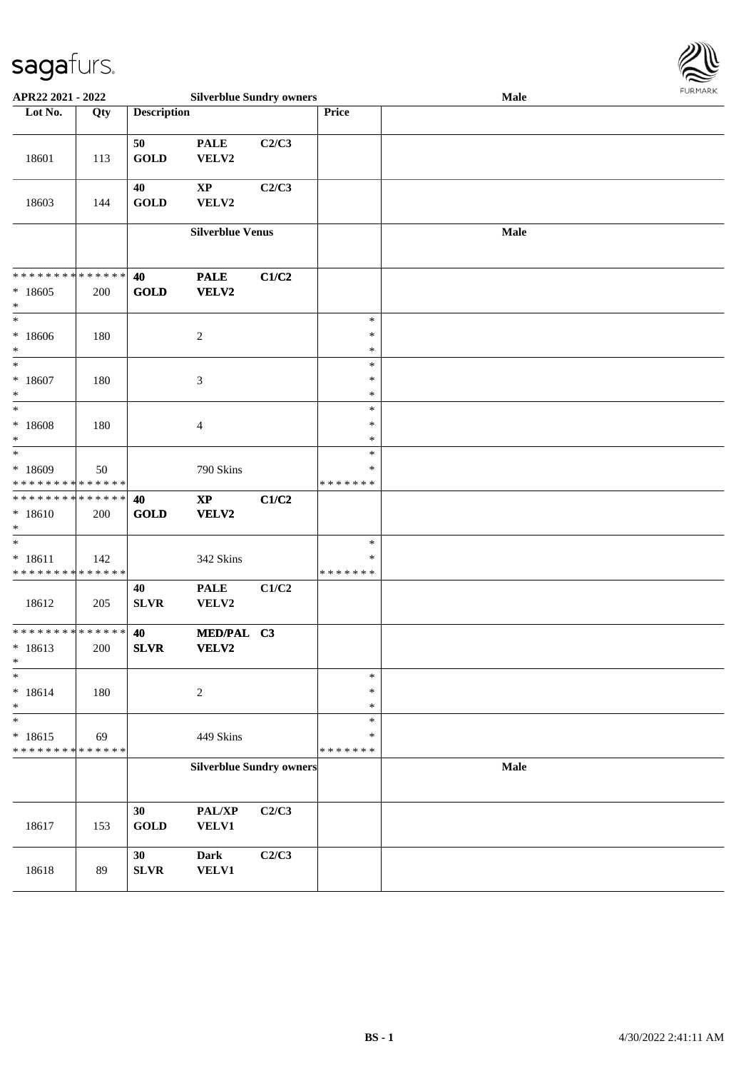APR22 2021 - 2022 Silverblue Sundry owners Male

| Lot No. | Qty | Description | | | Price | |
|---|---|---|---|---|---|---|
| 18601 | 113 | 50 GOLD | PALE VELV2 | C2/C3 | | |
| 18603 | 144 | 40 GOLD | XP VELV2 | C2/C3 | | |
| | | **Silverblue Venus** | | | | **Male** |
| * * * * * * * * * * * * * * <br>* 18605<br>* | 200 | 40 GOLD | PALE VELV2 | C1/C2 | | |
| * <br>* 18606<br>* | 180 | | 2 | | * <br>* <br>* | |
| * <br>* 18607<br>* | 180 | | 3 | | * <br>* <br>* | |
| * <br>* 18608<br>* | 180 | | 4 | | * <br>* <br>* | |
| * <br>* 18609<br>* * * * * * * * * * * * * * | 50 | | 790 Skins | | * <br>* <br>* * * * * * * | |
| * * * * * * * * * * * * * * <br>* 18610<br>* | 200 | 40 GOLD | XP VELV2 | C1/C2 | | |
| * <br>* 18611<br>* * * * * * * * * * * * * * | 142 | | 342 Skins | | * <br>* <br>* * * * * * * | |
| 18612 | 205 | 40 SLVR | PALE VELV2 | C1/C2 | | |
| * * * * * * * * * * * * * * <br>* 18613<br>* | 200 | 40 SLVR | MED/PAL VELV2 | C3 | | |
| * <br>* 18614<br>* | 180 | | 2 | | * <br>* <br>* | |
| * <br>* 18615<br>* * * * * * * * * * * * * * | 69 | | 449 Skins | | * <br>* <br>* * * * * * * | |
| | | **Silverblue Sundry owners** | | | | **Male** |
| 18617 | 153 | 30 GOLD | PAL/XP VELV1 | C2/C3 | | |
| 18618 | 89 | 30 SLVR | Dark VELV1 | C2/C3 | | |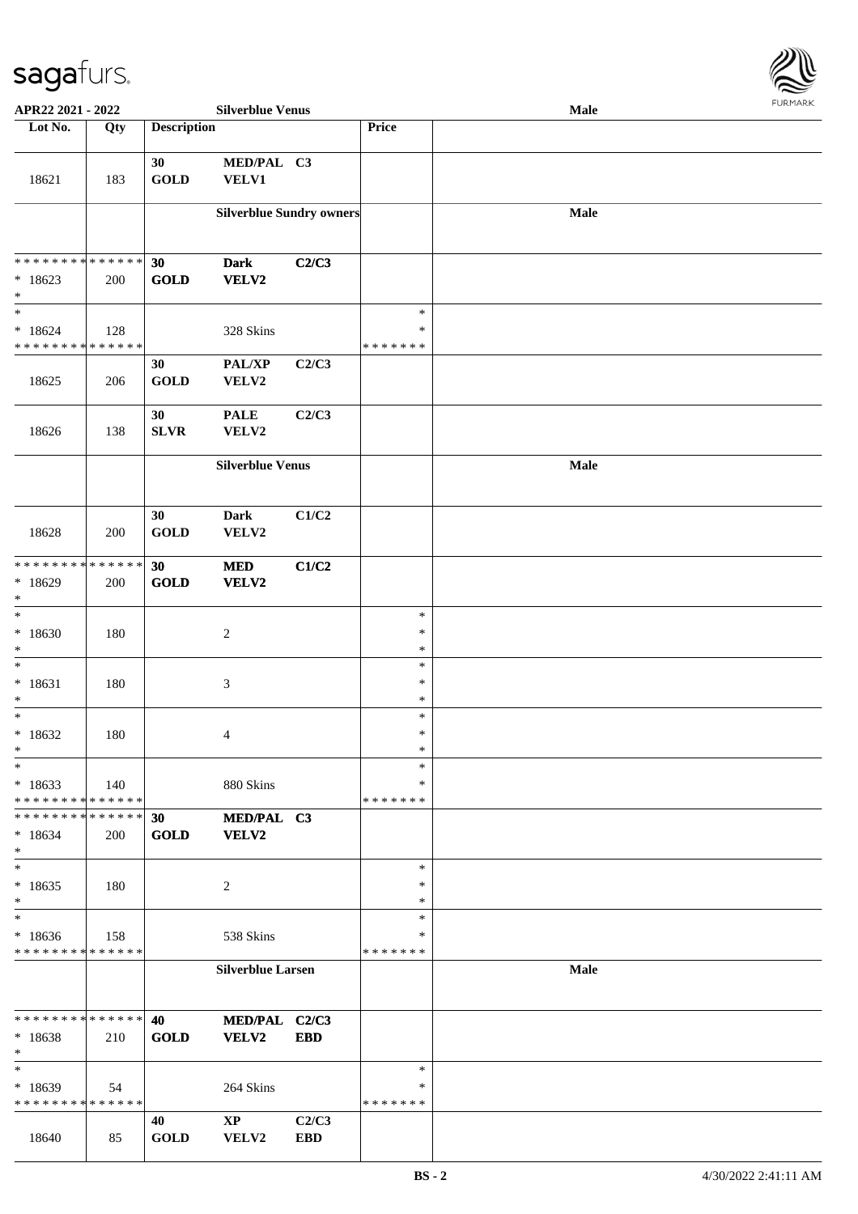APR22 2021 - 2022 — Silverblue Venus — Male

| Lot No. | Qty | Description | | | Price | |
|---|---|---|---|---|---|---|
| 18621 | 183 | 30 GOLD | MED/PAL VELV1 | C3 | | |
| | | Silverblue Sundry owners | | | | Male |
| * * * * * * * * * * * * * * * 18623 * | 200 | 30 GOLD | Dark VELV2 | C2/C3 | | |
| * * 18624 * * * * * * * * * * * * * * | 128 | | 328 Skins | | * * * * * * * * * | |
| 18625 | 206 | 30 GOLD | PAL/XP VELV2 | C2/C3 | | |
| 18626 | 138 | 30 SLVR | PALE VELV2 | C2/C3 | | |
| | | Silverblue Venus | | | | Male |
| 18628 | 200 | 30 GOLD | Dark VELV2 | C1/C2 | | |
| * * * * * * * * * * * * * * * 18629 * | 200 | 30 GOLD | MED VELV2 | C1/C2 | | |
| * * 18630 * | 180 | | 2 | | * * * | |
| * * 18631 * | 180 | | 3 | | * * * | |
| * * 18632 * | 180 | | 4 | | * * * | |
| * * 18633 * * * * * * * * * * * * * * | 140 | | 880 Skins | | * * * * * * * * * | |
| * * * * * * * * * * * * * * * 18634 * | 200 | 30 GOLD | MED/PAL VELV2 | C3 | | |
| * * 18635 * | 180 | | 2 | | * * * | |
| * * 18636 * * * * * * * * * * * * * * | 158 | | 538 Skins | | * * * * * * * * * | |
| | | Silverblue Larsen | | | | Male |
| * * * * * * * * * * * * * * * 18638 * | 210 | 40 GOLD | MED/PAL VELV2 | C2/C3 EBD | | |
| * * 18639 * * * * * * * * * * * * * * | 54 | | 264 Skins | | * * * * * * * * * | |
| 18640 | 85 | 40 GOLD | XP VELV2 | C2/C3 EBD | | |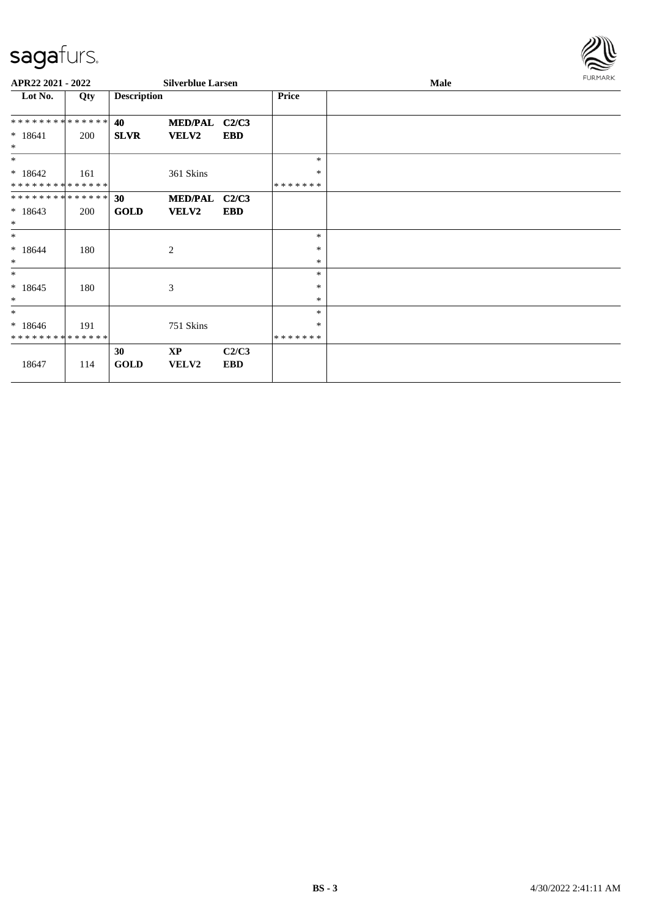APR22 2021 - 2022 | Silverblue Larsen | Male

| Lot No. | Qty | Description | | | Price | |
|---|---|---|---|---|---|---|
| * * * * * * * * * * * * * * | | 40 | MED/PAL | C2/C3 | | |
| * 18641 | 200 | SLVR | VELV2 | EBD | | |
| * | | | | | | |
| * | | | | | * | |
| * 18642 | 161 | | 361 Skins | | * | |
| * * * * * * * * * * * * * * | | | | | * * * * * * * | |
| * * * * * * * * * * * * * * | | 30 | MED/PAL | C2/C3 | | |
| * 18643 | 200 | GOLD | VELV2 | EBD | | |
| * | | | | | | |
| * | | | | | * | |
| * 18644 | 180 | | 2 | | * | |
| * | | | | | * | |
| * | | | | | * | |
| * 18645 | 180 | | 3 | | * | |
| * | | | | | * | |
| * | | | | | * | |
| * 18646 | 191 | | 751 Skins | | * | |
| * * * * * * * * * * * * * * | | | | | * * * * * * * | |
| | | 30 | XP | C2/C3 | | |
| 18647 | 114 | GOLD | VELV2 | EBD | | |

BS - 3 4/30/2022 2:41:11 AM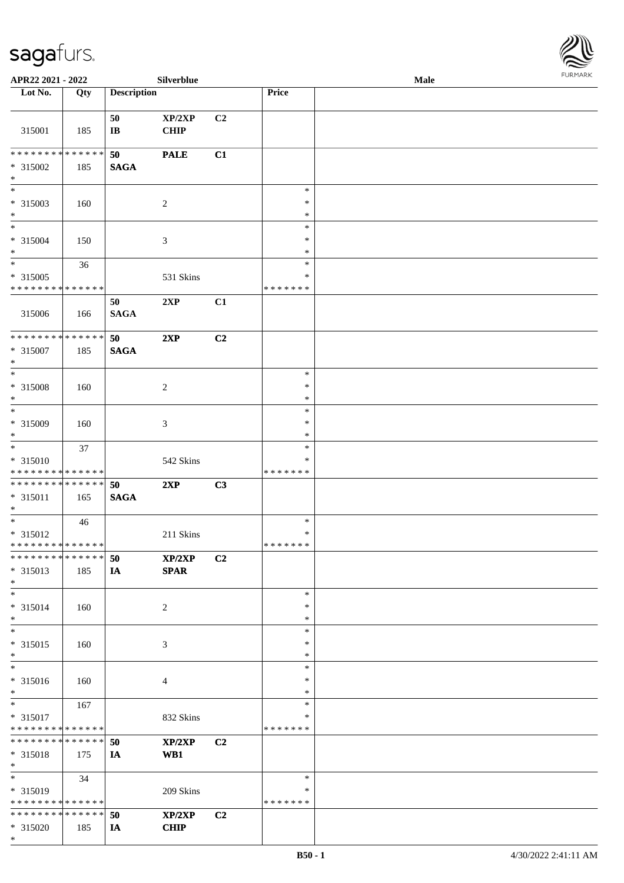APR22 2021 - 2022 Silverblue Male

| Lot No. | Qty | Description | | | Price | |
|---|---|---|---|---|---|---|
| 315001 | 185 | 50 IB | XP/2XP CHIP | C2 | | |
| * * * * * * * * * * * * * * * 315002 * | 185 | 50 SAGA | PALE | C1 | | |
| * * 315003 * | 160 | | 2 | | * * * | |
| * * 315004 * | 150 | | 3 | | * * * | |
| * * 315005 * * * * * * * * * * * * * * | 36 | | 531 Skins | | * * * * * * * * * | |
| 315006 | 166 | 50 SAGA | 2XP | C1 | | |
| * * * * * * * * * * * * * * * 315007 * | 185 | 50 SAGA | 2XP | C2 | | |
| * * 315008 * | 160 | | 2 | | * * * | |
| * * 315009 * | 160 | | 3 | | * * * | |
| * * 315010 * * * * * * * * * * * * * * | 37 | | 542 Skins | | * * * * * * * * * | |
| * * * * * * * * * * * * * * * 315011 * | 165 | 50 SAGA | 2XP | C3 | | |
| * * 315012 * * * * * * * * * * * * * * | 46 | | 211 Skins | | * * * * * * * * * | |
| * * * * * * * * * * * * * * * 315013 * | 185 | 50 IA | XP/2XP SPAR | C2 | | |
| * * 315014 * | 160 | | 2 | | * * * | |
| * * 315015 * | 160 | | 3 | | * * * | |
| * * 315016 * | 160 | | 4 | | * * * | |
| * * 315017 * * * * * * * * * * * * * * | 167 | | 832 Skins | | * * * * * * * * * | |
| * * * * * * * * * * * * * * * 315018 * | 175 | 50 IA | XP/2XP WB1 | C2 | | |
| * * 315019 * * * * * * * * * * * * * * | 34 | | 209 Skins | | * * * * * * * * * | |
| * * * * * * * * * * * * * * * 315020 * | 185 | 50 IA | XP/2XP CHIP | C2 | | |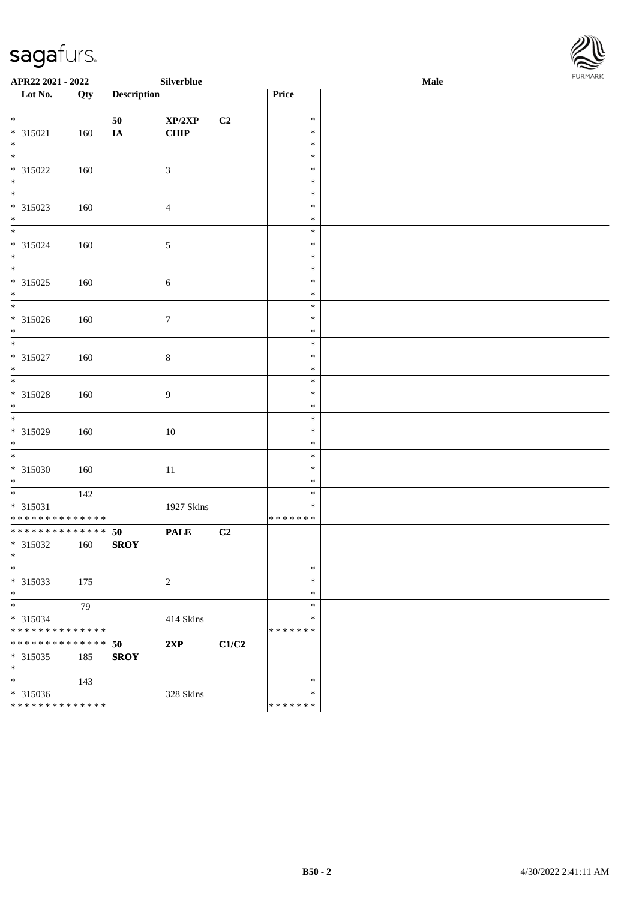| Lot No. | Qty | Description | | | Price | |
|---|---|---|---|---|---|---|
| * | | 50 | XP/2XP | C2 | * | |
| * 315021 | 160 | IA | CHIP | | * | |
| * | | | | | * | |
| * | | | | | * | |
| * 315022 | 160 | | 3 | | * | |
| * | | | | | * | |
| * | | | | | * | |
| * 315023 | 160 | | 4 | | * | |
| * | | | | | * | |
| * | | | | | * | |
| * 315024 | 160 | | 5 | | * | |
| * | | | | | * | |
| * | | | | | * | |
| * 315025 | 160 | | 6 | | * | |
| * | | | | | * | |
| * | | | | | * | |
| * 315026 | 160 | | 7 | | * | |
| * | | | | | * | |
| * | | | | | * | |
| * 315027 | 160 | | 8 | | * | |
| * | | | | | * | |
| * | | | | | * | |
| * 315028 | 160 | | 9 | | * | |
| * | | | | | * | |
| * | | | | | * | |
| * 315029 | 160 | | 10 | | * | |
| * | | | | | * | |
| * | | | | | * | |
| * 315030 | 160 | | 11 | | * | |
| * | | | | | * | |
| * | 142 | | | | * | |
| * 315031 | | | 1927 Skins | | * | |
| * * * * * * * * * * * * * * | | | | | * * * * * * * | |
| * * * * * * * * * * * * * * | | 50 | PALE | C2 | | |
| * 315032 | 160 | SROY | | | | |
| * | | | | | | |
| * | | | | | * | |
| * 315033 | 175 | | 2 | | * | |
| * | | | | | * | |
| * | 79 | | | | * | |
| * 315034 | | | 414 Skins | | * | |
| * * * * * * * * * * * * * * | | | | | * * * * * * * | |
| * * * * * * * * * * * * * * | | 50 | 2XP | C1/C2 | | |
| * 315035 | 185 | SROY | | | | |
| * | | | | | | |
| * | 143 | | | | * | |
| * 315036 | | | 328 Skins | | * | |
| * * * * * * * * * * * * * * | | | | | * * * * * * * | |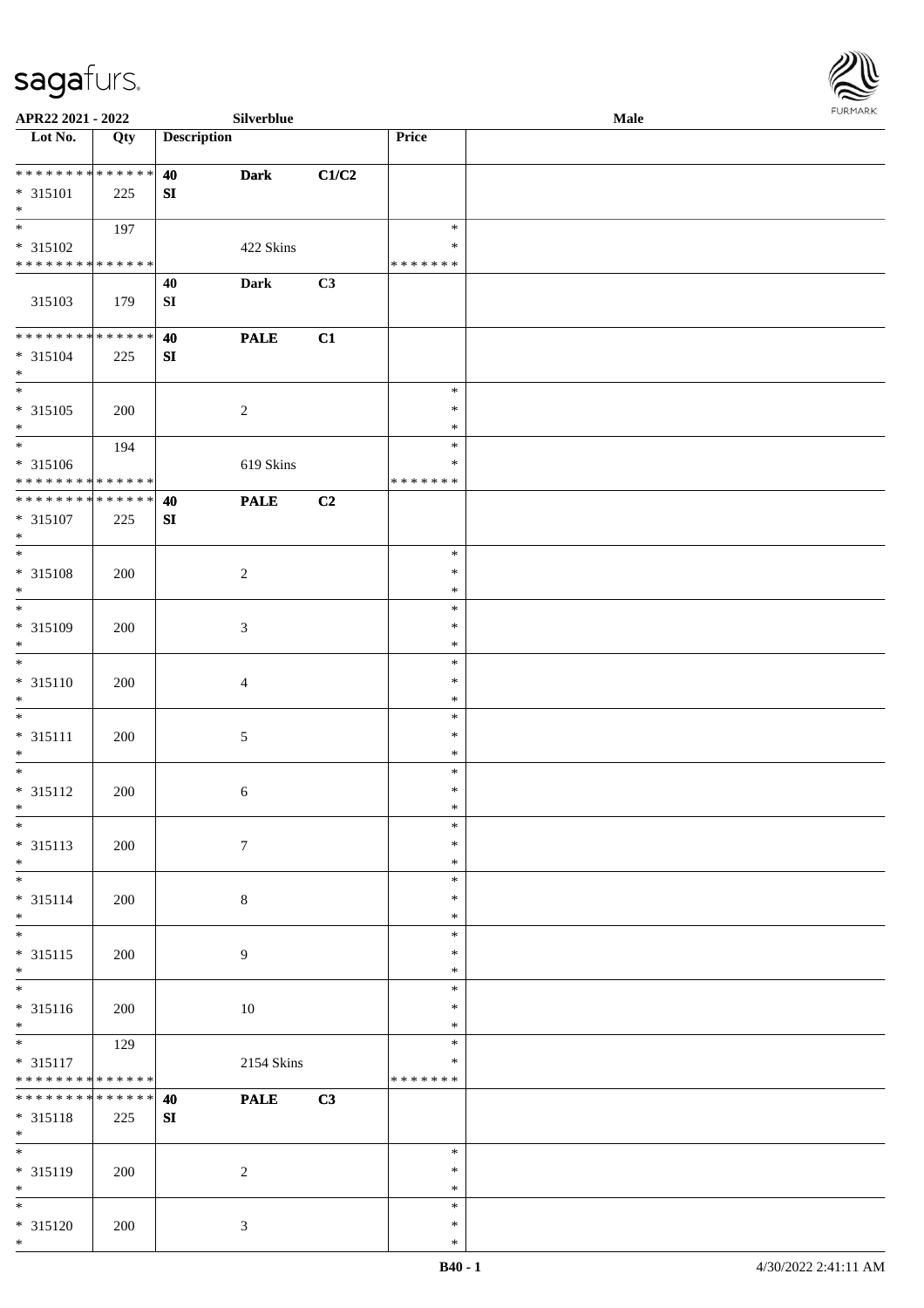| Lot No. | Qty | Description | | | Price | |
|---|---|---|---|---|---|---|
| * * * * * * * * * * * * * * | | 40 | **Dark** | **C1/C2** | | |
| * 315101 | 225 | SI | | | | |
| * | | | | | | |
| * | 197 | | | | * | |
| * 315102 | | | 422 Skins | | * | |
| * * * * * * * * * * * * * * | | | | | * * * * * * * | |
| | | 40 | **Dark** | **C3** | | |
| 315103 | 179 | SI | | | | |
| * * * * * * * * * * * * * * | | 40 | **PALE** | **C1** | | |
| * 315104 | 225 | SI | | | | |
| * | | | | | | |
| * | | | | | * | |
| * 315105 | 200 | | 2 | | * | |
| * | | | | | * | |
| * | 194 | | | | * | |
| * 315106 | | | 619 Skins | | * | |
| * * * * * * * * * * * * * * | | | | | * * * * * * * | |
| * * * * * * * * * * * * * * | | 40 | **PALE** | **C2** | | |
| * 315107 | 225 | SI | | | | |
| * | | | | | | |
| * | | | | | * | |
| * 315108 | 200 | | 2 | | * | |
| * | | | | | * | |
| * | | | | | * | |
| * 315109 | 200 | | 3 | | * | |
| * | | | | | * | |
| * | | | | | * | |
| * 315110 | 200 | | 4 | | * | |
| * | | | | | * | |
| * | | | | | * | |
| * 315111 | 200 | | 5 | | * | |
| * | | | | | * | |
| * | | | | | * | |
| * 315112 | 200 | | 6 | | * | |
| * | | | | | * | |
| * | | | | | * | |
| * 315113 | 200 | | 7 | | * | |
| * | | | | | * | |
| * | | | | | * | |
| * 315114 | 200 | | 8 | | * | |
| * | | | | | * | |
| * | | | | | * | |
| * 315115 | 200 | | 9 | | * | |
| * | | | | | * | |
| * | | | | | * | |
| * 315116 | 200 | | 10 | | * | |
| * | | | | | * | |
| * | 129 | | | | * | |
| * 315117 | | | 2154 Skins | | * | |
| * * * * * * * * * * * * * * | | | | | * * * * * * * | |
| * * * * * * * * * * * * * * | | 40 | **PALE** | **C3** | | |
| * 315118 | 225 | SI | | | | |
| * | | | | | | |
| * | | | | | * | |
| * 315119 | 200 | | 2 | | * | |
| * | | | | | * | |
| * | | | | | * | |
| * 315120 | 200 | | 3 | | * | |
| * | | | | | * | |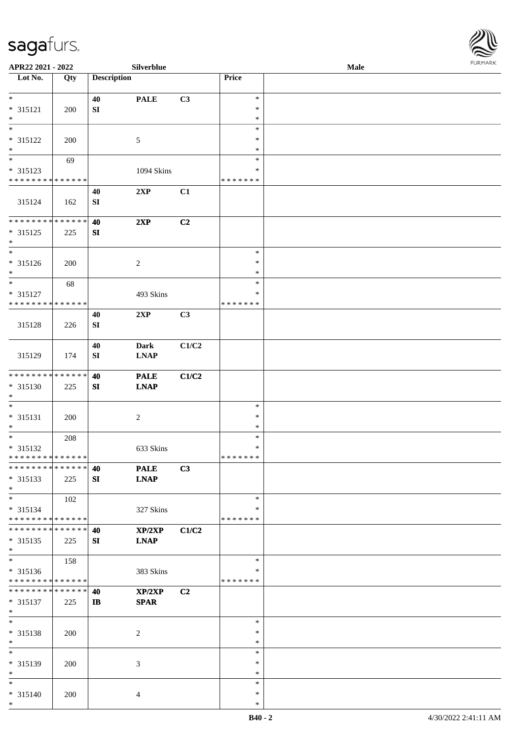APR22 2021 - 2022 Silverblue Male

| Lot No. | Qty | Description | | | Price | |
|---|---|---|---|---|---|---|
| * | | 40 | PALE | C3 | * | |
| * 315121 | 200 | SI | | | * | |
| * | | | | | * | |
| * | | | | | * | |
| * 315122 | 200 | | 5 | | * | |
| * | | | | | * | |
| * | 69 | | | | * | |
| * 315123 | | | 1094 Skins | | * | |
| * * * * * * * * * * * * * * | | | | | * * * * * * * | |
| | | 40 | 2XP | C1 | | |
| 315124 | 162 | SI | | | | |
| * * * * * * * * * * * * * * | | 40 | 2XP | C2 | | |
| * 315125 | 225 | SI | | | | |
| * | | | | | | |
| * | | | | | * | |
| * 315126 | 200 | | 2 | | * | |
| * | | | | | * | |
| * | 68 | | | | * | |
| * 315127 | | | 493 Skins | | * | |
| * * * * * * * * * * * * * * | | | | | * * * * * * * | |
| | | 40 | 2XP | C3 | | |
| 315128 | 226 | SI | | | | |
| | | 40 | Dark | C1/C2 | | |
| 315129 | 174 | SI | LNAP | | | |
| * * * * * * * * * * * * * * | | 40 | PALE | C1/C2 | | |
| * 315130 | 225 | SI | LNAP | | | |
| * | | | | | | |
| * | | | | | * | |
| * 315131 | 200 | | 2 | | * | |
| * | | | | | * | |
| * | 208 | | | | * | |
| * 315132 | | | 633 Skins | | * | |
| * * * * * * * * * * * * * * | | | | | * * * * * * * | |
| * * * * * * * * * * * * * * | | 40 | PALE | C3 | | |
| * 315133 | 225 | SI | LNAP | | | |
| * | | | | | | |
| * | 102 | | | | * | |
| * 315134 | | | 327 Skins | | * | |
| * * * * * * * * * * * * * * | | | | | * * * * * * * | |
| * * * * * * * * * * * * * * | | 40 | XP/2XP | C1/C2 | | |
| * 315135 | 225 | SI | LNAP | | | |
| * | | | | | | |
| * | 158 | | | | * | |
| * 315136 | | | 383 Skins | | * | |
| * * * * * * * * * * * * * * | | | | | * * * * * * * | |
| * * * * * * * * * * * * * * | | 40 | XP/2XP | C2 | | |
| * 315137 | 225 | IB | SPAR | | | |
| * | | | | | | |
| * | | | | | * | |
| * 315138 | 200 | | 2 | | * | |
| * | | | | | * | |
| * | | | | | * | |
| * 315139 | 200 | | 3 | | * | |
| * | | | | | * | |
| * | | | | | * | |
| * 315140 | 200 | | 4 | | * | |
| * | | | | | * | |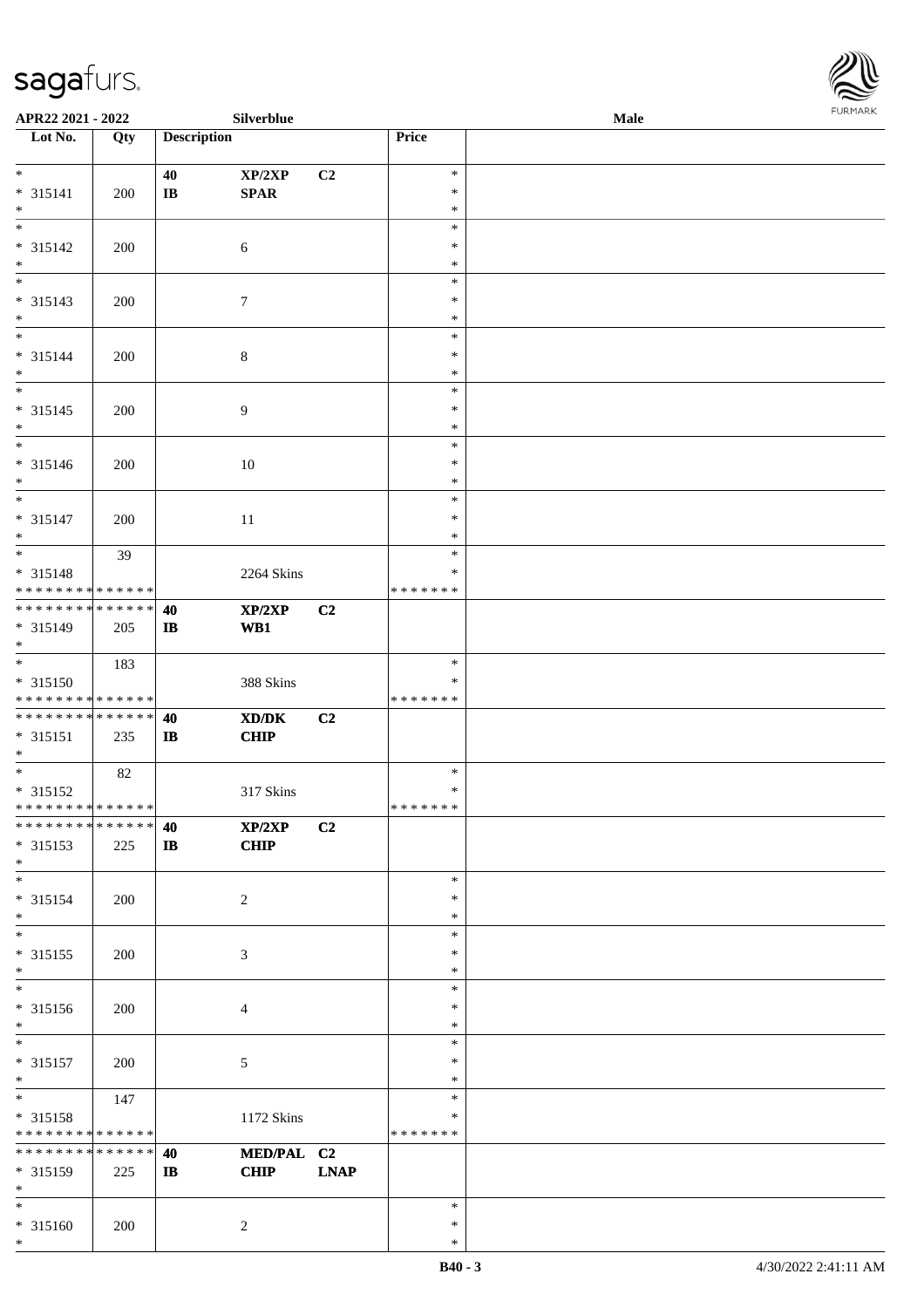APR22 2021 - 2022 Silverblue Male

| Lot No. | Qty | Description | | | Price | |
|---|---|---|---|---|---|---|
| * | | 40 | XP/2XP | C2 | * | |
| * 315141 | 200 | IB | SPAR | | * | |
| * | | | | | * | |
| * | | | | | * | |
| * 315142 | 200 | | 6 | | * | |
| * | | | | | * | |
| * | | | | | * | |
| * 315143 | 200 | | 7 | | * | |
| * | | | | | * | |
| * | | | | | * | |
| * 315144 | 200 | | 8 | | * | |
| * | | | | | * | |
| * | | | | | * | |
| * 315145 | 200 | | 9 | | * | |
| * | | | | | * | |
| * | | | | | * | |
| * 315146 | 200 | | 10 | | * | |
| * | | | | | * | |
| * | | | | | * | |
| * 315147 | 200 | | 11 | | * | |
| * | | | | | * | |
| * | 39 | | | | * | |
| * 315148 | | | 2264 Skins | | * | |
| * * * * * * * * * * * * * * | | | | | * * * * * * * | |
| * * * * * * * * * * * * * * | | 40 | XP/2XP | C2 | | |
| * 315149 | 205 | IB | WB1 | | | |
| * | | | | | | |
| * | 183 | | | | * | |
| * 315150 | | | 388 Skins | | * | |
| * * * * * * * * * * * * * * | | | | | * * * * * * * | |
| * * * * * * * * * * * * * * | | 40 | XD/DK | C2 | | |
| * 315151 | 235 | IB | CHIP | | | |
| * | | | | | | |
| * | 82 | | | | * | |
| * 315152 | | | 317 Skins | | * | |
| * * * * * * * * * * * * * * | | | | | * * * * * * * | |
| * * * * * * * * * * * * * * | | 40 | XP/2XP | C2 | | |
| * 315153 | 225 | IB | CHIP | | | |
| * | | | | | | |
| * | | | | | * | |
| * 315154 | 200 | | 2 | | * | |
| * | | | | | * | |
| * | | | | | * | |
| * 315155 | 200 | | 3 | | * | |
| * | | | | | * | |
| * | | | | | * | |
| * 315156 | 200 | | 4 | | * | |
| * | | | | | * | |
| * | | | | | * | |
| * 315157 | 200 | | 5 | | * | |
| * | | | | | * | |
| * | 147 | | | | * | |
| * 315158 | | | 1172 Skins | | * | |
| * * * * * * * * * * * * * * | | | | | * * * * * * * | |
| * * * * * * * * * * * * * * | | 40 | MED/PAL | C2 | | |
| * 315159 | 225 | IB | CHIP | LNAP | | |
| * | | | | | | |
| * | | | | | * | |
| * 315160 | 200 | | 2 | | * | |
| * | | | | | * | |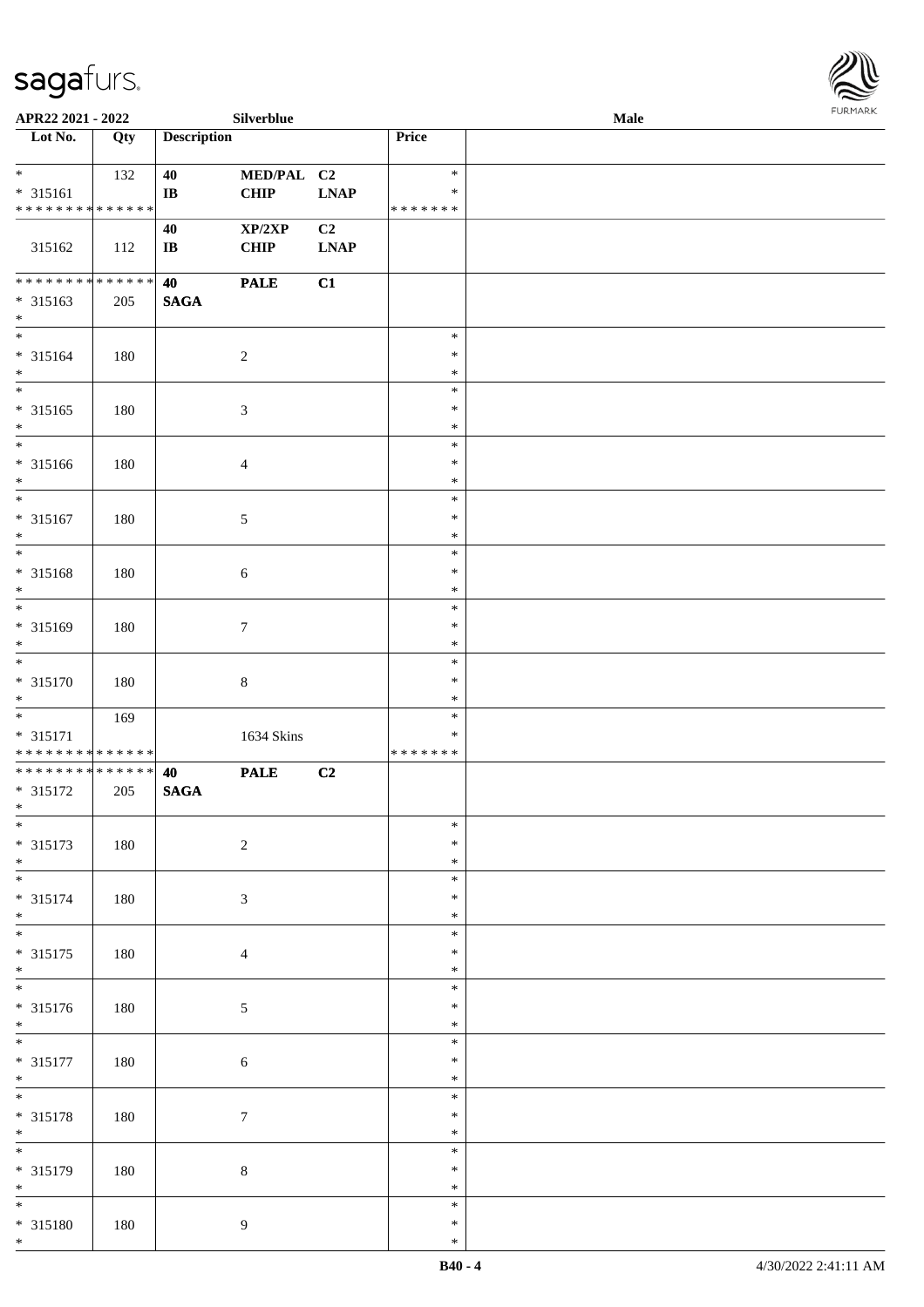| Lot No. | Qty | Description | | | Price | |
|---|---|---|---|---|---|---|
| * | 132 | 40 | MED/PAL | C2 | * | |
| * 315161 | | IB | CHIP | LNAP | * | |
| * * * * * * * * * * * * * * | | | | | * * * * * * * | |
| | | 40 | XP/2XP | C2 | | |
| 315162 | 112 | IB | CHIP | LNAP | | |
| * * * * * * * * * * * * * * | | 40 | PALE | C1 | | |
| * 315163 | 205 | SAGA | | | | |
| * | | | | | | |
| * | | | | | * | |
| * 315164 | 180 | | 2 | | * | |
| * | | | | | * | |
| * | | | | | * | |
| * 315165 | 180 | | 3 | | * | |
| * | | | | | * | |
| * | | | | | * | |
| * 315166 | 180 | | 4 | | * | |
| * | | | | | * | |
| * | | | | | * | |
| * 315167 | 180 | | 5 | | * | |
| * | | | | | * | |
| * | | | | | * | |
| * 315168 | 180 | | 6 | | * | |
| * | | | | | * | |
| * | | | | | * | |
| * 315169 | 180 | | 7 | | * | |
| * | | | | | * | |
| * | | | | | * | |
| * 315170 | 180 | | 8 | | * | |
| * | | | | | * | |
| * | 169 | | | | * | |
| * 315171 | | | 1634 Skins | | * | |
| * * * * * * * * * * * * * * | | | | | * * * * * * * | |
| * * * * * * * * * * * * * * | | 40 | PALE | C2 | | |
| * 315172 | 205 | SAGA | | | | |
| * | | | | | | |
| * | | | | | * | |
| * 315173 | 180 | | 2 | | * | |
| * | | | | | * | |
| * | | | | | * | |
| * 315174 | 180 | | 3 | | * | |
| * | | | | | * | |
| * | | | | | * | |
| * 315175 | 180 | | 4 | | * | |
| * | | | | | * | |
| * | | | | | * | |
| * 315176 | 180 | | 5 | | * | |
| * | | | | | * | |
| * | | | | | * | |
| * 315177 | 180 | | 6 | | * | |
| * | | | | | * | |
| * | | | | | * | |
| * 315178 | 180 | | 7 | | * | |
| * | | | | | * | |
| * | | | | | * | |
| * 315179 | 180 | | 8 | | * | |
| * | | | | | * | |
| * | | | | | * | |
| * 315180 | 180 | | 9 | | * | |
| * | | | | | * | |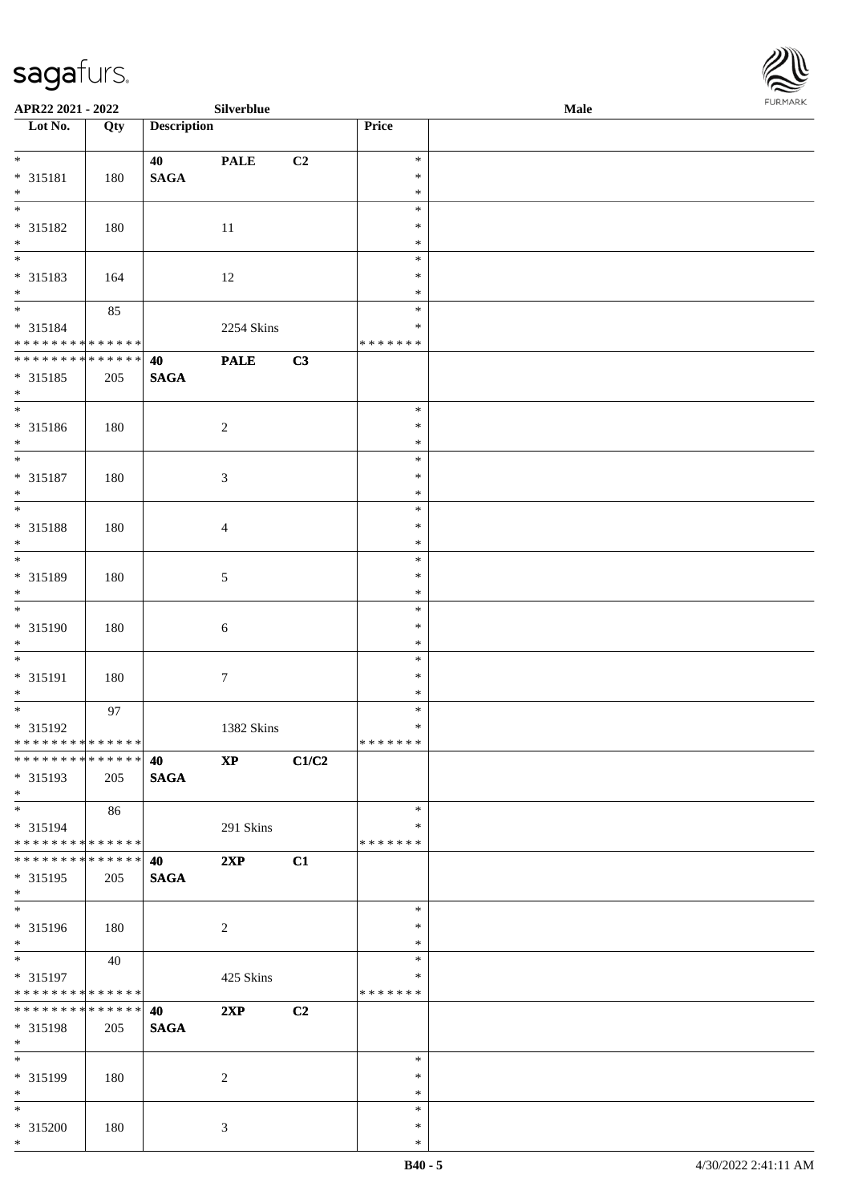| Lot No. | Qty | Description | | | Price | |
|---|---|---|---|---|---|---|
| * <br> * 315181 <br> * | 180 | 40 <br> **SAGA** | **PALE** | C2 | * <br> * <br> * | |
| * <br> * 315182 <br> * | 180 | | 11 | | * <br> * <br> * | |
| * <br> * 315183 <br> * | 164 | | 12 | | * <br> * <br> * | |
| * <br> * 315184 <br> * * * * * * * * * * * * * * | 85 | | 2254 Skins | | * <br> * <br> * * * * * * * | |
| * * * * * * * * * * * * * * <br> * 315185 <br> * | 205 | **40** <br> **SAGA** | **PALE** | **C3** | | |
| * <br> * 315186 <br> * | 180 | | 2 | | * <br> * <br> * | |
| * <br> * 315187 <br> * | 180 | | 3 | | * <br> * <br> * | |
| * <br> * 315188 <br> * | 180 | | 4 | | * <br> * <br> * | |
| * <br> * 315189 <br> * | 180 | | 5 | | * <br> * <br> * | |
| * <br> * 315190 <br> * | 180 | | 6 | | * <br> * <br> * | |
| * <br> * 315191 <br> * | 180 | | 7 | | * <br> * <br> * | |
| * <br> * 315192 <br> * * * * * * * * * * * * * * | 97 | | 1382 Skins | | * <br> * <br> * * * * * * * | |
| * * * * * * * * * * * * * * <br> * 315193 <br> * | 205 | **40** <br> **SAGA** | **XP** | **C1/C2** | | |
| * <br> * 315194 <br> * * * * * * * * * * * * * * | 86 | | 291 Skins | | * <br> * <br> * * * * * * * | |
| * * * * * * * * * * * * * * <br> * 315195 <br> * | 205 | **40** <br> **SAGA** | **2XP** | **C1** | | |
| * <br> * 315196 <br> * | 180 | | 2 | | * <br> * <br> * | |
| * <br> * 315197 <br> * * * * * * * * * * * * * * | 40 | | 425 Skins | | * <br> * <br> * * * * * * * | |
| * * * * * * * * * * * * * * <br> * 315198 <br> * | 205 | **40** <br> **SAGA** | **2XP** | **C2** | | |
| * <br> * 315199 <br> * | 180 | | 2 | | * <br> * <br> * | |
| * <br> * 315200 <br> * | 180 | | 3 | | * <br> * <br> * | |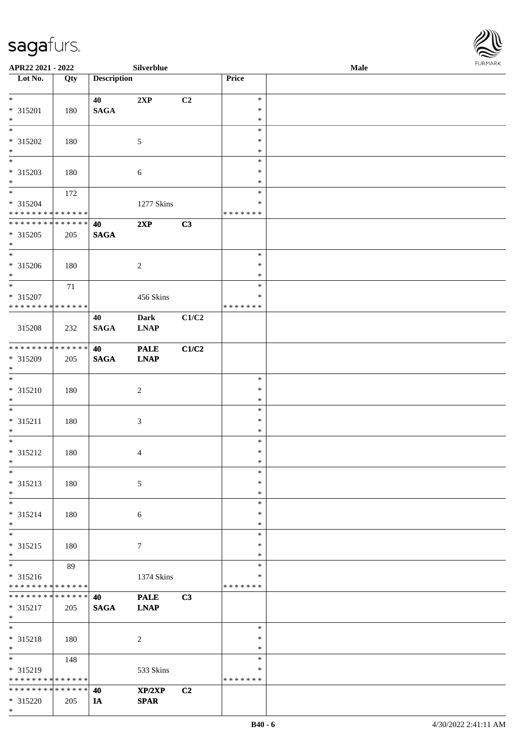| Lot No. | Qty | Description | | | Price | |
|---|---|---|---|---|---|---|
| * * 315201 * | 180 | 40 SAGA | 2XP | C2 | * * * | |
| * * 315202 * | 180 | | 5 | | * * * | |
| * * 315203 * | 180 | | 6 | | * * * | |
| * * 315204 * * * * * * * * * * * * * * | 172 | | 1277 Skins | | * * * * * * * * * | |
| * * * * * * * * * * * * * * * 315205 * | 205 | 40 SAGA | 2XP | C3 | | |
| * * 315206 * | 180 | | 2 | | * * * | |
| * * 315207 * * * * * * * * * * * * * * | 71 | | 456 Skins | | * * * * * * * * * | |
| 315208 | 232 | 40 SAGA | Dark LNAP | C1/C2 | | |
| * * * * * * * * * * * * * * * 315209 * | 205 | 40 SAGA | PALE LNAP | C1/C2 | | |
| * * 315210 * | 180 | | 2 | | * * * | |
| * * 315211 * | 180 | | 3 | | * * * | |
| * * 315212 * | 180 | | 4 | | * * * | |
| * * 315213 * | 180 | | 5 | | * * * | |
| * * 315214 * | 180 | | 6 | | * * * | |
| * * 315215 * | 180 | | 7 | | * * * | |
| * * 315216 * * * * * * * * * * * * * * | 89 | | 1374 Skins | | * * * * * * * * * | |
| * * * * * * * * * * * * * * * 315217 * | 205 | 40 SAGA | PALE LNAP | C3 | | |
| * * 315218 * | 180 | | 2 | | * * * | |
| * * 315219 * * * * * * * * * * * * * * | 148 | | 533 Skins | | * * * * * * * * * | |
| * * * * * * * * * * * * * * * 315220 * | 205 | 40 IA | XP/2XP SPAR | C2 | | |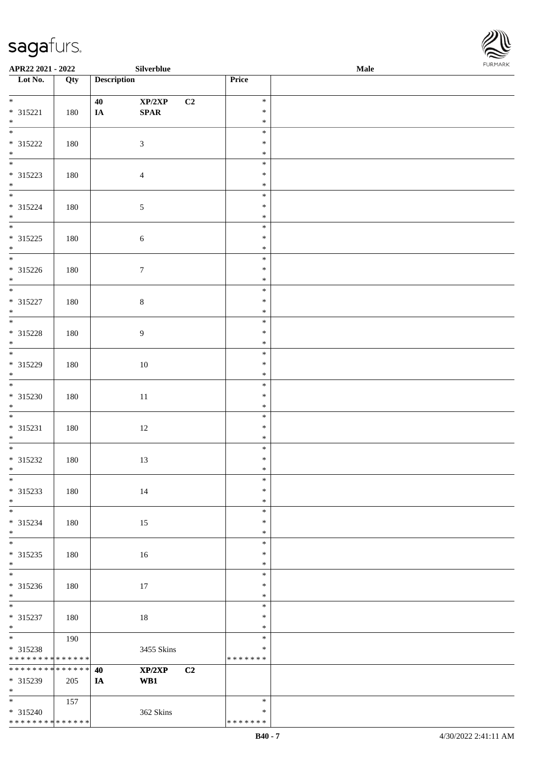APR22 2021 - 2022 Silverblue Male

| Lot No. | Qty | Description | | | Price | |
|---|---|---|---|---|---|---|
| * 315221 * | 180 | 40 IA | XP/2XP SPAR | C2 | * * * | |
| * 315222 * | 180 | | 3 | | * * * | |
| * 315223 * | 180 | | 4 | | * * * | |
| * 315224 * | 180 | | 5 | | * * * | |
| * 315225 * | 180 | | 6 | | * * * | |
| * 315226 * | 180 | | 7 | | * * * | |
| * 315227 * | 180 | | 8 | | * * * | |
| * 315228 * | 180 | | 9 | | * * * | |
| * 315229 * | 180 | | 10 | | * * * | |
| * 315230 * | 180 | | 11 | | * * * | |
| * 315231 * | 180 | | 12 | | * * * | |
| * 315232 * | 180 | | 13 | | * * * | |
| * 315233 * | 180 | | 14 | | * * * | |
| * 315234 * | 180 | | 15 | | * * * | |
| * 315235 * | 180 | | 16 | | * * * | |
| * 315236 * | 180 | | 17 | | * * * | |
| * 315237 * | 180 | | 18 | | * * * | |
| * 315238 * * * * * * * * * * * * * * | 190 | | 3455 Skins | | * * * * * * * * * | |
| * * * * * * * * * * * * * * 315239 * | 205 | 40 IA | XP/2XP WB1 | C2 | | |
| * 315240 * * * * * * * * * * * * * * | 157 | | 362 Skins | | * * * * * * * * * | |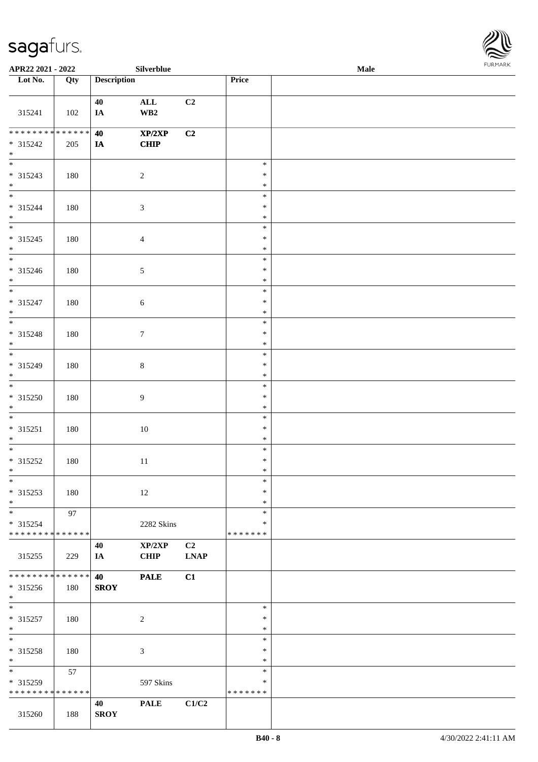| Lot No. | Qty | Description | | | Price | |
|---|---|---|---|---|---|---|
| 315241 | 102 | 40<br>IA | ALL<br>WB2 | C2 | | |
| * * * * * * * * * * * * * *<br>* 315242<br>* | 205 | 40<br>IA | XP/2XP<br>CHIP | C2 | | |
| *<br>* 315243<br>* | 180 | | 2 | | *<br>*<br>* | |
| *<br>* 315244<br>* | 180 | | 3 | | *<br>*<br>* | |
| *<br>* 315245<br>* | 180 | | 4 | | *<br>*<br>* | |
| *<br>* 315246<br>* | 180 | | 5 | | *<br>*<br>* | |
| *<br>* 315247<br>* | 180 | | 6 | | *<br>*<br>* | |
| *<br>* 315248<br>* | 180 | | 7 | | *<br>*<br>* | |
| *<br>* 315249<br>* | 180 | | 8 | | *<br>*<br>* | |
| *<br>* 315250<br>* | 180 | | 9 | | *<br>*<br>* | |
| *<br>* 315251<br>* | 180 | | 10 | | *<br>*<br>* | |
| *<br>* 315252<br>* | 180 | | 11 | | *<br>*<br>* | |
| *<br>* 315253<br>* | 180 | | 12 | | *<br>*<br>* | |
| *<br>* 315254<br>* * * * * * * * * * * * * * | 97 | | 2282 Skins | | *<br>*<br>* * * * * * * | |
| 315255 | 229 | 40<br>IA | XP/2XP<br>CHIP | C2<br>LNAP | | |
| * * * * * * * * * * * * * *<br>* 315256<br>* | 180 | 40<br>SROY | PALE | C1 | | |
| *<br>* 315257<br>* | 180 | | 2 | | *<br>*<br>* | |
| *<br>* 315258<br>* | 180 | | 3 | | *<br>*<br>* | |
| *<br>* 315259<br>* * * * * * * * * * * * * * | 57 | | 597 Skins | | *<br>*<br>* * * * * * * | |
| 315260 | 188 | 40<br>SROY | PALE | C1/C2 | | |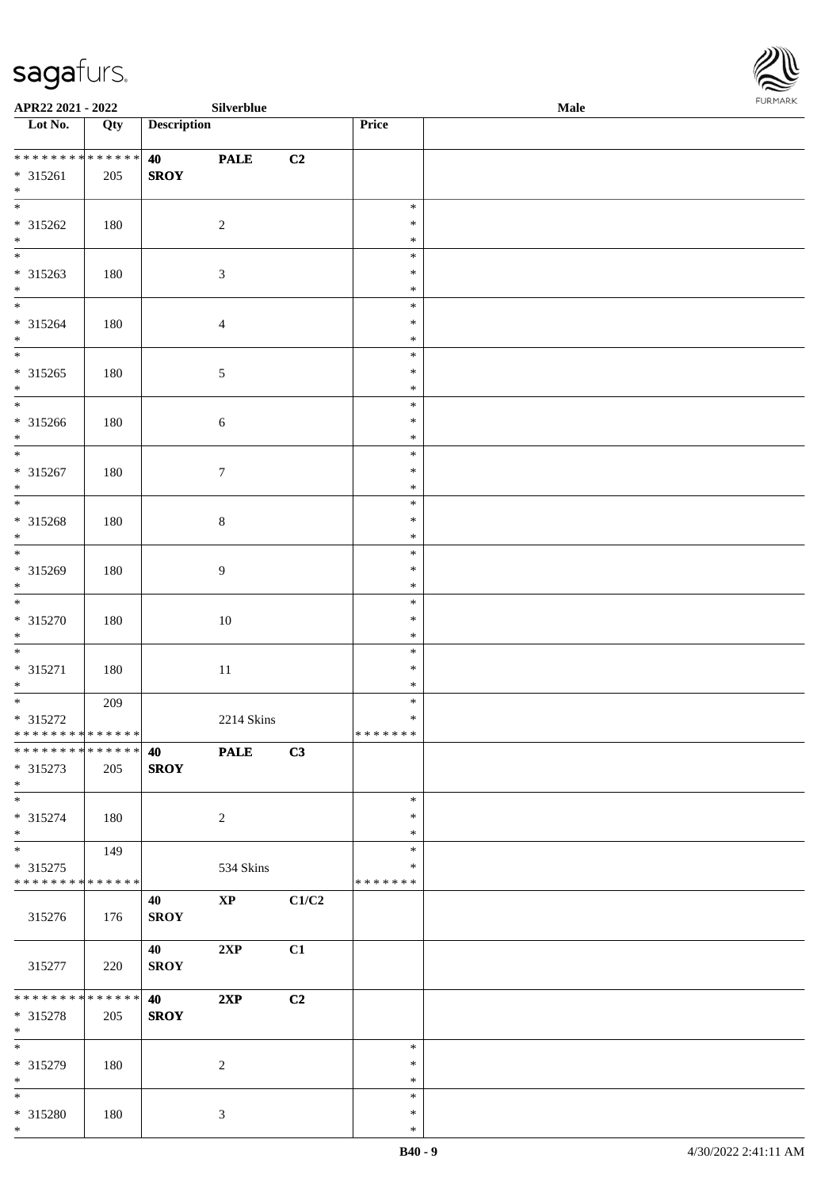**APR22 2021 - 2022** **Silverblue** **Male**

| Lot No. | Qty | Description | | | Price | |
|---|---|---|---|---|---|---|
| * * * * * * * * * * * * * * | | 40 | PALE | C2 | | |
| * 315261 | 205 | SROY | | | | |
| * | | | | | | |
| * | | | | | * | |
| * 315262 | 180 | | 2 | | * | |
| * | | | | | * | |
| * | | | | | * | |
| * 315263 | 180 | | 3 | | * | |
| * | | | | | * | |
| * | | | | | * | |
| * 315264 | 180 | | 4 | | * | |
| * | | | | | * | |
| * | | | | | * | |
| * 315265 | 180 | | 5 | | * | |
| * | | | | | * | |
| * | | | | | * | |
| * 315266 | 180 | | 6 | | * | |
| * | | | | | * | |
| * | | | | | * | |
| * 315267 | 180 | | 7 | | * | |
| * | | | | | * | |
| * | | | | | * | |
| * 315268 | 180 | | 8 | | * | |
| * | | | | | * | |
| * | | | | | * | |
| * 315269 | 180 | | 9 | | * | |
| * | | | | | * | |
| * | | | | | * | |
| * 315270 | 180 | | 10 | | * | |
| * | | | | | * | |
| * | | | | | * | |
| * 315271 | 180 | | 11 | | * | |
| * | | | | | * | |
| * | 209 | | | | * | |
| * 315272 | | | 2214 Skins | | * | |
| * * * * * * * * * * * * * * | | | | | * * * * * * * | |
| * * * * * * * * * * * * * * | | 40 | PALE | C3 | | |
| * 315273 | 205 | SROY | | | | |
| * | | | | | | |
| * | | | | | * | |
| * 315274 | 180 | | 2 | | * | |
| * | | | | | * | |
| * | 149 | | | | * | |
| * 315275 | | | 534 Skins | | * | |
| * * * * * * * * * * * * * * | | | | | * * * * * * * | |
| 315276 | 176 | 40 SROY | XP | C1/C2 | | |
| 315277 | 220 | 40 SROY | 2XP | C1 | | |
| * * * * * * * * * * * * * * | | 40 | 2XP | C2 | | |
| * 315278 | 205 | SROY | | | | |
| * | | | | | | |
| * | | | | | * | |
| * 315279 | 180 | | 2 | | * | |
| * | | | | | * | |
| * | | | | | * | |
| * 315280 | 180 | | 3 | | * | |
| * | | | | | * | |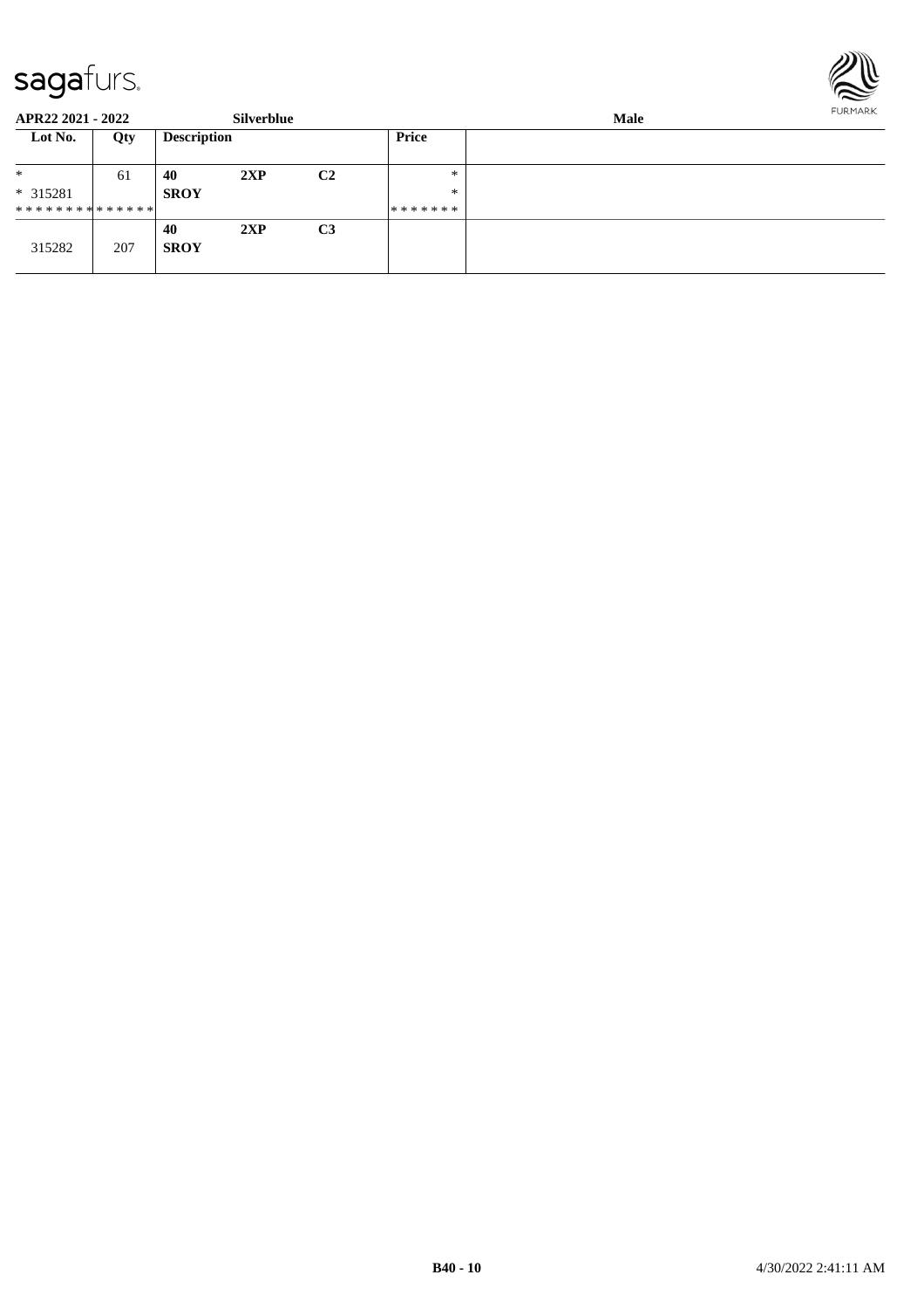**APR22 2021 - 2022** **Silverblue** **Male**

| Lot No. | Qty | Description | | | Price |
|---|---|---|---|---|---|
| * <br> * 315281 <br> * * * * * * * * * * * * * * | 61 | **40** <br> **SROY** | **2XP** | **C2** | * <br> * <br> * * * * * * * |
| 315282 | 207 | **40** <br> **SROY** | **2XP** | **C3** | |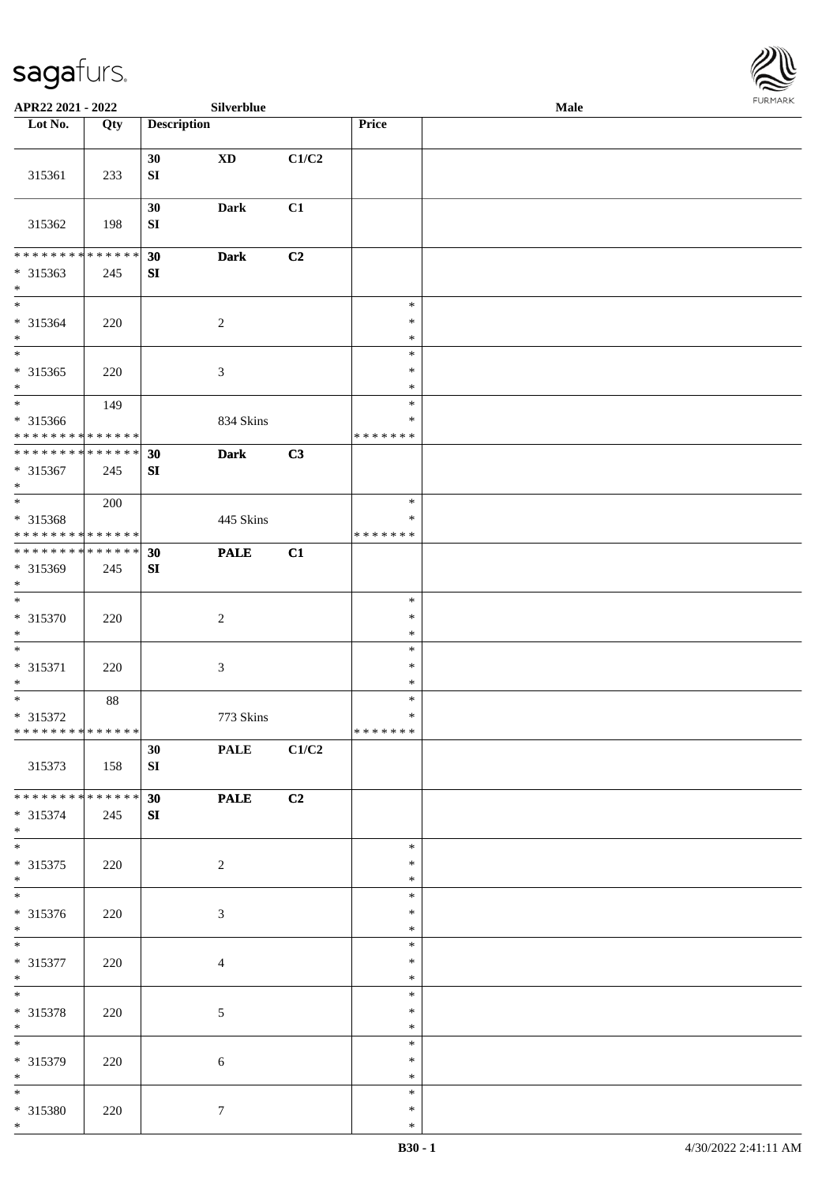**APR22 2021 - 2022** **Silverblue** **Male**

| Lot No. | Qty | Description | | | Price | |
|---|---|---|---|---|---|---|
| 315361 | 233 | 30 SI | XD | C1/C2 | | |
| 315362 | 198 | 30 SI | Dark | C1 | | |
| * * * * * * * * * * * * * * * 315363 * | 245 | 30 SI | Dark | C2 | | |
| * * 315364 * | 220 | | 2 | | * * * | |
| * * 315365 * | 220 | | 3 | | * * * | |
| * * 315366 * * * * * * * * * * * * * * | 149 | | 834 Skins | | * * * * * * * * * | |
| * * * * * * * * * * * * * * * 315367 * | 245 | 30 SI | Dark | C3 | | |
| * * 315368 * * * * * * * * * * * * * * | 200 | | 445 Skins | | * * * * * * * * | |
| * * * * * * * * * * * * * * * 315369 * | 245 | 30 SI | PALE | C1 | | |
| * * 315370 * | 220 | | 2 | | * * * | |
| * * 315371 * | 220 | | 3 | | * * * | |
| * * 315372 * * * * * * * * * * * * * * | 88 | | 773 Skins | | * * * * * * * * * | |
| 315373 | 158 | 30 SI | PALE | C1/C2 | | |
| * * * * * * * * * * * * * * * 315374 * | 245 | 30 SI | PALE | C2 | | |
| * * 315375 * | 220 | | 2 | | * * * | |
| * * 315376 * | 220 | | 3 | | * * * | |
| * * 315377 * | 220 | | 4 | | * * * | |
| * * 315378 * | 220 | | 5 | | * * * | |
| * * 315379 * | 220 | | 6 | | * * * | |
| * * 315380 * | 220 | | 7 | | * * * | |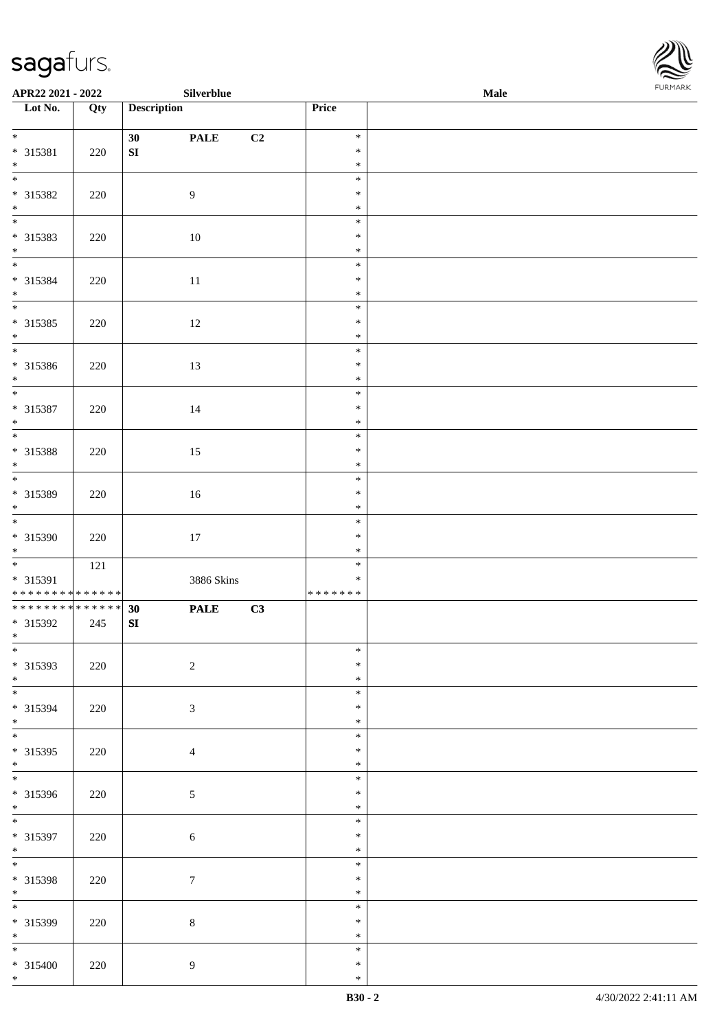**APR22 2021 - 2022** **Silverblue** **Male**

| Lot No. | Qty | Description | | | Price | |
|---|---|---|---|---|---|---|
| * <br> * 315381 <br> * | 220 | 30 <br> SI | PALE | C2 | * <br> * <br> * | |
| * <br> * 315382 <br> * | 220 | | 9 | | * <br> * <br> * | |
| * <br> * 315383 <br> * | 220 | | 10 | | * <br> * <br> * | |
| * <br> * 315384 <br> * | 220 | | 11 | | * <br> * <br> * | |
| * <br> * 315385 <br> * | 220 | | 12 | | * <br> * <br> * | |
| * <br> * 315386 <br> * | 220 | | 13 | | * <br> * <br> * | |
| * <br> * 315387 <br> * | 220 | | 14 | | * <br> * <br> * | |
| * <br> * 315388 <br> * | 220 | | 15 | | * <br> * <br> * | |
| * <br> * 315389 <br> * | 220 | | 16 | | * <br> * <br> * | |
| * <br> * 315390 <br> * | 220 | | 17 | | * <br> * <br> * | |
| * <br> * 315391 <br> * * * * * * * * * * * * * * | 121 | | 3886 Skins | | * <br> * <br> * * * * * * * | |
| * * * * * * * * * * * * * * <br> * 315392 <br> * | 245 | 30 <br> SI | PALE | C3 | | |
| * <br> * 315393 <br> * | 220 | | 2 | | * <br> * <br> * | |
| * <br> * 315394 <br> * | 220 | | 3 | | * <br> * <br> * | |
| * <br> * 315395 <br> * | 220 | | 4 | | * <br> * <br> * | |
| * <br> * 315396 <br> * | 220 | | 5 | | * <br> * <br> * | |
| * <br> * 315397 <br> * | 220 | | 6 | | * <br> * <br> * | |
| * <br> * 315398 <br> * | 220 | | 7 | | * <br> * <br> * | |
| * <br> * 315399 <br> * | 220 | | 8 | | * <br> * <br> * | |
| * <br> * 315400 <br> * | 220 | | 9 | | * <br> * <br> * | |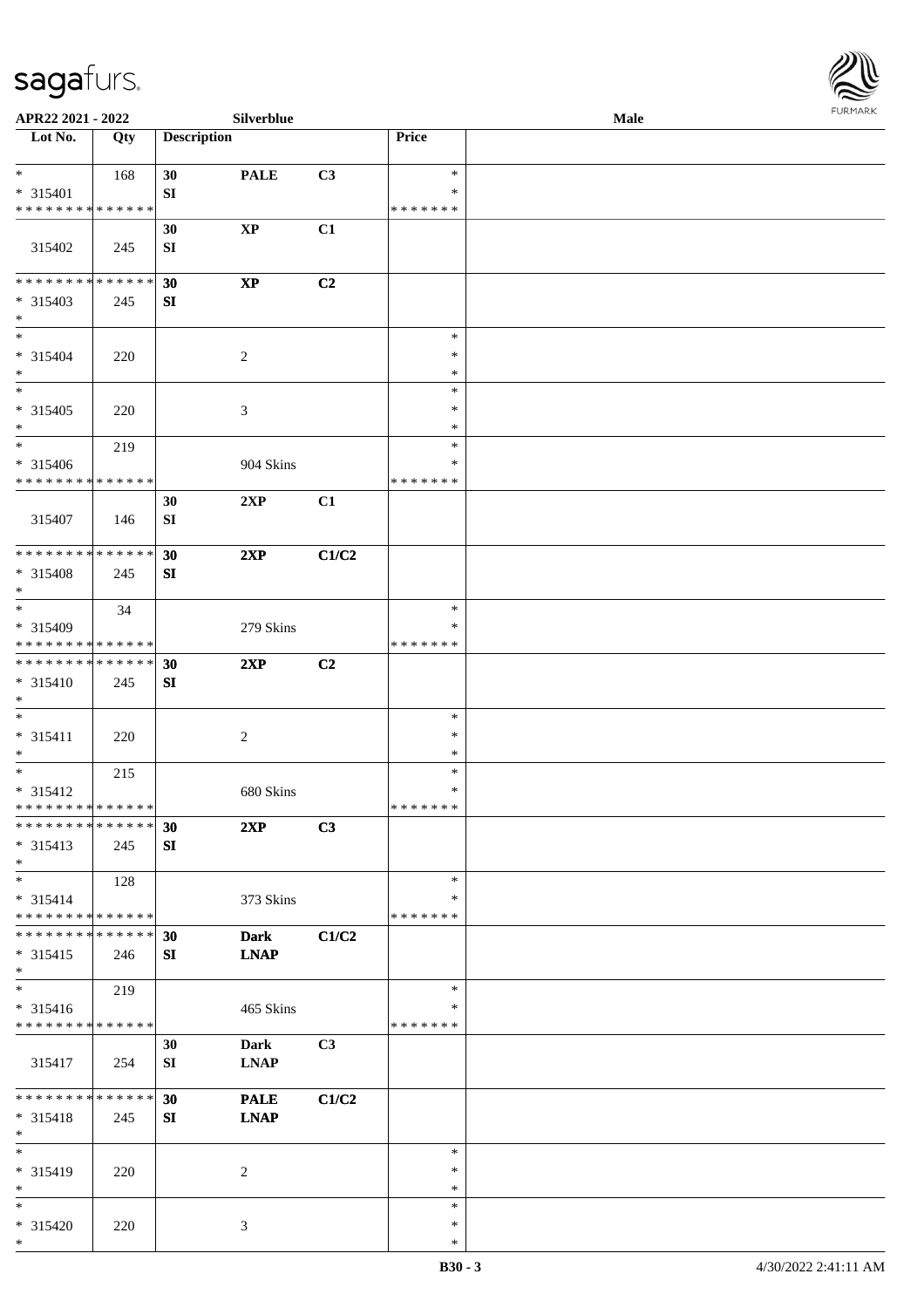APR22 2021 - 2022 Silverblue Male

| Lot No. | Qty | Description | | | Price | |
|---|---|---|---|---|---|---|
| * | 168 | 30 | PALE | C3 | * | |
| * 315401 | | SI | | | * | |
| * * * * * * * * * * * * * * | | | | | * * * * * * * | |
| | | 30 | XP | C1 | | |
| 315402 | 245 | SI | | | | |
| * * * * * * * * * * * * * * | | 30 | XP | C2 | | |
| * 315403 | 245 | SI | | | | |
| * | | | | | | |
| * | | | | | * | |
| * 315404 | 220 | | 2 | | * | |
| * | | | | | * | |
| * | | | | | * | |
| * 315405 | 220 | | 3 | | * | |
| * | | | | | * | |
| * | 219 | | | | * | |
| * 315406 | | | 904 Skins | | * | |
| * * * * * * * * * * * * * * | | | | | * * * * * * * | |
| | | 30 | 2XP | C1 | | |
| 315407 | 146 | SI | | | | |
| * * * * * * * * * * * * * * | | 30 | 2XP | C1/C2 | | |
| * 315408 | 245 | SI | | | | |
| * | | | | | | |
| * | 34 | | | | * | |
| * 315409 | | | 279 Skins | | * | |
| * * * * * * * * * * * * * * | | | | | * * * * * * * | |
| * * * * * * * * * * * * * * | | 30 | 2XP | C2 | | |
| * 315410 | 245 | SI | | | | |
| * | | | | | | |
| * | | | | | * | |
| * 315411 | 220 | | 2 | | * | |
| * | | | | | * | |
| * | 215 | | | | * | |
| * 315412 | | | 680 Skins | | * | |
| * * * * * * * * * * * * * * | | | | | * * * * * * * | |
| * * * * * * * * * * * * * * | | 30 | 2XP | C3 | | |
| * 315413 | 245 | SI | | | | |
| * | | | | | | |
| * | 128 | | | | * | |
| * 315414 | | | 373 Skins | | * | |
| * * * * * * * * * * * * * * | | | | | * * * * * * * | |
| * * * * * * * * * * * * * * | | 30 | Dark | C1/C2 | | |
| * 315415 | 246 | SI | LNAP | | | |
| * | | | | | | |
| * | 219 | | | | * | |
| * 315416 | | | 465 Skins | | * | |
| * * * * * * * * * * * * * * | | | | | * * * * * * * | |
| | | 30 | Dark | C3 | | |
| 315417 | 254 | SI | LNAP | | | |
| * * * * * * * * * * * * * * | | 30 | PALE | C1/C2 | | |
| * 315418 | 245 | SI | LNAP | | | |
| * | | | | | | |
| * | | | | | * | |
| * 315419 | 220 | | 2 | | * | |
| * | | | | | * | |
| * | | | | | * | |
| * 315420 | 220 | | 3 | | * | |
| * | | | | | * | |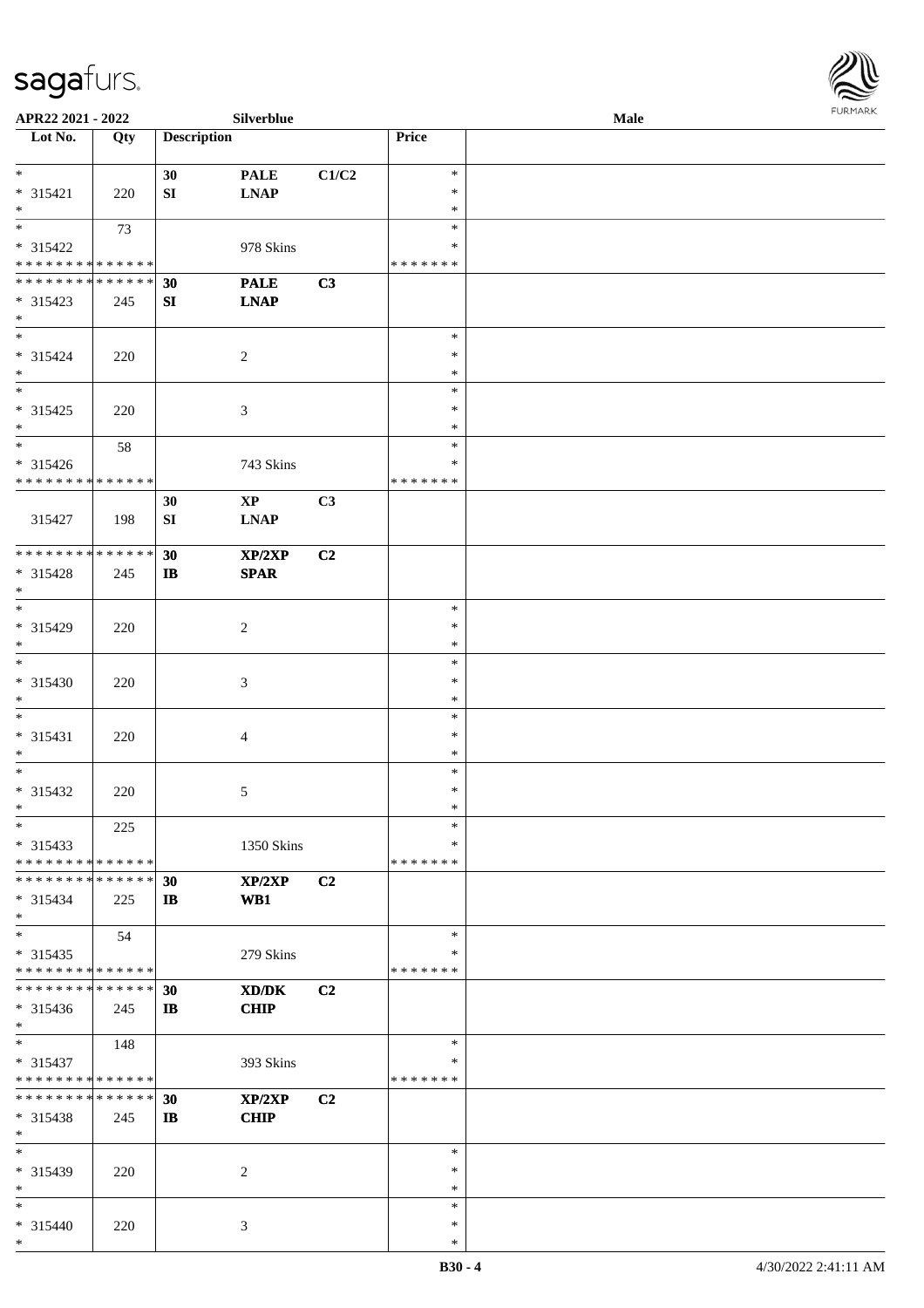| Lot No. | Qty | Description | | | Price | |
|---|---|---|---|---|---|---|
| * * 315421 * | 220 | 30 SI | PALE LNAP | C1/C2 | * * * | |
| * * 315422 * * * * * * * * * * * * * * | 73 | | 978 Skins | | * * * * * * * * * | |
| * * * * * * * * * * * * * * * 315423 * | 245 | 30 SI | PALE LNAP | C3 | | |
| * * 315424 * | 220 | | 2 | | * * * | |
| * * 315425 * | 220 | | 3 | | * * * | |
| * * 315426 * * * * * * * * * * * * * * | 58 | | 743 Skins | | * * * * * * * * * | |
| 315427 | 198 | 30 SI | XP LNAP | C3 | | |
| * * * * * * * * * * * * * * * 315428 * | 245 | 30 IB | XP/2XP SPAR | C2 | | |
| * * 315429 * | 220 | | 2 | | * * * | |
| * * 315430 * | 220 | | 3 | | * * * | |
| * * 315431 * | 220 | | 4 | | * * * | |
| * * 315432 * | 220 | | 5 | | * * * | |
| * * 315433 * * * * * * * * * * * * * * | 225 | | 1350 Skins | | * * * * * * * * * | |
| * * * * * * * * * * * * * * * 315434 * | 225 | 30 IB | XP/2XP WB1 | C2 | | |
| * * 315435 * * * * * * * * * * * * * * | 54 | | 279 Skins | | * * * * * * * * | |
| * * * * * * * * * * * * * * * 315436 * | 245 | 30 IB | XD/DK CHIP | C2 | | |
| * * 315437 * * * * * * * * * * * * * * | 148 | | 393 Skins | | * * * * * * * * | |
| * * * * * * * * * * * * * * * 315438 * | 245 | 30 IB | XP/2XP CHIP | C2 | | |
| * * 315439 * | 220 | | 2 | | * * * | |
| * * 315440 * | 220 | | 3 | | * * * | |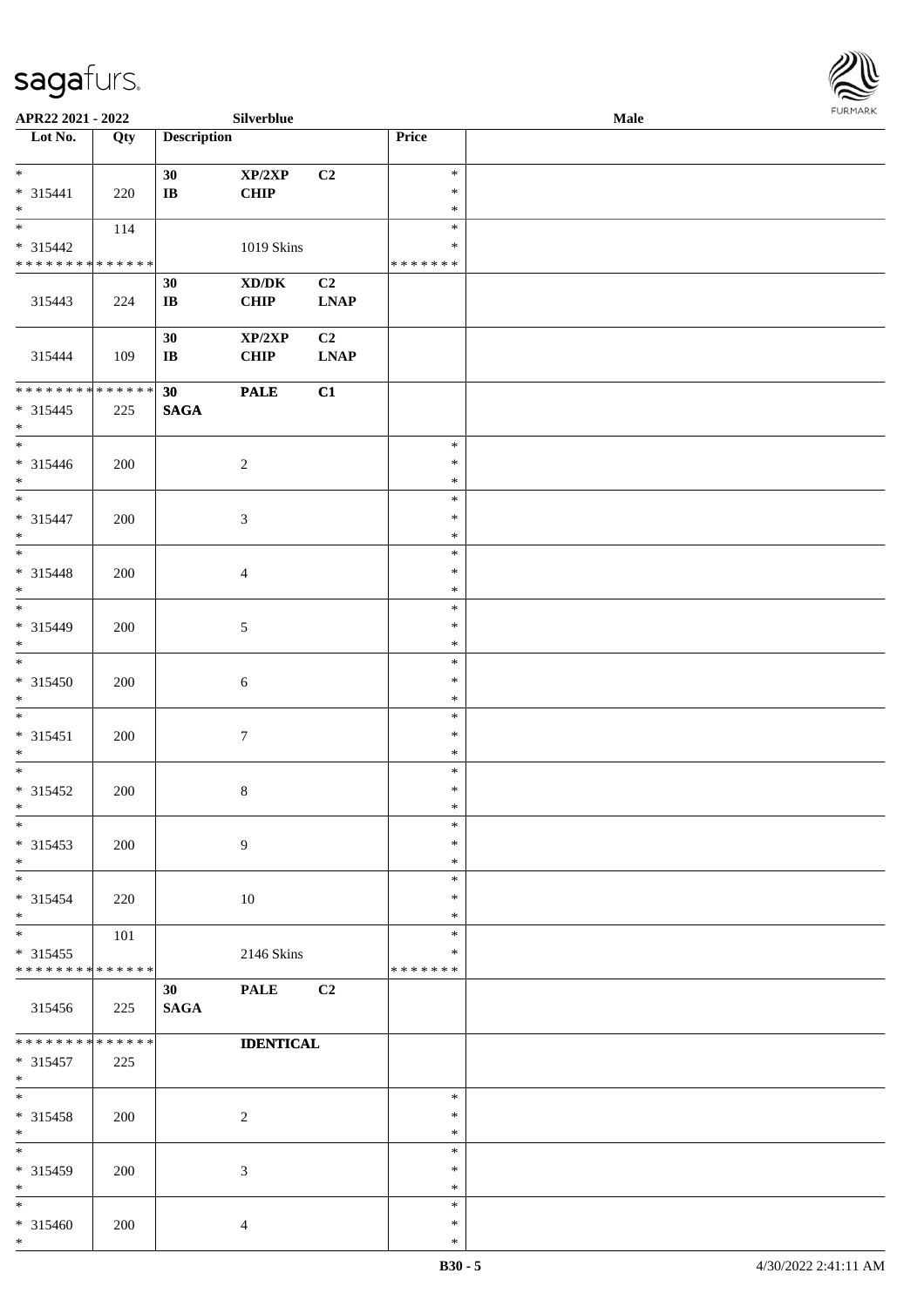| Lot No. | Qty | Description | | | Price | |
|---|---|---|---|---|---|---|
| * | | 30 | XP/2XP | C2 | * | |
| * 315441 | 220 | IB | CHIP | | * | |
| * | | | | | * | |
| * | 114 | | | | * | |
| * 315442 | | | 1019 Skins | | * | |
| * * * * * * * * * * * * * * | | | | | * * * * * * * | |
| | | 30 | XD/DK | C2 | | |
| 315443 | 224 | IB | CHIP | LNAP | | |
| | | 30 | XP/2XP | C2 | | |
| 315444 | 109 | IB | CHIP | LNAP | | |
| * * * * * * * * * * * * * * | | 30 | PALE | C1 | | |
| * 315445 | 225 | SAGA | | | | |
| * | | | | | | |
| * | | | | | * | |
| * 315446 | 200 | | 2 | | * | |
| * | | | | | * | |
| * | | | | | * | |
| * 315447 | 200 | | 3 | | * | |
| * | | | | | * | |
| * | | | | | * | |
| * 315448 | 200 | | 4 | | * | |
| * | | | | | * | |
| * | | | | | * | |
| * 315449 | 200 | | 5 | | * | |
| * | | | | | * | |
| * | | | | | * | |
| * 315450 | 200 | | 6 | | * | |
| * | | | | | * | |
| * | | | | | * | |
| * 315451 | 200 | | 7 | | * | |
| * | | | | | * | |
| * | | | | | * | |
| * 315452 | 200 | | 8 | | * | |
| * | | | | | * | |
| * | | | | | * | |
| * 315453 | 200 | | 9 | | * | |
| * | | | | | * | |
| * | | | | | * | |
| * 315454 | 220 | | 10 | | * | |
| * | | | | | * | |
| * | 101 | | | | * | |
| * 315455 | | | 2146 Skins | | * | |
| * * * * * * * * * * * * * * | | | | | * * * * * * * | |
| | | 30 | PALE | C2 | | |
| 315456 | 225 | SAGA | | | | |
| * * * * * * * * * * * * * * | | | IDENTICAL | | | |
| * 315457 | 225 | | | | | |
| * | | | | | | |
| * | | | | | * | |
| * 315458 | 200 | | 2 | | * | |
| * | | | | | * | |
| * | | | | | * | |
| * 315459 | 200 | | 3 | | * | |
| * | | | | | * | |
| * | | | | | * | |
| * 315460 | 200 | | 4 | | * | |
| * | | | | | * | |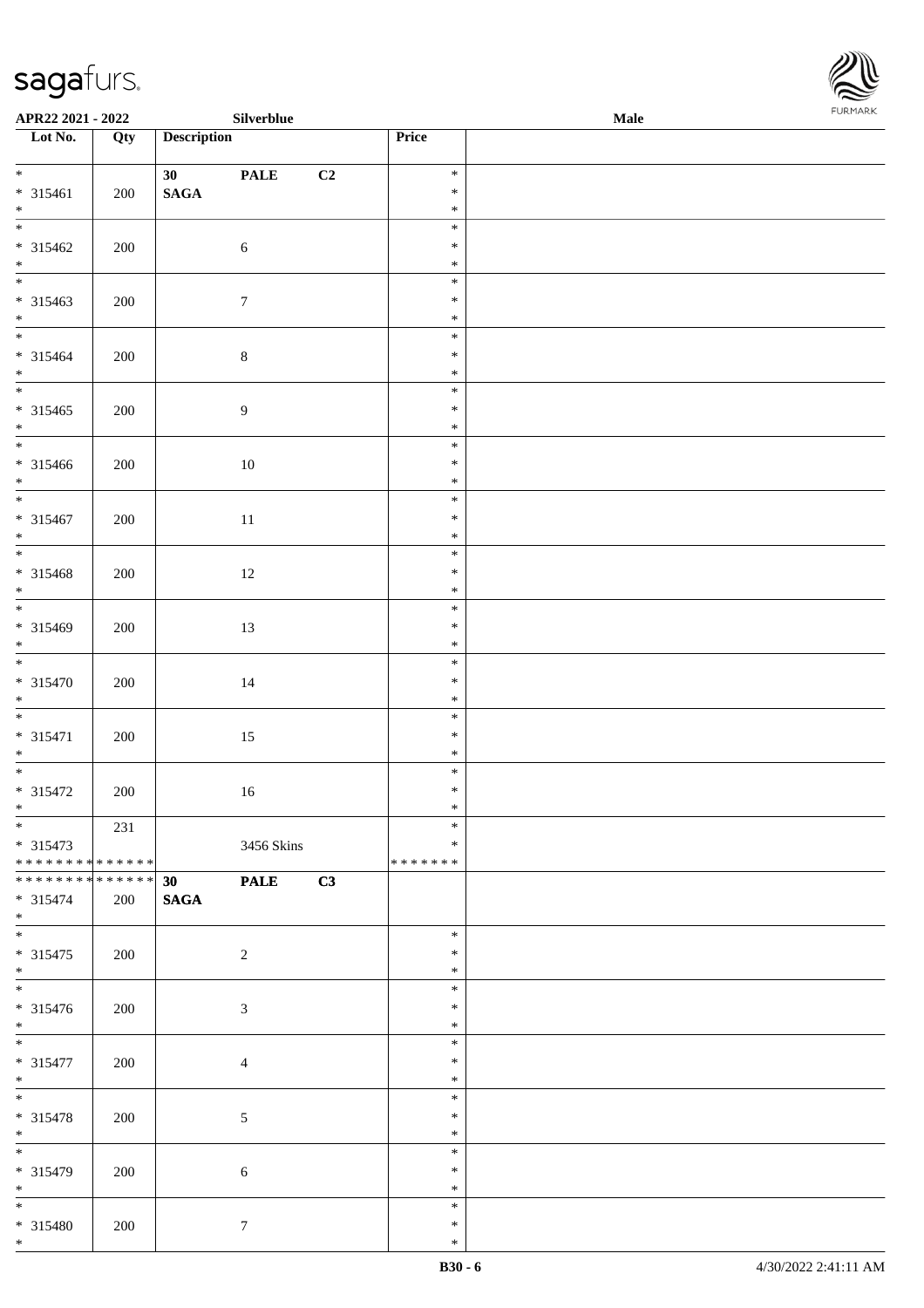| Lot No. | Qty | Description | | | Price | |
|---|---|---|---|---|---|---|
| * <br> * 315461 <br> * | 200 | 30 <br> SAGA | PALE | C2 | * <br> * <br> * | |
| * <br> * 315462 <br> * | 200 | | 6 | | * <br> * <br> * | |
| * <br> * 315463 <br> * | 200 | | 7 | | * <br> * <br> * | |
| * <br> * 315464 <br> * | 200 | | 8 | | * <br> * <br> * | |
| * <br> * 315465 <br> * | 200 | | 9 | | * <br> * <br> * | |
| * <br> * 315466 <br> * | 200 | | 10 | | * <br> * <br> * | |
| * <br> * 315467 <br> * | 200 | | 11 | | * <br> * <br> * | |
| * <br> * 315468 <br> * | 200 | | 12 | | * <br> * <br> * | |
| * <br> * 315469 <br> * | 200 | | 13 | | * <br> * <br> * | |
| * <br> * 315470 <br> * | 200 | | 14 | | * <br> * <br> * | |
| * <br> * 315471 <br> * | 200 | | 15 | | * <br> * <br> * | |
| * <br> * 315472 <br> * | 200 | | 16 | | * <br> * <br> * | |
| * <br> * 315473 <br> * * * * * * * * * * * * * * | 231 | | 3456 Skins | | * <br> * <br> * * * * * * * | |
| * * * * * * * * * * * * * * <br> * 315474 <br> * | 200 | 30 <br> SAGA | PALE | C3 | | |
| * <br> * 315475 <br> * | 200 | | 2 | | * <br> * <br> * | |
| * <br> * 315476 <br> * | 200 | | 3 | | * <br> * <br> * | |
| * <br> * 315477 <br> * | 200 | | 4 | | * <br> * <br> * | |
| * <br> * 315478 <br> * | 200 | | 5 | | * <br> * <br> * | |
| * <br> * 315479 <br> * | 200 | | 6 | | * <br> * <br> * | |
| * <br> * 315480 <br> * | 200 | | 7 | | * <br> * <br> * | |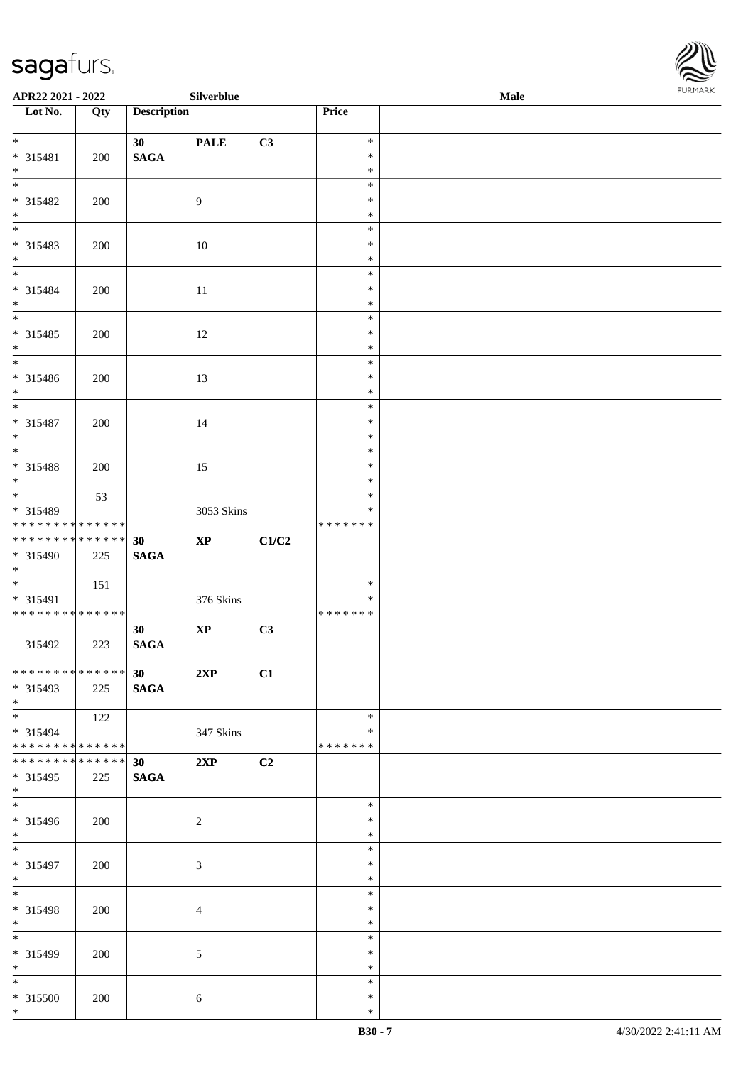| Lot No. | Qty | Description | | | Price | |
|---|---|---|---|---|---|---|
| *<br>* 315481<br>* | 200 | 30<br>**SAGA** | **PALE** | **C3** | *<br>*<br>* | |
| *<br>* 315482<br>* | 200 | | 9 | | *<br>*<br>* | |
| *<br>* 315483<br>* | 200 | | 10 | | *<br>*<br>* | |
| *<br>* 315484<br>* | 200 | | 11 | | *<br>*<br>* | |
| *<br>* 315485<br>* | 200 | | 12 | | *<br>*<br>* | |
| *<br>* 315486<br>* | 200 | | 13 | | *<br>*<br>* | |
| *<br>* 315487<br>* | 200 | | 14 | | *<br>*<br>* | |
| *<br>* 315488<br>* | 200 | | 15 | | *<br>*<br>* | |
| *<br>* 315489<br>* * * * * * * * * * * * * * | 53 | | 3053 Skins | | *<br>*<br>* * * * * * * | |
| * * * * * * * * * * * * * *<br>* 315490<br>* | 225 | **30**<br>**SAGA** | **XP** | **C1/C2** | | |
| *<br>* 315491<br>* * * * * * * * * * * * * * | 151 | | 376 Skins | | *<br>*<br>* * * * * * * | |
| 315492 | 223 | **30**<br>**SAGA** | **XP** | **C3** | | |
| * * * * * * * * * * * * * *<br>* 315493<br>* | 225 | **30**<br>**SAGA** | **2XP** | **C1** | | |
| *<br>* 315494<br>* * * * * * * * * * * * * * | 122 | | 347 Skins | | *<br>*<br>* * * * * * * | |
| * * * * * * * * * * * * * *<br>* 315495<br>* | 225 | **30**<br>**SAGA** | **2XP** | **C2** | | |
| *<br>* 315496<br>* | 200 | | 2 | | *<br>*<br>* | |
| *<br>* 315497<br>* | 200 | | 3 | | *<br>*<br>* | |
| *<br>* 315498<br>* | 200 | | 4 | | *<br>*<br>* | |
| *<br>* 315499<br>* | 200 | | 5 | | *<br>*<br>* | |
| *<br>* 315500<br>* | 200 | | 6 | | *<br>*<br>* | |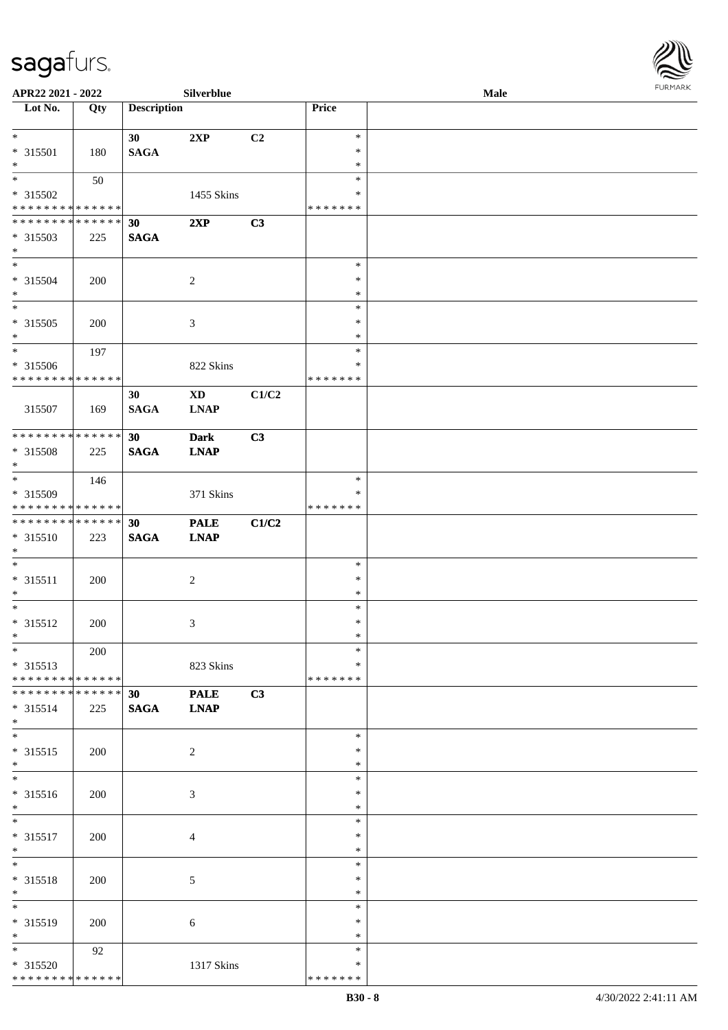**APR22 2021 - 2022** **Silverblue** **Male**

| Lot No. | Qty | Description | | | Price | |
|---|---|---|---|---|---|---|
| *<br>* 315501<br>* | 180 | 30<br>SAGA | 2XP | C2 | *<br>*<br>* | |
| *<br>* 315502<br>* * * * * * * * * * * * * * | 50 | | 1455 Skins | | *<br>*<br>* * * * * * * | |
| * * * * * * * * * * * * * *<br>* 315503<br>* | 225 | 30<br>SAGA | 2XP | C3 | | |
| *<br>* 315504<br>* | 200 | | 2 | | *<br>*<br>* | |
| *<br>* 315505<br>* | 200 | | 3 | | *<br>*<br>* | |
| *<br>* 315506<br>* * * * * * * * * * * * * * | 197 | | 822 Skins | | *<br>*<br>* * * * * * * | |
| 315507 | 169 | 30<br>SAGA | XD<br>LNAP | C1/C2 | | |
| * * * * * * * * * * * * * *<br>* 315508<br>* | 225 | 30<br>SAGA | Dark<br>LNAP | C3 | | |
| *<br>* 315509<br>* * * * * * * * * * * * * * | 146 | | 371 Skins | | *<br>*<br>* * * * * * * | |
| * * * * * * * * * * * * * *<br>* 315510<br>* | 223 | 30<br>SAGA | PALE<br>LNAP | C1/C2 | | |
| *<br>* 315511<br>* | 200 | | 2 | | *<br>*<br>* | |
| *<br>* 315512<br>* | 200 | | 3 | | *<br>*<br>* | |
| *<br>* 315513<br>* * * * * * * * * * * * * * | 200 | | 823 Skins | | *<br>*<br>* * * * * * * | |
| * * * * * * * * * * * * * *<br>* 315514<br>* | 225 | 30<br>SAGA | PALE<br>LNAP | C3 | | |
| *<br>* 315515<br>* | 200 | | 2 | | *<br>*<br>* | |
| *<br>* 315516<br>* | 200 | | 3 | | *<br>*<br>* | |
| *<br>* 315517<br>* | 200 | | 4 | | *<br>*<br>* | |
| *<br>* 315518<br>* | 200 | | 5 | | *<br>*<br>* | |
| *<br>* 315519<br>* | 200 | | 6 | | *<br>*<br>* | |
| *<br>* 315520<br>* * * * * * * * * * * * * * | 92 | | 1317 Skins | | *<br>*<br>* * * * * * * | |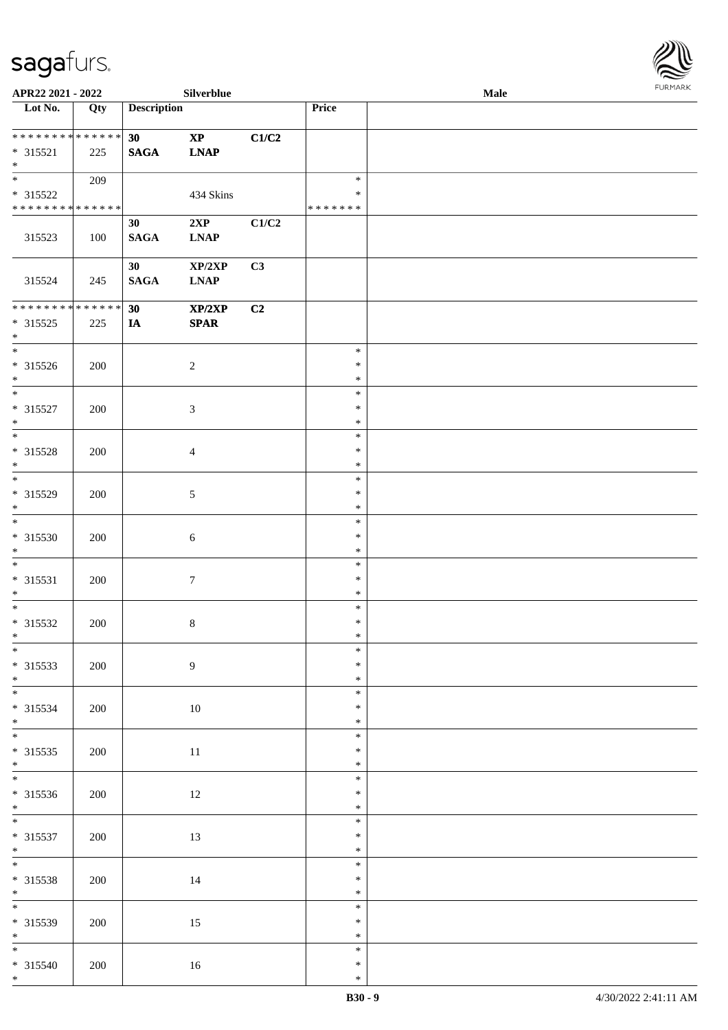APR22 2021 - 2022 Silverblue Male

| Lot No. | Qty | Description | | | Price | |
|---|---|---|---|---|---|---|
| * * * * * * * * * * * * * * | | 30 | XP | C1/C2 | | |
| * 315521 | 225 | SAGA | LNAP | | | |
| * | | | | | | |
| * | 209 | | | | * | |
| * 315522 | | | 434 Skins | | * | |
| * * * * * * * * * * * * * * | | | | | * * * * * * * | |
| 315523 | 100 | 30 SAGA | 2XP LNAP | C1/C2 | | |
| 315524 | 245 | 30 SAGA | XP/2XP LNAP | C3 | | |
| * * * * * * * * * * * * * * | | 30 | XP/2XP | C2 | | |
| * 315525 | 225 | IA | SPAR | | | |
| * | | | | | | |
| * 315526 | 200 | | 2 | | * | |
| * 315527 | 200 | | 3 | | * | |
| * 315528 | 200 | | 4 | | * | |
| * 315529 | 200 | | 5 | | * | |
| * 315530 | 200 | | 6 | | * | |
| * 315531 | 200 | | 7 | | * | |
| * 315532 | 200 | | 8 | | * | |
| * 315533 | 200 | | 9 | | * | |
| * 315534 | 200 | | 10 | | * | |
| * 315535 | 200 | | 11 | | * | |
| * 315536 | 200 | | 12 | | * | |
| * 315537 | 200 | | 13 | | * | |
| * 315538 | 200 | | 14 | | * | |
| * 315539 | 200 | | 15 | | * | |
| * 315540 | 200 | | 16 | | * | |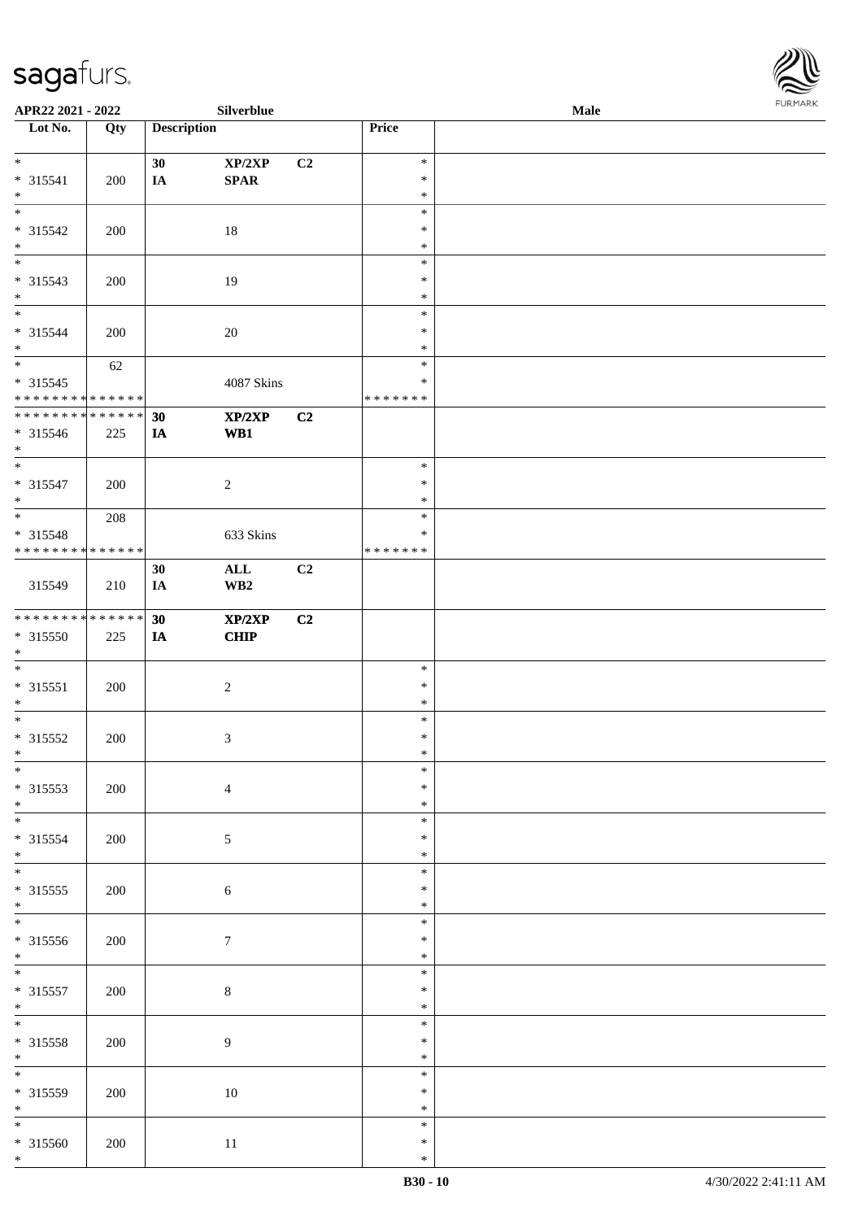**APR22 2021 - 2022** **Silverblue** **Male**

| Lot No. | Qty | Description | | | Price | |
|---|---|---|---|---|---|---|
| * | | 30 | XP/2XP | C2 | * | |
| * 315541 | 200 | IA | SPAR | | * | |
| * | | | | | * | |
| * | | | | | * | |
| * 315542 | 200 | | 18 | | * | |
| * | | | | | * | |
| * | | | | | * | |
| * 315543 | 200 | | 19 | | * | |
| * | | | | | * | |
| * | | | | | * | |
| * 315544 | 200 | | 20 | | * | |
| * | | | | | * | |
| * | 62 | | | | * | |
| * 315545 | | | 4087 Skins | | * | |
| * * * * * * * * * * * * * * | | | | | * * * * * * * | |
| * * * * * * * * * * * * * * | | 30 | XP/2XP | C2 | | |
| * 315546 | 225 | IA | WB1 | | | |
| * | | | | | | |
| * | | | | | * | |
| * 315547 | 200 | | 2 | | * | |
| * | | | | | * | |
| * | 208 | | | | * | |
| * 315548 | | | 633 Skins | | * | |
| * * * * * * * * * * * * * * | | | | | * * * * * * * | |
| | | 30 | ALL | C2 | | |
| 315549 | 210 | IA | WB2 | | | |
| * * * * * * * * * * * * * * | | 30 | XP/2XP | C2 | | |
| * 315550 | 225 | IA | CHIP | | | |
| * | | | | | | |
| * | | | | | * | |
| * 315551 | 200 | | 2 | | * | |
| * | | | | | * | |
| * | | | | | * | |
| * 315552 | 200 | | 3 | | * | |
| * | | | | | * | |
| * | | | | | * | |
| * 315553 | 200 | | 4 | | * | |
| * | | | | | * | |
| * | | | | | * | |
| * 315554 | 200 | | 5 | | * | |
| * | | | | | * | |
| * | | | | | * | |
| * 315555 | 200 | | 6 | | * | |
| * | | | | | * | |
| * | | | | | * | |
| * 315556 | 200 | | 7 | | * | |
| * | | | | | * | |
| * | | | | | * | |
| * 315557 | 200 | | 8 | | * | |
| * | | | | | * | |
| * | | | | | * | |
| * 315558 | 200 | | 9 | | * | |
| * | | | | | * | |
| * | | | | | * | |
| * 315559 | 200 | | 10 | | * | |
| * | | | | | * | |
| * | | | | | * | |
| * 315560 | 200 | | 11 | | * | |
| * | | | | | * | |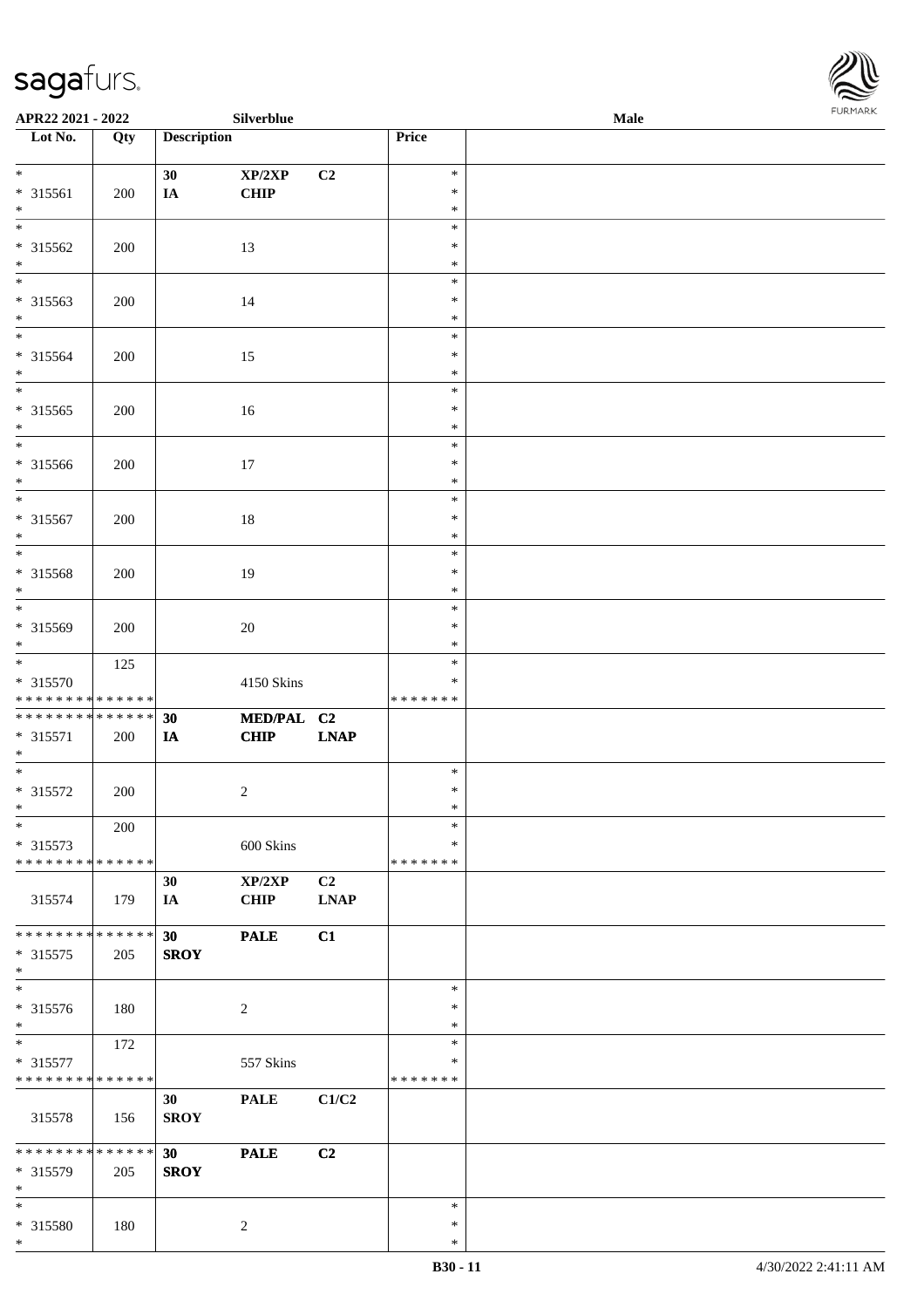| Lot No. | Qty | Description | | | Price | |
|---|---|---|---|---|---|---|
| * | | 30 | XP/2XP | C2 | * | |
| * 315561 | 200 | IA | CHIP | | * | |
| * | | | | | * | |
| * | | | | | * | |
| * 315562 | 200 | | 13 | | * | |
| * | | | | | * | |
| * | | | | | * | |
| * 315563 | 200 | | 14 | | * | |
| * | | | | | * | |
| * | | | | | * | |
| * 315564 | 200 | | 15 | | * | |
| * | | | | | * | |
| * | | | | | * | |
| * 315565 | 200 | | 16 | | * | |
| * | | | | | * | |
| * | | | | | * | |
| * 315566 | 200 | | 17 | | * | |
| * | | | | | * | |
| * | | | | | * | |
| * 315567 | 200 | | 18 | | * | |
| * | | | | | * | |
| * | | | | | * | |
| * 315568 | 200 | | 19 | | * | |
| * | | | | | * | |
| * | | | | | * | |
| * 315569 | 200 | | 20 | | * | |
| * | | | | | * | |
| * | 125 | | | | * | |
| * 315570 | | | 4150 Skins | | * | |
| ************** | | | | | ******* | |
| ************** | | 30 | MED/PAL | C2 | | |
| * 315571 | 200 | IA | CHIP | LNAP | | |
| * | | | | | | |
| * | | | | | * | |
| * 315572 | 200 | | 2 | | * | |
| * | | | | | * | |
| * | 200 | | | | * | |
| * 315573 | | | 600 Skins | | * | |
| ************** | | | | | ******* | |
| | | 30 | XP/2XP | C2 | | |
| 315574 | 179 | IA | CHIP | LNAP | | |
| ************** | | 30 | PALE | C1 | | |
| * 315575 | 205 | SROY | | | | |
| * | | | | | | |
| * | | | | | * | |
| * 315576 | 180 | | 2 | | * | |
| * | | | | | * | |
| * | 172 | | | | * | |
| * 315577 | | | 557 Skins | | * | |
| ************** | | | | | ******* | |
| | | 30 | PALE | C1/C2 | | |
| 315578 | 156 | SROY | | | | |
| ************** | | 30 | PALE | C2 | | |
| * 315579 | 205 | SROY | | | | |
| * | | | | | | |
| * | | | | | * | |
| * 315580 | 180 | | 2 | | * | |
| * | | | | | * | |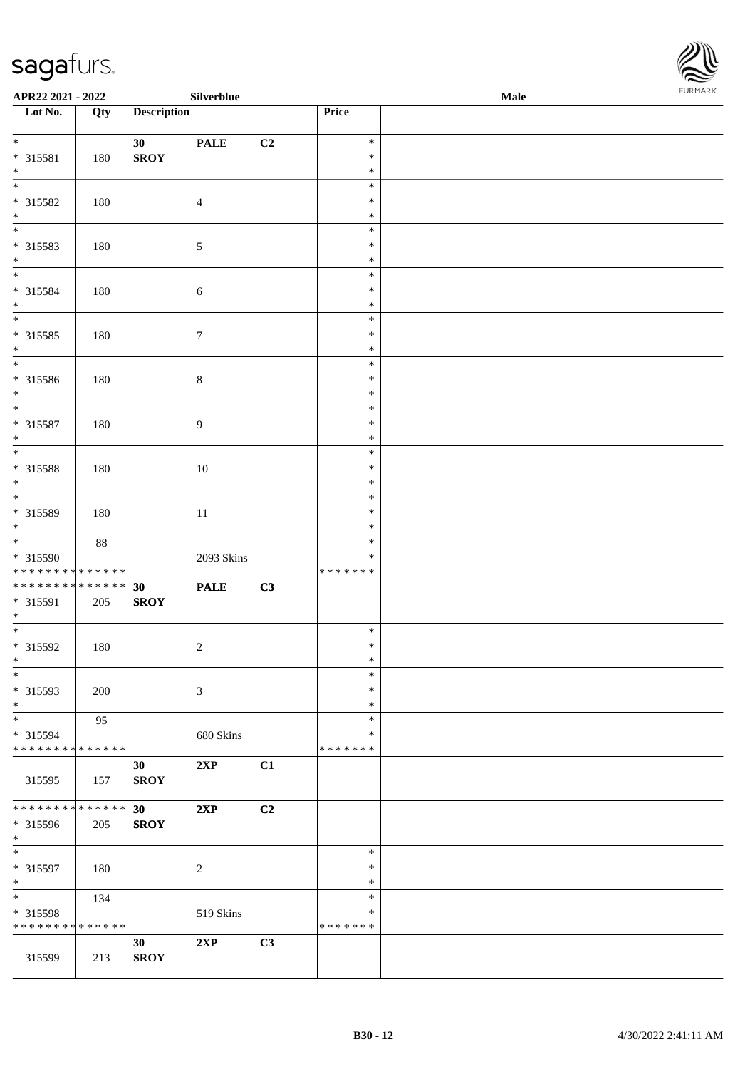APR22 2021 - 2022 | Silverblue | Male

| Lot No. | Qty | Description | | | Price | |
|---|---|---|---|---|---|---|
| * <br> * 315581 <br> * | 180 | 30 <br> SROY | PALE | C2 | * <br> * <br> * | |
| * <br> * 315582 <br> * | 180 | | 4 | | * <br> * <br> * | |
| * <br> * 315583 <br> * | 180 | | 5 | | * <br> * <br> * | |
| * <br> * 315584 <br> * | 180 | | 6 | | * <br> * <br> * | |
| * <br> * 315585 <br> * | 180 | | 7 | | * <br> * <br> * | |
| * <br> * 315586 <br> * | 180 | | 8 | | * <br> * <br> * | |
| * <br> * 315587 <br> * | 180 | | 9 | | * <br> * <br> * | |
| * <br> * 315588 <br> * | 180 | | 10 | | * <br> * <br> * | |
| * <br> * 315589 <br> * | 180 | | 11 | | * <br> * <br> * | |
| * <br> * 315590 <br> * * * * * * * * * * * * * * | 88 | | 2093 Skins | | * <br> * <br> * * * * * * * | |
| * * * * * * * * * * * * * * <br> * 315591 <br> * | 205 | 30 <br> SROY | PALE | C3 | | |
| * <br> * 315592 <br> * | 180 | | 2 | | * <br> * <br> * | |
| * <br> * 315593 <br> * | 200 | | 3 | | * <br> * <br> * | |
| * <br> * 315594 <br> * * * * * * * * * * * * * * | 95 | | 680 Skins | | * <br> * <br> * * * * * * * | |
| 315595 | 157 | 30 <br> SROY | 2XP | C1 | | |
| * * * * * * * * * * * * * * <br> * 315596 <br> * | 205 | 30 <br> SROY | 2XP | C2 | | |
| * <br> * 315597 <br> * | 180 | | 2 | | * <br> * <br> * | |
| * <br> * 315598 <br> * * * * * * * * * * * * * * | 134 | | 519 Skins | | * <br> * <br> * * * * * * * | |
| 315599 | 213 | 30 <br> SROY | 2XP | C3 | | |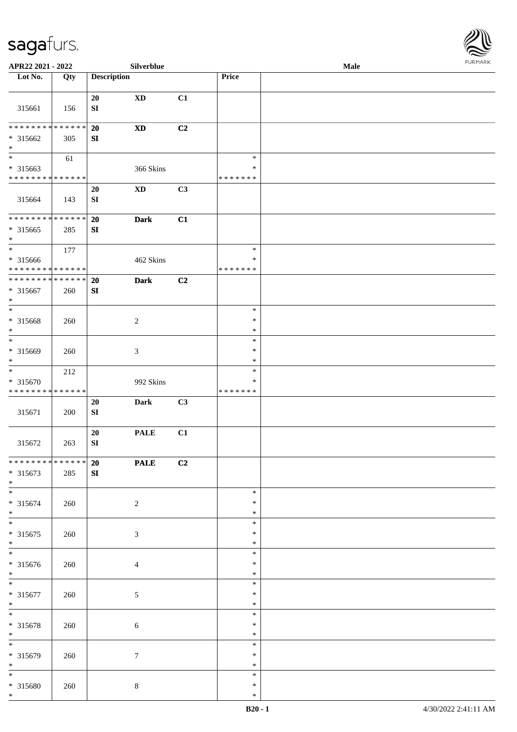**APR22 2021 - 2022** **Silverblue** **Male**

| Lot No. | Qty | Description | | | Price | |
|---|---|---|---|---|---|---|
| 315661 | 156 | 20 SI | XD | C1 | | |
| * * * * * * * * * * * * * * * 315662 * | 305 | 20 SI | XD | C2 | | |
| * * 315663 * * * * * * * * * * * * * | 61 | | 366 Skins | | * * * * * * * * * | |
| 315664 | 143 | 20 SI | XD | C3 | | |
| * * * * * * * * * * * * * * * 315665 * | 285 | 20 SI | Dark | C1 | | |
| * * 315666 * * * * * * * * * * * * * | 177 | | 462 Skins | | * * * * * * * * * | |
| * * * * * * * * * * * * * * * 315667 * | 260 | 20 SI | Dark | C2 | | |
| * * 315668 * | 260 | | 2 | | * * * | |
| * * 315669 * | 260 | | 3 | | * * * | |
| * * 315670 * * * * * * * * * * * * * | 212 | | 992 Skins | | * * * * * * * * * | |
| 315671 | 200 | 20 SI | Dark | C3 | | |
| 315672 | 263 | 20 SI | PALE | C1 | | |
| * * * * * * * * * * * * * * * 315673 * | 285 | 20 SI | PALE | C2 | | |
| * * 315674 * | 260 | | 2 | | * * * | |
| * * 315675 * | 260 | | 3 | | * * * | |
| * * 315676 * | 260 | | 4 | | * * * | |
| * * 315677 * | 260 | | 5 | | * * * | |
| * * 315678 * | 260 | | 6 | | * * * | |
| * * 315679 * | 260 | | 7 | | * * * | |
| * * 315680 * | 260 | | 8 | | * * * | |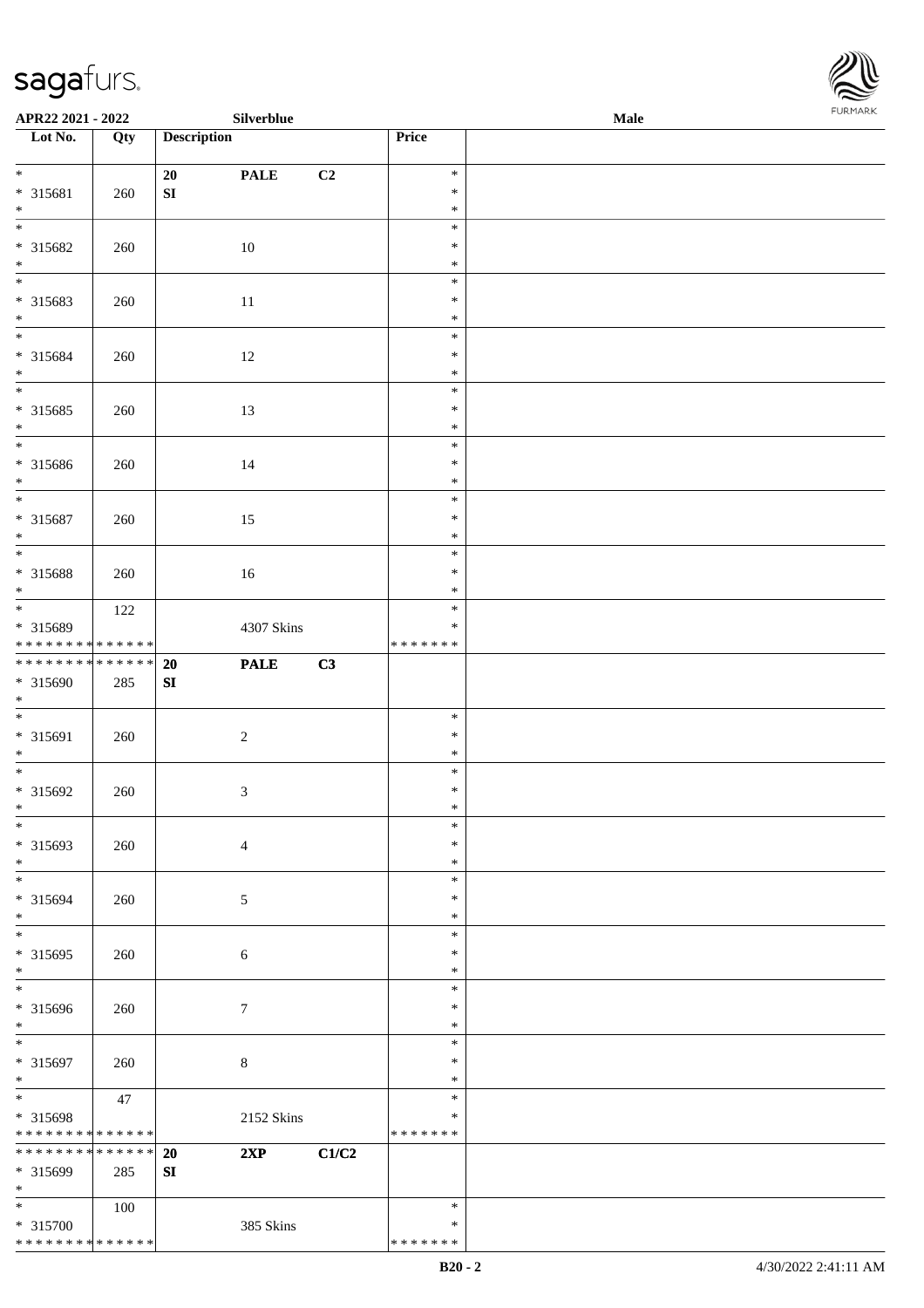**APR22 2021 - 2022** **Silverblue** **Male**

| Lot No. | Qty | Description | | | Price | |
|---|---|---|---|---|---|---|
| * 315681 * | 260 | 20 SI | PALE | C2 | * * * | |
| * 315682 * | 260 | | 10 | | * * * | |
| * 315683 * | 260 | | 11 | | * * * | |
| * 315684 * | 260 | | 12 | | * * * | |
| * 315685 * | 260 | | 13 | | * * * | |
| * 315686 * | 260 | | 14 | | * * * | |
| * 315687 * | 260 | | 15 | | * * * | |
| * 315688 * | 260 | | 16 | | * * * | |
| * 315689 * * * * * * * * * * * * * * | 122 | | 4307 Skins | | * * * * * * * * * | |
| * * * * * * * * * * * * * * 315690 * | 285 | 20 SI | PALE | C3 | | |
| * 315691 * | 260 | | 2 | | * * * | |
| * 315692 * | 260 | | 3 | | * * * | |
| * 315693 * | 260 | | 4 | | * * * | |
| * 315694 * | 260 | | 5 | | * * * | |
| * 315695 * | 260 | | 6 | | * * * | |
| * 315696 * | 260 | | 7 | | * * * | |
| * 315697 * | 260 | | 8 | | * * * | |
| * 315698 * * * * * * * * * * * * * * | 47 | | 2152 Skins | | * * * * * * * * * | |
| * * * * * * * * * * * * * * 315699 * | 285 | 20 SI | 2XP | C1/C2 | | |
| * 315700 * * * * * * * * * * * * * * | 100 | | 385 Skins | | * * * * * * * * * | |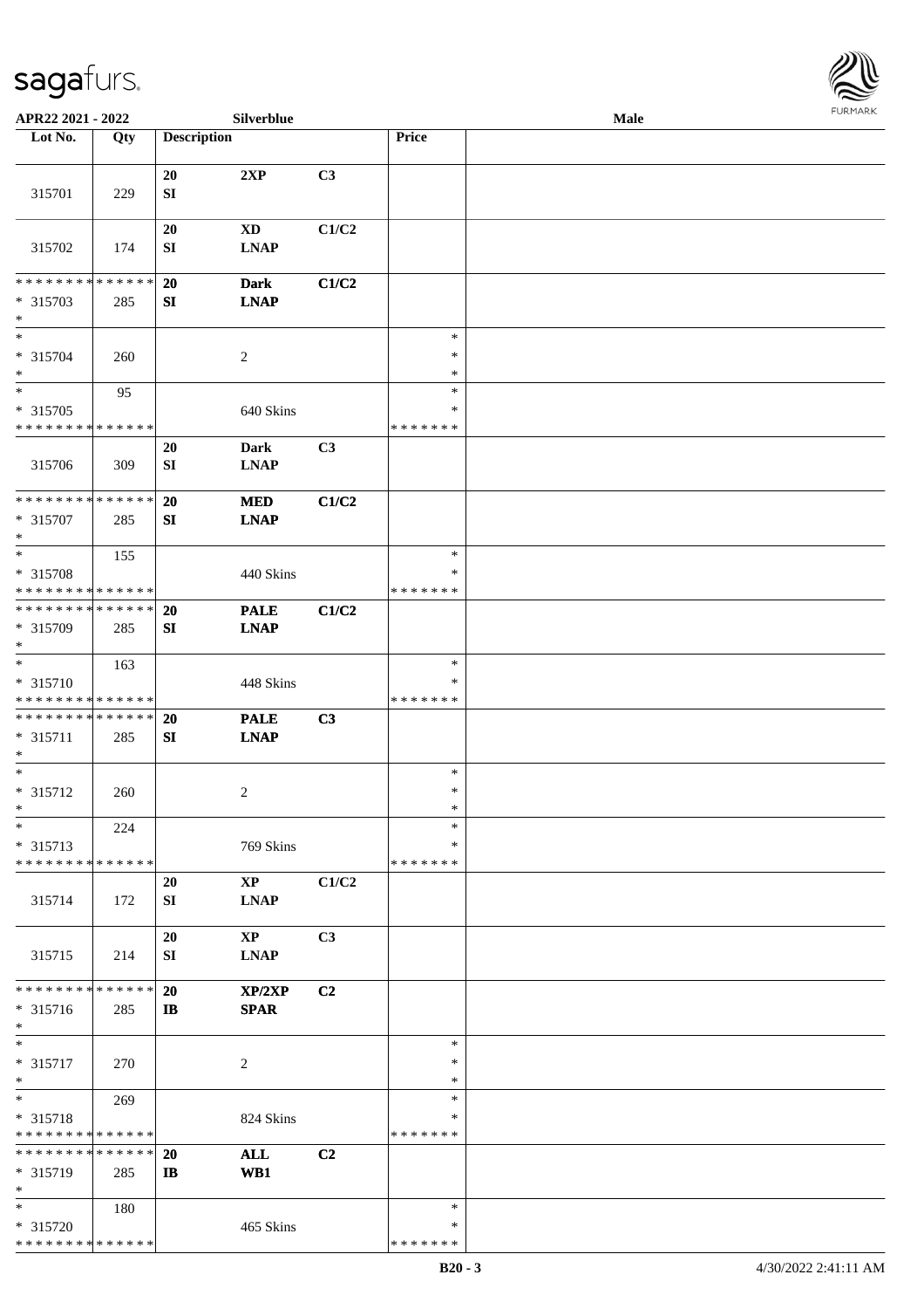APR22 2021 - 2022 Silverblue Male

| Lot No. | Qty | Description | | | Price | |
|---|---|---|---|---|---|---|
| 315701 | 229 | 20 SI | 2XP | C3 | | |
| 315702 | 174 | 20 SI | XD LNAP | C1/C2 | | |
| * * * * * * * * * * * * * * * 315703 * | 285 | 20 SI | Dark LNAP | C1/C2 | | |
| * * 315704 * | 260 | | 2 | | * * * | |
| * * 315705 * * * * * * * * * * * * * * | 95 | | 640 Skins | | * * * * * * * * | |
| 315706 | 309 | 20 SI | Dark LNAP | C3 | | |
| * * * * * * * * * * * * * * * 315707 * | 285 | 20 SI | MED LNAP | C1/C2 | | |
| * * 315708 * * * * * * * * * * * * * * | 155 | | 440 Skins | | * * * * * * * * | |
| * * * * * * * * * * * * * * * 315709 * | 285 | 20 SI | PALE LNAP | C1/C2 | | |
| * * 315710 * * * * * * * * * * * * * * | 163 | | 448 Skins | | * * * * * * * * | |
| * * * * * * * * * * * * * * * 315711 * | 285 | 20 SI | PALE LNAP | C3 | | |
| * * 315712 * | 260 | | 2 | | * * * | |
| * * 315713 * * * * * * * * * * * * * * | 224 | | 769 Skins | | * * * * * * * * | |
| 315714 | 172 | 20 SI | XP LNAP | C1/C2 | | |
| 315715 | 214 | 20 SI | XP LNAP | C3 | | |
| * * * * * * * * * * * * * * * 315716 * | 285 | 20 IB | XP/2XP SPAR | C2 | | |
| * * 315717 * | 270 | | 2 | | * * * | |
| * * 315718 * * * * * * * * * * * * * * | 269 | | 824 Skins | | * * * * * * * * | |
| * * * * * * * * * * * * * * * 315719 * | 285 | 20 IB | ALL WB1 | C2 | | |
| * * 315720 * * * * * * * * * * * * * * | 180 | | 465 Skins | | * * * * * * * * | |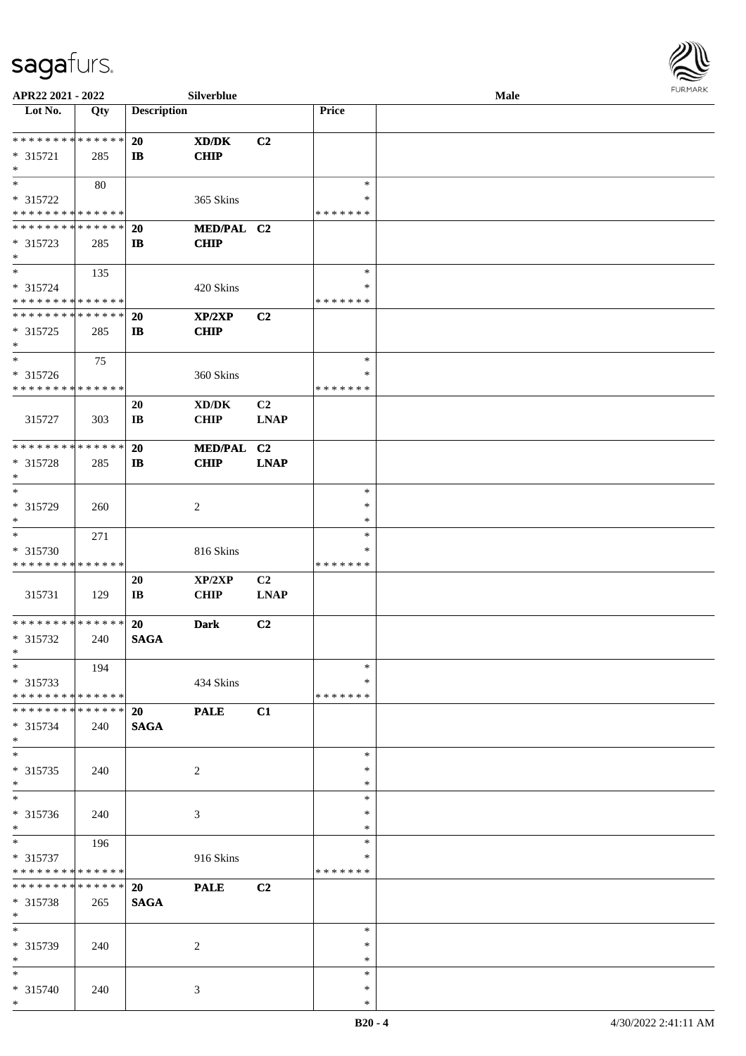| Lot No. | Qty | Description | | | Price | |
|---|---|---|---|---|---|---|
| * * * * * * * * * * * * * * | | 20 | XD/DK | C2 | | |
| * 315721 | 285 | IB | CHIP | | | |
| * | | | | | | |
| * | 80 | | | | * | |
| * 315722 | | | 365 Skins | | * | |
| * * * * * * * * * * * * * * | | | | | * * * * * * * | |
| * * * * * * * * * * * * * * | | 20 | MED/PAL | C2 | | |
| * 315723 | 285 | IB | CHIP | | | |
| * | | | | | | |
| * | 135 | | | | * | |
| * 315724 | | | 420 Skins | | * | |
| * * * * * * * * * * * * * * | | | | | * * * * * * * | |
| * * * * * * * * * * * * * * | | 20 | XP/2XP | C2 | | |
| * 315725 | 285 | IB | CHIP | | | |
| * | | | | | | |
| * | 75 | | | | * | |
| * 315726 | | | 360 Skins | | * | |
| * * * * * * * * * * * * * * | | | | | * * * * * * * | |
| | | 20 | XD/DK | C2 | | |
| 315727 | 303 | IB | CHIP | LNAP | | |
| * * * * * * * * * * * * * * | | 20 | MED/PAL | C2 | | |
| * 315728 | 285 | IB | CHIP | LNAP | | |
| * | | | | | | |
| * | | | | | * | |
| * 315729 | 260 | | 2 | | * | |
| * | | | | | * | |
| * | 271 | | | | * | |
| * 315730 | | | 816 Skins | | * | |
| * * * * * * * * * * * * * * | | | | | * * * * * * * | |
| | | 20 | XP/2XP | C2 | | |
| 315731 | 129 | IB | CHIP | LNAP | | |
| * * * * * * * * * * * * * * | | 20 | Dark | C2 | | |
| * 315732 | 240 | SAGA | | | | |
| * | | | | | | |
| * | 194 | | | | * | |
| * 315733 | | | 434 Skins | | * | |
| * * * * * * * * * * * * * * | | | | | * * * * * * * | |
| * * * * * * * * * * * * * * | | 20 | PALE | C1 | | |
| * 315734 | 240 | SAGA | | | | |
| * | | | | | | |
| * | | | | | * | |
| * 315735 | 240 | | 2 | | * | |
| * | | | | | * | |
| * | | | | | * | |
| * 315736 | 240 | | 3 | | * | |
| * | | | | | * | |
| * | 196 | | | | * | |
| * 315737 | | | 916 Skins | | * | |
| * * * * * * * * * * * * * * | | | | | * * * * * * * | |
| * * * * * * * * * * * * * * | | 20 | PALE | C2 | | |
| * 315738 | 265 | SAGA | | | | |
| * | | | | | | |
| * | | | | | * | |
| * 315739 | 240 | | 2 | | * | |
| * | | | | | * | |
| * | | | | | * | |
| * 315740 | 240 | | 3 | | * | |
| * | | | | | * | |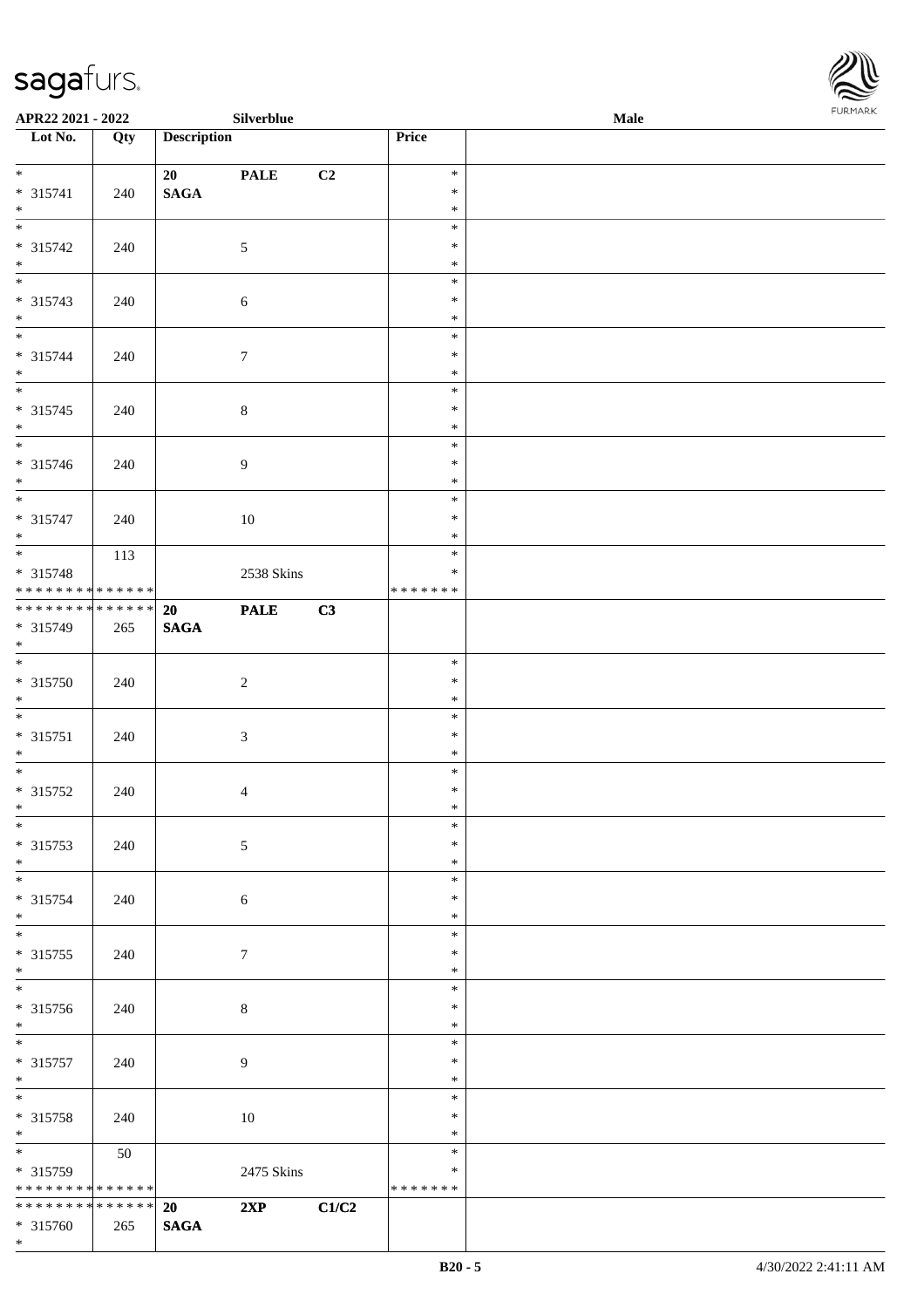APR22 2021 - 2022 Silverblue Male

| Lot No. | Qty | Description | | | Price | |
|---|---|---|---|---|---|---|
| * | | 20 | PALE | C2 | * | |
| * 315741 | 240 | SAGA | | | * | |
| * | | | | | * | |
| * | | | | | * | |
| * 315742 | 240 | | 5 | | * | |
| * | | | | | * | |
| * | | | | | * | |
| * 315743 | 240 | | 6 | | * | |
| * | | | | | * | |
| * | | | | | * | |
| * 315744 | 240 | | 7 | | * | |
| * | | | | | * | |
| * | | | | | * | |
| * 315745 | 240 | | 8 | | * | |
| * | | | | | * | |
| * | | | | | * | |
| * 315746 | 240 | | 9 | | * | |
| * | | | | | * | |
| * | | | | | * | |
| * 315747 | 240 | | 10 | | * | |
| * | | | | | * | |
| * | 113 | | | | * | |
| * 315748 | | | 2538 Skins | | * | |
| * * * * * * * * * * * * * * | | | | | * * * * * * * | |
| * * * * * * * * * * * * * * | | 20 | PALE | C3 | | |
| * 315749 | 265 | SAGA | | | | |
| * | | | | | | |
| * | | | | | * | |
| * 315750 | 240 | | 2 | | * | |
| * | | | | | * | |
| * | | | | | * | |
| * 315751 | 240 | | 3 | | * | |
| * | | | | | * | |
| * | | | | | * | |
| * 315752 | 240 | | 4 | | * | |
| * | | | | | * | |
| * | | | | | * | |
| * 315753 | 240 | | 5 | | * | |
| * | | | | | * | |
| * | | | | | * | |
| * 315754 | 240 | | 6 | | * | |
| * | | | | | * | |
| * | | | | | * | |
| * 315755 | 240 | | 7 | | * | |
| * | | | | | * | |
| * | | | | | * | |
| * 315756 | 240 | | 8 | | * | |
| * | | | | | * | |
| * | | | | | * | |
| * 315757 | 240 | | 9 | | * | |
| * | | | | | * | |
| * | | | | | * | |
| * 315758 | 240 | | 10 | | * | |
| * | | | | | * | |
| * | 50 | | | | * | |
| * 315759 | | | 2475 Skins | | * | |
| * * * * * * * * * * * * * * | | | | | * * * * * * * | |
| * * * * * * * * * * * * * * | | 20 | 2XP | C1/C2 | | |
| * 315760 | 265 | SAGA | | | | |
| * | | | | | | |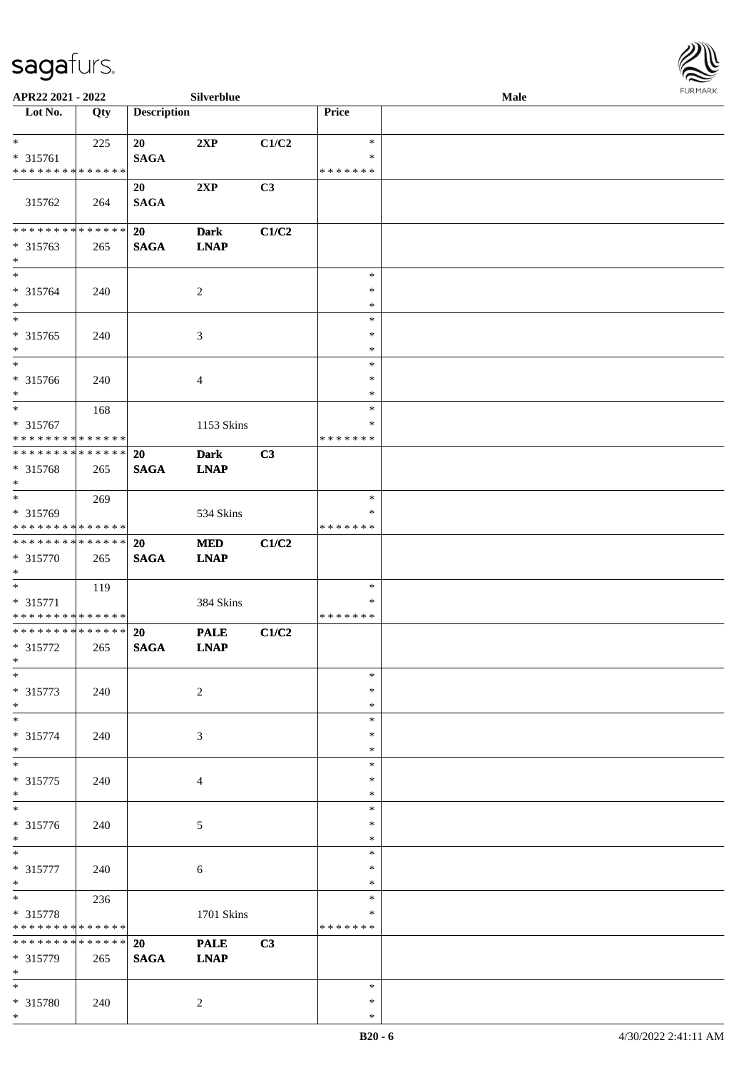APR22 2021 - 2022 Silverblue Male

| Lot No. | Qty | Description | | | Price | |
|---|---|---|---|---|---|---|
| * <br>* 315761<br>* * * * * * * * * * * * * * | 225 | 20<br>SAGA | 2XP | C1/C2 | *<br>*<br>* * * * * * * | |
| 315762 | 264 | 20<br>SAGA | 2XP | C3 | | |
| * * * * * * * * * * * * * *<br>* 315763<br>* | 265 | 20<br>SAGA | Dark<br>LNAP | C1/C2 | | |
| *<br>* 315764<br>* | 240 | | 2 | | *<br>*<br>* | |
| *<br>* 315765<br>* | 240 | | 3 | | *<br>*<br>* | |
| *<br>* 315766<br>* | 240 | | 4 | | *<br>*<br>* | |
| *<br>* 315767<br>* * * * * * * * * * * * * * | 168 | | 1153 Skins | | *<br>*<br>* * * * * * * | |
| * * * * * * * * * * * * * *<br>* 315768<br>* | 265 | 20<br>SAGA | Dark<br>LNAP | C3 | | |
| *<br>* 315769<br>* * * * * * * * * * * * * * | 269 | | 534 Skins | | *<br>*<br>* * * * * * * | |
| * * * * * * * * * * * * * *<br>* 315770<br>* | 265 | 20<br>SAGA | MED<br>LNAP | C1/C2 | | |
| *<br>* 315771<br>* * * * * * * * * * * * * * | 119 | | 384 Skins | | *<br>*<br>* * * * * * * | |
| * * * * * * * * * * * * * *<br>* 315772<br>* | 265 | 20<br>SAGA | PALE<br>LNAP | C1/C2 | | |
| *<br>* 315773<br>* | 240 | | 2 | | *<br>*<br>* | |
| *<br>* 315774<br>* | 240 | | 3 | | *<br>*<br>* | |
| *<br>* 315775<br>* | 240 | | 4 | | *<br>*<br>* | |
| *<br>* 315776<br>* | 240 | | 5 | | *<br>*<br>* | |
| *<br>* 315777<br>* | 240 | | 6 | | *<br>*<br>* | |
| *<br>* 315778<br>* * * * * * * * * * * * * * | 236 | | 1701 Skins | | *<br>*<br>* * * * * * * | |
| * * * * * * * * * * * * * *<br>* 315779<br>* | 265 | 20<br>SAGA | PALE<br>LNAP | C3 | | |
| *<br>* 315780<br>* | 240 | | 2 | | *<br>*<br>* | |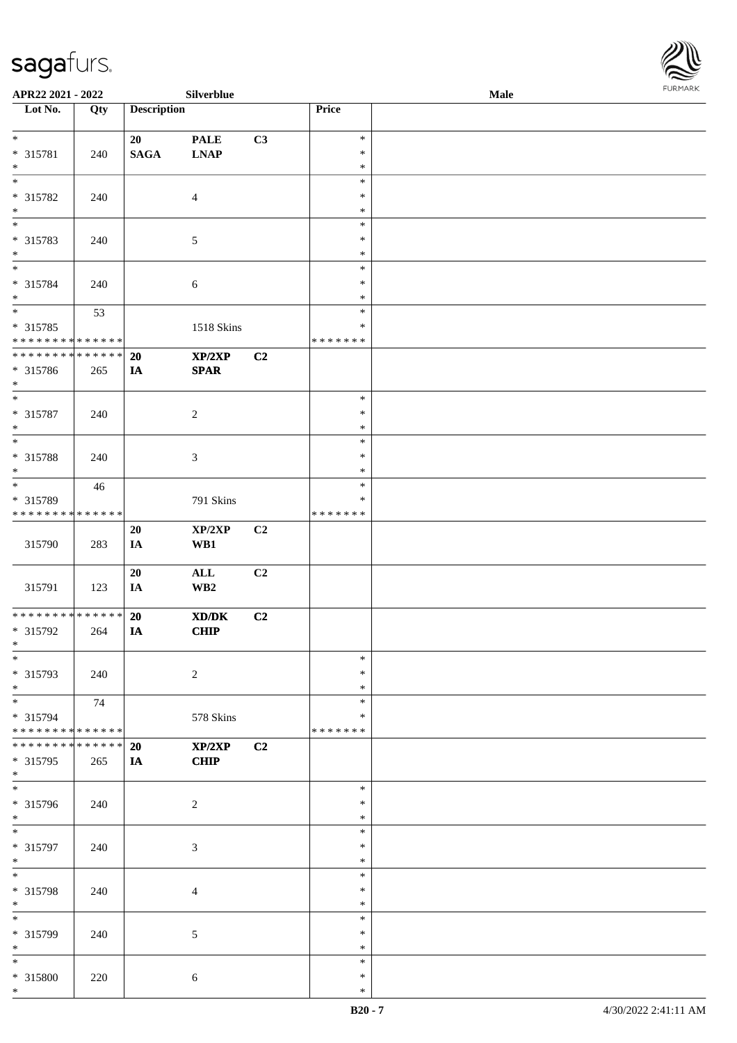APR22 2021 - 2022 | Silverblue | Male

| Lot No. | Qty | Description | | | Price | |
|---|---|---|---|---|---|---|
| * <br> * 315781 <br> * | 240 | 20 <br> SAGA | PALE <br> LNAP | C3 | * <br> * <br> * | |
| * <br> * 315782 <br> * | 240 | | 4 | | * <br> * <br> * | |
| * <br> * 315783 <br> * | 240 | | 5 | | * <br> * <br> * | |
| * <br> * 315784 <br> * | 240 | | 6 | | * <br> * <br> * | |
| * <br> * 315785 <br> * * * * * * * * * * * * * * | 53 | | 1518 Skins | | * <br> * <br> * * * * * * * | |
| * * * * * * * * * * * * * * <br> * 315786 <br> * | 265 | 20 <br> IA | XP/2XP <br> SPAR | C2 | | |
| * <br> * 315787 <br> * | 240 | | 2 | | * <br> * <br> * | |
| * <br> * 315788 <br> * | 240 | | 3 | | * <br> * <br> * | |
| * <br> * 315789 <br> * * * * * * * * * * * * * * | 46 | | 791 Skins | | * <br> * <br> * * * * * * * | |
| 315790 | 283 | 20 <br> IA | XP/2XP <br> WB1 | C2 | | |
| 315791 | 123 | 20 <br> IA | ALL <br> WB2 | C2 | | |
| * * * * * * * * * * * * * * <br> * 315792 <br> * | 264 | 20 <br> IA | XD/DK <br> CHIP | C2 | | |
| * <br> * 315793 <br> * | 240 | | 2 | | * <br> * <br> * | |
| * <br> * 315794 <br> * * * * * * * * * * * * * * | 74 | | 578 Skins | | * <br> * <br> * * * * * * * | |
| * * * * * * * * * * * * * * <br> * 315795 <br> * | 265 | 20 <br> IA | XP/2XP <br> CHIP | C2 | | |
| * <br> * 315796 <br> * | 240 | | 2 | | * <br> * <br> * | |
| * <br> * 315797 <br> * | 240 | | 3 | | * <br> * <br> * | |
| * <br> * 315798 <br> * | 240 | | 4 | | * <br> * <br> * | |
| * <br> * 315799 <br> * | 240 | | 5 | | * <br> * <br> * | |
| * <br> * 315800 <br> * | 220 | | 6 | | * <br> * <br> * | |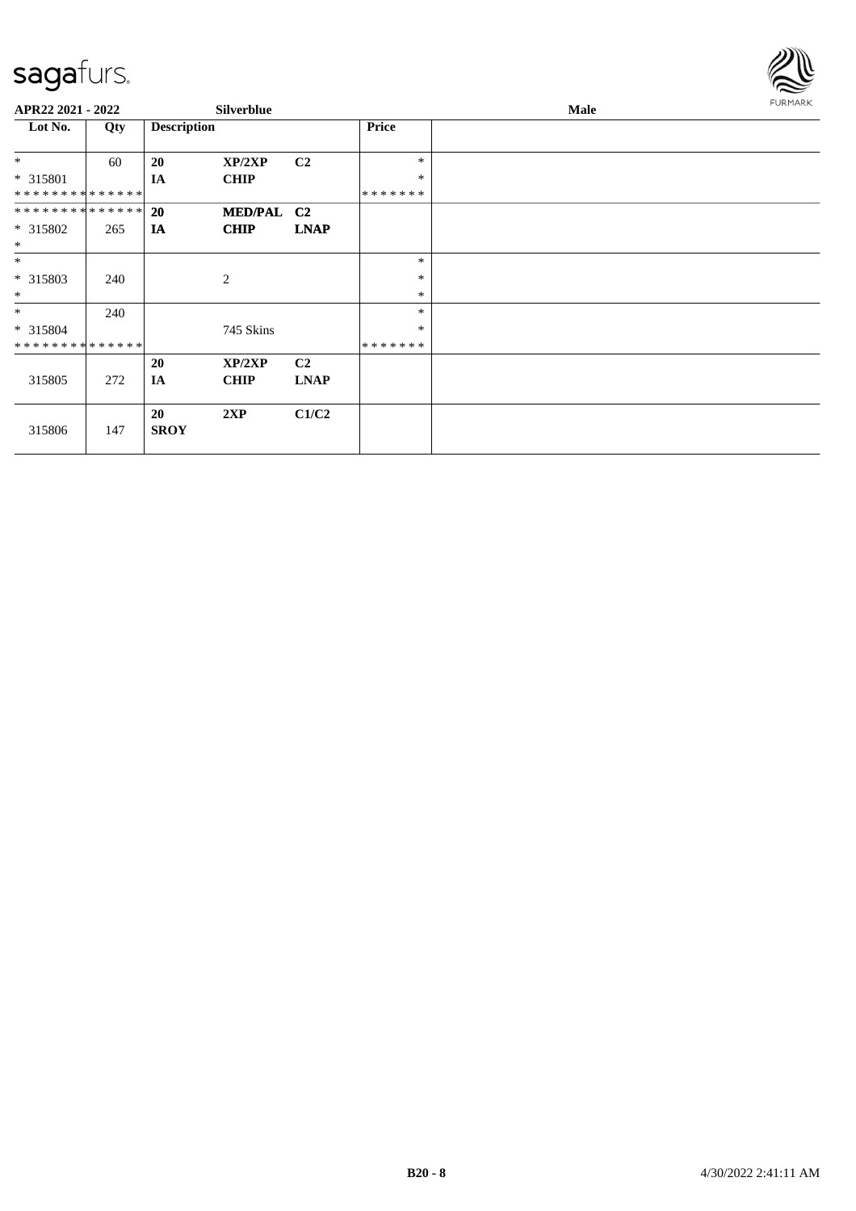**APR22 2021 - 2022** **Silverblue** **Male**

| Lot No. | Qty | Description | | | Price | |
|---|---|---|---|---|---|---|
| * | 60 | **20** | **XP/2XP** | **C2** | * | |
| * 315801 | | **IA** | **CHIP** | | * | |
| * * * * * * * * * * * * * * | | | | | * * * * * * * | |
| * * * * * * * * * * * * * * | | **20** | **MED/PAL** | **C2** | | |
| * 315802 | 265 | **IA** | **CHIP** | **LNAP** | | |
| * | | | | | | |
| * | | | | | * | |
| * 315803 | 240 | | 2 | | * | |
| * | | | | | * | |
| * | 240 | | | | * | |
| * 315804 | | | 745 Skins | | * | |
| * * * * * * * * * * * * * * | | | | | * * * * * * * | |
| | | **20** | **XP/2XP** | **C2** | | |
| 315805 | 272 | **IA** | **CHIP** | **LNAP** | | |
| | | **20** | **2XP** | **C1/C2** | | |
| 315806 | 147 | **SROY** | | | | |

**B20 - 8** 4/30/2022 2:41:11 AM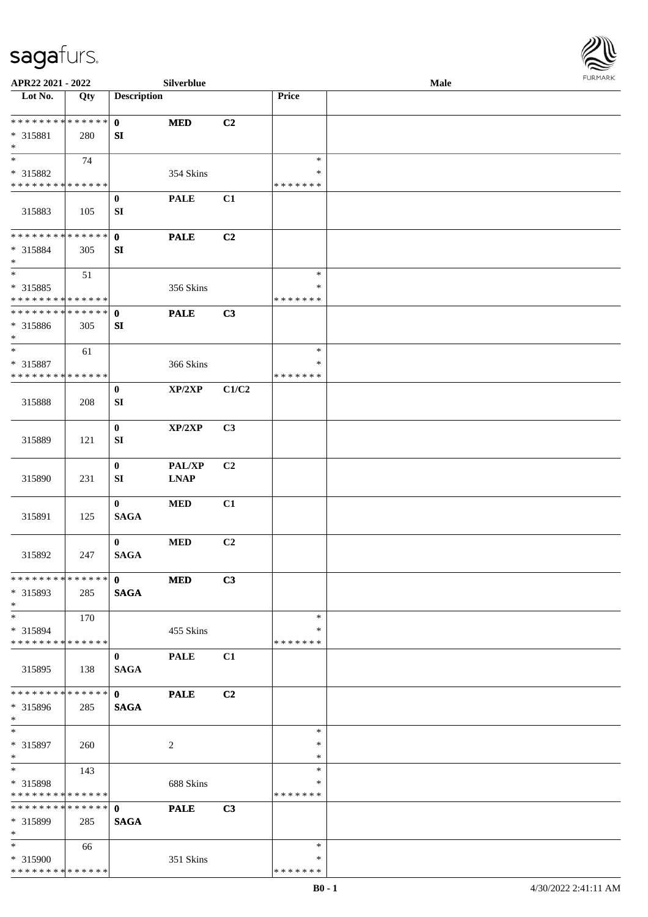APR22 2021 - 2022 Silverblue Male

| Lot No. | Qty | Description | | | Price | |
|---|---|---|---|---|---|---|
| * * * * * * * * * * * * * * | | 0 | **MED** | C2 | | |
| * 315881 | 280 | SI | | | | |
| * | | | | | | |
| * | 74 | | | | * | |
| * 315882 | | | 354 Skins | | * | |
| * * * * * * * * * * * * * * | | | | | * * * * * * * | |
| | | 0 | **PALE** | C1 | | |
| 315883 | 105 | SI | | | | |
| * * * * * * * * * * * * * * | | 0 | **PALE** | C2 | | |
| * 315884 | 305 | SI | | | | |
| * | | | | | | |
| * | 51 | | | | * | |
| * 315885 | | | 356 Skins | | * | |
| * * * * * * * * * * * * * * | | | | | * * * * * * * | |
| * * * * * * * * * * * * * * | | 0 | **PALE** | C3 | | |
| * 315886 | 305 | SI | | | | |
| * | | | | | | |
| * | 61 | | | | * | |
| * 315887 | | | 366 Skins | | * | |
| * * * * * * * * * * * * * * | | | | | * * * * * * * | |
| | | 0 | **XP/2XP** | C1/C2 | | |
| 315888 | 208 | SI | | | | |
| | | 0 | **XP/2XP** | C3 | | |
| 315889 | 121 | SI | | | | |
| | | 0 | **PAL/XP** | C2 | | |
| 315890 | 231 | SI | **LNAP** | | | |
| | | 0 | **MED** | C1 | | |
| 315891 | 125 | **SAGA** | | | | |
| | | 0 | **MED** | C2 | | |
| 315892 | 247 | **SAGA** | | | | |
| * * * * * * * * * * * * * * | | 0 | **MED** | C3 | | |
| * 315893 | 285 | **SAGA** | | | | |
| * | | | | | | |
| * | 170 | | | | * | |
| * 315894 | | | 455 Skins | | * | |
| * * * * * * * * * * * * * * | | | | | * * * * * * * | |
| | | 0 | **PALE** | C1 | | |
| 315895 | 138 | **SAGA** | | | | |
| * * * * * * * * * * * * * * | | 0 | **PALE** | C2 | | |
| * 315896 | 285 | **SAGA** | | | | |
| * | | | | | | |
| * | | | | | * | |
| * 315897 | 260 | | 2 | | * | |
| * | | | | | * | |
| * | 143 | | | | * | |
| * 315898 | | | 688 Skins | | * | |
| * * * * * * * * * * * * * * | | | | | * * * * * * * | |
| * * * * * * * * * * * * * * | | 0 | **PALE** | C3 | | |
| * 315899 | 285 | **SAGA** | | | | |
| * | | | | | | |
| * | 66 | | | | * | |
| * 315900 | | | 351 Skins | | * | |
| * * * * * * * * * * * * * * | | | | | * * * * * * * | |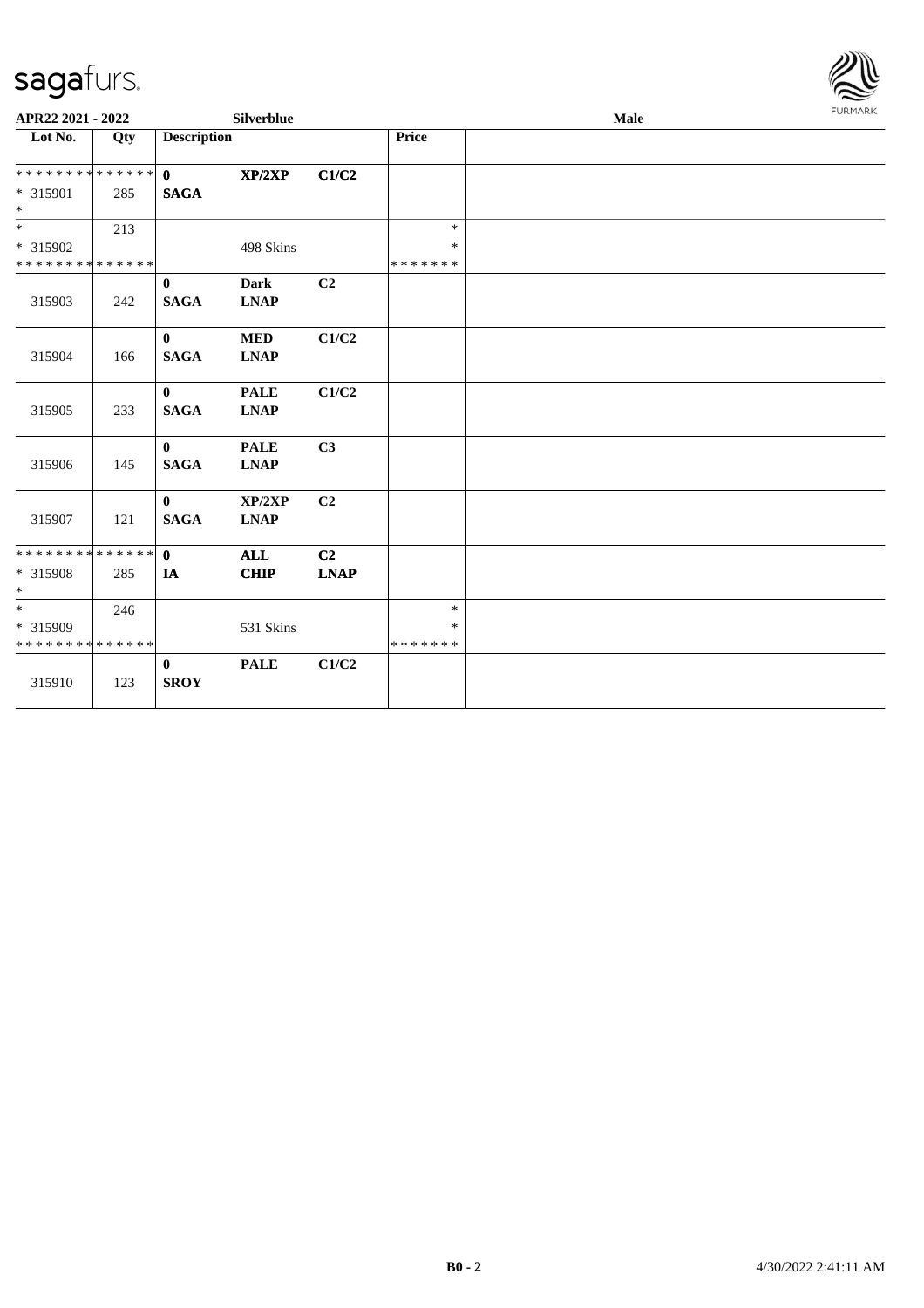APR22 2021 - 2022 Silverblue Male

| Lot No. | Qty | Description | | | Price | |
|---|---|---|---|---|---|---|
| ************** | | 0 | XP/2XP | C1/C2 | | |
| * 315901 | 285 | SAGA | | | | |
| * | | | | | | |
| * | 213 | | | | * | |
| * 315902 | | | 498 Skins | | * | |
| ************** | | | | | ******* | |
| 315903 | 242 | 0 SAGA | Dark LNAP | C2 | | |
| 315904 | 166 | 0 SAGA | MED LNAP | C1/C2 | | |
| 315905 | 233 | 0 SAGA | PALE LNAP | C1/C2 | | |
| 315906 | 145 | 0 SAGA | PALE LNAP | C3 | | |
| 315907 | 121 | 0 SAGA | XP/2XP LNAP | C2 | | |
| ************** | | 0 | ALL | C2 | | |
| * 315908 | 285 | IA | CHIP | LNAP | | |
| * | | | | | | |
| * | 246 | | | | * | |
| * 315909 | | | 531 Skins | | * | |
| ************** | | | | | ******* | |
| 315910 | 123 | 0 SROY | PALE | C1/C2 | | |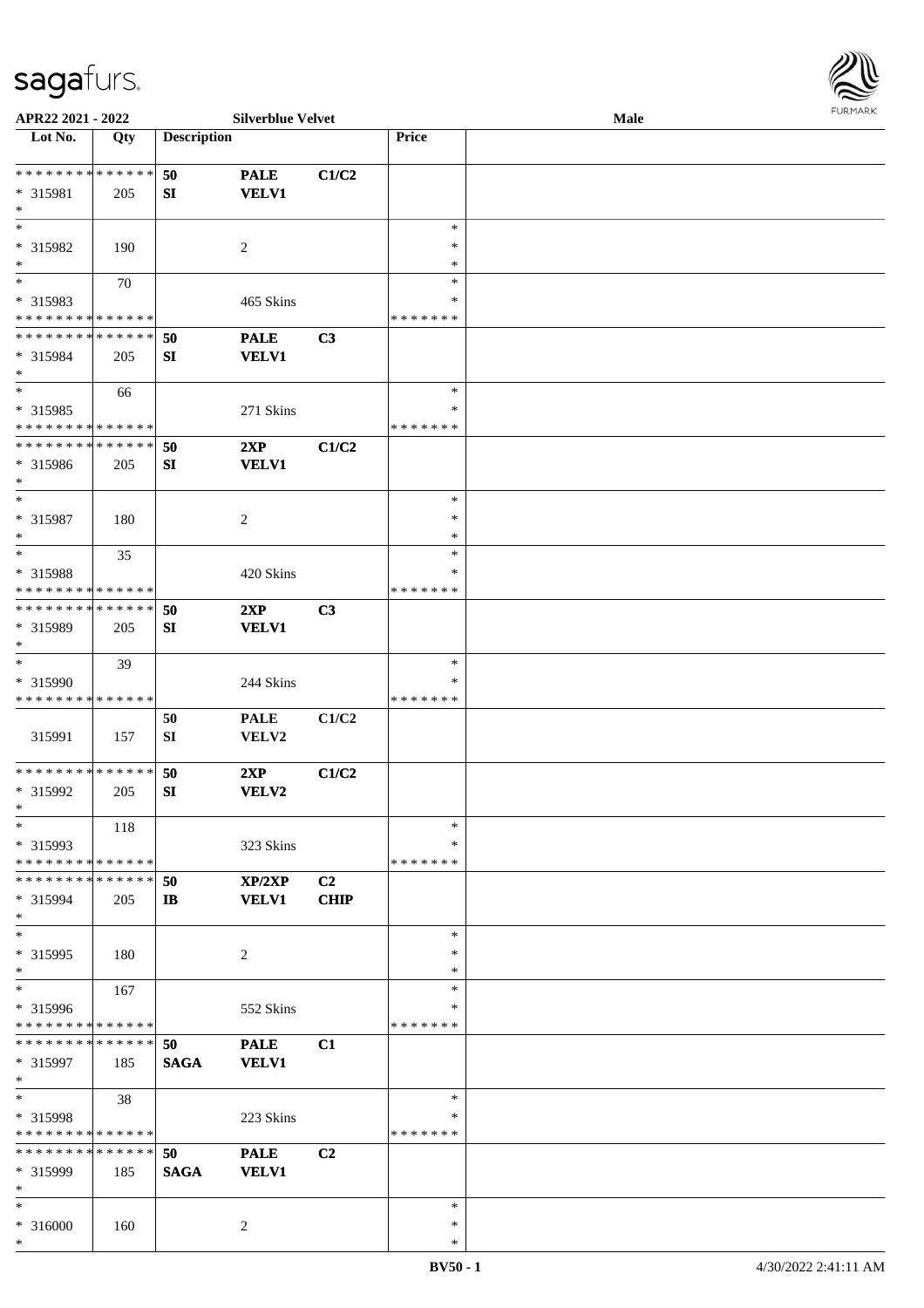| Lot No. | Qty | Description | | | Price | |
|---|---|---|---|---|---|---|
| * * * * * * * * * * * * * * | | 50 | PALE | C1/C2 | | |
| * 315981 | 205 | SI | VELV1 | | | |
| * | | | | | | |
| * | | | | | * | |
| * 315982 | 190 | | 2 | | * | |
| * | | | | | * | |
| * | 70 | | | | * | |
| * 315983 | | | 465 Skins | | * | |
| * * * * * * * * * * * * * * | | | | | * * * * * * * | |
| * * * * * * * * * * * * * * | | 50 | PALE | C3 | | |
| * 315984 | 205 | SI | VELV1 | | | |
| * | | | | | | |
| * | 66 | | | | * | |
| * 315985 | | | 271 Skins | | * | |
| * * * * * * * * * * * * * * | | | | | * * * * * * * | |
| * * * * * * * * * * * * * * | | 50 | 2XP | C1/C2 | | |
| * 315986 | 205 | SI | VELV1 | | | |
| * | | | | | | |
| * | | | | | * | |
| * 315987 | 180 | | 2 | | * | |
| * | | | | | * | |
| * | 35 | | | | * | |
| * 315988 | | | 420 Skins | | * | |
| * * * * * * * * * * * * * * | | | | | * * * * * * * | |
| * * * * * * * * * * * * * * | | 50 | 2XP | C3 | | |
| * 315989 | 205 | SI | VELV1 | | | |
| * | | | | | | |
| * | 39 | | | | * | |
| * 315990 | | | 244 Skins | | * | |
| * * * * * * * * * * * * * * | | | | | * * * * * * * | |
| | | 50 | PALE | C1/C2 | | |
| 315991 | 157 | SI | VELV2 | | | |
| * * * * * * * * * * * * * * | | 50 | 2XP | C1/C2 | | |
| * 315992 | 205 | SI | VELV2 | | | |
| * | | | | | | |
| * | 118 | | | | * | |
| * 315993 | | | 323 Skins | | * | |
| * * * * * * * * * * * * * * | | | | | * * * * * * * | |
| * * * * * * * * * * * * * * | | 50 | XP/2XP | C2 | | |
| * 315994 | 205 | IB | VELV1 | CHIP | | |
| * | | | | | | |
| * | | | | | * | |
| * 315995 | 180 | | 2 | | * | |
| * | | | | | * | |
| * | 167 | | | | * | |
| * 315996 | | | 552 Skins | | * | |
| * * * * * * * * * * * * * * | | | | | * * * * * * * | |
| * * * * * * * * * * * * * * | | 50 | PALE | C1 | | |
| * 315997 | 185 | SAGA | VELV1 | | | |
| * | | | | | | |
| * | 38 | | | | * | |
| * 315998 | | | 223 Skins | | * | |
| * * * * * * * * * * * * * * | | | | | * * * * * * * | |
| * * * * * * * * * * * * * * | | 50 | PALE | C2 | | |
| * 315999 | 185 | SAGA | VELV1 | | | |
| * | | | | | | |
| * | | | | | * | |
| * 316000 | 160 | | 2 | | * | |
| * | | | | | * | |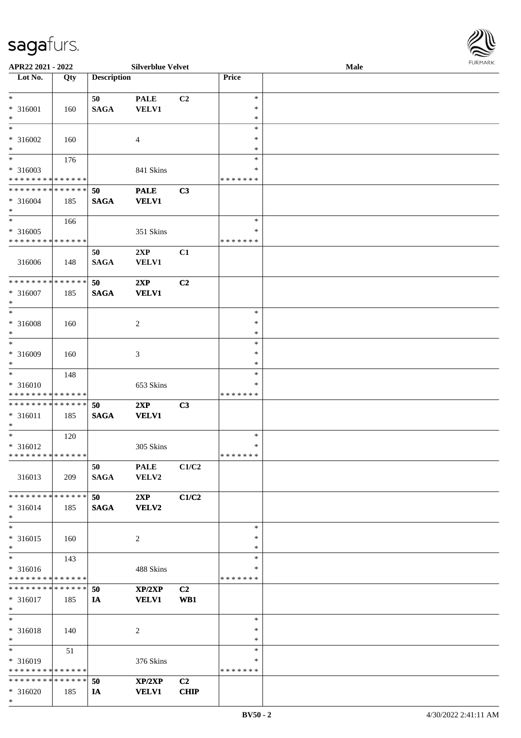APR22 2021 - 2022 | Silverblue Velvet | Male

| Lot No. | Qty | Description | | | Price | |
|---|---|---|---|---|---|---|
| * | | 50 | PALE | C2 | * | |
| * 316001 | 160 | SAGA | VELV1 | | * | |
| * | | | | | * | |
| * | | | | | * | |
| * 316002 | 160 | | 4 | | * | |
| * | | | | | * | |
| * | 176 | | | | * | |
| * 316003 | | | 841 Skins | | * | |
| * * * * * * * * * * * * * * | | | | | * * * * * * * | |
| * * * * * * * * * * * * * * | | 50 | PALE | C3 | | |
| * 316004 | 185 | SAGA | VELV1 | | | |
| * | | | | | | |
| * | 166 | | | | * | |
| * 316005 | | | 351 Skins | | * | |
| * * * * * * * * * * * * * * | | | | | * * * * * * * | |
| | | 50 | 2XP | C1 | | |
| 316006 | 148 | SAGA | VELV1 | | | |
| * * * * * * * * * * * * * * | | 50 | 2XP | C2 | | |
| * 316007 | 185 | SAGA | VELV1 | | | |
| * | | | | | | |
| * | | | | | * | |
| * 316008 | 160 | | 2 | | * | |
| * | | | | | * | |
| * | | | | | * | |
| * 316009 | 160 | | 3 | | * | |
| * | | | | | * | |
| * | 148 | | | | * | |
| * 316010 | | | 653 Skins | | * | |
| * * * * * * * * * * * * * * | | | | | * * * * * * * | |
| * * * * * * * * * * * * * * | | 50 | 2XP | C3 | | |
| * 316011 | 185 | SAGA | VELV1 | | | |
| * | | | | | | |
| * | 120 | | | | * | |
| * 316012 | | | 305 Skins | | * | |
| * * * * * * * * * * * * * * | | | | | * * * * * * * | |
| | | 50 | PALE | C1/C2 | | |
| 316013 | 209 | SAGA | VELV2 | | | |
| * * * * * * * * * * * * * * | | 50 | 2XP | C1/C2 | | |
| * 316014 | 185 | SAGA | VELV2 | | | |
| * | | | | | | |
| * | | | | | * | |
| * 316015 | 160 | | 2 | | * | |
| * | | | | | * | |
| * | 143 | | | | * | |
| * 316016 | | | 488 Skins | | * | |
| * * * * * * * * * * * * * * | | | | | * * * * * * * | |
| * * * * * * * * * * * * * * | | 50 | XP/2XP | C2 | | |
| * 316017 | 185 | IA | VELV1 | WB1 | | |
| * | | | | | | |
| * | | | | | * | |
| * 316018 | 140 | | 2 | | * | |
| * | | | | | * | |
| * | 51 | | | | * | |
| * 316019 | | | 376 Skins | | * | |
| * * * * * * * * * * * * * * | | | | | * * * * * * * | |
| * * * * * * * * * * * * * * | | 50 | XP/2XP | C2 | | |
| * 316020 | 185 | IA | VELV1 | CHIP | | |
| * | | | | | | |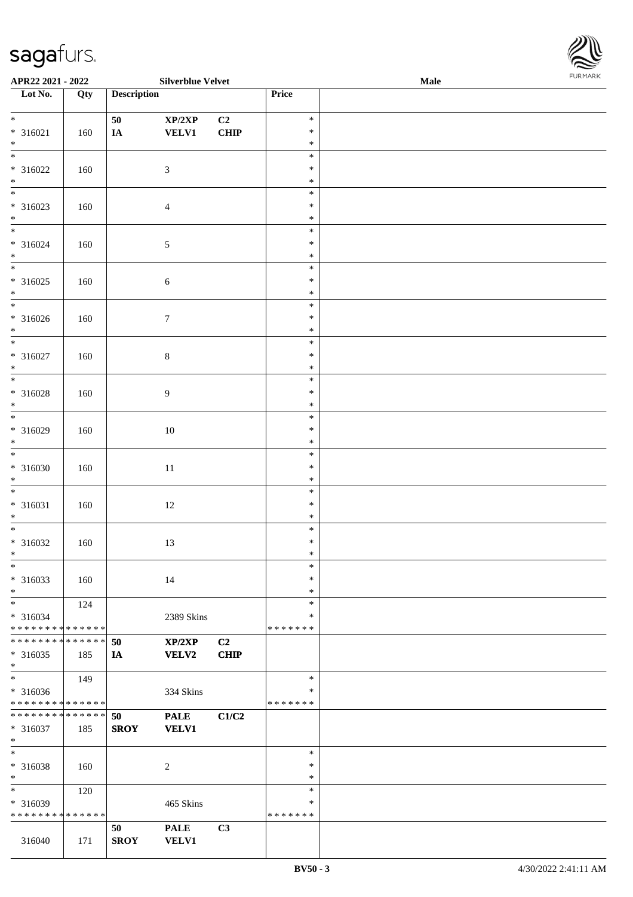APR22 2021 - 2022 Silverblue Velvet Male

| Lot No. | Qty | Description | | | Price |
|---|---|---|---|---|---|
| * | | 50 | XP/2XP | C2 | * |
| * 316021 | 160 | IA | VELV1 | CHIP | * |
| * | | | | | * |
| * 316022 | 160 | | 3 | | * |
| * 316023 | 160 | | 4 | | * |
| * 316024 | 160 | | 5 | | * |
| * 316025 | 160 | | 6 | | * |
| * 316026 | 160 | | 7 | | * |
| * 316027 | 160 | | 8 | | * |
| * 316028 | 160 | | 9 | | * |
| * 316029 | 160 | | 10 | | * |
| * 316030 | 160 | | 11 | | * |
| * 316031 | 160 | | 12 | | * |
| * 316032 | 160 | | 13 | | * |
| * 316033 | 160 | | 14 | | * |
| * 316034 | 124 | | 2389 Skins | | * |
| * * * * * * * * * * * * * * | | | | | * * * * * * * |
| * * * * * * * * * * * * * * | | 50 | XP/2XP | C2 | |
| * 316035 | 185 | IA | VELV2 | CHIP | |
| * 316036 | 149 | | 334 Skins | | * |
| * * * * * * * * * * * * * * | | | | | * * * * * * * |
| * * * * * * * * * * * * * * | | 50 | PALE | C1/C2 | |
| * 316037 | 185 | SROY | VELV1 | | |
| * 316038 | 160 | | 2 | | * |
| * 316039 | 120 | | 465 Skins | | * |
| * * * * * * * * * * * * * * | | | | | * * * * * * * |
| | | 50 | PALE | C3 | |
| 316040 | 171 | SROY | VELV1 | | |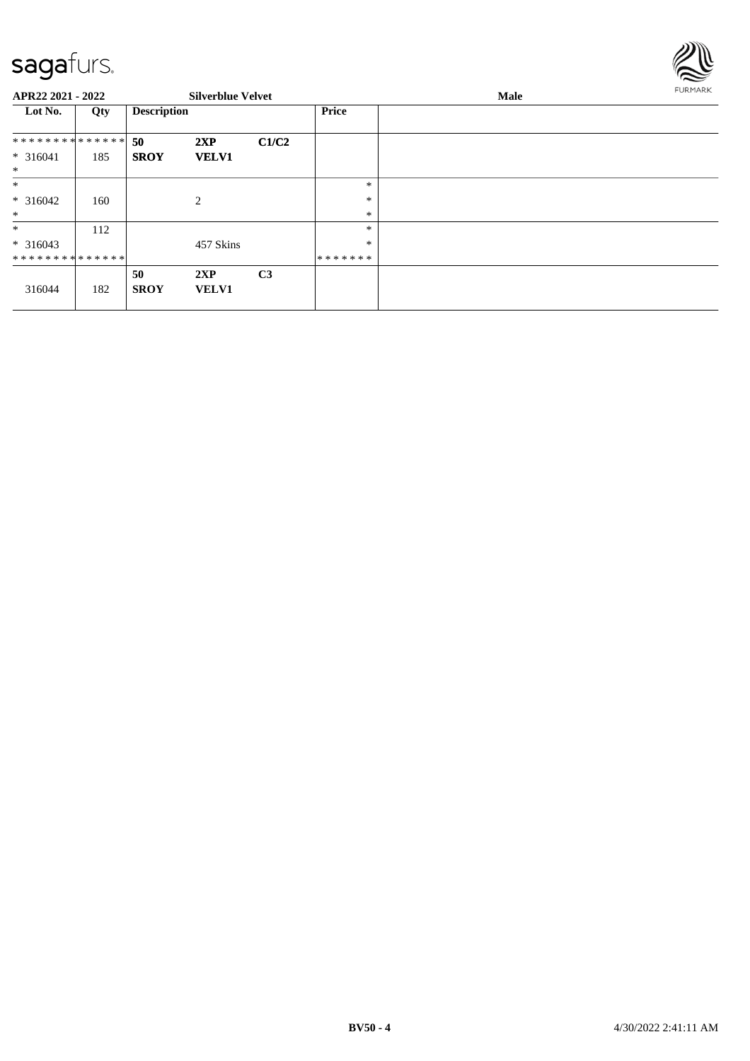**APR22 2021 - 2022** **Silverblue Velvet** **Male**

| Lot No. | Qty | Description | | | Price | |
|---|---|---|---|---|---|---|
| ************** | | **50** | **2XP** | **C1/C2** | | |
| * 316041 | 185 | **SROY** | **VELV1** | | | |
| * | | | | | | |
| * | | | | | * | |
| * 316042 | 160 | | 2 | | * | |
| * | | | | | * | |
| * | 112 | | | | * | |
| * 316043 | | | 457 Skins | | * | |
| ************** | | | | | ******* | |
| | | **50** | **2XP** | **C3** | | |
| 316044 | 182 | **SROY** | **VELV1** | | | |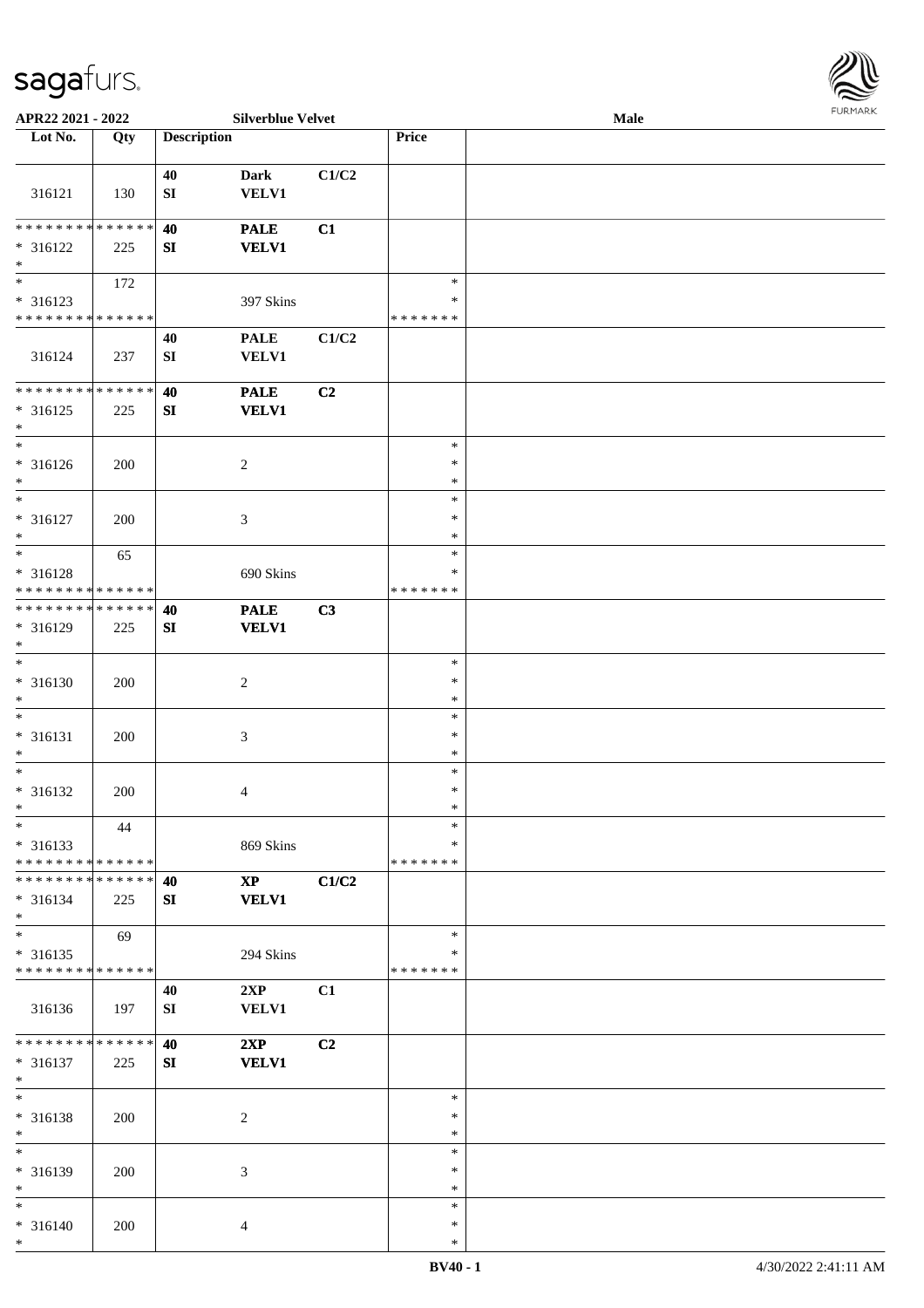| Lot No. | Qty | Description | | | Price | |
|---|---|---|---|---|---|---|
| 316121 | 130 | 40 SI | Dark VELV1 | C1/C2 | | |
| * * * * * * * * * * * * * * * 316122 * | 225 | 40 SI | PALE VELV1 | C1 | | |
| * * 316123 * * * * * * * * * * * * * * | 172 | | 397 Skins | | * * * * * * * * * | |
| 316124 | 237 | 40 SI | PALE VELV1 | C1/C2 | | |
| * * * * * * * * * * * * * * * 316125 * | 225 | 40 SI | PALE VELV1 | C2 | | |
| * * 316126 * | 200 | | 2 | | * * * | |
| * * 316127 * | 200 | | 3 | | * * * | |
| * * 316128 * * * * * * * * * * * * * * | 65 | | 690 Skins | | * * * * * * * * * | |
| * * * * * * * * * * * * * * * 316129 * | 225 | 40 SI | PALE VELV1 | C3 | | |
| * * 316130 * | 200 | | 2 | | * * * | |
| * * 316131 * | 200 | | 3 | | * * * | |
| * * 316132 * | 200 | | 4 | | * * * | |
| * * 316133 * * * * * * * * * * * * * * | 44 | | 869 Skins | | * * * * * * * * * | |
| * * * * * * * * * * * * * * * 316134 * | 225 | 40 SI | XP VELV1 | C1/C2 | | |
| * * 316135 * * * * * * * * * * * * * * | 69 | | 294 Skins | | * * * * * * * * * | |
| 316136 | 197 | 40 SI | 2XP VELV1 | C1 | | |
| * * * * * * * * * * * * * * * 316137 * | 225 | 40 SI | 2XP VELV1 | C2 | | |
| * * 316138 * | 200 | | 2 | | * * * | |
| * * 316139 * | 200 | | 3 | | * * * | |
| * * 316140 * | 200 | | 4 | | * * * | |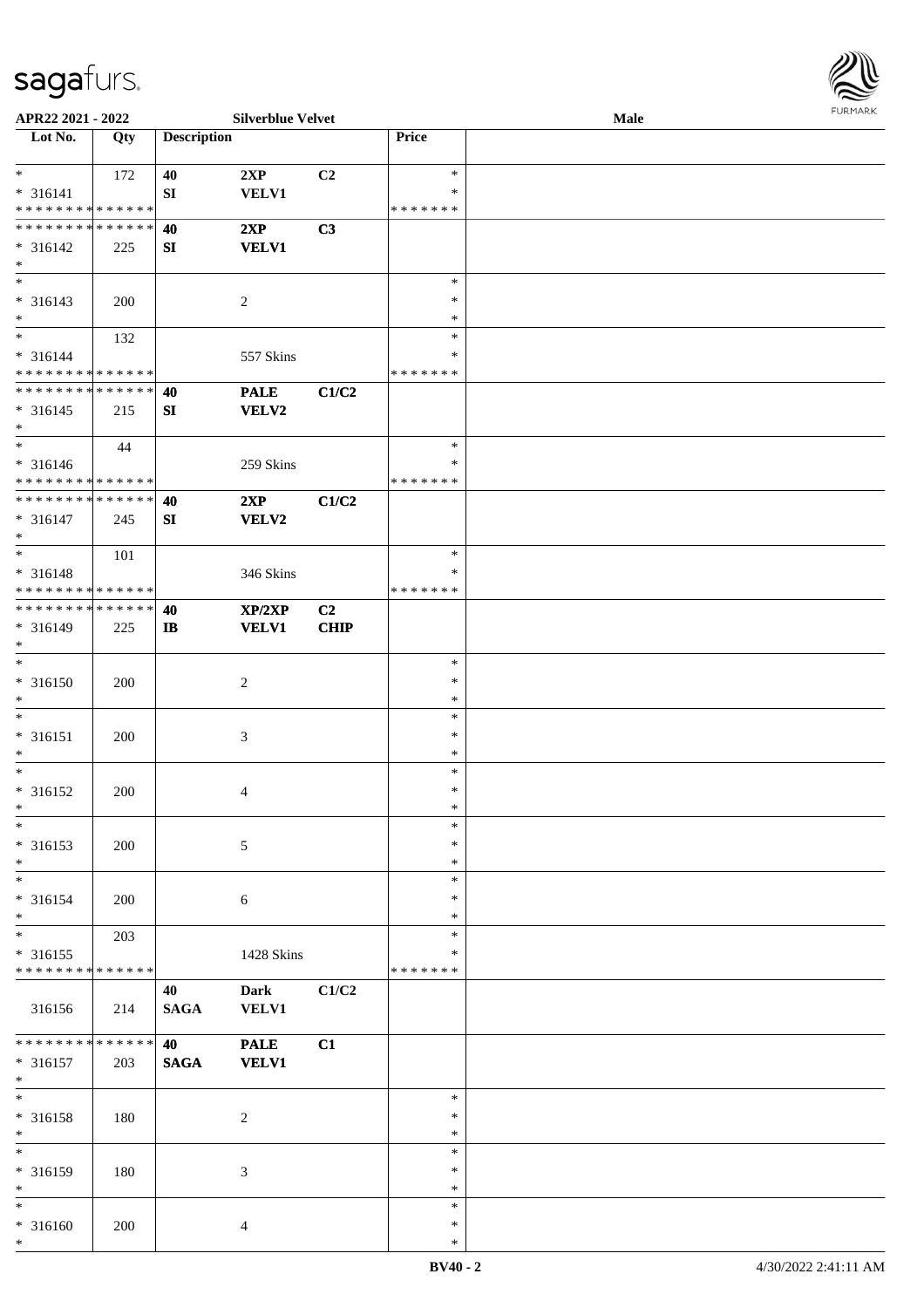**APR22 2021 - 2022** | **Silverblue Velvet** | **Male**

| Lot No. | Qty | Description | | | Price | |
|---|---|---|---|---|---|---|
| * | 172 | 40 | 2XP | C2 | * | |
| * 316141 | | SI | VELV1 | | * | |
| * * * * * * * * * * * * * * | | | | | * * * * * * * | |
| * * * * * * * * * * * * * * | | 40 | 2XP | C3 | | |
| * 316142 | 225 | SI | VELV1 | | | |
| * | | | | | | |
| * | | | | | * | |
| * 316143 | 200 | | 2 | | * | |
| * | | | | | * | |
| * | 132 | | | | * | |
| * 316144 | | | 557 Skins | | * | |
| * * * * * * * * * * * * * * | | | | | * * * * * * * | |
| * * * * * * * * * * * * * * | | 40 | PALE | C1/C2 | | |
| * 316145 | 215 | SI | VELV2 | | | |
| * | | | | | | |
| * | 44 | | | | * | |
| * 316146 | | | 259 Skins | | * | |
| * * * * * * * * * * * * * * | | | | | * * * * * * * | |
| * * * * * * * * * * * * * * | | 40 | 2XP | C1/C2 | | |
| * 316147 | 245 | SI | VELV2 | | | |
| * | | | | | | |
| * | 101 | | | | * | |
| * 316148 | | | 346 Skins | | * | |
| * * * * * * * * * * * * * * | | | | | * * * * * * * | |
| * * * * * * * * * * * * * * | | 40 | XP/2XP | C2 | | |
| * 316149 | 225 | IB | VELV1 | CHIP | | |
| * | | | | | | |
| * | | | | | * | |
| * 316150 | 200 | | 2 | | * | |
| * | | | | | * | |
| * | | | | | * | |
| * 316151 | 200 | | 3 | | * | |
| * | | | | | * | |
| * | | | | | * | |
| * 316152 | 200 | | 4 | | * | |
| * | | | | | * | |
| * | | | | | * | |
| * 316153 | 200 | | 5 | | * | |
| * | | | | | * | |
| * | | | | | * | |
| * 316154 | 200 | | 6 | | * | |
| * | | | | | * | |
| * | 203 | | | | * | |
| * 316155 | | | 1428 Skins | | * | |
| * * * * * * * * * * * * * * | | | | | * * * * * * * | |
| | | 40 | Dark | C1/C2 | | |
| 316156 | 214 | SAGA | VELV1 | | | |
| * * * * * * * * * * * * * * | | 40 | PALE | C1 | | |
| * 316157 | 203 | SAGA | VELV1 | | | |
| * | | | | | | |
| * | | | | | * | |
| * 316158 | 180 | | 2 | | * | |
| * | | | | | * | |
| * | | | | | * | |
| * 316159 | 180 | | 3 | | * | |
| * | | | | | * | |
| * | | | | | * | |
| * 316160 | 200 | | 4 | | * | |
| * | | | | | * | |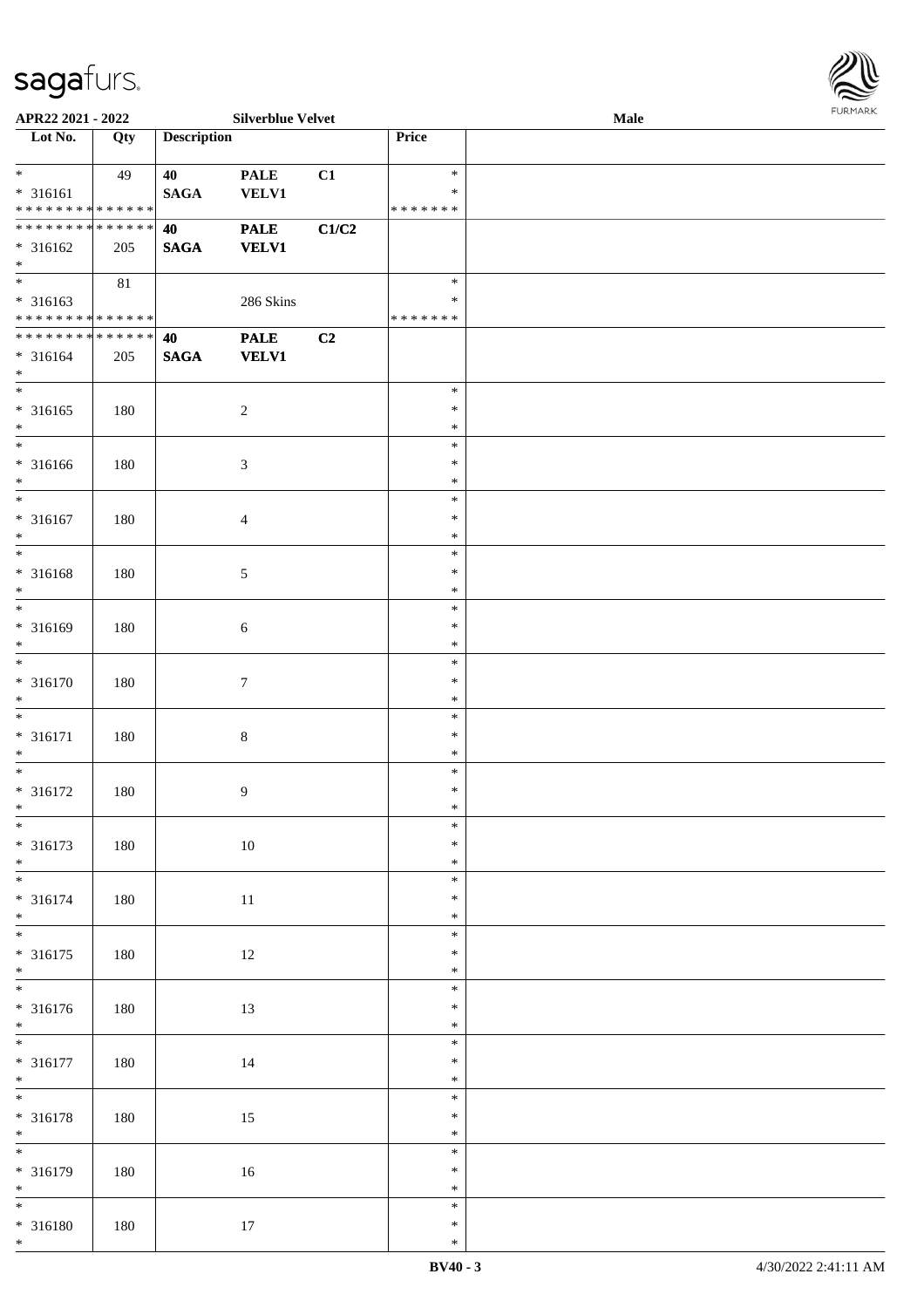| Lot No. | Qty | Description | | | Price | |
|---|---|---|---|---|---|---|
| * | 49 | 40 | PALE | C1 | * | |
| * 316161 | | SAGA | VELV1 | | * | |
| * * * * * * * * * * * * * * | | | | | * * * * * * * | |
| * * * * * * * * * * * * * * | | 40 | PALE | C1/C2 | | |
| * 316162 | 205 | SAGA | VELV1 | | | |
| * | | | | | | |
| * | 81 | | | | * | |
| * 316163 | | | 286 Skins | | * | |
| * * * * * * * * * * * * * * | | | | | * * * * * * * | |
| * * * * * * * * * * * * * * | | 40 | PALE | C2 | | |
| * 316164 | 205 | SAGA | VELV1 | | | |
| * | | | | | | |
| * 316165 | 180 | | 2 | | * | |
| * 316166 | 180 | | 3 | | * | |
| * 316167 | 180 | | 4 | | * | |
| * 316168 | 180 | | 5 | | * | |
| * 316169 | 180 | | 6 | | * | |
| * 316170 | 180 | | 7 | | * | |
| * 316171 | 180 | | 8 | | * | |
| * 316172 | 180 | | 9 | | * | |
| * 316173 | 180 | | 10 | | * | |
| * 316174 | 180 | | 11 | | * | |
| * 316175 | 180 | | 12 | | * | |
| * 316176 | 180 | | 13 | | * | |
| * 316177 | 180 | | 14 | | * | |
| * 316178 | 180 | | 15 | | * | |
| * 316179 | 180 | | 16 | | * | |
| * 316180 | 180 | | 17 | | * | |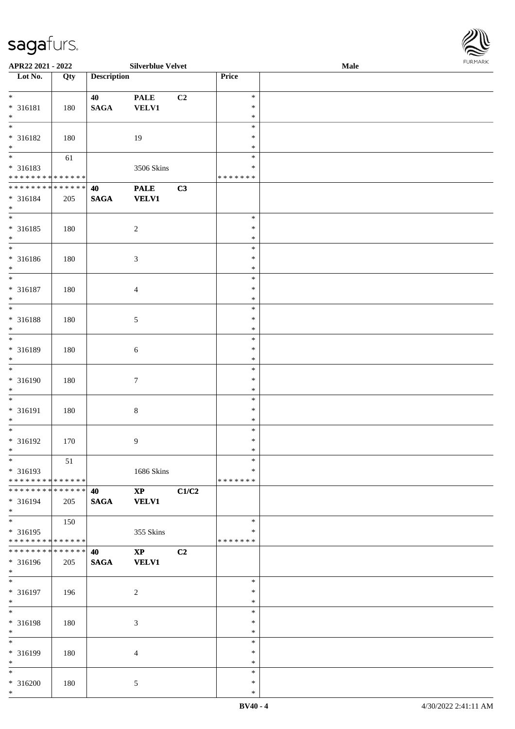| Lot No. | Qty | Description | | | Price | |
|---|---|---|---|---|---|---|
| * | | 40 | PALE | C2 | * | |
| * 316181 | 180 | SAGA | VELV1 | | * | |
| * | | | | | * | |
| * | | | | | * | |
| * 316182 | 180 | | 19 | | * | |
| * | | | | | * | |
| * | 61 | | | | * | |
| * 316183 | | | 3506 Skins | | * | |
| * * * * * * * * * * * * * * | | | | | * * * * * * * | |
| * * * * * * * * * * * * * * | | 40 | PALE | C3 | | |
| * 316184 | 205 | SAGA | VELV1 | | | |
| * | | | | | | |
| * | | | | | * | |
| * 316185 | 180 | | 2 | | * | |
| * | | | | | * | |
| * | | | | | * | |
| * 316186 | 180 | | 3 | | * | |
| * | | | | | * | |
| * | | | | | * | |
| * 316187 | 180 | | 4 | | * | |
| * | | | | | * | |
| * | | | | | * | |
| * 316188 | 180 | | 5 | | * | |
| * | | | | | * | |
| * | | | | | * | |
| * 316189 | 180 | | 6 | | * | |
| * | | | | | * | |
| * | | | | | * | |
| * 316190 | 180 | | 7 | | * | |
| * | | | | | * | |
| * | | | | | * | |
| * 316191 | 180 | | 8 | | * | |
| * | | | | | * | |
| * | | | | | * | |
| * 316192 | 170 | | 9 | | * | |
| * | | | | | * | |
| * | 51 | | | | * | |
| * 316193 | | | 1686 Skins | | * | |
| * * * * * * * * * * * * * * | | | | | * * * * * * * | |
| * * * * * * * * * * * * * * | | 40 | XP | C1/C2 | | |
| * 316194 | 205 | SAGA | VELV1 | | | |
| * | | | | | | |
| * | 150 | | | | * | |
| * 316195 | | | 355 Skins | | * | |
| * * * * * * * * * * * * * * | | | | | * * * * * * * | |
| * * * * * * * * * * * * * * | | 40 | XP | C2 | | |
| * 316196 | 205 | SAGA | VELV1 | | | |
| * | | | | | | |
| * | | | | | * | |
| * 316197 | 196 | | 2 | | * | |
| * | | | | | * | |
| * | | | | | * | |
| * 316198 | 180 | | 3 | | * | |
| * | | | | | * | |
| * | | | | | * | |
| * 316199 | 180 | | 4 | | * | |
| * | | | | | * | |
| * | | | | | * | |
| * 316200 | 180 | | 5 | | * | |
| * | | | | | * | |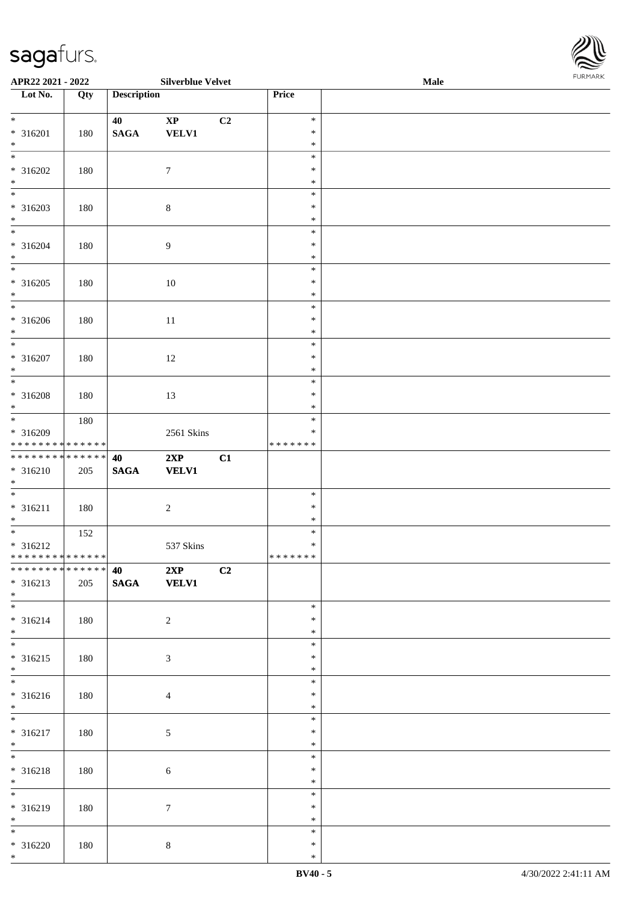**APR22 2021 - 2022** **Silverblue Velvet** **Male**

| Lot No. | Qty | Description | | | Price | |
|---|---|---|---|---|---|---|
| * | | **40** | **XP** | **C2** | * | |
| * 316201 | 180 | **SAGA** | **VELV1** | | * | |
| * | | | | | * | |
| * | | | | | * | |
| * 316202 | 180 | | 7 | | * | |
| * | | | | | * | |
| * | | | | | * | |
| * 316203 | 180 | | 8 | | * | |
| * | | | | | * | |
| * | | | | | * | |
| * 316204 | 180 | | 9 | | * | |
| * | | | | | * | |
| * | | | | | * | |
| * 316205 | 180 | | 10 | | * | |
| * | | | | | * | |
| * | | | | | * | |
| * 316206 | 180 | | 11 | | * | |
| * | | | | | * | |
| * | | | | | * | |
| * 316207 | 180 | | 12 | | * | |
| * | | | | | * | |
| * | | | | | * | |
| * 316208 | 180 | | 13 | | * | |
| * | | | | | * | |
| * | 180 | | | | * | |
| * 316209 | | | 2561 Skins | | * | |
| * * * * * * * * * * * * * * | | | | | * * * * * * * | |
| * * * * * * * * * * * * * * | | **40** | **2XP** | **C1** | | |
| * 316210 | 205 | **SAGA** | **VELV1** | | | |
| * | | | | | | |
| * | | | | | * | |
| * 316211 | 180 | | 2 | | * | |
| * | | | | | * | |
| * | 152 | | | | * | |
| * 316212 | | | 537 Skins | | * | |
| * * * * * * * * * * * * * * | | | | | * * * * * * * | |
| * * * * * * * * * * * * * * | | **40** | **2XP** | **C2** | | |
| * 316213 | 205 | **SAGA** | **VELV1** | | | |
| * | | | | | | |
| * | | | | | * | |
| * 316214 | 180 | | 2 | | * | |
| * | | | | | * | |
| * | | | | | * | |
| * 316215 | 180 | | 3 | | * | |
| * | | | | | * | |
| * | | | | | * | |
| * 316216 | 180 | | 4 | | * | |
| * | | | | | * | |
| * | | | | | * | |
| * 316217 | 180 | | 5 | | * | |
| * | | | | | * | |
| * | | | | | * | |
| * 316218 | 180 | | 6 | | * | |
| * | | | | | * | |
| * | | | | | * | |
| * 316219 | 180 | | 7 | | * | |
| * | | | | | * | |
| * | | | | | * | |
| * 316220 | 180 | | 8 | | * | |
| * | | | | | * | |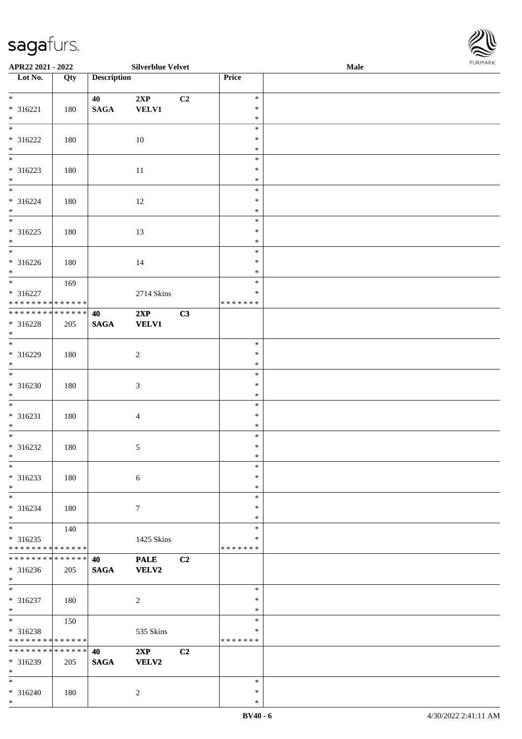| Lot No. | Qty | Description | | | Price | |
|---|---|---|---|---|---|---|
| * | | 40 | 2XP | C2 | * | |
| * 316221 | 180 | SAGA | VELV1 | | * | |
| * | | | | | * | |
| * | | | | | * | |
| * 316222 | 180 | | 10 | | * | |
| * | | | | | * | |
| * | | | | | * | |
| * 316223 | 180 | | 11 | | * | |
| * | | | | | * | |
| * | | | | | * | |
| * 316224 | 180 | | 12 | | * | |
| * | | | | | * | |
| * | | | | | * | |
| * 316225 | 180 | | 13 | | * | |
| * | | | | | * | |
| * | | | | | * | |
| * 316226 | 180 | | 14 | | * | |
| * | | | | | * | |
| * | 169 | | | | * | |
| * 316227 | | | 2714 Skins | | * | |
| * * * * * * * * * * * * * * | | | | | * * * * * * * | |
| * * * * * * * * * * * * * * | | 40 | 2XP | C3 | | |
| * 316228 | 205 | SAGA | VELV1 | | | |
| * | | | | | | |
| * | | | | | * | |
| * 316229 | 180 | | 2 | | * | |
| * | | | | | * | |
| * | | | | | * | |
| * 316230 | 180 | | 3 | | * | |
| * | | | | | * | |
| * | | | | | * | |
| * 316231 | 180 | | 4 | | * | |
| * | | | | | * | |
| * | | | | | * | |
| * 316232 | 180 | | 5 | | * | |
| * | | | | | * | |
| * | | | | | * | |
| * 316233 | 180 | | 6 | | * | |
| * | | | | | * | |
| * | | | | | * | |
| * 316234 | 180 | | 7 | | * | |
| * | | | | | * | |
| * | 140 | | | | * | |
| * 316235 | | | 1425 Skins | | * | |
| * * * * * * * * * * * * * * | | | | | * * * * * * * | |
| * * * * * * * * * * * * * * | | 40 | PALE | C2 | | |
| * 316236 | 205 | SAGA | VELV2 | | | |
| * | | | | | | |
| * | | | | | * | |
| * 316237 | 180 | | 2 | | * | |
| * | | | | | * | |
| * | 150 | | | | * | |
| * 316238 | | | 535 Skins | | * | |
| * * * * * * * * * * * * * * | | | | | * * * * * * * | |
| * * * * * * * * * * * * * * | | 40 | 2XP | C2 | | |
| * 316239 | 205 | SAGA | VELV2 | | | |
| * | | | | | | |
| * | | | | | * | |
| * 316240 | 180 | | 2 | | * | |
| * | | | | | * | |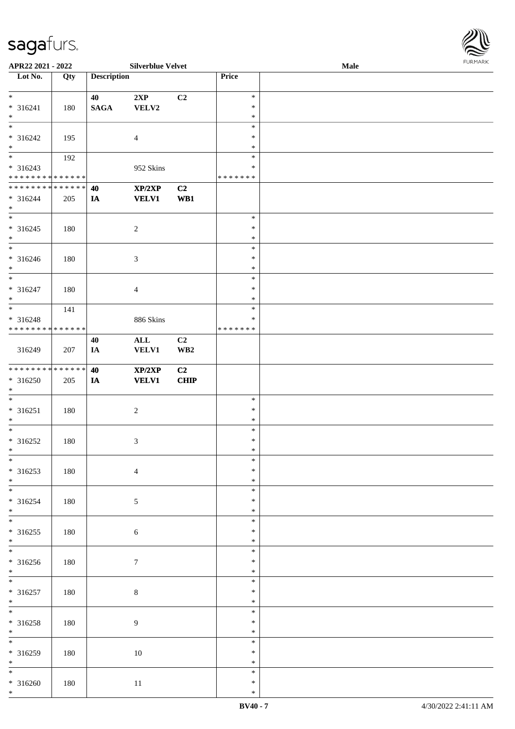| Lot No. | Qty | Description | | | Price | |
|---|---|---|---|---|---|---|
| * 316241 * | 180 | 40 SAGA | 2XP VELV2 | C2 | * * * | |
| * 316242 * | 195 | | 4 | | * * * | |
| * 316243 * * * * * * * * * * * * * * | 192 | | 952 Skins | | * * * * * * * * * | |
| * * * * * * * * * * * * * * 316244 * | 205 | 40 IA | XP/2XP VELV1 | C2 WB1 | | |
| * 316245 * | 180 | | 2 | | * * * | |
| * 316246 * | 180 | | 3 | | * * * | |
| * 316247 * | 180 | | 4 | | * * * | |
| * 316248 * * * * * * * * * * * * * * | 141 | | 886 Skins | | * * * * * * * * * | |
| 316249 | 207 | 40 IA | ALL VELV1 | C2 WB2 | | |
| * * * * * * * * * * * * * * 316250 * | 205 | 40 IA | XP/2XP VELV1 | C2 CHIP | | |
| * 316251 * | 180 | | 2 | | * * * | |
| * 316252 * | 180 | | 3 | | * * * | |
| * 316253 * | 180 | | 4 | | * * * | |
| * 316254 * | 180 | | 5 | | * * * | |
| * 316255 * | 180 | | 6 | | * * * | |
| * 316256 * | 180 | | 7 | | * * * | |
| * 316257 * | 180 | | 8 | | * * * | |
| * 316258 * | 180 | | 9 | | * * * | |
| * 316259 * | 180 | | 10 | | * * * | |
| * 316260 * | 180 | | 11 | | * * * | |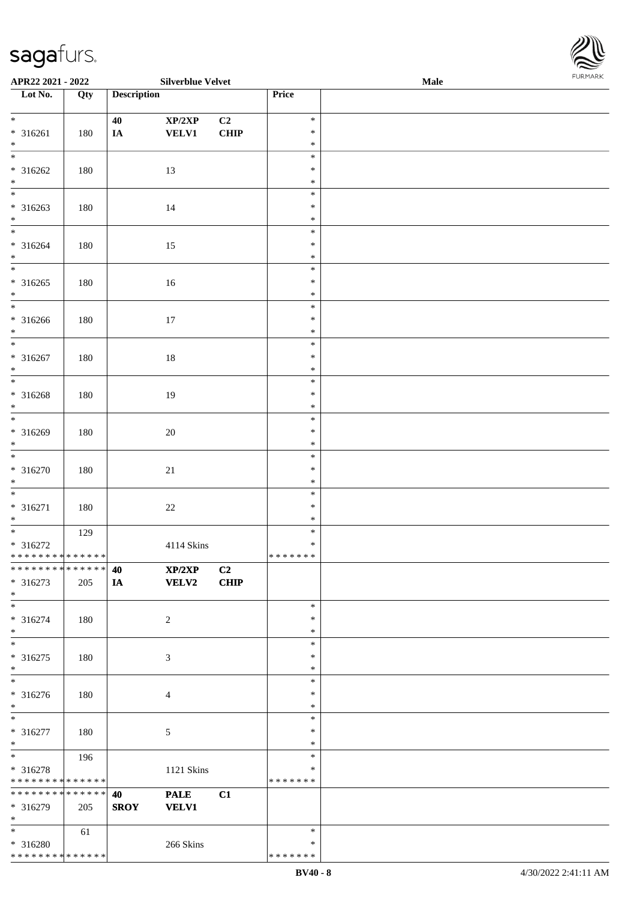| Lot No. | Qty | Description | | | Price | |
|---|---|---|---|---|---|---|
| * | | 40 | XP/2XP | C2 | * | |
| * 316261 | 180 | IA | VELV1 | CHIP | * | |
| * | | | | | * | |
| * | | | | | * | |
| * 316262 | 180 | | 13 | | * | |
| * | | | | | * | |
| * | | | | | * | |
| * 316263 | 180 | | 14 | | * | |
| * | | | | | * | |
| * | | | | | * | |
| * 316264 | 180 | | 15 | | * | |
| * | | | | | * | |
| * | | | | | * | |
| * 316265 | 180 | | 16 | | * | |
| * | | | | | * | |
| * | | | | | * | |
| * 316266 | 180 | | 17 | | * | |
| * | | | | | * | |
| * | | | | | * | |
| * 316267 | 180 | | 18 | | * | |
| * | | | | | * | |
| * | | | | | * | |
| * 316268 | 180 | | 19 | | * | |
| * | | | | | * | |
| * | | | | | * | |
| * 316269 | 180 | | 20 | | * | |
| * | | | | | * | |
| * | | | | | * | |
| * 316270 | 180 | | 21 | | * | |
| * | | | | | * | |
| * | | | | | * | |
| * 316271 | 180 | | 22 | | * | |
| * | | | | | * | |
| * | 129 | | | | * | |
| * 316272 | | | 4114 Skins | | * | |
| * * * * * * * * * * * * * * | | | | | * * * * * * * | |
| * * * * * * * * * * * * * * | | 40 | XP/2XP | C2 | | |
| * 316273 | 205 | IA | VELV2 | CHIP | | |
| * | | | | | | |
| * | | | | | * | |
| * 316274 | 180 | | 2 | | * | |
| * | | | | | * | |
| * | | | | | * | |
| * 316275 | 180 | | 3 | | * | |
| * | | | | | * | |
| * | | | | | * | |
| * 316276 | 180 | | 4 | | * | |
| * | | | | | * | |
| * | | | | | * | |
| * 316277 | 180 | | 5 | | * | |
| * | | | | | * | |
| * | 196 | | | | * | |
| * 316278 | | | 1121 Skins | | * | |
| * * * * * * * * * * * * * * | | | | | * * * * * * * | |
| * * * * * * * * * * * * * * | | 40 | PALE | C1 | | |
| * 316279 | 205 | SROY | VELV1 | | | |
| * | | | | | | |
| * | 61 | | | | * | |
| * 316280 | | | 266 Skins | | * | |
| * * * * * * * * * * * * * * | | | | | * * * * * * * | |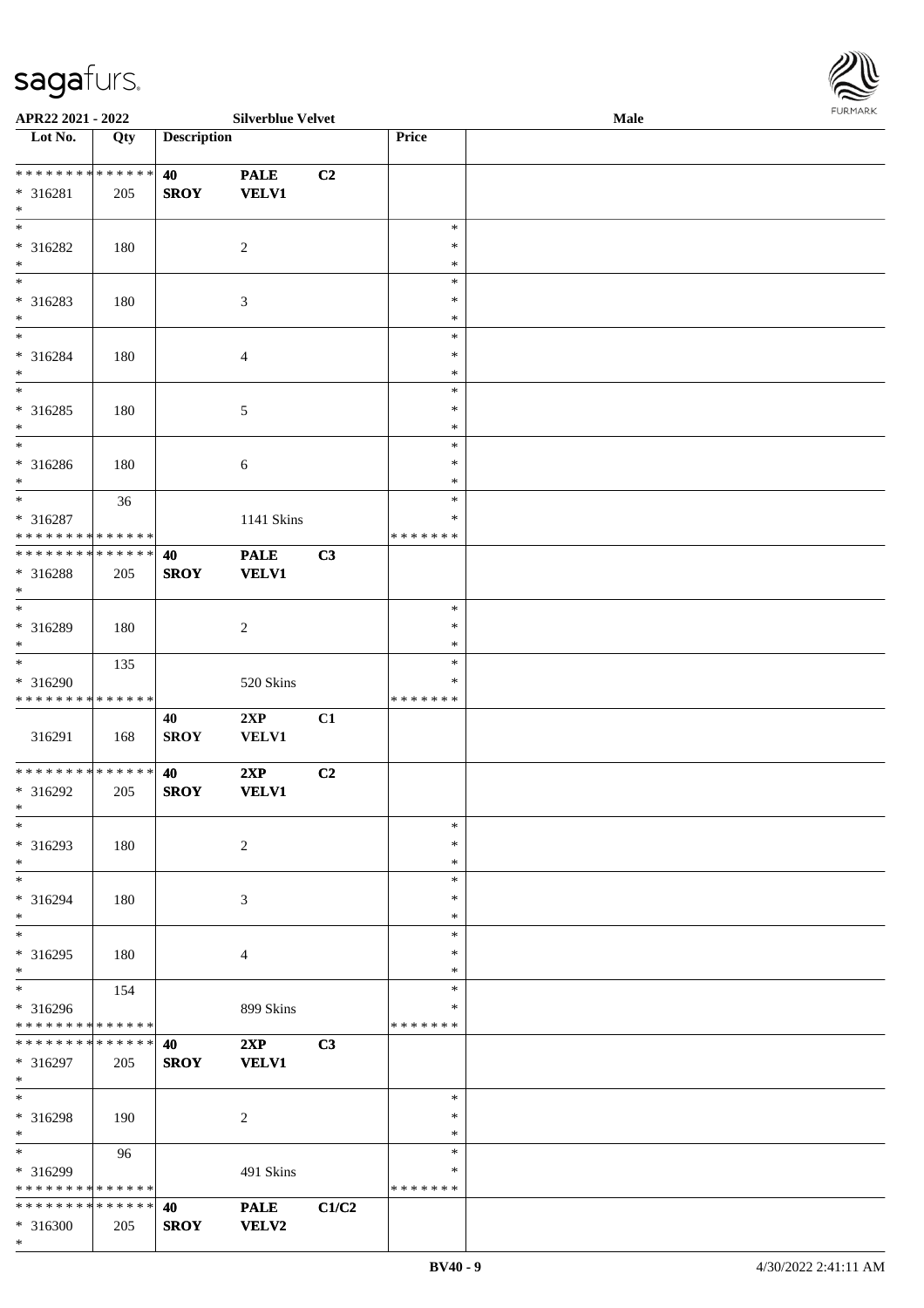| Lot No. | Qty | Description | | | Price | |
|---|---|---|---|---|---|---|
| * * * * * * * * * * * * * * | | 40 | PALE | C2 | | |
| * 316281 | 205 | SROY | VELV1 | | | |
| * | | | | | | |
| * 316282 | 180 | | 2 | | * | |
| * 316283 | 180 | | 3 | | * | |
| * 316284 | 180 | | 4 | | * | |
| * 316285 | 180 | | 5 | | * | |
| * 316286 | 180 | | 6 | | * | |
| * 316287 | 36 | | 1141 Skins | | * | |
| * * * * * * * * * * * * * * | | | | | * * * * * * * | |
| * * * * * * * * * * * * * * | | 40 | PALE | C3 | | |
| * 316288 | 205 | SROY | VELV1 | | | |
| * 316289 | 180 | | 2 | | * | |
| * 316290 | 135 | | 520 Skins | | * | |
| * * * * * * * * * * * * * * | | | | | * * * * * * * | |
| | | 40 | 2XP | C1 | | |
| 316291 | 168 | SROY | VELV1 | | | |
| * * * * * * * * * * * * * * | | 40 | 2XP | C2 | | |
| * 316292 | 205 | SROY | VELV1 | | | |
| * 316293 | 180 | | 2 | | * | |
| * 316294 | 180 | | 3 | | * | |
| * 316295 | 180 | | 4 | | * | |
| * 316296 | 154 | | 899 Skins | | * | |
| * * * * * * * * * * * * * * | | | | | * * * * * * * | |
| * * * * * * * * * * * * * * | | 40 | 2XP | C3 | | |
| * 316297 | 205 | SROY | VELV1 | | | |
| * 316298 | 190 | | 2 | | * | |
| * 316299 | 96 | | 491 Skins | | * | |
| * * * * * * * * * * * * * * | | | | | * * * * * * * | |
| * * * * * * * * * * * * * * | | 40 | PALE | C1/C2 | | |
| * 316300 | 205 | SROY | VELV2 | | | |
| * | | | | | | |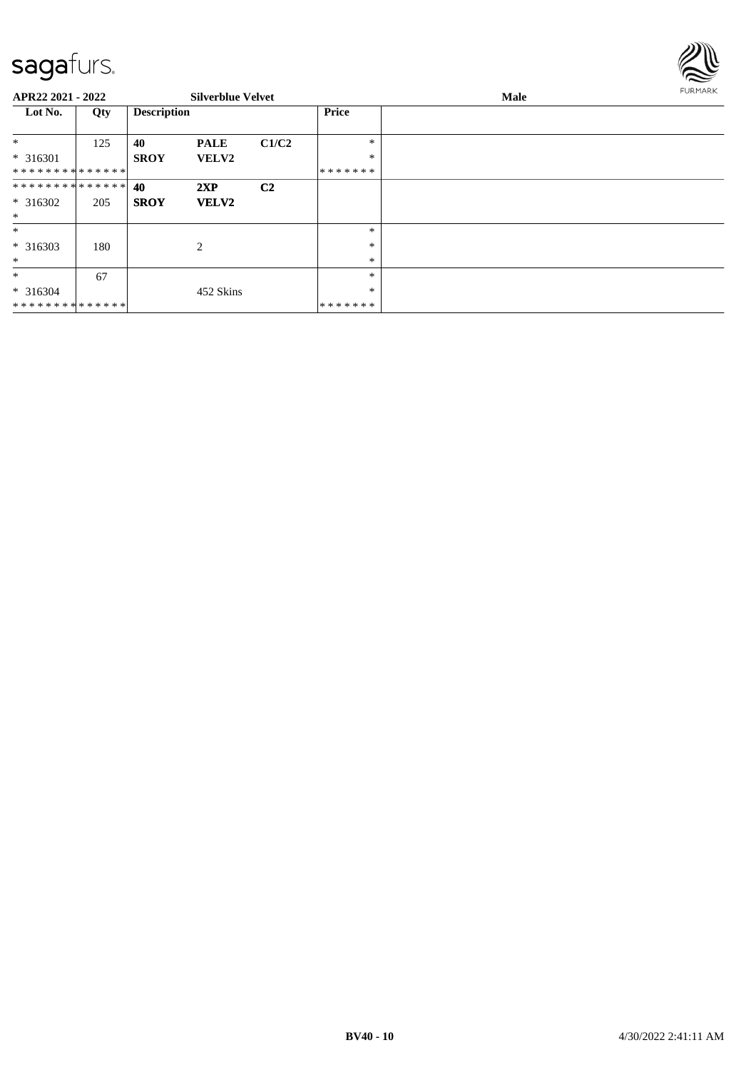APR22 2021 - 2022 **Silverblue Velvet** **Male**

| Lot No. | Qty | Description | | | Price |
|---|---|---|---|---|---|
| * | 125 | **40** | **PALE** | **C1/C2** | * |
| * 316301 | | **SROY** | **VELV2** | | * |
| ************** | | | | | ******* |
| ************** | | **40** | **2XP** | **C2** | |
| * 316302 | 205 | **SROY** | **VELV2** | | |
| * | | | | | |
| * | | | | | * |
| * 316303 | 180 | | 2 | | * |
| * | | | | | * |
| * | 67 | | | | * |
| * 316304 | | | 452 Skins | | * |
| ************** | | | | | ******* |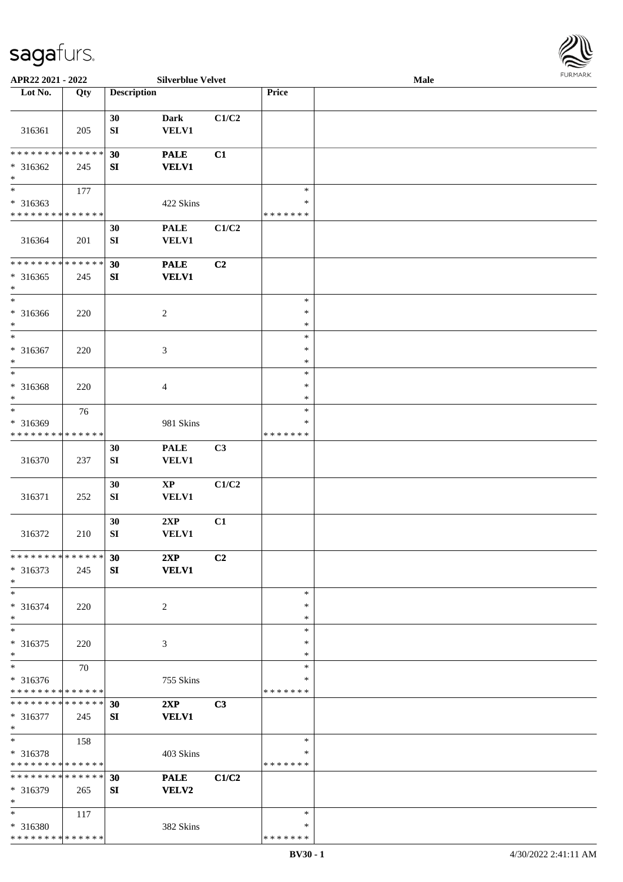APR22 2021 - 2022 &nbsp;&nbsp;&nbsp; Silverblue Velvet &nbsp;&nbsp;&nbsp; Male

| Lot No. | Qty | Description | | | Price | |
|---|---|---|---|---|---|---|
| 316361 | 205 | 30 SI | Dark VELV1 | C1/C2 | | |
| * * * * * * * * * * * * * * <br>* 316362<br>* | 245 | 30 SI | PALE VELV1 | C1 | | |
| * <br>* 316363<br>* * * * * * * * * * * * * * | 177 | | 422 Skins | | *<br>*<br>* * * * * * * | |
| 316364 | 201 | 30 SI | PALE VELV1 | C1/C2 | | |
| * * * * * * * * * * * * * * <br>* 316365<br>* | 245 | 30 SI | PALE VELV1 | C2 | | |
| * <br>* 316366<br>* | 220 | | 2 | | *<br>*<br>* | |
| * <br>* 316367<br>* | 220 | | 3 | | *<br>*<br>* | |
| * <br>* 316368<br>* | 220 | | 4 | | *<br>*<br>* | |
| * <br>* 316369<br>* * * * * * * * * * * * * * | 76 | | 981 Skins | | *<br>*<br>* * * * * * * | |
| 316370 | 237 | 30 SI | PALE VELV1 | C3 | | |
| 316371 | 252 | 30 SI | XP VELV1 | C1/C2 | | |
| 316372 | 210 | 30 SI | 2XP VELV1 | C1 | | |
| * * * * * * * * * * * * * * <br>* 316373<br>* | 245 | 30 SI | 2XP VELV1 | C2 | | |
| * <br>* 316374<br>* | 220 | | 2 | | *<br>*<br>* | |
| * <br>* 316375<br>* | 220 | | 3 | | *<br>*<br>* | |
| * <br>* 316376<br>* * * * * * * * * * * * * * | 70 | | 755 Skins | | *<br>*<br>* * * * * * * | |
| * * * * * * * * * * * * * * <br>* 316377<br>* | 245 | 30 SI | 2XP VELV1 | C3 | | |
| * <br>* 316378<br>* * * * * * * * * * * * * * | 158 | | 403 Skins | | *<br>*<br>* * * * * * * | |
| * * * * * * * * * * * * * * <br>* 316379<br>* | 265 | 30 SI | PALE VELV2 | C1/C2 | | |
| * <br>* 316380<br>* * * * * * * * * * * * * * | 117 | | 382 Skins | | *<br>*<br>* * * * * * * | |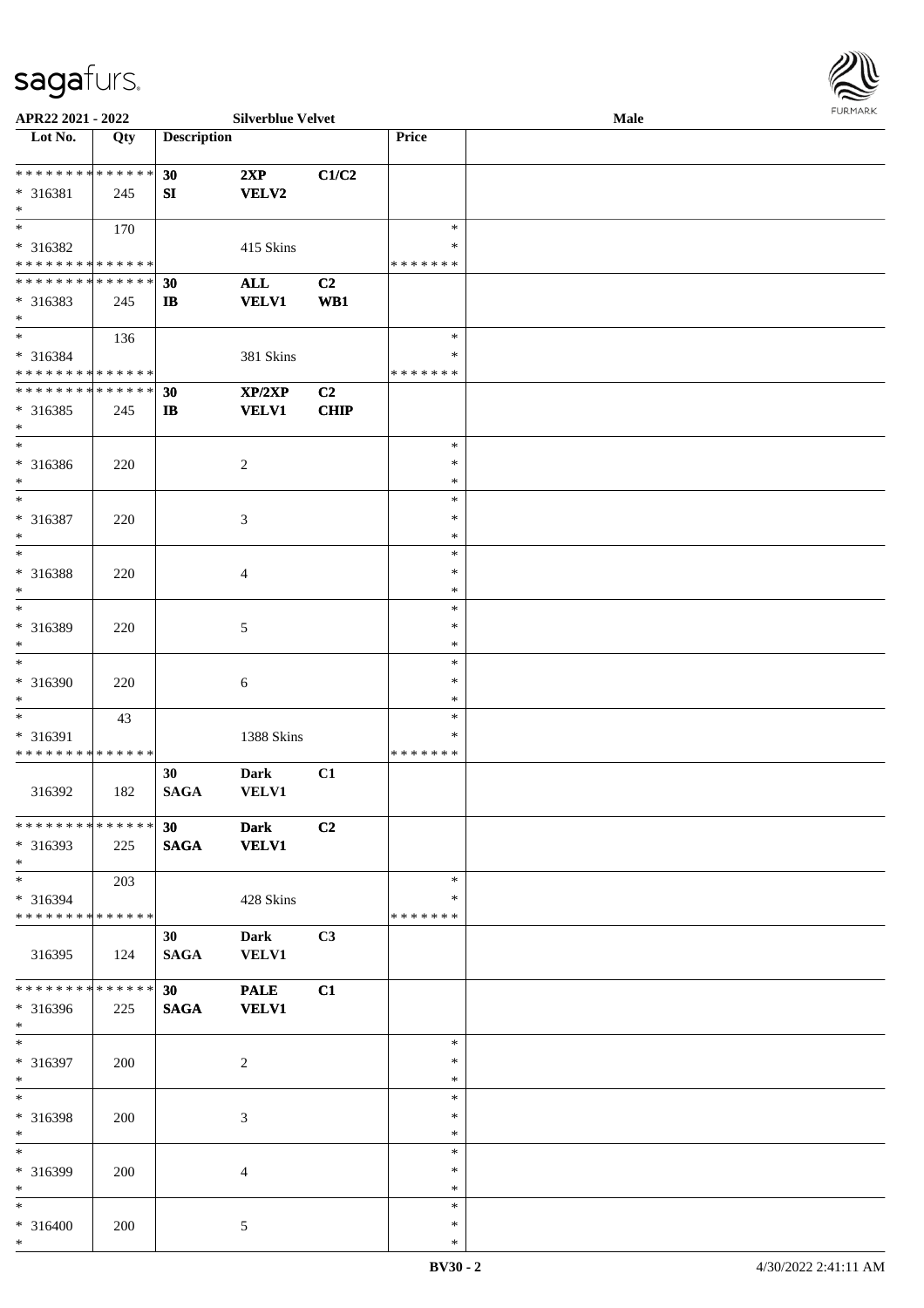APR22 2021 - 2022 | Silverblue Velvet | Male

| Lot No. | Qty | Description | | | Price | |
|---|---|---|---|---|---|---|
| * * * * * * * * * * * * * * | | 30 | 2XP | C1/C2 | | |
| * 316381 | 245 | SI | VELV2 | | | |
| * | | | | | | |
| * | 170 | | | | * | |
| * 316382 | | | 415 Skins | | * | |
| * * * * * * * * * * * * * * | | | | | * * * * * * * | |
| * * * * * * * * * * * * * * | | 30 | ALL | C2 | | |
| * 316383 | 245 | IB | VELV1 | WB1 | | |
| * | | | | | | |
| * | 136 | | | | * | |
| * 316384 | | | 381 Skins | | * | |
| * * * * * * * * * * * * * * | | | | | * * * * * * * | |
| * * * * * * * * * * * * * * | | 30 | XP/2XP | C2 | | |
| * 316385 | 245 | IB | VELV1 | CHIP | | |
| * | | | | | | |
| * | | | | | * | |
| * 316386 | 220 | | 2 | | * | |
| * | | | | | * | |
| * | | | | | * | |
| * 316387 | 220 | | 3 | | * | |
| * | | | | | * | |
| * | | | | | * | |
| * 316388 | 220 | | 4 | | * | |
| * | | | | | * | |
| * | | | | | * | |
| * 316389 | 220 | | 5 | | * | |
| * | | | | | * | |
| * | | | | | * | |
| * 316390 | 220 | | 6 | | * | |
| * | | | | | * | |
| * | 43 | | | | * | |
| * 316391 | | | 1388 Skins | | * | |
| * * * * * * * * * * * * * * | | | | | * * * * * * * | |
| | | 30 | Dark | C1 | | |
| 316392 | 182 | SAGA | VELV1 | | | |
| * * * * * * * * * * * * * * | | 30 | Dark | C2 | | |
| * 316393 | 225 | SAGA | VELV1 | | | |
| * | | | | | | |
| * | 203 | | | | * | |
| * 316394 | | | 428 Skins | | * | |
| * * * * * * * * * * * * * * | | | | | * * * * * * * | |
| | | 30 | Dark | C3 | | |
| 316395 | 124 | SAGA | VELV1 | | | |
| * * * * * * * * * * * * * * | | 30 | PALE | C1 | | |
| * 316396 | 225 | SAGA | VELV1 | | | |
| * | | | | | | |
| * | | | | | * | |
| * 316397 | 200 | | 2 | | * | |
| * | | | | | * | |
| * | | | | | * | |
| * 316398 | 200 | | 3 | | * | |
| * | | | | | * | |
| * | | | | | * | |
| * 316399 | 200 | | 4 | | * | |
| * | | | | | * | |
| * | | | | | * | |
| * 316400 | 200 | | 5 | | * | |
| * | | | | | * | |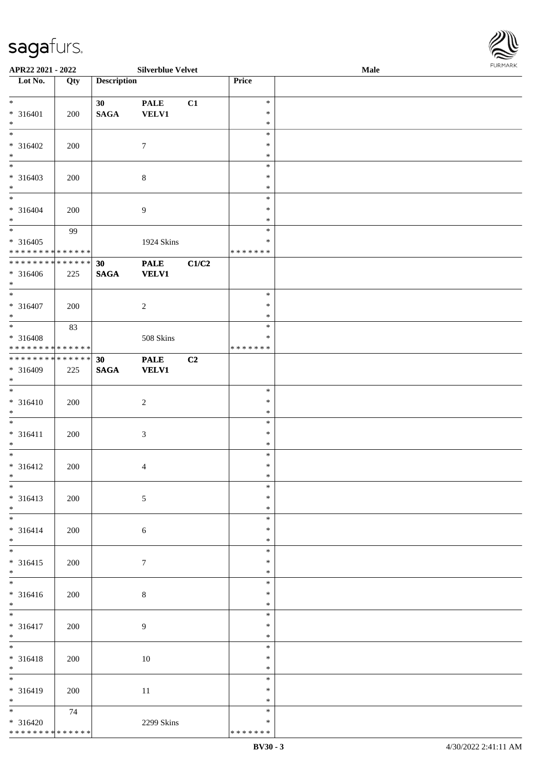APR22 2021 - 2022 | Silverblue Velvet | Male

| Lot No. | Qty | Description | | | Price | |
|---|---|---|---|---|---|---|
| * 316401 * | 200 | 30 SAGA | PALE VELV1 | C1 | * * * | |
| * 316402 * | 200 | | 7 | | * * * | |
| * 316403 * | 200 | | 8 | | * * * | |
| * 316404 * | 200 | | 9 | | * * * | |
| * 316405 * * * * * * * * * * * * * * | 99 | | 1924 Skins | | * * * * * * * * | |
| * * * * * * * * * * * * * * 316406 * | 225 | 30 SAGA | PALE VELV1 | C1/C2 | | |
| * 316407 * | 200 | | 2 | | * * * | |
| * 316408 * * * * * * * * * * * * * * | 83 | | 508 Skins | | * * * * * * * * | |
| * * * * * * * * * * * * * * 316409 * | 225 | 30 SAGA | PALE VELV1 | C2 | | |
| * 316410 * | 200 | | 2 | | * * * | |
| * 316411 * | 200 | | 3 | | * * * | |
| * 316412 * | 200 | | 4 | | * * * | |
| * 316413 * | 200 | | 5 | | * * * | |
| * 316414 * | 200 | | 6 | | * * * | |
| * 316415 * | 200 | | 7 | | * * * | |
| * 316416 * | 200 | | 8 | | * * * | |
| * 316417 * | 200 | | 9 | | * * * | |
| * 316418 * | 200 | | 10 | | * * * | |
| * 316419 * | 200 | | 11 | | * * * | |
| * 316420 * * * * * * * * * * * * * * | 74 | | 2299 Skins | | * * * * * * * * | |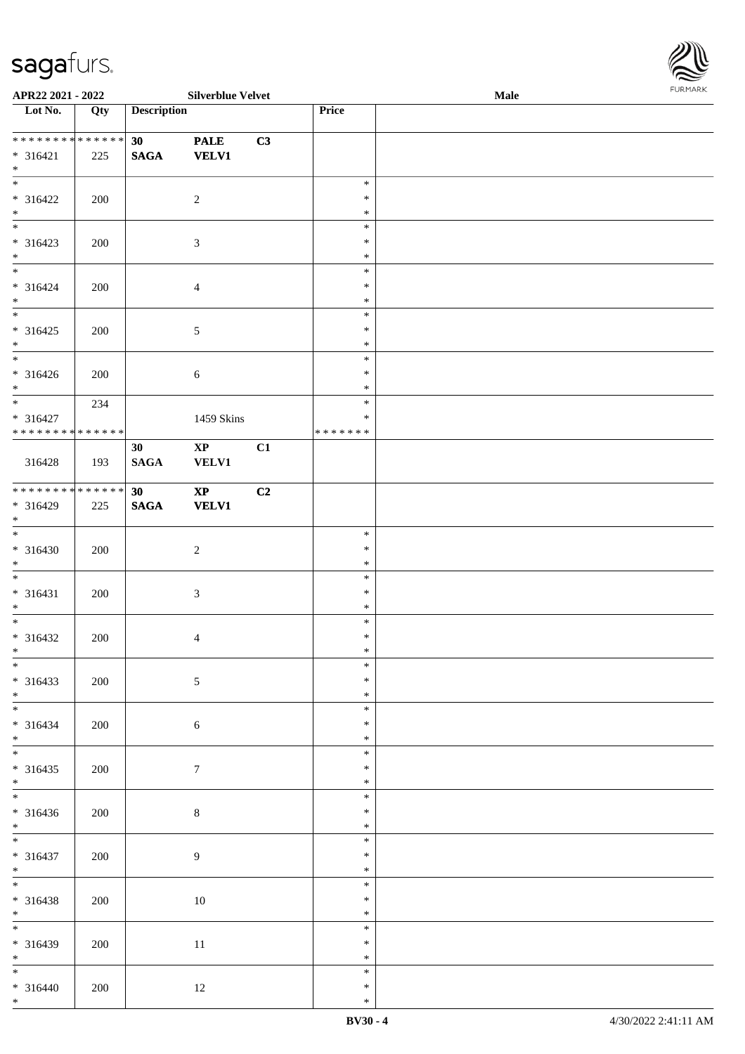APR22 2021 - 2022 Silverblue Velvet Male

| Lot No. | Qty | Description | | | Price | |
|---|---|---|---|---|---|---|
| * * * * * * * * * * * * * * | | 30 | PALE | C3 | | |
| * 316421 | 225 | SAGA | VELV1 | | | |
| * | | | | | | |
| * 316422 | 200 | | 2 | | * * * | |
| * 316423 | 200 | | 3 | | * * * | |
| * 316424 | 200 | | 4 | | * * * | |
| * 316425 | 200 | | 5 | | * * * | |
| * 316426 | 200 | | 6 | | * * * | |
| * 316427 | 234 | | 1459 Skins | | * * | |
| * * * * * * * * * * * * * * | | | | | * * * * * * * | |
| 316428 | 193 | 30 SAGA | XP VELV1 | C1 | | |
| * * * * * * * * * * * * * * | | 30 | XP | C2 | | |
| * 316429 | 225 | SAGA | VELV1 | | | |
| * | | | | | | |
| * 316430 | 200 | | 2 | | * * * | |
| * 316431 | 200 | | 3 | | * * * | |
| * 316432 | 200 | | 4 | | * * * | |
| * 316433 | 200 | | 5 | | * * * | |
| * 316434 | 200 | | 6 | | * * * | |
| * 316435 | 200 | | 7 | | * * * | |
| * 316436 | 200 | | 8 | | * * * | |
| * 316437 | 200 | | 9 | | * * * | |
| * 316438 | 200 | | 10 | | * * * | |
| * 316439 | 200 | | 11 | | * * * | |
| * 316440 | 200 | | 12 | | * * * | |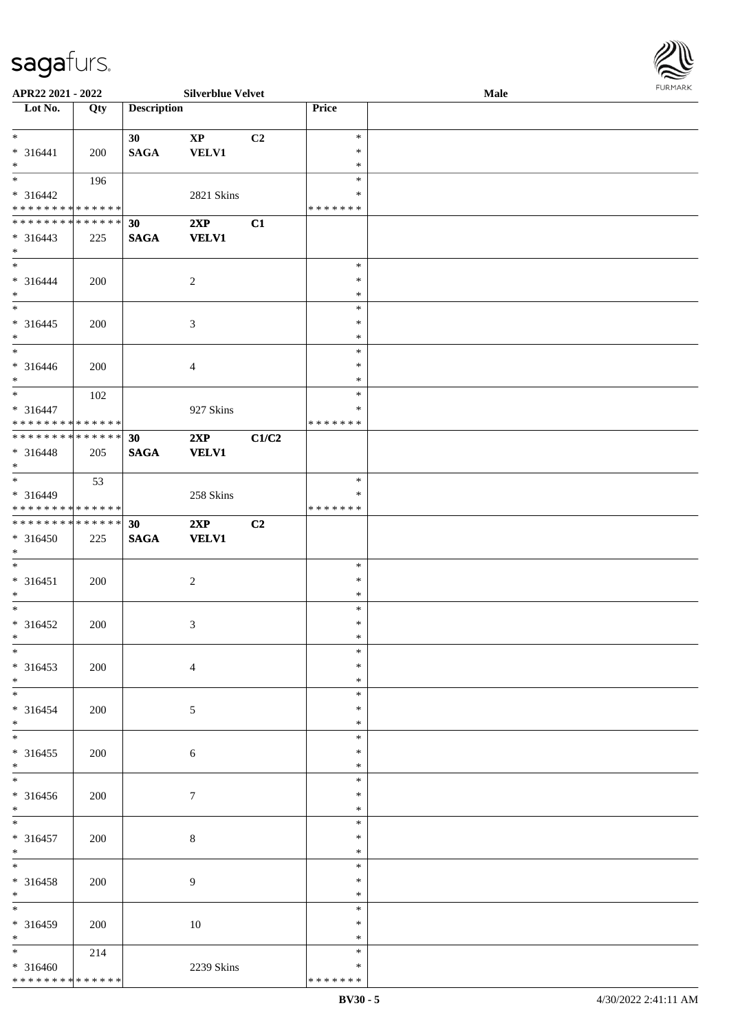**APR22 2021 - 2022** **Silverblue Velvet** **Male**

| Lot No. | Qty | Description | | | Price | |
|---|---|---|---|---|---|---|
| * 316441 * | 200 | 30 SAGA | XP VELV1 | C2 | * * * | |
| * 316442 * * * * * * * * * * * * * * | 196 | | 2821 Skins | | * * * * * * * * * | |
| * * * * * * * * * * * * * * 316443 * | 225 | 30 SAGA | 2XP VELV1 | C1 | | |
| * 316444 * | 200 | | 2 | | * * * | |
| * 316445 * | 200 | | 3 | | * * * | |
| * 316446 * | 200 | | 4 | | * * * | |
| * 316447 * * * * * * * * * * * * * * | 102 | | 927 Skins | | * * * * * * * * * | |
| * * * * * * * * * * * * * * 316448 * | 205 | 30 SAGA | 2XP VELV1 | C1/C2 | | |
| * 316449 * * * * * * * * * * * * * * | 53 | | 258 Skins | | * * * * * * * * * | |
| * * * * * * * * * * * * * * 316450 * | 225 | 30 SAGA | 2XP VELV1 | C2 | | |
| * 316451 * | 200 | | 2 | | * * * | |
| * 316452 * | 200 | | 3 | | * * * | |
| * 316453 * | 200 | | 4 | | * * * | |
| * 316454 * | 200 | | 5 | | * * * | |
| * 316455 * | 200 | | 6 | | * * * | |
| * 316456 * | 200 | | 7 | | * * * | |
| * 316457 * | 200 | | 8 | | * * * | |
| * 316458 * | 200 | | 9 | | * * * | |
| * 316459 * | 200 | | 10 | | * * * | |
| * 316460 * * * * * * * * * * * * * * | 214 | | 2239 Skins | | * * * * * * * * * | |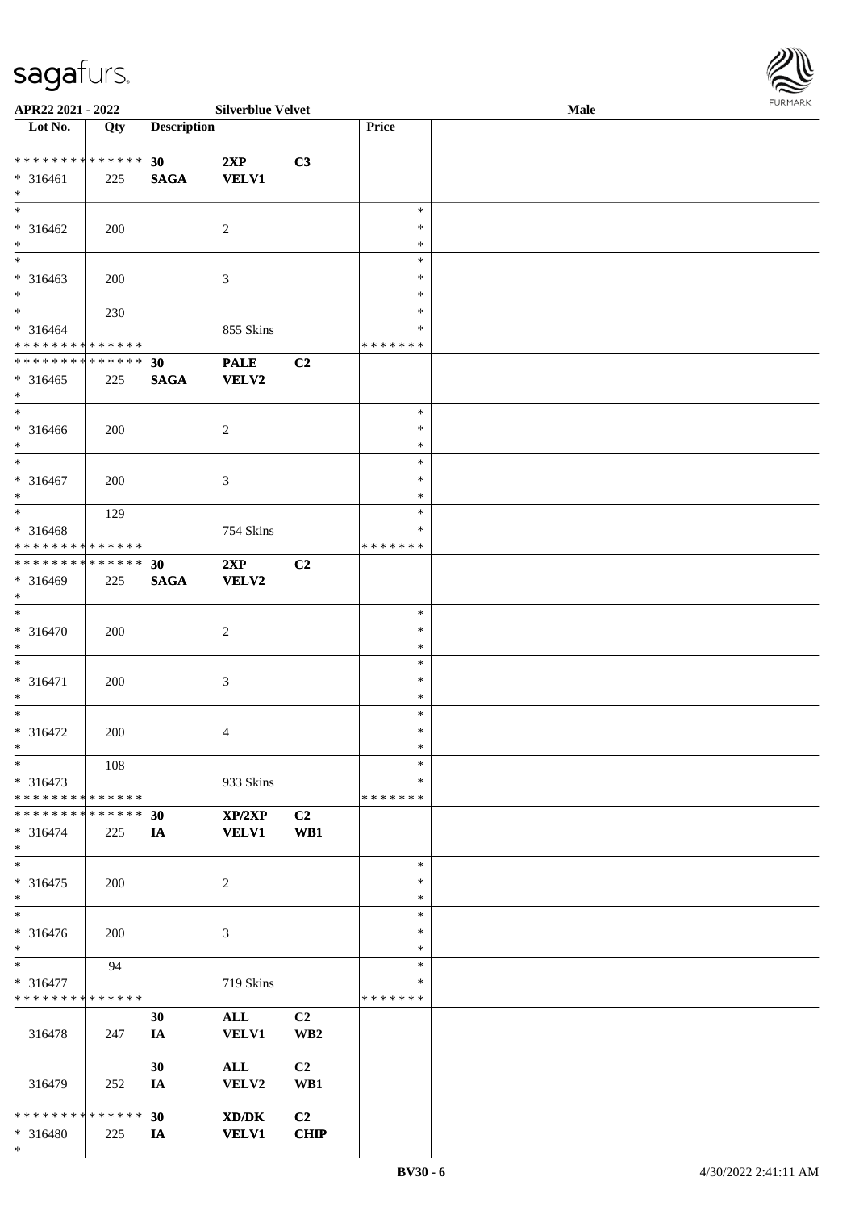| Lot No. | Qty | Description | | | Price | |
|---|---|---|---|---|---|---|
| * * * * * * * * * * * * * * | | 30 | 2XP | C3 | | |
| * 316461 | 225 | SAGA | VELV1 | | | |
| * | | | | | | |
| * | | | | | * | |
| * 316462 | 200 | | 2 | | * | |
| * | | | | | * | |
| * | | | | | * | |
| * 316463 | 200 | | 3 | | * | |
| * | | | | | * | |
| * | 230 | | | | * | |
| * 316464 | | | 855 Skins | | * | |
| * * * * * * * * * * * * * * | | | | | * * * * * * * | |
| * * * * * * * * * * * * * * | | 30 | PALE | C2 | | |
| * 316465 | 225 | SAGA | VELV2 | | | |
| * | | | | | | |
| * | | | | | * | |
| * 316466 | 200 | | 2 | | * | |
| * | | | | | * | |
| * | | | | | * | |
| * 316467 | 200 | | 3 | | * | |
| * | | | | | * | |
| * | 129 | | | | * | |
| * 316468 | | | 754 Skins | | * | |
| * * * * * * * * * * * * * * | | | | | * * * * * * * | |
| * * * * * * * * * * * * * * | | 30 | 2XP | C2 | | |
| * 316469 | 225 | SAGA | VELV2 | | | |
| * | | | | | | |
| * | | | | | * | |
| * 316470 | 200 | | 2 | | * | |
| * | | | | | * | |
| * | | | | | * | |
| * 316471 | 200 | | 3 | | * | |
| * | | | | | * | |
| * | | | | | * | |
| * 316472 | 200 | | 4 | | * | |
| * | | | | | * | |
| * | 108 | | | | * | |
| * 316473 | | | 933 Skins | | * | |
| * * * * * * * * * * * * * * | | | | | * * * * * * * | |
| * * * * * * * * * * * * * * | | 30 | XP/2XP | C2 | | |
| * 316474 | 225 | IA | VELV1 | WB1 | | |
| * | | | | | | |
| * | | | | | * | |
| * 316475 | 200 | | 2 | | * | |
| * | | | | | * | |
| * | | | | | * | |
| * 316476 | 200 | | 3 | | * | |
| * | | | | | * | |
| * | 94 | | | | * | |
| * 316477 | | | 719 Skins | | * | |
| * * * * * * * * * * * * * * | | | | | * * * * * * * | |
| | | 30 | ALL | C2 | | |
| 316478 | 247 | IA | VELV1 | WB2 | | |
| | | 30 | ALL | C2 | | |
| 316479 | 252 | IA | VELV2 | WB1 | | |
| * * * * * * * * * * * * * * | | 30 | XD/DK | C2 | | |
| * 316480 | 225 | IA | VELV1 | CHIP | | |
| * | | | | | | |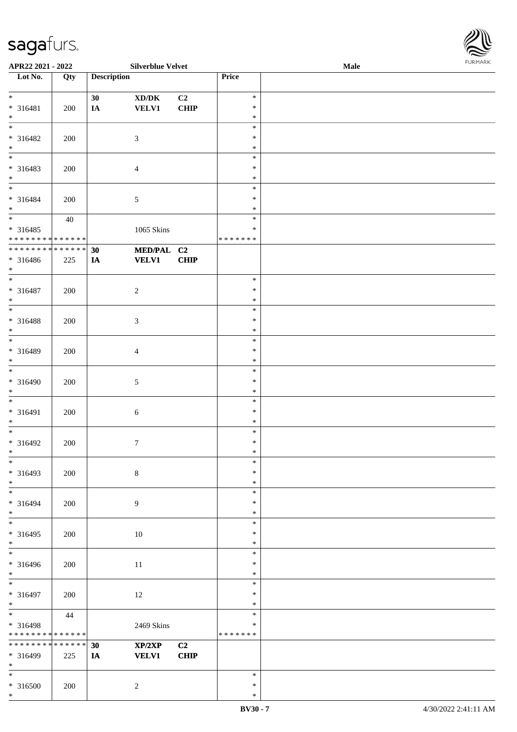| Lot No. | Qty | Description | | | Price | |
|---|---|---|---|---|---|---|
| * <br> * 316481 <br> * | 200 | 30 <br> IA | XD/DK <br> VELV1 | C2 <br> CHIP | * <br> * <br> * | |
| * <br> * 316482 <br> * | 200 | | 3 | | * <br> * <br> * | |
| * <br> * 316483 <br> * | 200 | | 4 | | * <br> * <br> * | |
| * <br> * 316484 <br> * | 200 | | 5 | | * <br> * <br> * | |
| * <br> * 316485 <br> * * * * * * * * * * * * * * | 40 | | 1065 Skins | | * <br> * <br> * * * * * * * | |
| * * * * * * * * * * * * * * <br> * 316486 <br> * | 225 | 30 <br> IA | MED/PAL <br> VELV1 | C2 <br> CHIP | | |
| * <br> * 316487 <br> * | 200 | | 2 | | * <br> * <br> * | |
| * <br> * 316488 <br> * | 200 | | 3 | | * <br> * <br> * | |
| * <br> * 316489 <br> * | 200 | | 4 | | * <br> * <br> * | |
| * <br> * 316490 <br> * | 200 | | 5 | | * <br> * <br> * | |
| * <br> * 316491 <br> * | 200 | | 6 | | * <br> * <br> * | |
| * <br> * 316492 <br> * | 200 | | 7 | | * <br> * <br> * | |
| * <br> * 316493 <br> * | 200 | | 8 | | * <br> * <br> * | |
| * <br> * 316494 <br> * | 200 | | 9 | | * <br> * <br> * | |
| * <br> * 316495 <br> * | 200 | | 10 | | * <br> * <br> * | |
| * <br> * 316496 <br> * | 200 | | 11 | | * <br> * <br> * | |
| * <br> * 316497 <br> * | 200 | | 12 | | * <br> * <br> * | |
| * <br> * 316498 <br> * * * * * * * * * * * * * * | 44 | | 2469 Skins | | * <br> * <br> * * * * * * * | |
| * * * * * * * * * * * * * * <br> * 316499 <br> * | 225 | 30 <br> IA | XP/2XP <br> VELV1 | C2 <br> CHIP | | |
| * <br> * 316500 <br> * | 200 | | 2 | | * <br> * <br> * | |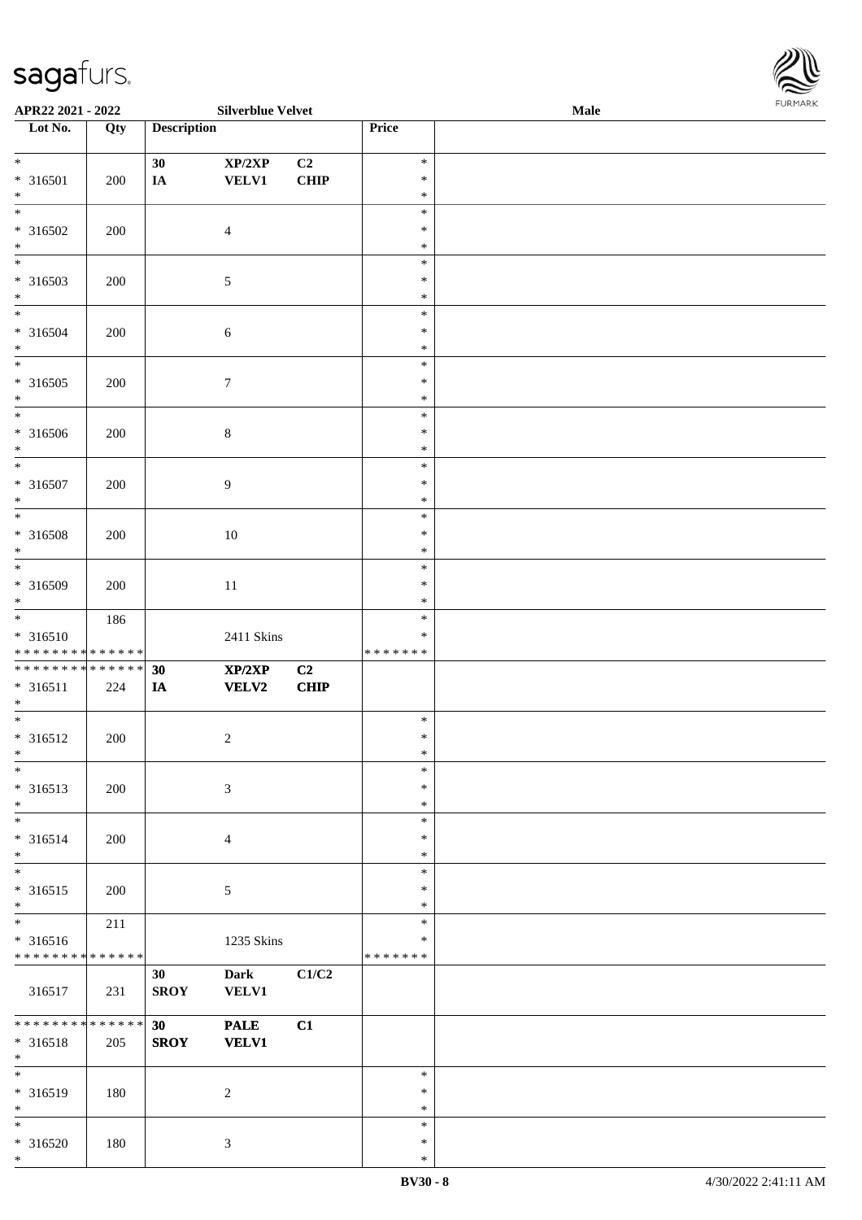| Lot No. | Qty | Description | | | Price | |
|---|---|---|---|---|---|---|
| * | | 30 | XP/2XP | C2 | * | |
| * 316501 | 200 | IA | VELV1 | CHIP | * | |
| * | | | | | * | |
| * | | | | | * | |
| * 316502 | 200 | | 4 | | * | |
| * | | | | | * | |
| * | | | | | * | |
| * 316503 | 200 | | 5 | | * | |
| * | | | | | * | |
| * | | | | | * | |
| * 316504 | 200 | | 6 | | * | |
| * | | | | | * | |
| * | | | | | * | |
| * 316505 | 200 | | 7 | | * | |
| * | | | | | * | |
| * | | | | | * | |
| * 316506 | 200 | | 8 | | * | |
| * | | | | | * | |
| * | | | | | * | |
| * 316507 | 200 | | 9 | | * | |
| * | | | | | * | |
| * | | | | | * | |
| * 316508 | 200 | | 10 | | * | |
| * | | | | | * | |
| * | | | | | * | |
| * 316509 | 200 | | 11 | | * | |
| * | | | | | * | |
| * | 186 | | | | * | |
| * 316510 | | | 2411 Skins | | * | |
| * * * * * * * * * * * * * * | | | | | * * * * * * * | |
| * * * * * * * * * * * * * * | | 30 | XP/2XP | C2 | | |
| * 316511 | 224 | IA | VELV2 | CHIP | | |
| * | | | | | | |
| * | | | | | * | |
| * 316512 | 200 | | 2 | | * | |
| * | | | | | * | |
| * | | | | | * | |
| * 316513 | 200 | | 3 | | * | |
| * | | | | | * | |
| * | | | | | * | |
| * 316514 | 200 | | 4 | | * | |
| * | | | | | * | |
| * | | | | | * | |
| * 316515 | 200 | | 5 | | * | |
| * | | | | | * | |
| * | 211 | | | | * | |
| * 316516 | | | 1235 Skins | | * | |
| * * * * * * * * * * * * * * | | | | | * * * * * * * | |
| 316517 | 231 | 30 SROY | Dark VELV1 | C1/C2 | | |
| * * * * * * * * * * * * * * | | 30 | PALE | C1 | | |
| * 316518 | 205 | SROY | VELV1 | | | |
| * | | | | | | |
| * | | | | | * | |
| * 316519 | 180 | | 2 | | * | |
| * | | | | | * | |
| * | | | | | * | |
| * 316520 | 180 | | 3 | | * | |
| * | | | | | * | |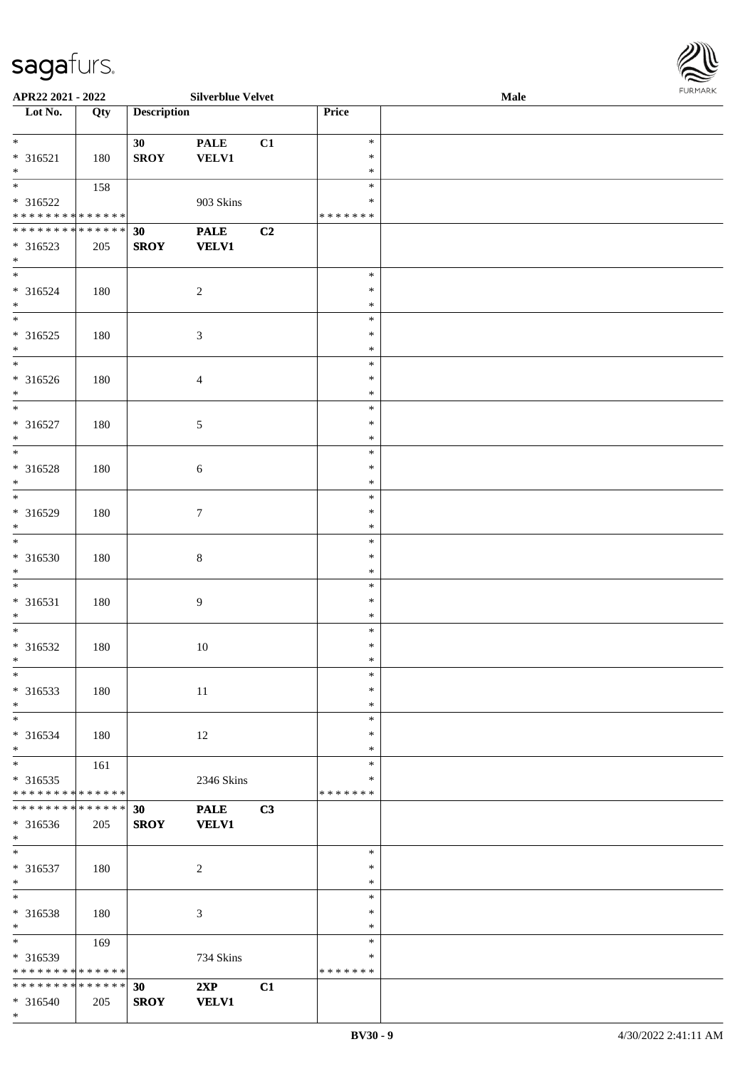APR22 2021 - 2022 | Silverblue Velvet | Male

| Lot No. | Qty | Description | | | Price | |
|---|---|---|---|---|---|---|
| * | | 30 | PALE | C1 | * | |
| * 316521 | 180 | SROY | VELV1 | | * | |
| * | | | | | * | |
| * | 158 | | | | * | |
| * 316522 | | | 903 Skins | | * | |
| * * * * * * * * * * * * * * | | | | | * * * * * * * | |
| * * * * * * * * * * * * * * | | 30 | PALE | C2 | | |
| * 316523 | 205 | SROY | VELV1 | | | |
| * | | | | | | |
| * | | | | | * | |
| * 316524 | 180 | | 2 | | * | |
| * | | | | | * | |
| * | | | | | * | |
| * 316525 | 180 | | 3 | | * | |
| * | | | | | * | |
| * | | | | | * | |
| * 316526 | 180 | | 4 | | * | |
| * | | | | | * | |
| * | | | | | * | |
| * 316527 | 180 | | 5 | | * | |
| * | | | | | * | |
| * | | | | | * | |
| * 316528 | 180 | | 6 | | * | |
| * | | | | | * | |
| * | | | | | * | |
| * 316529 | 180 | | 7 | | * | |
| * | | | | | * | |
| * | | | | | * | |
| * 316530 | 180 | | 8 | | * | |
| * | | | | | * | |
| * | | | | | * | |
| * 316531 | 180 | | 9 | | * | |
| * | | | | | * | |
| * | | | | | * | |
| * 316532 | 180 | | 10 | | * | |
| * | | | | | * | |
| * | | | | | * | |
| * 316533 | 180 | | 11 | | * | |
| * | | | | | * | |
| * | | | | | * | |
| * 316534 | 180 | | 12 | | * | |
| * | | | | | * | |
| * | 161 | | | | * | |
| * 316535 | | | 2346 Skins | | * | |
| * * * * * * * * * * * * * * | | | | | * * * * * * * | |
| * * * * * * * * * * * * * * | | 30 | PALE | C3 | | |
| * 316536 | 205 | SROY | VELV1 | | | |
| * | | | | | | |
| * | | | | | * | |
| * 316537 | 180 | | 2 | | * | |
| * | | | | | * | |
| * | | | | | * | |
| * 316538 | 180 | | 3 | | * | |
| * | | | | | * | |
| * | 169 | | | | * | |
| * 316539 | | | 734 Skins | | * | |
| * * * * * * * * * * * * * * | | | | | * * * * * * * | |
| * * * * * * * * * * * * * * | | 30 | 2XP | C1 | | |
| * 316540 | 205 | SROY | VELV1 | | | |
| * | | | | | | |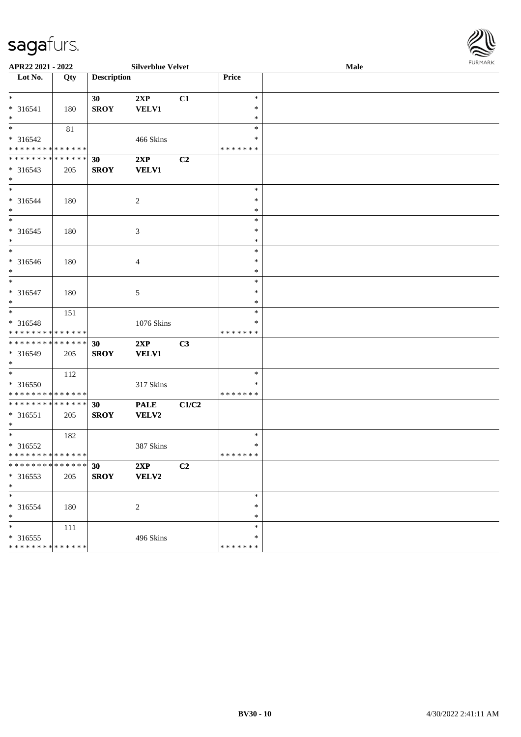APR22 2021 - 2022 Silverblue Velvet Male

| Lot No. | Qty | Description | | | Price | |
|---|---|---|---|---|---|---|
| * | | 30 | 2XP | C1 | * | |
| * 316541 | 180 | SROY | VELV1 | | * | |
| * | | | | | * | |
| * | 81 | | | | * | |
| * 316542 | | | 466 Skins | | * | |
| * * * * * * * * * * * * * * | | | | | * * * * * * * | |
| * * * * * * * * * * * * * * | | 30 | 2XP | C2 | | |
| * 316543 | 205 | SROY | VELV1 | | | |
| * | | | | | | |
| * | | | | | * | |
| * 316544 | 180 | | 2 | | * | |
| * | | | | | * | |
| * | | | | | * | |
| * 316545 | 180 | | 3 | | * | |
| * | | | | | * | |
| * | | | | | * | |
| * 316546 | 180 | | 4 | | * | |
| * | | | | | * | |
| * | | | | | * | |
| * 316547 | 180 | | 5 | | * | |
| * | | | | | * | |
| * | 151 | | | | * | |
| * 316548 | | | 1076 Skins | | * | |
| * * * * * * * * * * * * * * | | | | | * * * * * * * | |
| * * * * * * * * * * * * * * | | 30 | 2XP | C3 | | |
| * 316549 | 205 | SROY | VELV1 | | | |
| * | | | | | | |
| * | 112 | | | | * | |
| * 316550 | | | 317 Skins | | * | |
| * * * * * * * * * * * * * * | | | | | * * * * * * * | |
| * * * * * * * * * * * * * * | | 30 | PALE | C1/C2 | | |
| * 316551 | 205 | SROY | VELV2 | | | |
| * | | | | | | |
| * | 182 | | | | * | |
| * 316552 | | | 387 Skins | | * | |
| * * * * * * * * * * * * * * | | | | | * * * * * * * | |
| * * * * * * * * * * * * * * | | 30 | 2XP | C2 | | |
| * 316553 | 205 | SROY | VELV2 | | | |
| * | | | | | | |
| * | | | | | * | |
| * 316554 | 180 | | 2 | | * | |
| * | | | | | * | |
| * | 111 | | | | * | |
| * 316555 | | | 496 Skins | | * | |
| * * * * * * * * * * * * * * | | | | | * * * * * * * | |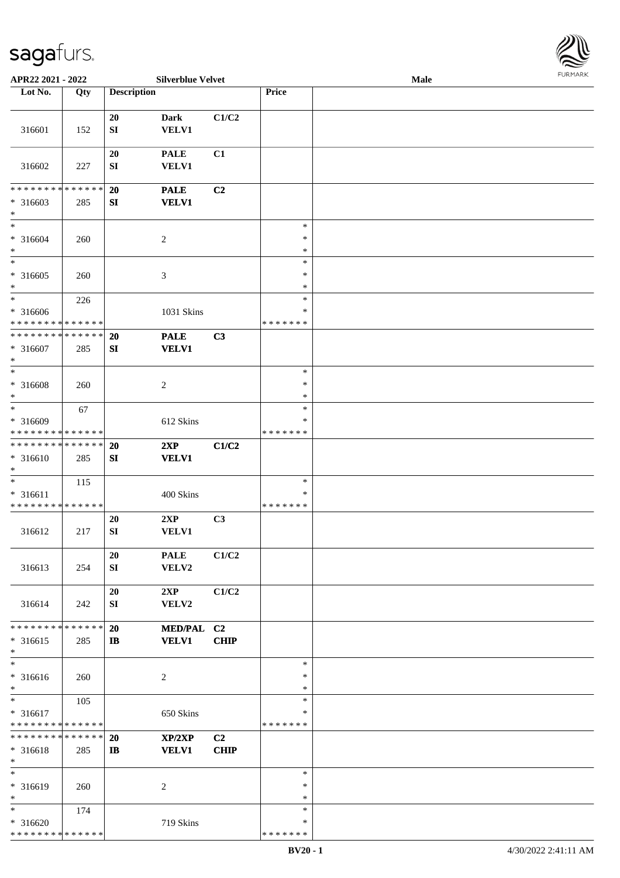**APR22 2021 - 2022** | **Silverblue Velvet** | **Male**

| Lot No. | Qty | Description | | | Price | |
|---|---|---|---|---|---|---|
| 316601 | 152 | 20 SI | Dark VELV1 | C1/C2 | | |
| 316602 | 227 | 20 SI | PALE VELV1 | C1 | | |
| * * * * * * * * * * * * * * * 316603 * | 285 | 20 SI | PALE VELV1 | C2 | | |
| * * 316604 * | 260 | | 2 | | * * * | |
| * * 316605 * | 260 | | 3 | | * * * | |
| * * 316606 * * * * * * * * * * * * * * | 226 | | 1031 Skins | | * * * * * * * * | |
| * * * * * * * * * * * * * * * 316607 * | 285 | 20 SI | PALE VELV1 | C3 | | |
| * * 316608 * | 260 | | 2 | | * * * | |
| * * 316609 * * * * * * * * * * * * * * | 67 | | 612 Skins | | * * * * * * * * | |
| * * * * * * * * * * * * * * * 316610 * | 285 | 20 SI | 2XP VELV1 | C1/C2 | | |
| * * 316611 * * * * * * * * * * * * * * | 115 | | 400 Skins | | * * * * * * * * | |
| 316612 | 217 | 20 SI | 2XP VELV1 | C3 | | |
| 316613 | 254 | 20 SI | PALE VELV2 | C1/C2 | | |
| 316614 | 242 | 20 SI | 2XP VELV2 | C1/C2 | | |
| * * * * * * * * * * * * * * * 316615 * | 285 | 20 IB | MED/PAL VELV1 | C2 CHIP | | |
| * * 316616 * | 260 | | 2 | | * * * | |
| * * 316617 * * * * * * * * * * * * * * | 105 | | 650 Skins | | * * * * * * * * | |
| * * * * * * * * * * * * * * * 316618 * | 285 | 20 IB | XP/2XP VELV1 | C2 CHIP | | |
| * * 316619 * | 260 | | 2 | | * * * | |
| * * 316620 * * * * * * * * * * * * * * | 174 | | 719 Skins | | * * * * * * * * | |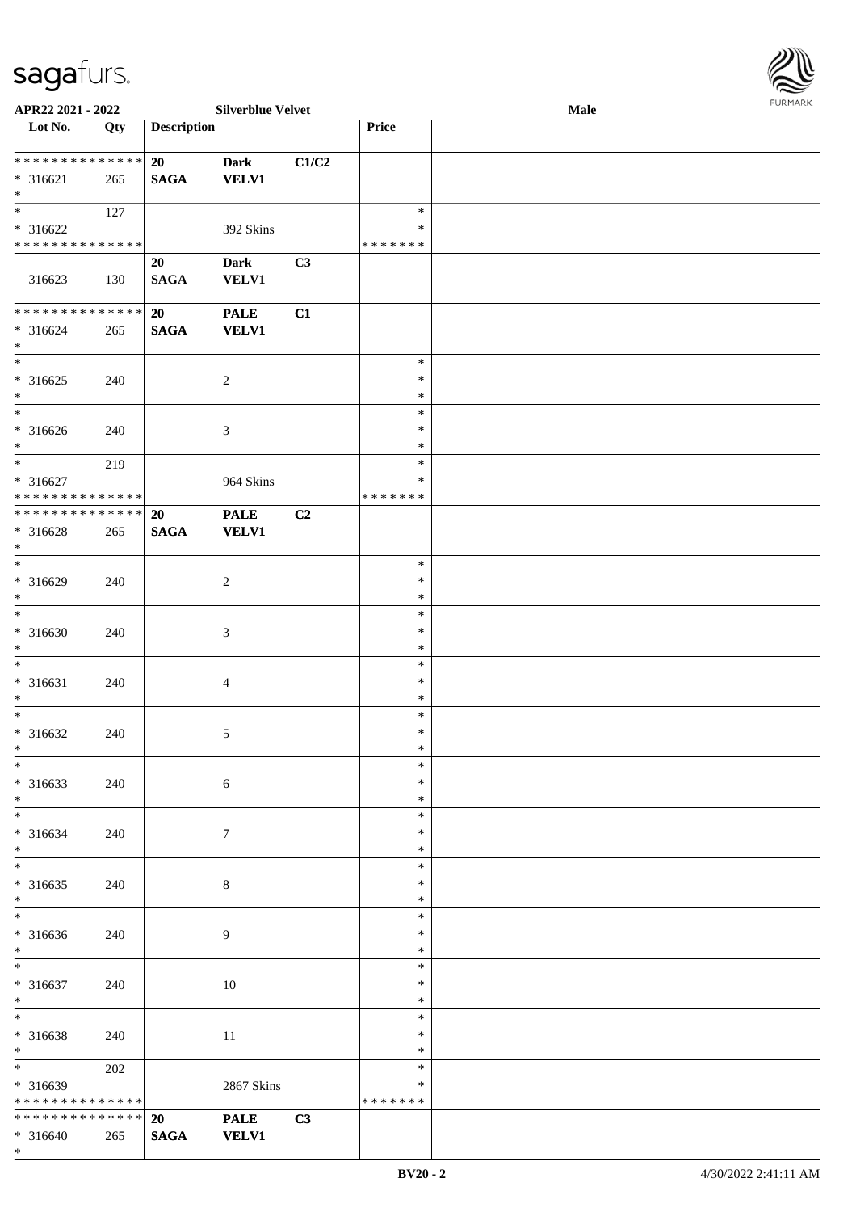APR22 2021 - 2022 | Silverblue Velvet | Male

| Lot No. | Qty | Description | | | Price | |
|---|---|---|---|---|---|---|
| * * * * * * * * * * * * * * | | 20 | Dark | C1/C2 | | |
| * 316621 | 265 | SAGA | VELV1 | | | |
| * | | | | | | |
| * | 127 | | | | * | |
| * 316622 | | | 392 Skins | | * | |
| * * * * * * * * * * * * * * | | | | | * * * * * * * | |
| | | 20 | Dark | C3 | | |
| 316623 | 130 | SAGA | VELV1 | | | |
| * * * * * * * * * * * * * * | | 20 | PALE | C1 | | |
| * 316624 | 265 | SAGA | VELV1 | | | |
| * | | | | | | |
| * 316625 | 240 | | 2 | | * | |
| * 316626 | 240 | | 3 | | * | |
| * | 219 | | | | * | |
| * 316627 | | | 964 Skins | | * | |
| * * * * * * * * * * * * * * | | | | | * * * * * * * | |
| * * * * * * * * * * * * * * | | 20 | PALE | C2 | | |
| * 316628 | 265 | SAGA | VELV1 | | | |
| * | | | | | | |
| * 316629 | 240 | | 2 | | * | |
| * 316630 | 240 | | 3 | | * | |
| * 316631 | 240 | | 4 | | * | |
| * 316632 | 240 | | 5 | | * | |
| * 316633 | 240 | | 6 | | * | |
| * 316634 | 240 | | 7 | | * | |
| * 316635 | 240 | | 8 | | * | |
| * 316636 | 240 | | 9 | | * | |
| * 316637 | 240 | | 10 | | * | |
| * 316638 | 240 | | 11 | | * | |
| * | 202 | | | | * | |
| * 316639 | | | 2867 Skins | | * | |
| * * * * * * * * * * * * * * | | | | | * * * * * * * | |
| * * * * * * * * * * * * * * | | 20 | PALE | C3 | | |
| * 316640 | 265 | SAGA | VELV1 | | | |
| * | | | | | | |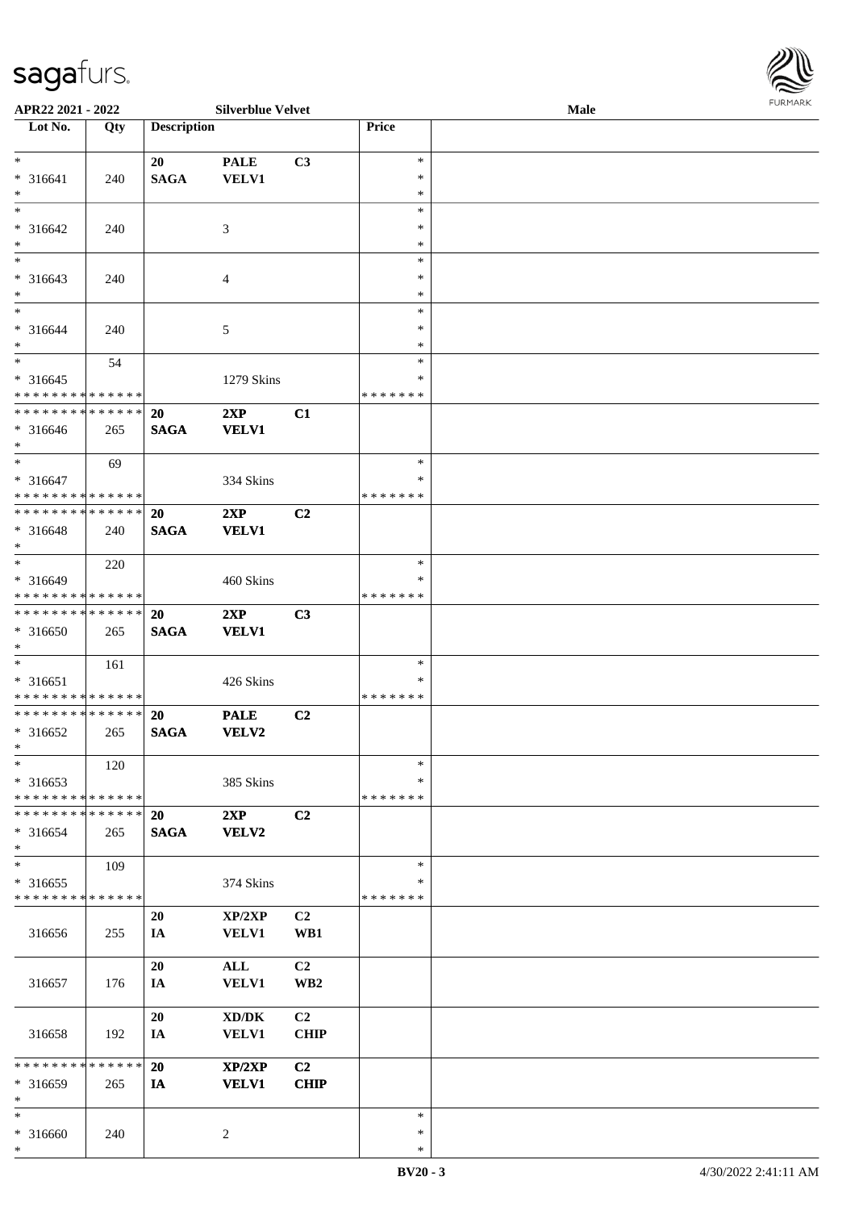**APR22 2021 - 2022** **Silverblue Velvet** **Male**

| Lot No. | Qty | Description | | | Price |
|---|---|---|---|---|---|
| * | | 20 | PALE | C3 | * |
| * 316641 | 240 | SAGA | VELV1 | | * |
| * | | | | | * |
| * | | | | | * |
| * 316642 | 240 | | 3 | | * |
| * | | | | | * |
| * | | | | | * |
| * 316643 | 240 | | 4 | | * |
| * | | | | | * |
| * | | | | | * |
| * 316644 | 240 | | 5 | | * |
| * | | | | | * |
| * | 54 | | | | * |
| * 316645 | | | 1279 Skins | | * |
| * * * * * * * * * * * * * * | | | | | * * * * * * * |
| * * * * * * * * * * * * * * | | 20 | 2XP | C1 | |
| * 316646 | 265 | SAGA | VELV1 | | |
| * | | | | | |
| * | 69 | | | | * |
| * 316647 | | | 334 Skins | | * |
| * * * * * * * * * * * * * * | | | | | * * * * * * * |
| * * * * * * * * * * * * * * | | 20 | 2XP | C2 | |
| * 316648 | 240 | SAGA | VELV1 | | |
| * | | | | | |
| * | 220 | | | | * |
| * 316649 | | | 460 Skins | | * |
| * * * * * * * * * * * * * * | | | | | * * * * * * * |
| * * * * * * * * * * * * * * | | 20 | 2XP | C3 | |
| * 316650 | 265 | SAGA | VELV1 | | |
| * | | | | | |
| * | 161 | | | | * |
| * 316651 | | | 426 Skins | | * |
| * * * * * * * * * * * * * * | | | | | * * * * * * * |
| * * * * * * * * * * * * * * | | 20 | PALE | C2 | |
| * 316652 | 265 | SAGA | VELV2 | | |
| * | | | | | |
| * | 120 | | | | * |
| * 316653 | | | 385 Skins | | * |
| * * * * * * * * * * * * * * | | | | | * * * * * * * |
| * * * * * * * * * * * * * * | | 20 | 2XP | C2 | |
| * 316654 | 265 | SAGA | VELV2 | | |
| * | | | | | |
| * | 109 | | | | * |
| * 316655 | | | 374 Skins | | * |
| * * * * * * * * * * * * * * | | | | | * * * * * * * |
| 316656 | 255 | 20 IA | XP/2XP VELV1 | C2 WB1 | |
| 316657 | 176 | 20 IA | ALL VELV1 | C2 WB2 | |
| 316658 | 192 | 20 IA | XD/DK VELV1 | C2 CHIP | |
| * * * * * * * * * * * * * * | | 20 | XP/2XP | C2 | |
| * 316659 | 265 | IA | VELV1 | CHIP | |
| * | | | | | |
| * | | | | | * |
| * 316660 | 240 | | 2 | | * |
| * | | | | | * |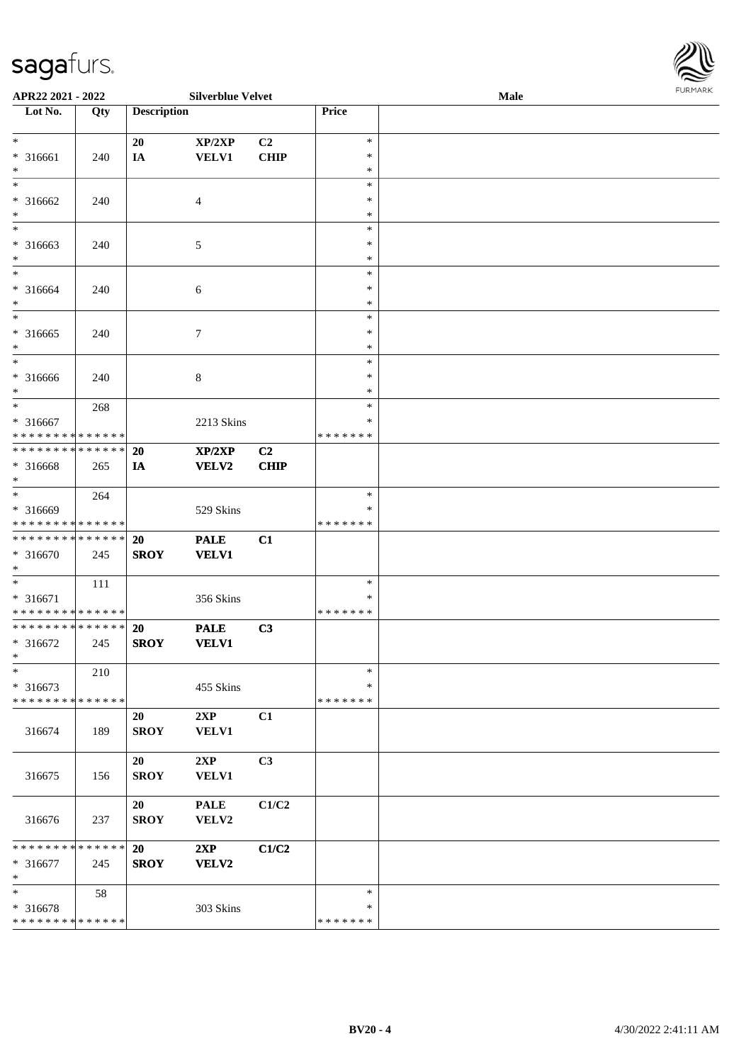APR22 2021 - 2022 Silverblue Velvet Male

| Lot No. | Qty | Description | | | Price | |
|---|---|---|---|---|---|---|
| * | | 20 | XP/2XP | C2 | * | |
| * 316661 | 240 | IA | VELV1 | CHIP | * | |
| * | | | | | * | |
| * | | | | | * | |
| * 316662 | 240 | | 4 | | * | |
| * | | | | | * | |
| * | | | | | * | |
| * 316663 | 240 | | 5 | | * | |
| * | | | | | * | |
| * | | | | | * | |
| * 316664 | 240 | | 6 | | * | |
| * | | | | | * | |
| * | | | | | * | |
| * 316665 | 240 | | 7 | | * | |
| * | | | | | * | |
| * | | | | | * | |
| * 316666 | 240 | | 8 | | * | |
| * | | | | | * | |
| * | 268 | | | | * | |
| * 316667 | | | 2213 Skins | | * | |
| * * * * * * * * * * * * * * | | | | | * * * * * * * | |
| * * * * * * * * * * * * * * | | 20 | XP/2XP | C2 | | |
| * 316668 | 265 | IA | VELV2 | CHIP | | |
| * | | | | | | |
| * | 264 | | | | * | |
| * 316669 | | | 529 Skins | | * | |
| * * * * * * * * * * * * * * | | | | | * * * * * * * | |
| * * * * * * * * * * * * * * | | 20 | PALE | C1 | | |
| * 316670 | 245 | SROY | VELV1 | | | |
| * | | | | | | |
| * | 111 | | | | * | |
| * 316671 | | | 356 Skins | | * | |
| * * * * * * * * * * * * * * | | | | | * * * * * * * | |
| * * * * * * * * * * * * * * | | 20 | PALE | C3 | | |
| * 316672 | 245 | SROY | VELV1 | | | |
| * | | | | | | |
| * | 210 | | | | * | |
| * 316673 | | | 455 Skins | | * | |
| * * * * * * * * * * * * * * | | | | | * * * * * * * | |
| | | 20 | 2XP | C1 | | |
| 316674 | 189 | SROY | VELV1 | | | |
| | | 20 | 2XP | C3 | | |
| 316675 | 156 | SROY | VELV1 | | | |
| | | 20 | PALE | C1/C2 | | |
| 316676 | 237 | SROY | VELV2 | | | |
| * * * * * * * * * * * * * * | | 20 | 2XP | C1/C2 | | |
| * 316677 | 245 | SROY | VELV2 | | | |
| * | | | | | | |
| * | 58 | | | | * | |
| * 316678 | | | 303 Skins | | * | |
| * * * * * * * * * * * * * * | | | | | * * * * * * * | |

BV20 - 4 4/30/2022 2:41:11 AM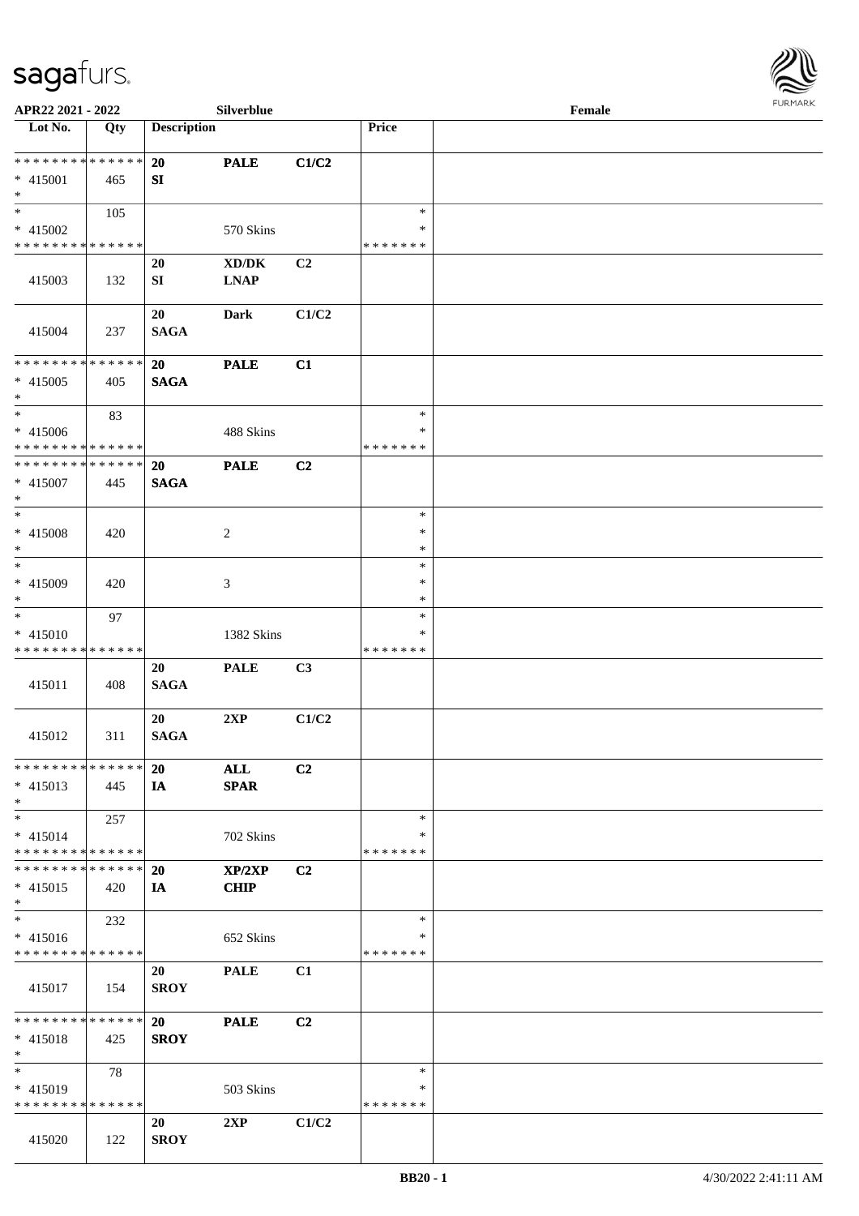| Lot No. | Qty | Description | | | Price | |
|---|---|---|---|---|---|---|
| * * * * * * * * * * * * * * | | 20 | PALE | C1/C2 | | |
| * 415001 | 465 | SI | | | | |
| * | | | | | | |
| * | 105 | | | | * | |
| * 415002 | | | 570 Skins | | * | |
| * * * * * * * * * * * * * * | | | | | * * * * * * * | |
| | | 20 | XD/DK | C2 | | |
| 415003 | 132 | SI | LNAP | | | |
| | | 20 | Dark | C1/C2 | | |
| 415004 | 237 | SAGA | | | | |
| * * * * * * * * * * * * * * | | 20 | PALE | C1 | | |
| * 415005 | 405 | SAGA | | | | |
| * | | | | | | |
| * | 83 | | | | * | |
| * 415006 | | | 488 Skins | | * | |
| * * * * * * * * * * * * * * | | | | | * * * * * * * | |
| * * * * * * * * * * * * * * | | 20 | PALE | C2 | | |
| * 415007 | 445 | SAGA | | | | |
| * | | | | | | |
| * | | | | | * | |
| * 415008 | 420 | | 2 | | * | |
| * | | | | | * | |
| * | | | | | * | |
| * 415009 | 420 | | 3 | | * | |
| * | | | | | * | |
| * | 97 | | | | * | |
| * 415010 | | | 1382 Skins | | * | |
| * * * * * * * * * * * * * * | | | | | * * * * * * * | |
| | | 20 | PALE | C3 | | |
| 415011 | 408 | SAGA | | | | |
| | | 20 | 2XP | C1/C2 | | |
| 415012 | 311 | SAGA | | | | |
| * * * * * * * * * * * * * * | | 20 | ALL | C2 | | |
| * 415013 | 445 | IA | SPAR | | | |
| * | | | | | | |
| * | 257 | | | | * | |
| * 415014 | | | 702 Skins | | * | |
| * * * * * * * * * * * * * * | | | | | * * * * * * * | |
| * * * * * * * * * * * * * * | | 20 | XP/2XP | C2 | | |
| * 415015 | 420 | IA | CHIP | | | |
| * | | | | | | |
| * | 232 | | | | * | |
| * 415016 | | | 652 Skins | | * | |
| * * * * * * * * * * * * * * | | | | | * * * * * * * | |
| | | 20 | PALE | C1 | | |
| 415017 | 154 | SROY | | | | |
| * * * * * * * * * * * * * * | | 20 | PALE | C2 | | |
| * 415018 | 425 | SROY | | | | |
| * | | | | | | |
| * | 78 | | | | * | |
| * 415019 | | | 503 Skins | | * | |
| * * * * * * * * * * * * * * | | | | | * * * * * * * | |
| | | 20 | 2XP | C1/C2 | | |
| 415020 | 122 | SROY | | | | |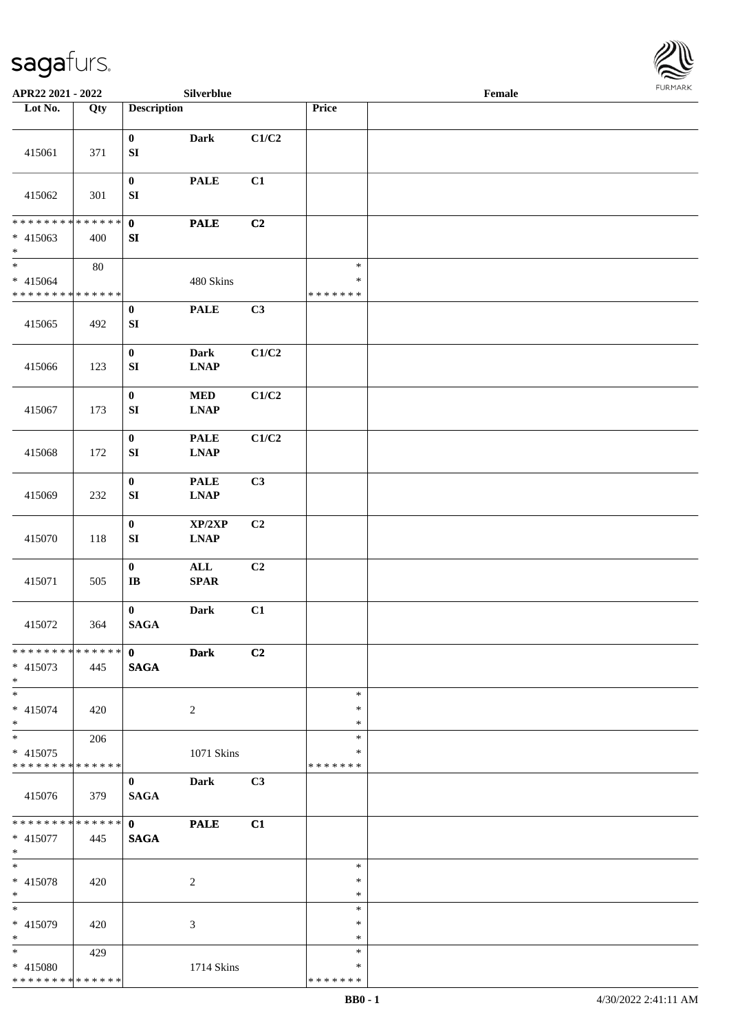**APR22 2021 - 2022** **Silverblue** **Female**

| Lot No. | Qty | Description | | | Price | |
|---|---|---|---|---|---|---|
| 415061 | 371 | 0<br>SI | Dark | C1/C2 | | |
| 415062 | 301 | 0<br>SI | PALE | C1 | | |
| * * * * * * * * * * * * * *<br>* 415063<br>* | 400 | 0<br>SI | PALE | C2 | | |
| *<br>* 415064<br>* * * * * * * * * * * * * * | 80 | | 480 Skins | | *<br>*<br>* * * * * * * | |
| 415065 | 492 | 0<br>SI | PALE | C3 | | |
| 415066 | 123 | 0<br>SI | Dark<br>LNAP | C1/C2 | | |
| 415067 | 173 | 0<br>SI | MED<br>LNAP | C1/C2 | | |
| 415068 | 172 | 0<br>SI | PALE<br>LNAP | C1/C2 | | |
| 415069 | 232 | 0<br>SI | PALE<br>LNAP | C3 | | |
| 415070 | 118 | 0<br>SI | XP/2XP<br>LNAP | C2 | | |
| 415071 | 505 | 0<br>IB | ALL<br>SPAR | C2 | | |
| 415072 | 364 | 0<br>SAGA | Dark | C1 | | |
| * * * * * * * * * * * * * *<br>* 415073<br>* | 445 | 0<br>SAGA | Dark | C2 | | |
| *<br>* 415074<br>* | 420 | | 2 | | *<br>*<br>* | |
| *<br>* 415075<br>* * * * * * * * * * * * * * | 206 | | 1071 Skins | | *<br>*<br>* * * * * * * | |
| 415076 | 379 | 0<br>SAGA | Dark | C3 | | |
| * * * * * * * * * * * * * *<br>* 415077<br>* | 445 | 0<br>SAGA | PALE | C1 | | |
| *<br>* 415078<br>* | 420 | | 2 | | *<br>*<br>* | |
| *<br>* 415079<br>* | 420 | | 3 | | *<br>*<br>* | |
| *<br>* 415080<br>* * * * * * * * * * * * * * | 429 | | 1714 Skins | | *<br>*<br>* * * * * * * | |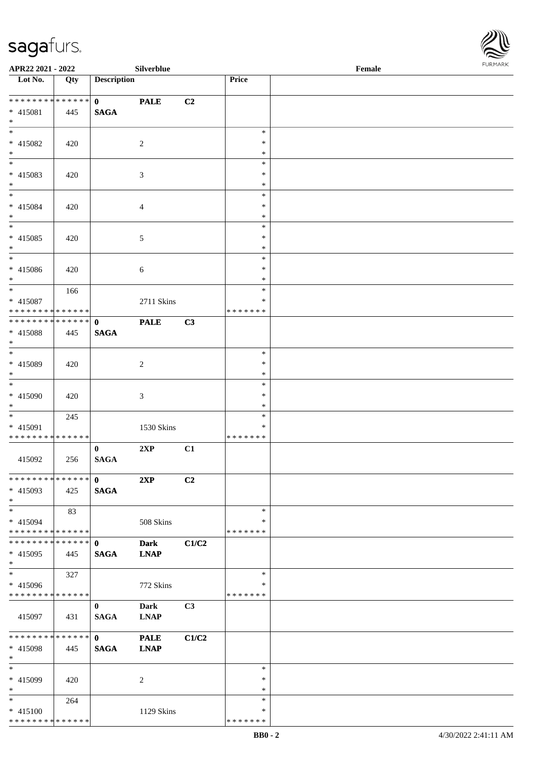APR22 2021 - 2022 Silverblue Female

| Lot No. | Qty | Description | | | Price | |
|---|---|---|---|---|---|---|
| * * * * * * * * * * * * * * | | 0 | PALE | C2 | | |
| * 415081 | 445 | SAGA | | | | |
| * | | | | | | |
| * 415082 | 420 | | 2 | | * * * | |
| * 415083 | 420 | | 3 | | * * * | |
| * 415084 | 420 | | 4 | | * * * | |
| * 415085 | 420 | | 5 | | * * * | |
| * 415086 | 420 | | 6 | | * * * | |
| * | 166 | | | | * | |
| * 415087 | | | 2711 Skins | | * | |
| * * * * * * * * * * * * * * | | | | | * * * * * * * | |
| * * * * * * * * * * * * * * | | 0 | PALE | C3 | | |
| * 415088 | 445 | SAGA | | | | |
| * 415089 | 420 | | 2 | | * * * | |
| * 415090 | 420 | | 3 | | * * * | |
| * | 245 | | | | * | |
| * 415091 | | | 1530 Skins | | * | |
| * * * * * * * * * * * * * * | | | | | * * * * * * * | |
| 415092 | 256 | 0 SAGA | 2XP | C1 | | |
| * * * * * * * * * * * * * * | | 0 | 2XP | C2 | | |
| * 415093 | 425 | SAGA | | | | |
| * | 83 | | | | * | |
| * 415094 | | | 508 Skins | | * | |
| * * * * * * * * * * * * * * | | | | | * * * * * * * | |
| * * * * * * * * * * * * * * | | 0 | Dark | C1/C2 | | |
| * 415095 | 445 | SAGA | LNAP | | | |
| * | 327 | | | | * | |
| * 415096 | | | 772 Skins | | * | |
| * * * * * * * * * * * * * * | | | | | * * * * * * * | |
| 415097 | 431 | 0 SAGA | Dark LNAP | C3 | | |
| * * * * * * * * * * * * * * | | 0 | PALE | C1/C2 | | |
| * 415098 | 445 | SAGA | LNAP | | | |
| * 415099 | 420 | | 2 | | * * * | |
| * | 264 | | | | * | |
| * 415100 | | | 1129 Skins | | * | |
| * * * * * * * * * * * * * * | | | | | * * * * * * * | |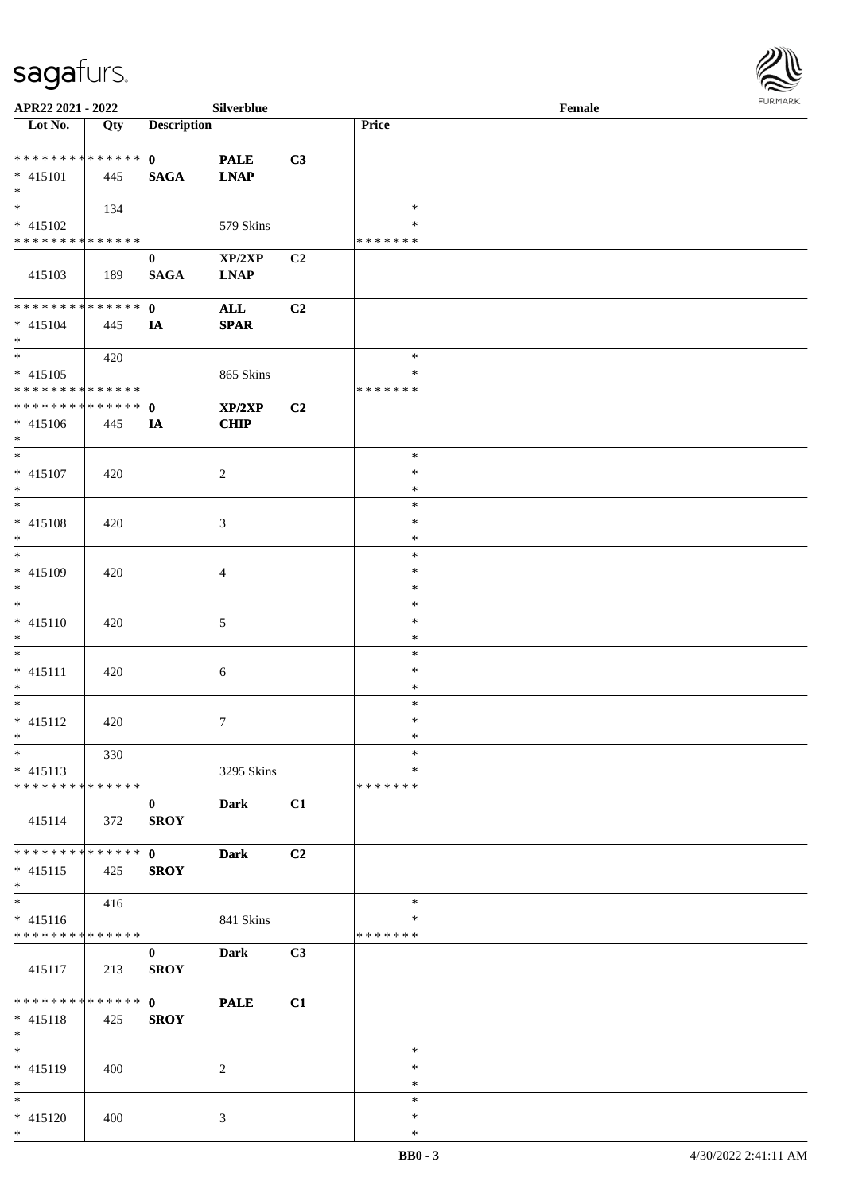| Lot No. | Qty | Description | | | Price | |
|---|---|---|---|---|---|---|
| * * * * * * * * * * * * * * | | 0 | PALE | C3 | | |
| * 415101 | 445 | SAGA | LNAP | | | |
| * | | | | | | |
| * | 134 | | | | * | |
| * 415102 | | | 579 Skins | | * | |
| * * * * * * * * * * * * * * | | | | | * * * * * * * | |
| | | 0 | XP/2XP | C2 | | |
| 415103 | 189 | SAGA | LNAP | | | |
| * * * * * * * * * * * * * * | | 0 | ALL | C2 | | |
| * 415104 | 445 | IA | SPAR | | | |
| * | | | | | | |
| * | 420 | | | | * | |
| * 415105 | | | 865 Skins | | * | |
| * * * * * * * * * * * * * * | | | | | * * * * * * * | |
| * * * * * * * * * * * * * * | | 0 | XP/2XP | C2 | | |
| * 415106 | 445 | IA | CHIP | | | |
| * | | | | | | |
| * | | | | | * | |
| * 415107 | 420 | | 2 | | * | |
| * | | | | | * | |
| * | | | | | * | |
| * 415108 | 420 | | 3 | | * | |
| * | | | | | * | |
| * | | | | | * | |
| * 415109 | 420 | | 4 | | * | |
| * | | | | | * | |
| * | | | | | * | |
| * 415110 | 420 | | 5 | | * | |
| * | | | | | * | |
| * | | | | | * | |
| * 415111 | 420 | | 6 | | * | |
| * | | | | | * | |
| * | | | | | * | |
| * 415112 | 420 | | 7 | | * | |
| * | | | | | * | |
| * | 330 | | | | * | |
| * 415113 | | | 3295 Skins | | * | |
| * * * * * * * * * * * * * * | | | | | * * * * * * * | |
| | | 0 | Dark | C1 | | |
| 415114 | 372 | SROY | | | | |
| * * * * * * * * * * * * * * | | 0 | Dark | C2 | | |
| * 415115 | 425 | SROY | | | | |
| * | | | | | | |
| * | 416 | | | | * | |
| * 415116 | | | 841 Skins | | * | |
| * * * * * * * * * * * * * * | | | | | * * * * * * * | |
| | | 0 | Dark | C3 | | |
| 415117 | 213 | SROY | | | | |
| * * * * * * * * * * * * * * | | 0 | PALE | C1 | | |
| * 415118 | 425 | SROY | | | | |
| * | | | | | | |
| * | | | | | * | |
| * 415119 | 400 | | 2 | | * | |
| * | | | | | * | |
| * | | | | | * | |
| * 415120 | 400 | | 3 | | * | |
| * | | | | | * | |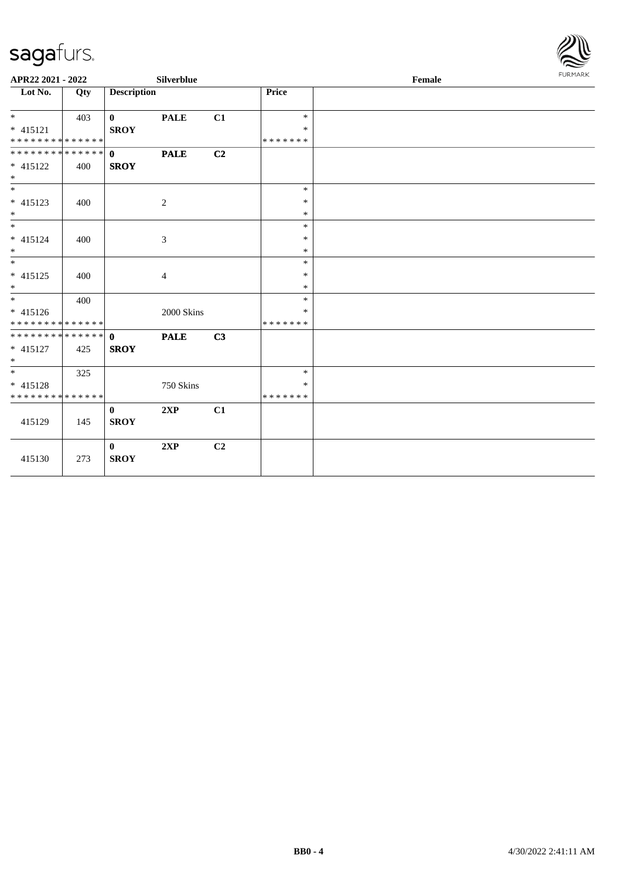APR22 2021 - 2022 Silverblue Female

| Lot No. | Qty | Description | | | Price | |
|---|---|---|---|---|---|---|
| * | 403 | 0 | **PALE** | **C1** | * | |
| * 415121 | | **SROY** | | | * | |
| * * * * * * * * * * * * * * | | | | | * * * * * * * | |
| * * * * * * * * * * * * * * | | 0 | **PALE** | **C2** | | |
| * 415122 | 400 | **SROY** | | | | |
| * | | | | | | |
| * | | | | | * | |
| * 415123 | 400 | | 2 | | * | |
| * | | | | | * | |
| * | | | | | * | |
| * 415124 | 400 | | 3 | | * | |
| * | | | | | * | |
| * | | | | | * | |
| * 415125 | 400 | | 4 | | * | |
| * | | | | | * | |
| * | 400 | | | | * | |
| * 415126 | | | 2000 Skins | | * | |
| * * * * * * * * * * * * * * | | | | | * * * * * * * | |
| * * * * * * * * * * * * * * | | 0 | **PALE** | **C3** | | |
| * 415127 | 425 | **SROY** | | | | |
| * | | | | | | |
| * | 325 | | | | * | |
| * 415128 | | | 750 Skins | | * | |
| * * * * * * * * * * * * * * | | | | | * * * * * * * | |
| 415129 | 145 | 0 **SROY** | **2XP** | **C1** | | |
| 415130 | 273 | 0 **SROY** | **2XP** | **C2** | | |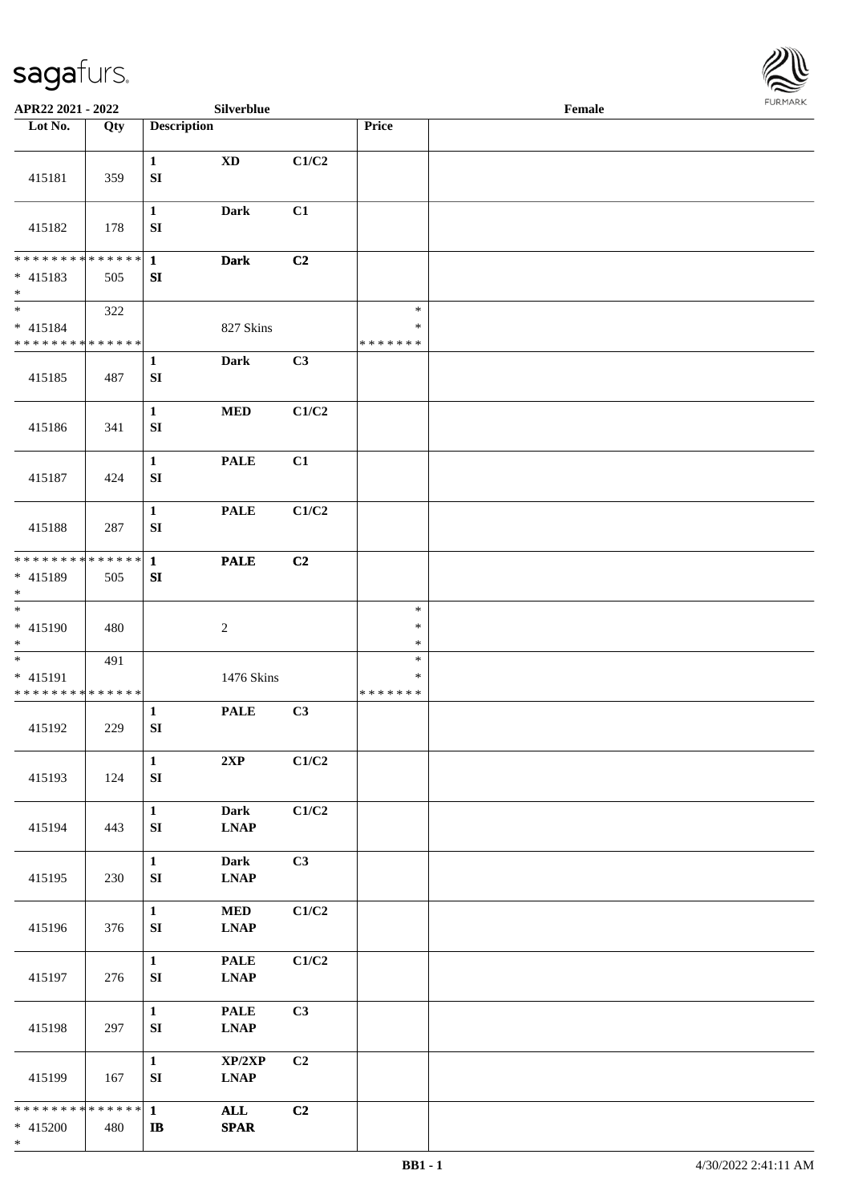| Lot No. | Qty | Description | | | Price | |
|---|---|---|---|---|---|---|
| 415181 | 359 | 1<br>SI | XD | C1/C2 | | |
| 415182 | 178 | 1<br>SI | Dark | C1 | | |
| * * * * * * * * * * * * * *<br>* 415183<br>* | 505 | 1<br>SI | Dark | C2 | | |
| *<br>* 415184<br>* * * * * * * * * * * * * * | 322 | | 827 Skins | | *<br>*<br>* * * * * * * | |
| 415185 | 487 | 1<br>SI | Dark | C3 | | |
| 415186 | 341 | 1<br>SI | MED | C1/C2 | | |
| 415187 | 424 | 1<br>SI | PALE | C1 | | |
| 415188 | 287 | 1<br>SI | PALE | C1/C2 | | |
| * * * * * * * * * * * * * *<br>* 415189<br>* | 505 | 1<br>SI | PALE | C2 | | |
| *<br>* 415190<br>* | 480 | | 2 | | *<br>*<br>* | |
| *<br>* 415191<br>* * * * * * * * * * * * * * | 491 | | 1476 Skins | | *<br>*<br>* * * * * * * | |
| 415192 | 229 | 1<br>SI | PALE | C3 | | |
| 415193 | 124 | 1<br>SI | 2XP | C1/C2 | | |
| 415194 | 443 | 1<br>SI | Dark<br>LNAP | C1/C2 | | |
| 415195 | 230 | 1<br>SI | Dark<br>LNAP | C3 | | |
| 415196 | 376 | 1<br>SI | MED<br>LNAP | C1/C2 | | |
| 415197 | 276 | 1<br>SI | PALE<br>LNAP | C1/C2 | | |
| 415198 | 297 | 1<br>SI | PALE<br>LNAP | C3 | | |
| 415199 | 167 | 1<br>SI | XP/2XP<br>LNAP | C2 | | |
| * * * * * * * * * * * * * *<br>* 415200<br>* | 480 | 1<br>IB | ALL<br>SPAR | C2 | | |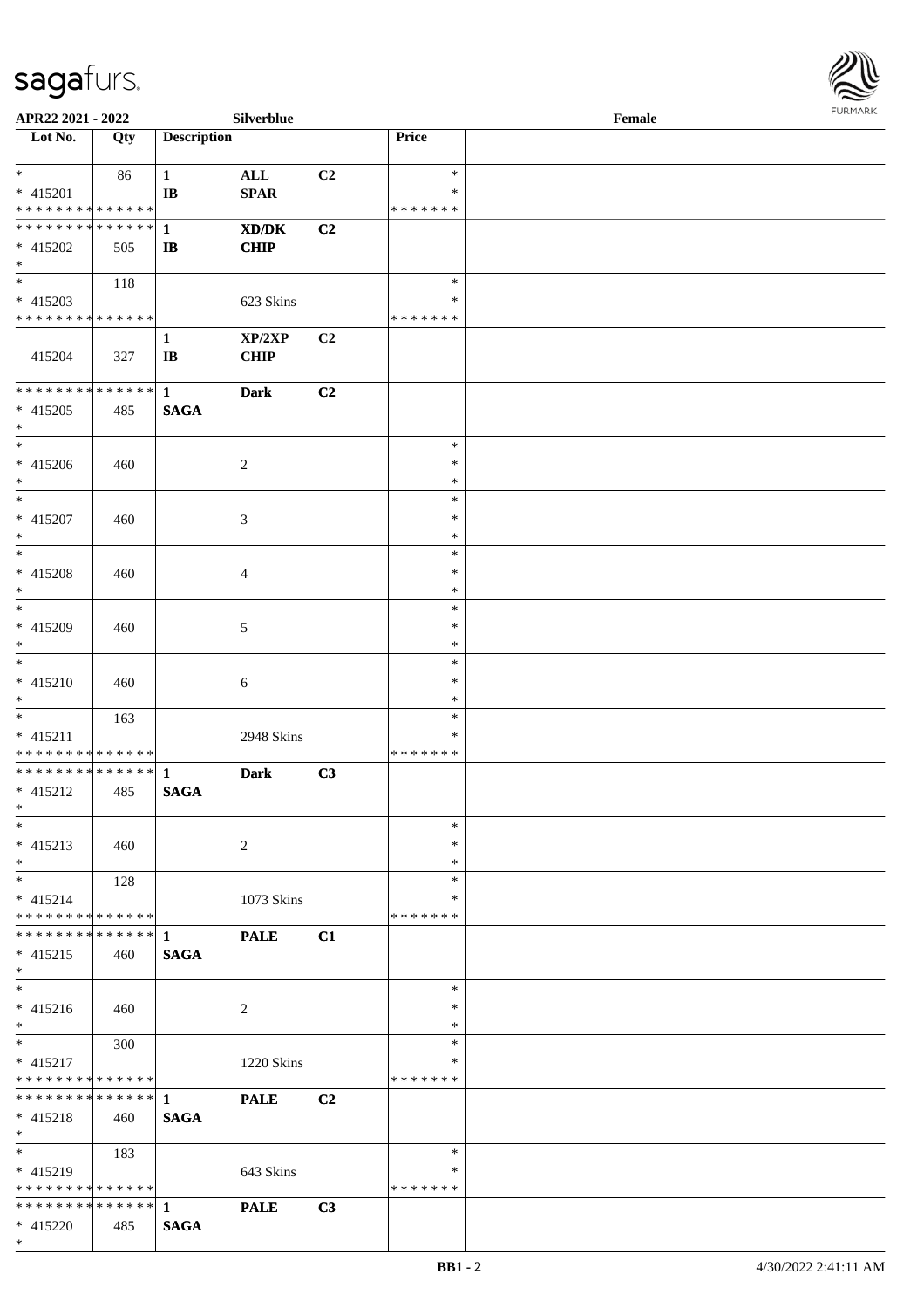APR22 2021 - 2022 Silverblue Female

| Lot No. | Qty | Description | | | Price | |
|---|---|---|---|---|---|---|
| * <br> * 415201 <br> * * * * * * * * * * * * * * | 86 | 1 <br> IB | ALL <br> SPAR | C2 | * <br> * <br> * * * * * * * | |
| * * * * * * * * * * * * * * <br> * 415202 <br> * | 505 | 1 <br> IB | XD/DK <br> CHIP | C2 | | |
| * <br> * 415203 <br> * * * * * * * * * * * * * * | 118 | | 623 Skins | | * <br> * <br> * * * * * * * | |
| 415204 | 327 | 1 <br> IB | XP/2XP <br> CHIP | C2 | | |
| * * * * * * * * * * * * * * <br> * 415205 <br> * | 485 | 1 <br> SAGA | Dark | C2 | | |
| * <br> * 415206 <br> * | 460 | | 2 | | * <br> * <br> * | |
| * <br> * 415207 <br> * | 460 | | 3 | | * <br> * <br> * | |
| * <br> * 415208 <br> * | 460 | | 4 | | * <br> * <br> * | |
| * <br> * 415209 <br> * | 460 | | 5 | | * <br> * <br> * | |
| * <br> * 415210 <br> * | 460 | | 6 | | * <br> * <br> * | |
| * <br> * 415211 <br> * * * * * * * * * * * * * * | 163 | | 2948 Skins | | * <br> * <br> * * * * * * * | |
| * * * * * * * * * * * * * * <br> * 415212 <br> * | 485 | 1 <br> SAGA | Dark | C3 | | |
| * <br> * 415213 <br> * | 460 | | 2 | | * <br> * <br> * | |
| * <br> * 415214 <br> * * * * * * * * * * * * * * | 128 | | 1073 Skins | | * <br> * <br> * * * * * * * | |
| * * * * * * * * * * * * * * <br> * 415215 <br> * | 460 | 1 <br> SAGA | PALE | C1 | | |
| * <br> * 415216 <br> * | 460 | | 2 | | * <br> * <br> * | |
| * <br> * 415217 <br> * * * * * * * * * * * * * * | 300 | | 1220 Skins | | * <br> * <br> * * * * * * * | |
| * * * * * * * * * * * * * * <br> * 415218 <br> * | 460 | 1 <br> SAGA | PALE | C2 | | |
| * <br> * 415219 <br> * * * * * * * * * * * * * * | 183 | | 643 Skins | | * <br> * <br> * * * * * * * | |
| * * * * * * * * * * * * * * <br> * 415220 <br> * | 485 | 1 <br> SAGA | PALE | C3 | | |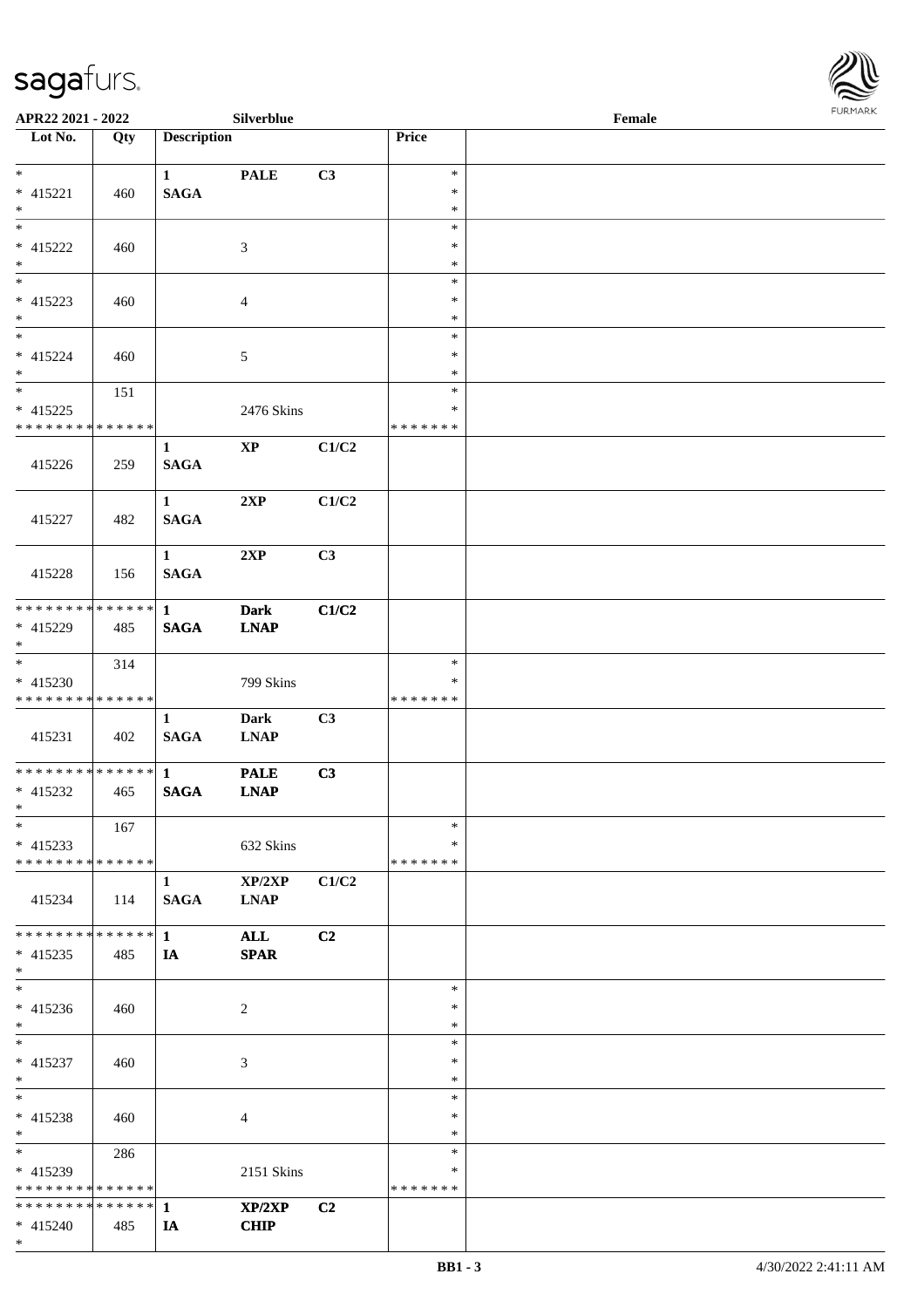APR22 2021 - 2022 Silverblue Female

| Lot No. | Qty | Description | | | Price | |
|---|---|---|---|---|---|---|
| * | | 1 | PALE | C3 | * | |
| * 415221 | 460 | SAGA | | | * | |
| * | | | | | * | |
| * | | | | | * | |
| * 415222 | 460 | | 3 | | * | |
| * | | | | | * | |
| * | | | | | * | |
| * 415223 | 460 | | 4 | | * | |
| * | | | | | * | |
| * | | | | | * | |
| * 415224 | 460 | | 5 | | * | |
| * | | | | | * | |
| * | 151 | | | | * | |
| * 415225 | | | 2476 Skins | | * | |
| * * * * * * * * * * * * * * | | | | | * * * * * * * | |
| | | 1 | XP | C1/C2 | | |
| 415226 | 259 | SAGA | | | | |
| | | 1 | 2XP | C1/C2 | | |
| 415227 | 482 | SAGA | | | | |
| | | 1 | 2XP | C3 | | |
| 415228 | 156 | SAGA | | | | |
| * * * * * * * * * * * * * * | | 1 | Dark | C1/C2 | | |
| * 415229 | 485 | SAGA | LNAP | | | |
| * | | | | | | |
| * | 314 | | | | * | |
| * 415230 | | | 799 Skins | | * | |
| * * * * * * * * * * * * * * | | | | | * * * * * * * | |
| | | 1 | Dark | C3 | | |
| 415231 | 402 | SAGA | LNAP | | | |
| * * * * * * * * * * * * * * | | 1 | PALE | C3 | | |
| * 415232 | 465 | SAGA | LNAP | | | |
| * | | | | | | |
| * | 167 | | | | * | |
| * 415233 | | | 632 Skins | | * | |
| * * * * * * * * * * * * * * | | | | | * * * * * * * | |
| | | 1 | XP/2XP | C1/C2 | | |
| 415234 | 114 | SAGA | LNAP | | | |
| * * * * * * * * * * * * * * | | 1 | ALL | C2 | | |
| * 415235 | 485 | IA | SPAR | | | |
| * | | | | | | |
| * | | | | | * | |
| * 415236 | 460 | | 2 | | * | |
| * | | | | | * | |
| * | | | | | * | |
| * 415237 | 460 | | 3 | | * | |
| * | | | | | * | |
| * | | | | | * | |
| * 415238 | 460 | | 4 | | * | |
| * | | | | | * | |
| * | 286 | | | | * | |
| * 415239 | | | 2151 Skins | | * | |
| * * * * * * * * * * * * * * | | | | | * * * * * * * | |
| * * * * * * * * * * * * * * | | 1 | XP/2XP | C2 | | |
| * 415240 | 485 | IA | CHIP | | | |
| * | | | | | | |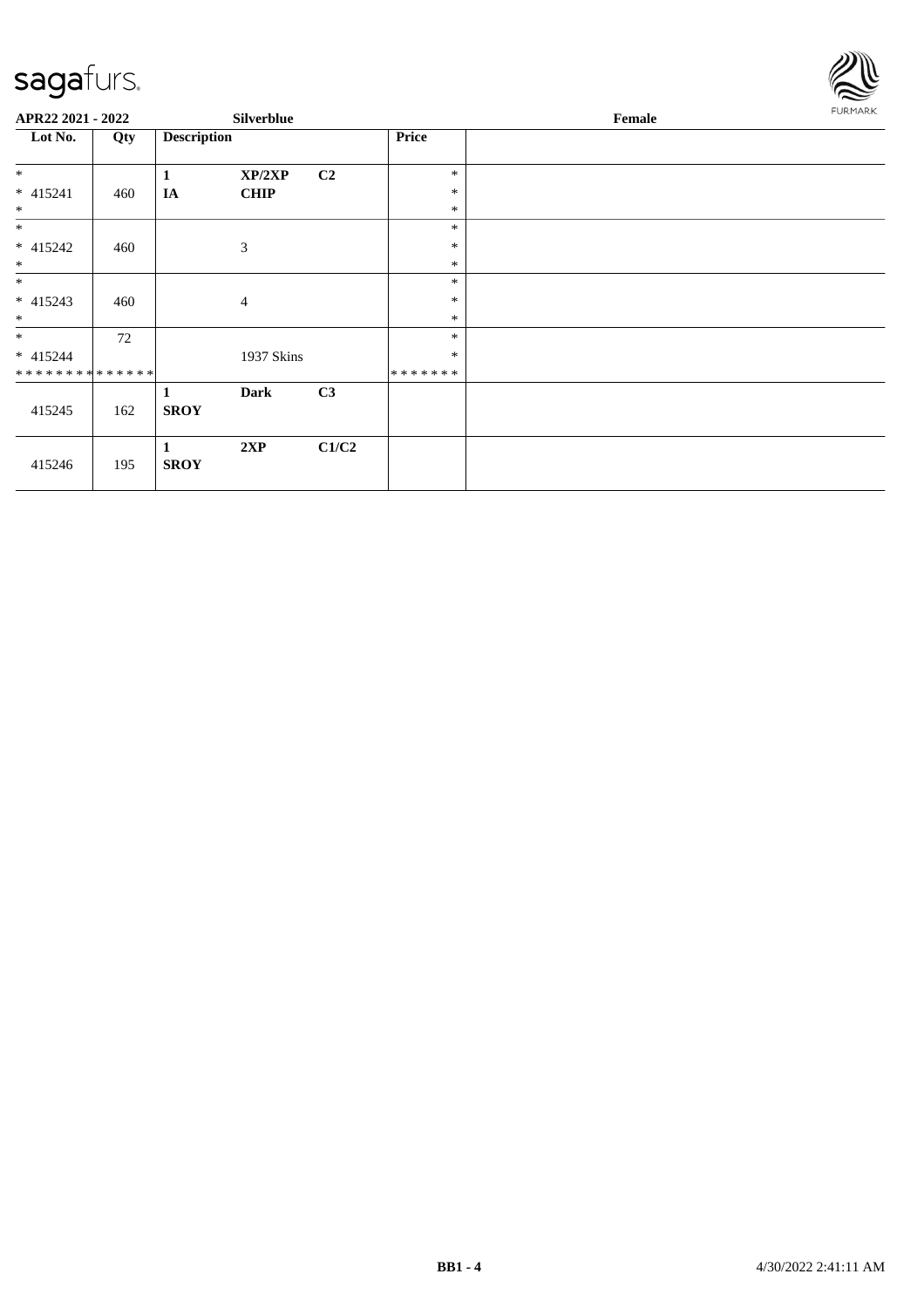APR22 2021 - 2022 | Silverblue | Female

| Lot No. | Qty | Description | | | Price | |
|---|---|---|---|---|---|---|
| * | | 1 | XP/2XP | C2 | * | |
| * 415241 | 460 | IA | CHIP | | * | |
| * | | | | | * | |
| * | | | | | * | |
| * 415242 | 460 | | 3 | | * | |
| * | | | | | * | |
| * | | | | | * | |
| * 415243 | 460 | | 4 | | * | |
| * | | | | | * | |
| * | 72 | | | | * | |
| * 415244 | | | 1937 Skins | | * | |
| * * * * * * * * * * * * * * | | | | | * * * * * * * | |
| | | 1 | Dark | C3 | | |
| 415245 | 162 | SROY | | | | |
| | | 1 | 2XP | C1/C2 | | |
| 415246 | 195 | SROY | | | | |

BB1 - 4 4/30/2022 2:41:11 AM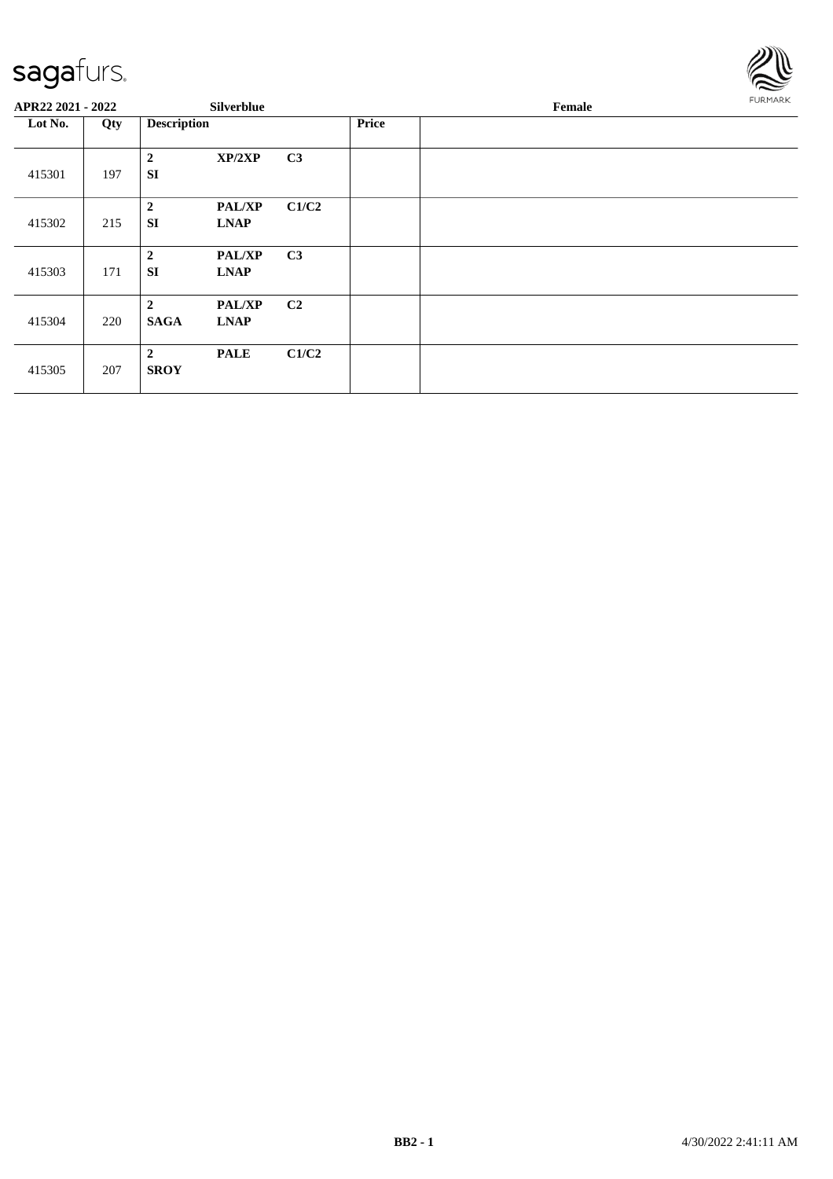APR22 2021 - 2022 Silverblue Female

| Lot No. | Qty | Description | | | Price | |
|---|---|---|---|---|---|---|
| 415301 | 197 | **2** **SI** | **XP/2XP** | **C3** | | |
| 415302 | 215 | **2** **SI** | **PAL/XP** **LNAP** | **C1/C2** | | |
| 415303 | 171 | **2** **SI** | **PAL/XP** **LNAP** | **C3** | | |
| 415304 | 220 | **2** **SAGA** | **PAL/XP** **LNAP** | **C2** | | |
| 415305 | 207 | **2** **SROY** | **PALE** | **C1/C2** | | |

**BB2 - 1** 4/30/2022 2:41:11 AM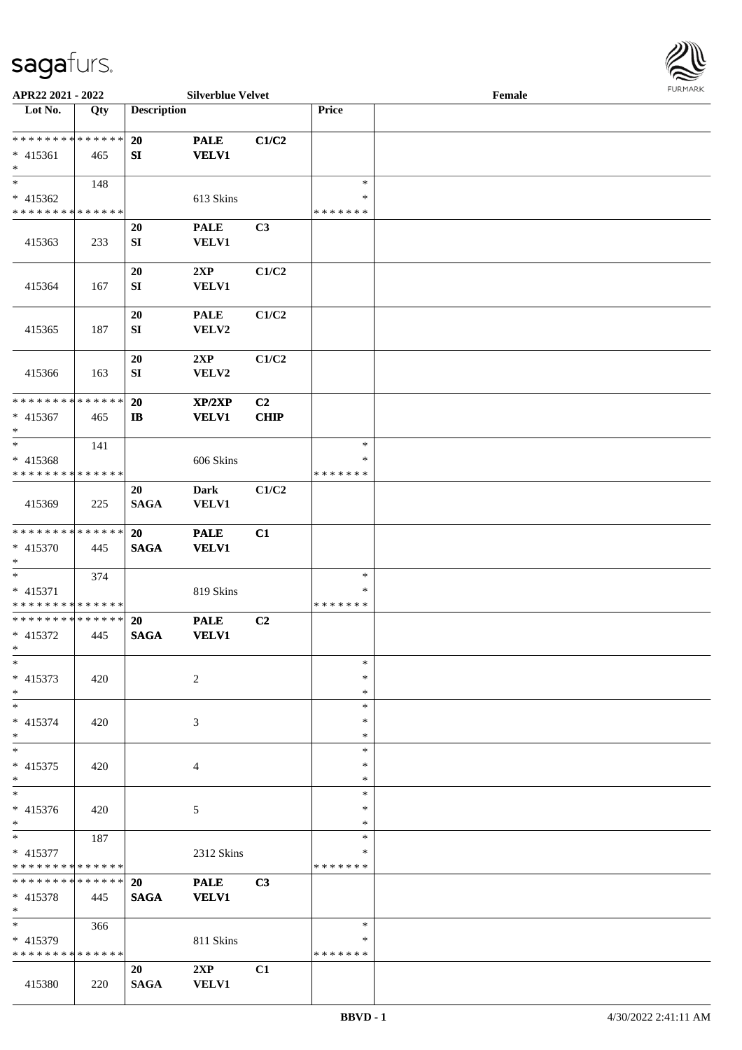APR22 2021 - 2022 | Silverblue Velvet | Female

| Lot No. | Qty | Description | | | Price | |
|---|---|---|---|---|---|---|
| * * * * * * * * * * * * * * | | 20 | PALE | C1/C2 | | |
| * 415361 | 465 | SI | VELV1 | | | |
| * | | | | | | |
| * | 148 | | | | * | |
| * 415362 | | | 613 Skins | | * | |
| * * * * * * * * * * * * * * | | | | | * * * * * * * | |
| | | 20 | PALE | C3 | | |
| 415363 | 233 | SI | VELV1 | | | |
| | | 20 | 2XP | C1/C2 | | |
| 415364 | 167 | SI | VELV1 | | | |
| | | 20 | PALE | C1/C2 | | |
| 415365 | 187 | SI | VELV2 | | | |
| | | 20 | 2XP | C1/C2 | | |
| 415366 | 163 | SI | VELV2 | | | |
| * * * * * * * * * * * * * * | | 20 | XP/2XP | C2 | | |
| * 415367 | 465 | IB | VELV1 | CHIP | | |
| * | | | | | | |
| * | 141 | | | | * | |
| * 415368 | | | 606 Skins | | * | |
| * * * * * * * * * * * * * * | | | | | * * * * * * * | |
| | | 20 | Dark | C1/C2 | | |
| 415369 | 225 | SAGA | VELV1 | | | |
| * * * * * * * * * * * * * * | | 20 | PALE | C1 | | |
| * 415370 | 445 | SAGA | VELV1 | | | |
| * | | | | | | |
| * | 374 | | | | * | |
| * 415371 | | | 819 Skins | | * | |
| * * * * * * * * * * * * * * | | | | | * * * * * * * | |
| * * * * * * * * * * * * * * | | 20 | PALE | C2 | | |
| * 415372 | 445 | SAGA | VELV1 | | | |
| * | | | | | | |
| * | | | | | * | |
| * 415373 | 420 | | 2 | | * | |
| * | | | | | * | |
| * | | | | | * | |
| * 415374 | 420 | | 3 | | * | |
| * | | | | | * | |
| * | | | | | * | |
| * 415375 | 420 | | 4 | | * | |
| * | | | | | * | |
| * | | | | | * | |
| * 415376 | 420 | | 5 | | * | |
| * | | | | | * | |
| * | 187 | | | | * | |
| * 415377 | | | 2312 Skins | | * | |
| * * * * * * * * * * * * * * | | | | | * * * * * * * | |
| * * * * * * * * * * * * * * | | 20 | PALE | C3 | | |
| * 415378 | 445 | SAGA | VELV1 | | | |
| * | | | | | | |
| * | 366 | | | | * | |
| * 415379 | | | 811 Skins | | * | |
| * * * * * * * * * * * * * * | | | | | * * * * * * * | |
| | | 20 | 2XP | C1 | | |
| 415380 | 220 | SAGA | VELV1 | | | |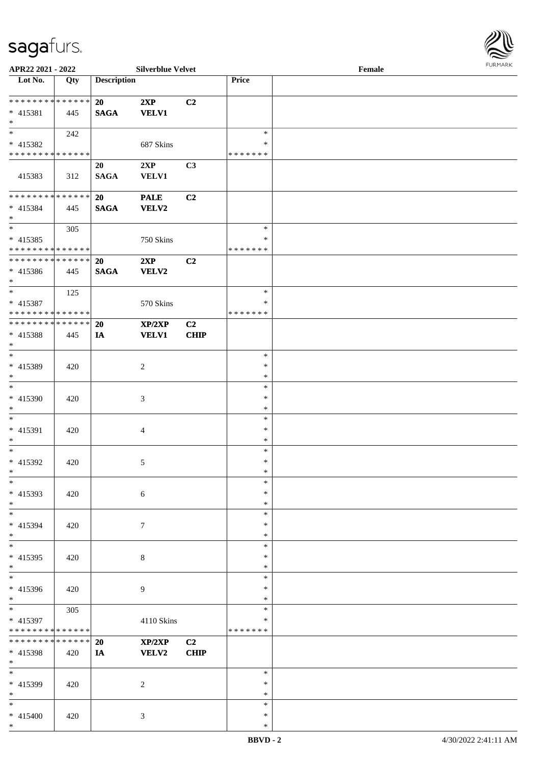APR22 2021 - 2022 | Silverblue Velvet | Female

| Lot No. | Qty | Description | | | Price | |
|---|---|---|---|---|---|---|
| * * * * * * * * * * * * * * * 415381 * | 445 | 20 SAGA | 2XP VELV1 | C2 | | |
| * * 415382 * * * * * * * * * * * * * * | 242 | | 687 Skins | | * * * * * * * * * | |
| 415383 | 312 | 20 SAGA | 2XP VELV1 | C3 | | |
| * * * * * * * * * * * * * * * 415384 * | 445 | 20 SAGA | PALE VELV2 | C2 | | |
| * * 415385 * * * * * * * * * * * * * * | 305 | | 750 Skins | | * * * * * * * * * | |
| * * * * * * * * * * * * * * * 415386 * | 445 | 20 SAGA | 2XP VELV2 | C2 | | |
| * * 415387 * * * * * * * * * * * * * * | 125 | | 570 Skins | | * * * * * * * * * | |
| * * * * * * * * * * * * * * * 415388 * | 445 | 20 IA | XP/2XP VELV1 | C2 CHIP | | |
| * * 415389 * | 420 | | 2 | | * * * | |
| * * 415390 * | 420 | | 3 | | * * * | |
| * * 415391 * | 420 | | 4 | | * * * | |
| * * 415392 * | 420 | | 5 | | * * * | |
| * * 415393 * | 420 | | 6 | | * * * | |
| * * 415394 * | 420 | | 7 | | * * * | |
| * * 415395 * | 420 | | 8 | | * * * | |
| * * 415396 * | 420 | | 9 | | * * * | |
| * * 415397 * * * * * * * * * * * * * * | 305 | | 4110 Skins | | * * * * * * * * * | |
| * * * * * * * * * * * * * * * 415398 * | 420 | 20 IA | XP/2XP VELV2 | C2 CHIP | | |
| * * 415399 * | 420 | | 2 | | * * * | |
| * * 415400 * | 420 | | 3 | | * * * | |

BBVD - 2 | 4/30/2022 2:41:11 AM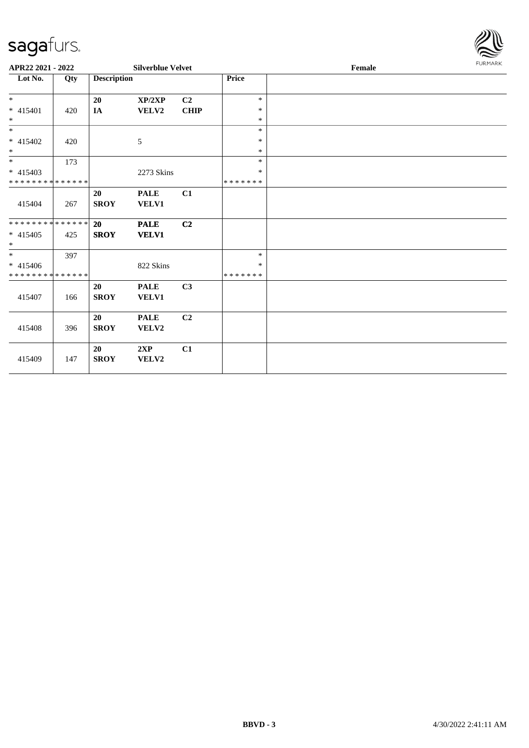**APR22 2021 - 2022** **Silverblue Velvet** **Female**

| Lot No. | Qty | Description | | | Price | |
|---|---|---|---|---|---|---|
| * | | **20** | **XP/2XP** | **C2** | * | |
| * 415401 | 420 | **IA** | **VELV2** | **CHIP** | * | |
| * | | | | | * | |
| * | | | | | * | |
| * 415402 | 420 | | 5 | | * | |
| * | | | | | * | |
| * | 173 | | | | * | |
| * 415403 | | | 2273 Skins | | * | |
| * * * * * * * * * * * * * * | | | | | * * * * * * * | |
| 415404 | 267 | **20** **SROY** | **PALE** **VELV1** | **C1** | | |
| * * * * * * * * * * * * * * | | **20** | **PALE** | **C2** | | |
| * 415405 | 425 | **SROY** | **VELV1** | | | |
| * | | | | | | |
| * | 397 | | | | * | |
| * 415406 | | | 822 Skins | | * | |
| * * * * * * * * * * * * * * | | | | | * * * * * * * | |
| 415407 | 166 | **20** **SROY** | **PALE** **VELV1** | **C3** | | |
| 415408 | 396 | **20** **SROY** | **PALE** **VELV2** | **C2** | | |
| 415409 | 147 | **20** **SROY** | **2XP** **VELV2** | **C1** | | |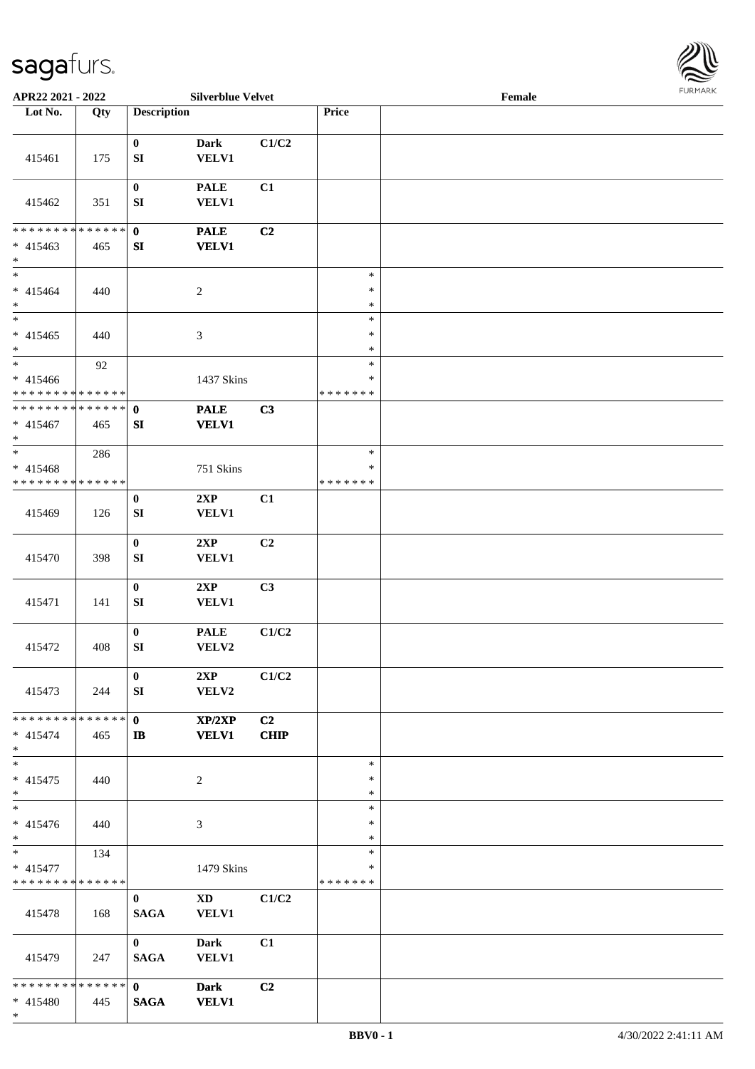APR22 2021 - 2022 **Silverblue Velvet** **Female**

| Lot No. | Qty | Description | | | Price | |
|---|---|---|---|---|---|---|
| 415461 | 175 | **0** SI | **Dark** VELV1 | C1/C2 | | |
| 415462 | 351 | **0** SI | **PALE** VELV1 | C1 | | |
| * * * * * * * * * * * * * * * 415463 * | 465 | **0** **SI** | **PALE** **VELV1** | C2 | | |
| * * 415464 * | 440 | | 2 | | * * * | |
| * * 415465 * | 440 | | 3 | | * * * | |
| * * 415466 * * * * * * * * * * * * * * | 92 | | 1437 Skins | | * * * * * * * * * | |
| * * * * * * * * * * * * * * * 415467 * | 465 | **0** **SI** | **PALE** **VELV1** | C3 | | |
| * * 415468 * * * * * * * * * * * * * * | 286 | | 751 Skins | | * * * * * * * * | |
| 415469 | 126 | **0** SI | **2XP** VELV1 | C1 | | |
| 415470 | 398 | **0** SI | **2XP** VELV1 | C2 | | |
| 415471 | 141 | **0** SI | **2XP** VELV1 | C3 | | |
| 415472 | 408 | **0** SI | **PALE** VELV2 | C1/C2 | | |
| 415473 | 244 | **0** SI | **2XP** VELV2 | C1/C2 | | |
| * * * * * * * * * * * * * * * 415474 * | 465 | **0** **IB** | **XP/2XP** **VELV1** | C2 **CHIP** | | |
| * * 415475 * | 440 | | 2 | | * * * | |
| * * 415476 * | 440 | | 3 | | * * * | |
| * * 415477 * * * * * * * * * * * * * * | 134 | | 1479 Skins | | * * * * * * * * * | |
| 415478 | 168 | **0** SAGA | **XD** VELV1 | C1/C2 | | |
| 415479 | 247 | **0** SAGA | **Dark** VELV1 | C1 | | |
| * * * * * * * * * * * * * * * 415480 * | 445 | **0** **SAGA** | **Dark** **VELV1** | C2 | | |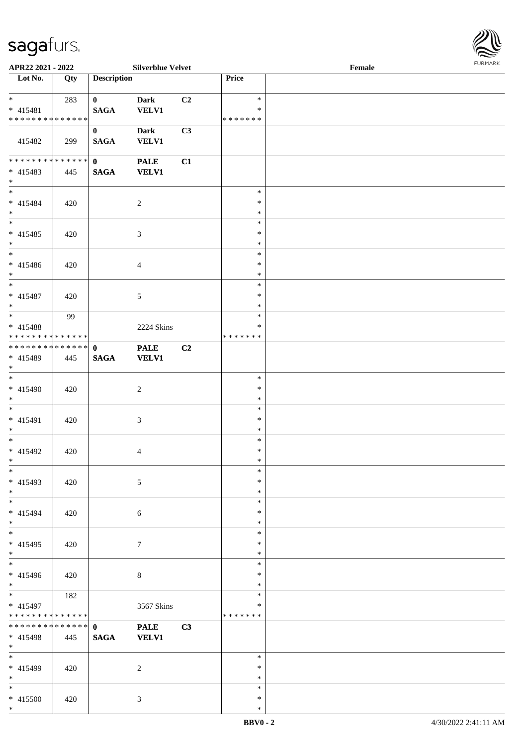**APR22 2021 - 2022** **Silverblue Velvet** **Female**

| Lot No. | Qty | Description | | | Price | |
|---|---|---|---|---|---|---|
| * <br> * 415481 <br> * * * * * * * * * * * * * * | 283 | **0** <br> **SAGA** | **Dark** <br> **VELV1** | **C2** | * <br> * <br> * * * * * * * | |
| 415482 | 299 | **0** <br> **SAGA** | **Dark** <br> **VELV1** | **C3** | | |
| * * * * * * * * * * * * * * <br> * 415483 <br> * | 445 | **0** <br> **SAGA** | **PALE** <br> **VELV1** | **C1** | | |
| * <br> * 415484 <br> * | 420 | | 2 | | * <br> * <br> * | |
| * <br> * 415485 <br> * | 420 | | 3 | | * <br> * <br> * | |
| * <br> * 415486 <br> * | 420 | | 4 | | * <br> * <br> * | |
| * <br> * 415487 <br> * | 420 | | 5 | | * <br> * <br> * | |
| * <br> * 415488 <br> * * * * * * * * * * * * * * | 99 | | 2224 Skins | | * <br> * <br> * * * * * * * | |
| * * * * * * * * * * * * * * <br> * 415489 <br> * | 445 | **0** <br> **SAGA** | **PALE** <br> **VELV1** | **C2** | | |
| * <br> * 415490 <br> * | 420 | | 2 | | * <br> * <br> * | |
| * <br> * 415491 <br> * | 420 | | 3 | | * <br> * <br> * | |
| * <br> * 415492 <br> * | 420 | | 4 | | * <br> * <br> * | |
| * <br> * 415493 <br> * | 420 | | 5 | | * <br> * <br> * | |
| * <br> * 415494 <br> * | 420 | | 6 | | * <br> * <br> * | |
| * <br> * 415495 <br> * | 420 | | 7 | | * <br> * <br> * | |
| * <br> * 415496 <br> * | 420 | | 8 | | * <br> * <br> * | |
| * <br> * 415497 <br> * * * * * * * * * * * * * * | 182 | | 3567 Skins | | * <br> * <br> * * * * * * * | |
| * * * * * * * * * * * * * * <br> * 415498 <br> * | 445 | **0** <br> **SAGA** | **PALE** <br> **VELV1** | **C3** | | |
| * <br> * 415499 <br> * | 420 | | 2 | | * <br> * <br> * | |
| * <br> * 415500 <br> * | 420 | | 3 | | * <br> * <br> * | |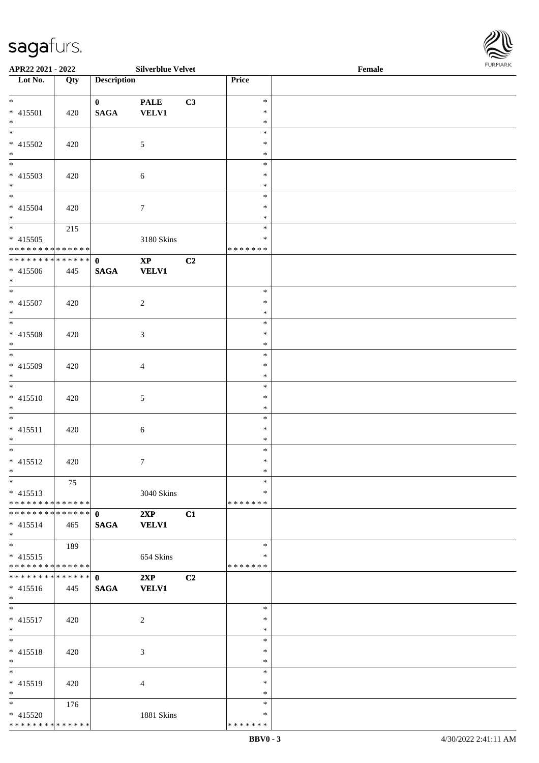APR22 2021 - 2022 Silverblue Velvet Female

| Lot No. | Qty | Description | | | Price |
|---|---|---|---|---|---|
| * | | 0 | PALE | C3 | * |
| * 415501 | 420 | SAGA | VELV1 | | * |
| * | | | | | * |
| * 415502 | 420 | | 5 | | * |
| * | | | | | * |
| * 415503 | 420 | | 6 | | * |
| * | | | | | * |
| * 415504 | 420 | | 7 | | * |
| * | 215 | | | | * |
| * 415505 | | | 3180 Skins | | * |
| * * * * * * * * * * * * * * | | | | | * * * * * * * |
| * * * * * * * * * * * * * * | | 0 | XP | C2 | |
| * 415506 | 445 | SAGA | VELV1 | | |
| * | | | | | * |
| * 415507 | 420 | | 2 | | * |
| * | | | | | * |
| * 415508 | 420 | | 3 | | * |
| * | | | | | * |
| * 415509 | 420 | | 4 | | * |
| * | | | | | * |
| * 415510 | 420 | | 5 | | * |
| * | | | | | * |
| * 415511 | 420 | | 6 | | * |
| * | | | | | * |
| * 415512 | 420 | | 7 | | * |
| * | 75 | | | | * |
| * 415513 | | | 3040 Skins | | * |
| * * * * * * * * * * * * * * | | | | | * * * * * * * |
| * * * * * * * * * * * * * * | | 0 | 2XP | C1 | |
| * 415514 | 465 | SAGA | VELV1 | | |
| * | 189 | | | | * |
| * 415515 | | | 654 Skins | | * |
| * * * * * * * * * * * * * * | | | | | * * * * * * * |
| * * * * * * * * * * * * * * | | 0 | 2XP | C2 | |
| * 415516 | 445 | SAGA | VELV1 | | |
| * | | | | | * |
| * 415517 | 420 | | 2 | | * |
| * | | | | | * |
| * 415518 | 420 | | 3 | | * |
| * | | | | | * |
| * 415519 | 420 | | 4 | | * |
| * | 176 | | | | * |
| * 415520 | | | 1881 Skins | | * |
| * * * * * * * * * * * * * * | | | | | * * * * * * * |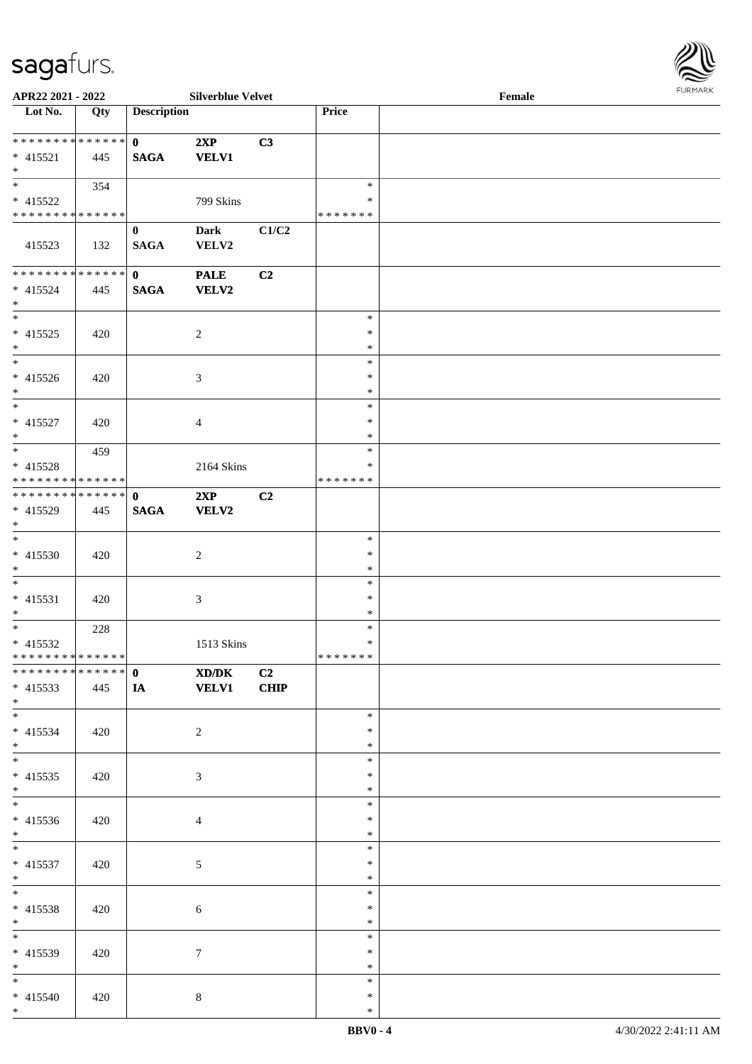APR22 2021 - 2022 | Silverblue Velvet | Female

| Lot No. | Qty | Description | | | Price | |
|---|---|---|---|---|---|---|
| * * * * * * * * * * * * * * | | 0 | 2XP | C3 | | |
| * 415521 | 445 | SAGA | VELV1 | | | |
| * | | | | | | |
| * | 354 | | | | * | |
| * 415522 | | | 799 Skins | | * | |
| * * * * * * * * * * * * * * | | | | | * * * * * * * | |
| | | 0 | Dark | C1/C2 | | |
| 415523 | 132 | SAGA | VELV2 | | | |
| * * * * * * * * * * * * * * | | 0 | PALE | C2 | | |
| * 415524 | 445 | SAGA | VELV2 | | | |
| * | | | | | | |
| * 415525 | 420 | | 2 | | * | |
| * 415526 | 420 | | 3 | | * | |
| * 415527 | 420 | | 4 | | * | |
| * | 459 | | | | * | |
| * 415528 | | | 2164 Skins | | * | |
| * * * * * * * * * * * * * * | | | | | * * * * * * * | |
| * * * * * * * * * * * * * * | | 0 | 2XP | C2 | | |
| * 415529 | 445 | SAGA | VELV2 | | | |
| * | | | | | | |
| * 415530 | 420 | | 2 | | * | |
| * 415531 | 420 | | 3 | | * | |
| * | 228 | | | | * | |
| * 415532 | | | 1513 Skins | | * | |
| * * * * * * * * * * * * * * | | | | | * * * * * * * | |
| * * * * * * * * * * * * * * | | 0 | XD/DK | C2 | | |
| * 415533 | 445 | IA | VELV1 | CHIP | | |
| * | | | | | | |
| * 415534 | 420 | | 2 | | * | |
| * 415535 | 420 | | 3 | | * | |
| * 415536 | 420 | | 4 | | * | |
| * 415537 | 420 | | 5 | | * | |
| * 415538 | 420 | | 6 | | * | |
| * 415539 | 420 | | 7 | | * | |
| * 415540 | 420 | | 8 | | * | |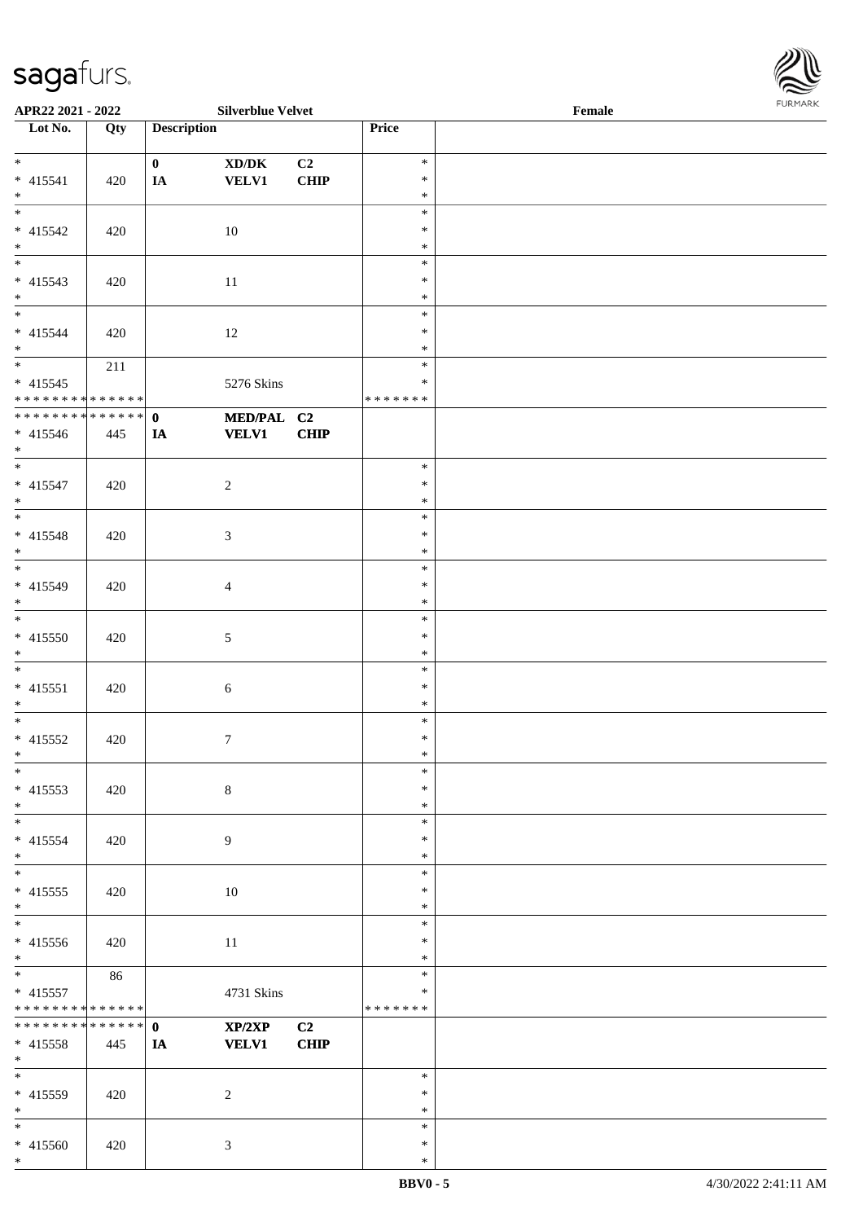**APR22 2021 - 2022** | **Silverblue Velvet** | **Female**

| Lot No. | Qty | Description | | | Price | |
|---|---|---|---|---|---|---|
| * | | 0 | XD/DK | C2 | * | |
| * 415541 | 420 | IA | VELV1 | CHIP | * | |
| * | | | | | * | |
| * | | | | | * | |
| * 415542 | 420 | | 10 | | * | |
| * | | | | | * | |
| * | | | | | * | |
| * 415543 | 420 | | 11 | | * | |
| * | | | | | * | |
| * | | | | | * | |
| * 415544 | 420 | | 12 | | * | |
| * | | | | | * | |
| * | 211 | | | | * | |
| * 415545 | | | 5276 Skins | | * | |
| * * * * * * * * * * * * * * | | | | | * * * * * * * | |
| * * * * * * * * * * * * * * | | 0 | MED/PAL | C2 | | |
| * 415546 | 445 | IA | VELV1 | CHIP | | |
| * | | | | | | |
| * | | | | | * | |
| * 415547 | 420 | | 2 | | * | |
| * | | | | | * | |
| * | | | | | * | |
| * 415548 | 420 | | 3 | | * | |
| * | | | | | * | |
| * | | | | | * | |
| * 415549 | 420 | | 4 | | * | |
| * | | | | | * | |
| * | | | | | * | |
| * 415550 | 420 | | 5 | | * | |
| * | | | | | * | |
| * | | | | | * | |
| * 415551 | 420 | | 6 | | * | |
| * | | | | | * | |
| * | | | | | * | |
| * 415552 | 420 | | 7 | | * | |
| * | | | | | * | |
| * | | | | | * | |
| * 415553 | 420 | | 8 | | * | |
| * | | | | | * | |
| * | | | | | * | |
| * 415554 | 420 | | 9 | | * | |
| * | | | | | * | |
| * | | | | | * | |
| * 415555 | 420 | | 10 | | * | |
| * | | | | | * | |
| * | | | | | * | |
| * 415556 | 420 | | 11 | | * | |
| * | | | | | * | |
| * | 86 | | | | * | |
| * 415557 | | | 4731 Skins | | * | |
| * * * * * * * * * * * * * * | | | | | * * * * * * * | |
| * * * * * * * * * * * * * * | | 0 | XP/2XP | C2 | | |
| * 415558 | 445 | IA | VELV1 | CHIP | | |
| * | | | | | | |
| * | | | | | * | |
| * 415559 | 420 | | 2 | | * | |
| * | | | | | * | |
| * | | | | | * | |
| * 415560 | 420 | | 3 | | * | |
| * | | | | | * | |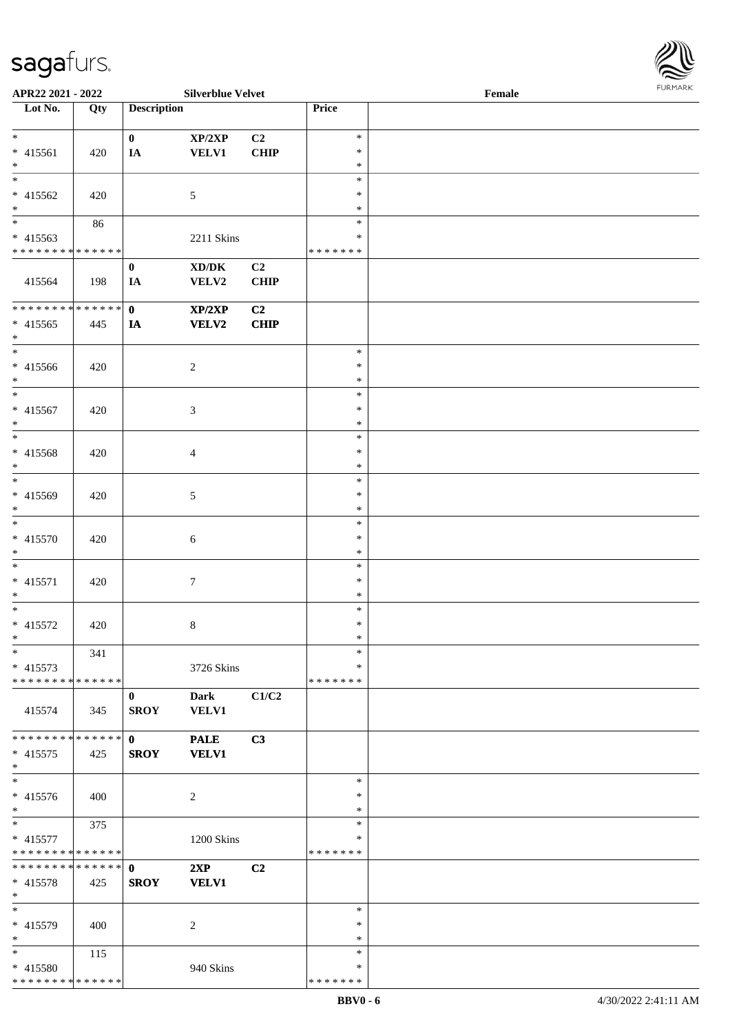| Lot No. | Qty | Description | | | Price | |
|---|---|---|---|---|---|---|
| * | | 0 | XP/2XP | C2 | * | |
| * 415561 | 420 | IA | VELV1 | CHIP | * | |
| * | | | | | * | |
| * | | | | | * | |
| * 415562 | 420 | | 5 | | * | |
| * | | | | | * | |
| * | 86 | | | | * | |
| * 415563 | | | 2211 Skins | | * | |
| * * * * * * * * * * * * * * | | | | | * * * * * * * | |
| | | 0 | XD/DK | C2 | | |
| 415564 | 198 | IA | VELV2 | CHIP | | |
| * * * * * * * * * * * * * * | | 0 | XP/2XP | C2 | | |
| * 415565 | 445 | IA | VELV2 | CHIP | | |
| * | | | | | | |
| * | | | | | * | |
| * 415566 | 420 | | 2 | | * | |
| * | | | | | * | |
| * | | | | | * | |
| * 415567 | 420 | | 3 | | * | |
| * | | | | | * | |
| * | | | | | * | |
| * 415568 | 420 | | 4 | | * | |
| * | | | | | * | |
| * | | | | | * | |
| * 415569 | 420 | | 5 | | * | |
| * | | | | | * | |
| * | | | | | * | |
| * 415570 | 420 | | 6 | | * | |
| * | | | | | * | |
| * | | | | | * | |
| * 415571 | 420 | | 7 | | * | |
| * | | | | | * | |
| * | | | | | * | |
| * 415572 | 420 | | 8 | | * | |
| * | | | | | * | |
| * | 341 | | | | * | |
| * 415573 | | | 3726 Skins | | * | |
| * * * * * * * * * * * * * * | | | | | * * * * * * * | |
| | | 0 | Dark | C1/C2 | | |
| 415574 | 345 | SROY | VELV1 | | | |
| * * * * * * * * * * * * * * | | 0 | PALE | C3 | | |
| * 415575 | 425 | SROY | VELV1 | | | |
| * | | | | | | |
| * | | | | | * | |
| * 415576 | 400 | | 2 | | * | |
| * | | | | | * | |
| * | 375 | | | | * | |
| * 415577 | | | 1200 Skins | | * | |
| * * * * * * * * * * * * * * | | | | | * * * * * * * | |
| * * * * * * * * * * * * * * | | 0 | 2XP | C2 | | |
| * 415578 | 425 | SROY | VELV1 | | | |
| * | | | | | | |
| * | | | | | * | |
| * 415579 | 400 | | 2 | | * | |
| * | | | | | * | |
| * | 115 | | | | * | |
| * 415580 | | | 940 Skins | | * | |
| * * * * * * * * * * * * * * | | | | | * * * * * * * | |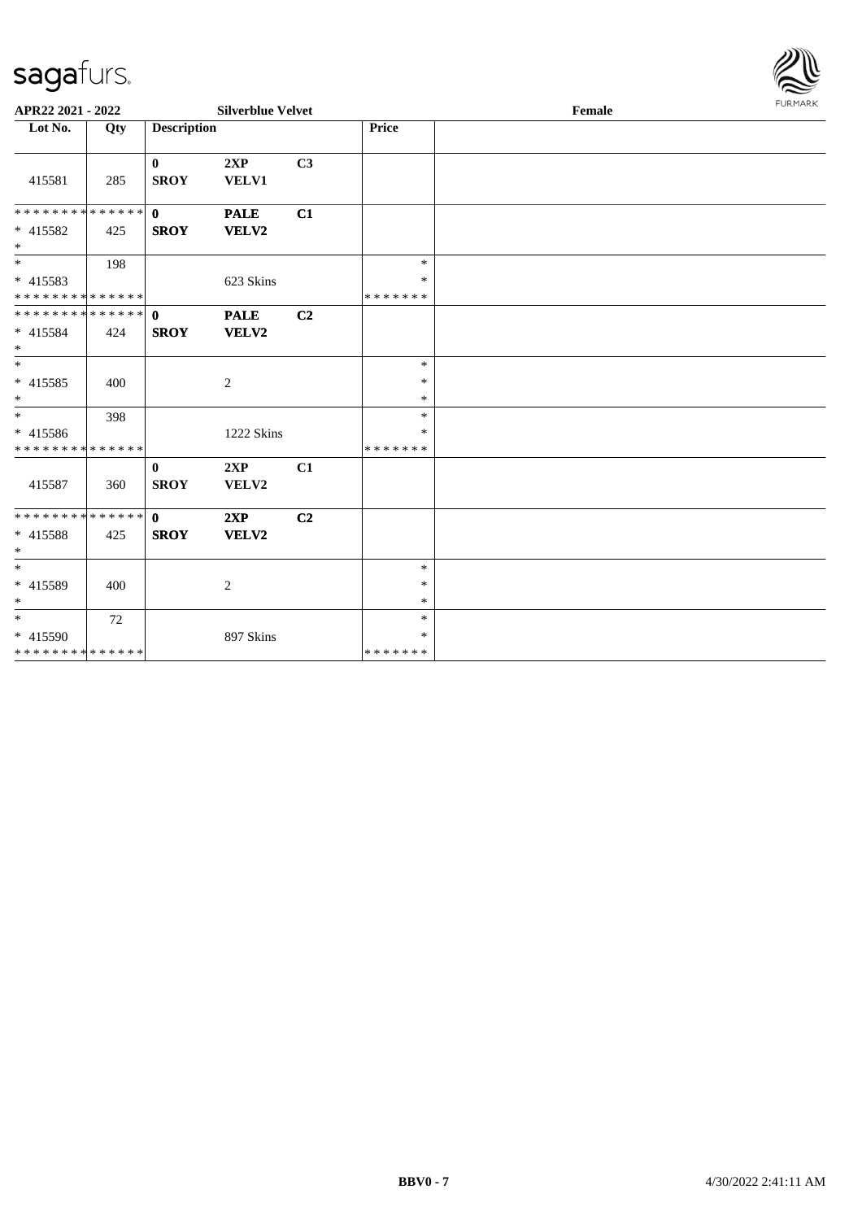APR22 2021 - 2022 Silverblue Velvet Female

| Lot No. | Qty | Description | | | Price | |
|---|---|---|---|---|---|---|
| 415581 | 285 | 0 SROY | 2XP VELV1 | C3 | | |
| * * * * * * * * * * * * * * * 415582 * | 425 | 0 SROY | PALE VELV2 | C1 | | |
| * * 415583 * * * * * * * * * * * * * * | 198 | | 623 Skins | | * * * * * * * * * | |
| * * * * * * * * * * * * * * * 415584 * | 424 | 0 SROY | PALE VELV2 | C2 | | |
| * * 415585 * | 400 | | 2 | | * * * | |
| * * 415586 * * * * * * * * * * * * * * | 398 | | 1222 Skins | | * * * * * * * * * | |
| 415587 | 360 | 0 SROY | 2XP VELV2 | C1 | | |
| * * * * * * * * * * * * * * * 415588 * | 425 | 0 SROY | 2XP VELV2 | C2 | | |
| * * 415589 * | 400 | | 2 | | * * * | |
| * * 415590 * * * * * * * * * * * * * * | 72 | | 897 Skins | | * * * * * * * * * | |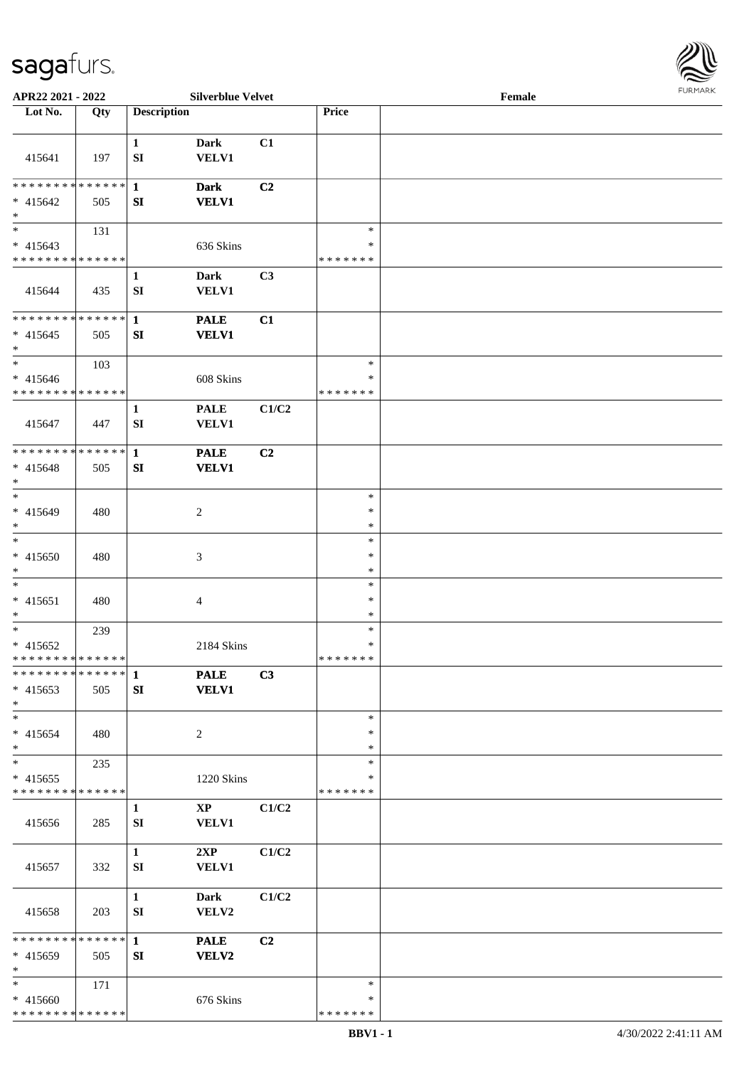APR22 2021 - 2022 | Silverblue Velvet | Female

| Lot No. | Qty | Description | | | Price | |
|---|---|---|---|---|---|---|
| 415641 | 197 | 1 SI | Dark VELV1 | C1 | | |
| * * * * * * * * * * * * * * * 415642 * | 505 | 1 SI | Dark VELV1 | C2 | | |
| * * 415643 * * * * * * * * * * * * * * | 131 | | 636 Skins | | * * * * * * * * * | |
| 415644 | 435 | 1 SI | Dark VELV1 | C3 | | |
| * * * * * * * * * * * * * * * 415645 * | 505 | 1 SI | PALE VELV1 | C1 | | |
| * * 415646 * * * * * * * * * * * * * * | 103 | | 608 Skins | | * * * * * * * * * | |
| 415647 | 447 | 1 SI | PALE VELV1 | C1/C2 | | |
| * * * * * * * * * * * * * * * 415648 * | 505 | 1 SI | PALE VELV1 | C2 | | |
| * * 415649 * | 480 | | 2 | | * * * | |
| * * 415650 * | 480 | | 3 | | * * * | |
| * * 415651 * | 480 | | 4 | | * * * | |
| * * 415652 * * * * * * * * * * * * * * | 239 | | 2184 Skins | | * * * * * * * * * | |
| * * * * * * * * * * * * * * * 415653 * | 505 | 1 SI | PALE VELV1 | C3 | | |
| * * 415654 * | 480 | | 2 | | * * * | |
| * * 415655 * * * * * * * * * * * * * * | 235 | | 1220 Skins | | * * * * * * * * * | |
| 415656 | 285 | 1 SI | XP VELV1 | C1/C2 | | |
| 415657 | 332 | 1 SI | 2XP VELV1 | C1/C2 | | |
| 415658 | 203 | 1 SI | Dark VELV2 | C1/C2 | | |
| * * * * * * * * * * * * * * * 415659 * | 505 | 1 SI | PALE VELV2 | C2 | | |
| * * 415660 * * * * * * * * * * * * * * | 171 | | 676 Skins | | * * * * * * * * * | |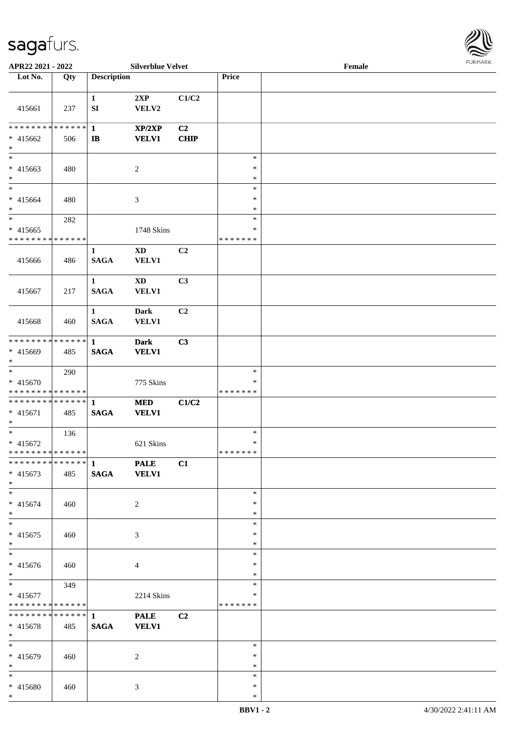**APR22 2021 - 2022** **Silverblue Velvet** **Female**

| Lot No. | Qty | Description | | | Price | |
|---|---|---|---|---|---|---|
| 415661 | 237 | 1 SI | 2XP VELV2 | C1/C2 | | |
| * * * * * * * * * * * * * * * 415662 * | 506 | 1 IB | XP/2XP VELV1 | C2 CHIP | | |
| * * 415663 * | 480 | | 2 | | * * * | |
| * * 415664 * | 480 | | 3 | | * * * | |
| * * 415665 * * * * * * * * * * * * * * | 282 | | 1748 Skins | | * * * * * * * * * | |
| 415666 | 486 | 1 SAGA | XD VELV1 | C2 | | |
| 415667 | 217 | 1 SAGA | XD VELV1 | C3 | | |
| 415668 | 460 | 1 SAGA | Dark VELV1 | C2 | | |
| * * * * * * * * * * * * * * * 415669 * | 485 | 1 SAGA | Dark VELV1 | C3 | | |
| * * 415670 * * * * * * * * * * * * * * | 290 | | 775 Skins | | * * * * * * * * | |
| * * * * * * * * * * * * * * * 415671 * | 485 | 1 SAGA | MED VELV1 | C1/C2 | | |
| * * 415672 * * * * * * * * * * * * * * | 136 | | 621 Skins | | * * * * * * * * | |
| * * * * * * * * * * * * * * * 415673 * | 485 | 1 SAGA | PALE VELV1 | C1 | | |
| * * 415674 * | 460 | | 2 | | * * * | |
| * * 415675 * | 460 | | 3 | | * * * | |
| * * 415676 * | 460 | | 4 | | * * * | |
| * * 415677 * * * * * * * * * * * * * * | 349 | | 2214 Skins | | * * * * * * * * | |
| * * * * * * * * * * * * * * * 415678 * | 485 | 1 SAGA | PALE VELV1 | C2 | | |
| * * 415679 * | 460 | | 2 | | * * * | |
| * * 415680 * | 460 | | 3 | | * * * | |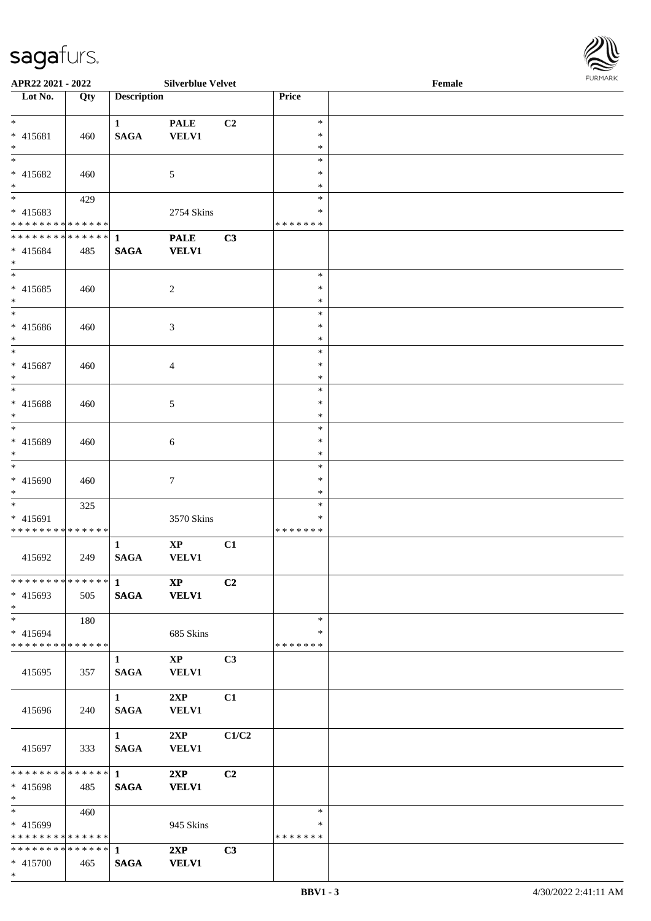**APR22 2021 - 2022** | **Silverblue Velvet** | **Female**

| Lot No. | Qty | Description | | | Price | |
|---|---|---|---|---|---|---|
| * | | 1 | PALE | C2 | * | |
| * 415681 | 460 | SAGA | VELV1 | | * | |
| * | | | | | * | |
| * | | | | | * | |
| * 415682 | 460 | | 5 | | * | |
| * | | | | | * | |
| * | 429 | | | | * | |
| * 415683 | | | 2754 Skins | | * | |
| * * * * * * * * * * * * * * | | | | | * * * * * * * | |
| * * * * * * * * * * * * * * | | 1 | PALE | C3 | | |
| * 415684 | 485 | SAGA | VELV1 | | | |
| * | | | | | | |
| * | | | | | * | |
| * 415685 | 460 | | 2 | | * | |
| * | | | | | * | |
| * | | | | | * | |
| * 415686 | 460 | | 3 | | * | |
| * | | | | | * | |
| * | | | | | * | |
| * 415687 | 460 | | 4 | | * | |
| * | | | | | * | |
| * | | | | | * | |
| * 415688 | 460 | | 5 | | * | |
| * | | | | | * | |
| * | | | | | * | |
| * 415689 | 460 | | 6 | | * | |
| * | | | | | * | |
| * | | | | | * | |
| * 415690 | 460 | | 7 | | * | |
| * | | | | | * | |
| * | 325 | | | | * | |
| * 415691 | | | 3570 Skins | | * | |
| * * * * * * * * * * * * * * | | | | | * * * * * * * | |
| | | 1 | XP | C1 | | |
| 415692 | 249 | SAGA | VELV1 | | | |
| * * * * * * * * * * * * * * | | 1 | XP | C2 | | |
| * 415693 | 505 | SAGA | VELV1 | | | |
| * | | | | | | |
| * | 180 | | | | * | |
| * 415694 | | | 685 Skins | | * | |
| * * * * * * * * * * * * * * | | | | | * * * * * * * | |
| | | 1 | XP | C3 | | |
| 415695 | 357 | SAGA | VELV1 | | | |
| | | 1 | 2XP | C1 | | |
| 415696 | 240 | SAGA | VELV1 | | | |
| | | 1 | 2XP | C1/C2 | | |
| 415697 | 333 | SAGA | VELV1 | | | |
| * * * * * * * * * * * * * * | | 1 | 2XP | C2 | | |
| * 415698 | 485 | SAGA | VELV1 | | | |
| * | | | | | | |
| * | 460 | | | | * | |
| * 415699 | | | 945 Skins | | * | |
| * * * * * * * * * * * * * * | | | | | * * * * * * * | |
| * * * * * * * * * * * * * * | | 1 | 2XP | C3 | | |
| * 415700 | 465 | SAGA | VELV1 | | | |
| * | | | | | | |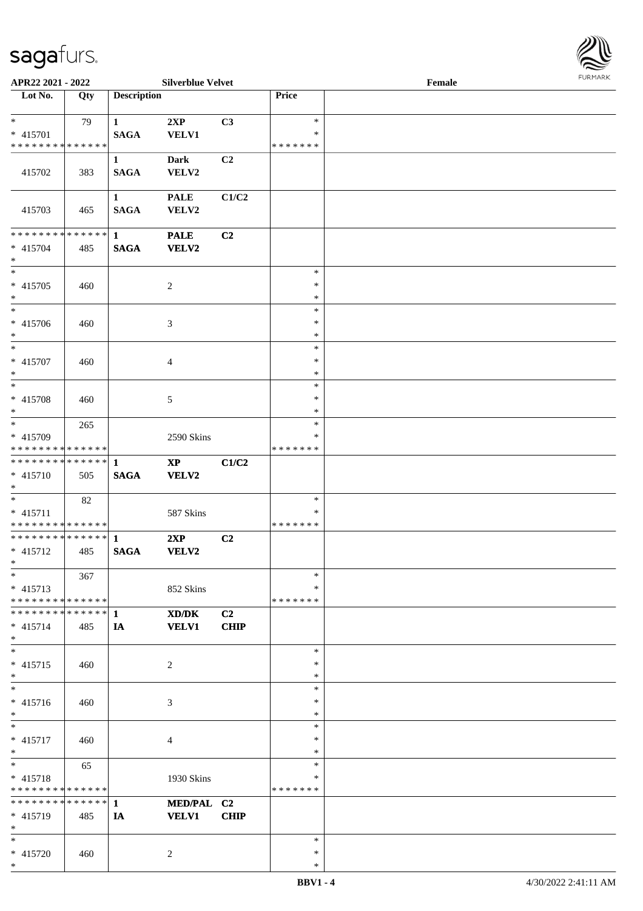APR22 2021 - 2022 | Silverblue Velvet | Female

| Lot No. | Qty | Description | | | Price | |
|---|---|---|---|---|---|---|
| * | 79 | 1 | 2XP | C3 | * | |
| * 415701 | | SAGA | VELV1 | | * | |
| * * * * * * * * * * * * * * | | | | | * * * * * * * | |
| | | 1 | Dark | C2 | | |
| 415702 | 383 | SAGA | VELV2 | | | |
| | | 1 | PALE | C1/C2 | | |
| 415703 | 465 | SAGA | VELV2 | | | |
| * * * * * * * * * * * * * * | | 1 | PALE | C2 | | |
| * 415704 | 485 | SAGA | VELV2 | | | |
| * | | | | | | |
| * | | | | | * | |
| * 415705 | 460 | | 2 | | * | |
| * | | | | | * | |
| * | | | | | * | |
| * 415706 | 460 | | 3 | | * | |
| * | | | | | * | |
| * | | | | | * | |
| * 415707 | 460 | | 4 | | * | |
| * | | | | | * | |
| * | | | | | * | |
| * 415708 | 460 | | 5 | | * | |
| * | | | | | * | |
| * | 265 | | | | * | |
| * 415709 | | | 2590 Skins | | * | |
| * * * * * * * * * * * * * * | | | | | * * * * * * * | |
| * * * * * * * * * * * * * * | | 1 | XP | C1/C2 | | |
| * 415710 | 505 | SAGA | VELV2 | | | |
| * | | | | | | |
| * | 82 | | | | * | |
| * 415711 | | | 587 Skins | | * | |
| * * * * * * * * * * * * * * | | | | | * * * * * * * | |
| * * * * * * * * * * * * * * | | 1 | 2XP | C2 | | |
| * 415712 | 485 | SAGA | VELV2 | | | |
| * | | | | | | |
| * | 367 | | | | * | |
| * 415713 | | | 852 Skins | | * | |
| * * * * * * * * * * * * * * | | | | | * * * * * * * | |
| * * * * * * * * * * * * * * | | 1 | XD/DK | C2 | | |
| * 415714 | 485 | IA | VELV1 | CHIP | | |
| * | | | | | | |
| * | | | | | * | |
| * 415715 | 460 | | 2 | | * | |
| * | | | | | * | |
| * | | | | | * | |
| * 415716 | 460 | | 3 | | * | |
| * | | | | | * | |
| * | | | | | * | |
| * 415717 | 460 | | 4 | | * | |
| * | | | | | * | |
| * | 65 | | | | * | |
| * 415718 | | | 1930 Skins | | * | |
| * * * * * * * * * * * * * * | | | | | * * * * * * * | |
| * * * * * * * * * * * * * * | | 1 | MED/PAL | C2 | | |
| * 415719 | 485 | IA | VELV1 | CHIP | | |
| * | | | | | | |
| * | | | | | * | |
| * 415720 | 460 | | 2 | | * | |
| * | | | | | * | |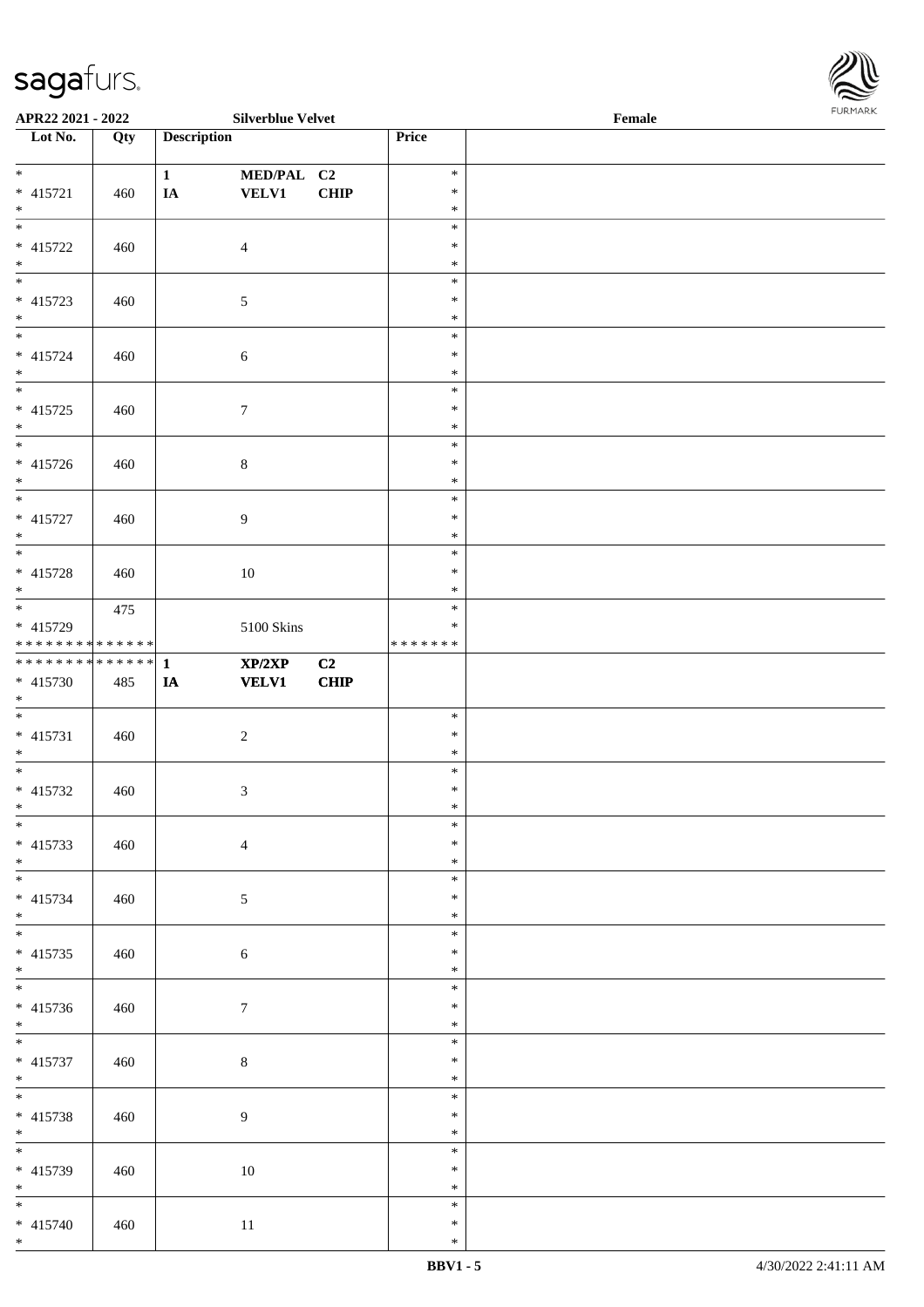| Lot No. | Qty | Description | | | Price | |
|---|---|---|---|---|---|---|
| * | | 1 | MED/PAL | C2 | * | |
| * 415721 | 460 | IA | VELV1 | CHIP | * | |
| * | | | | | * | |
| * 415722 | 460 | | 4 | | * | |
| * 415723 | 460 | | 5 | | * | |
| * 415724 | 460 | | 6 | | * | |
| * 415725 | 460 | | 7 | | * | |
| * 415726 | 460 | | 8 | | * | |
| * 415727 | 460 | | 9 | | * | |
| * 415728 | 460 | | 10 | | * | |
| * 415729 | 475 | | 5100 Skins | | * | |
| * * * * * * * * * * * * * * | | | | | * * * * * * * | |
| * * * * * * * * * * * * * * | | 1 | XP/2XP | C2 | | |
| * 415730 | 485 | IA | VELV1 | CHIP | | |
| * 415731 | 460 | | 2 | | * | |
| * 415732 | 460 | | 3 | | * | |
| * 415733 | 460 | | 4 | | * | |
| * 415734 | 460 | | 5 | | * | |
| * 415735 | 460 | | 6 | | * | |
| * 415736 | 460 | | 7 | | * | |
| * 415737 | 460 | | 8 | | * | |
| * 415738 | 460 | | 9 | | * | |
| * 415739 | 460 | | 10 | | * | |
| * 415740 | 460 | | 11 | | * | |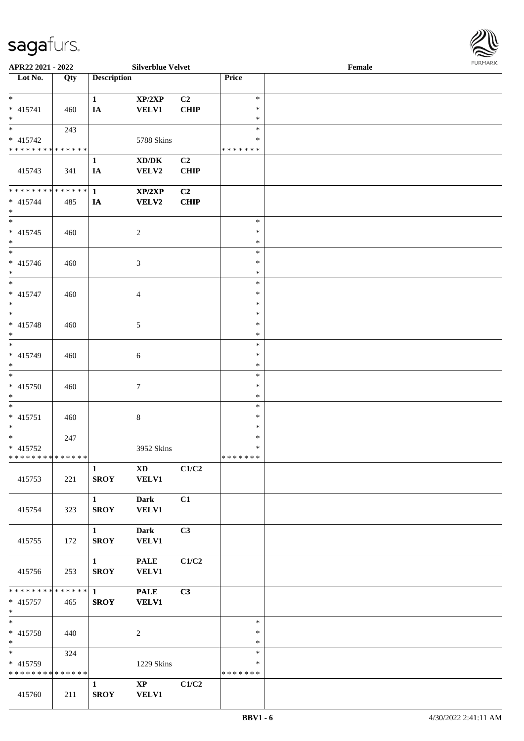| Lot No. | Qty | Description | | | Price | |
|---|---|---|---|---|---|---|
| * | | 1 | XP/2XP | C2 | * | |
| * 415741 | 460 | IA | VELV1 | CHIP | * | |
| * | | | | | * | |
| * | 243 | | | | * | |
| * 415742 | | | 5788 Skins | | * | |
| * * * * * * * * * * * * * * | | | | | * * * * * * * | |
| | | 1 | XD/DK | C2 | | |
| 415743 | 341 | IA | VELV2 | CHIP | | |
| * * * * * * * * * * * * * * | | 1 | XP/2XP | C2 | | |
| * 415744 | 485 | IA | VELV2 | CHIP | | |
| * | | | | | | |
| * | | | | | * | |
| * 415745 | 460 | | 2 | | * | |
| * | | | | | * | |
| * | | | | | * | |
| * 415746 | 460 | | 3 | | * | |
| * | | | | | * | |
| * | | | | | * | |
| * 415747 | 460 | | 4 | | * | |
| * | | | | | * | |
| * | | | | | * | |
| * 415748 | 460 | | 5 | | * | |
| * | | | | | * | |
| * | | | | | * | |
| * 415749 | 460 | | 6 | | * | |
| * | | | | | * | |
| * | | | | | * | |
| * 415750 | 460 | | 7 | | * | |
| * | | | | | * | |
| * | | | | | * | |
| * 415751 | 460 | | 8 | | * | |
| * | | | | | * | |
| * | 247 | | | | * | |
| * 415752 | | | 3952 Skins | | * | |
| * * * * * * * * * * * * * * | | | | | * * * * * * * | |
| | | 1 | XD | C1/C2 | | |
| 415753 | 221 | SROY | VELV1 | | | |
| | | 1 | Dark | C1 | | |
| 415754 | 323 | SROY | VELV1 | | | |
| | | 1 | Dark | C3 | | |
| 415755 | 172 | SROY | VELV1 | | | |
| | | 1 | PALE | C1/C2 | | |
| 415756 | 253 | SROY | VELV1 | | | |
| * * * * * * * * * * * * * * | | 1 | PALE | C3 | | |
| * 415757 | 465 | SROY | VELV1 | | | |
| * | | | | | | |
| * | | | | | * | |
| * 415758 | 440 | | 2 | | * | |
| * | | | | | * | |
| * | 324 | | | | * | |
| * 415759 | | | 1229 Skins | | * | |
| * * * * * * * * * * * * * * | | | | | * * * * * * * | |
| | | 1 | XP | C1/C2 | | |
| 415760 | 211 | SROY | VELV1 | | | |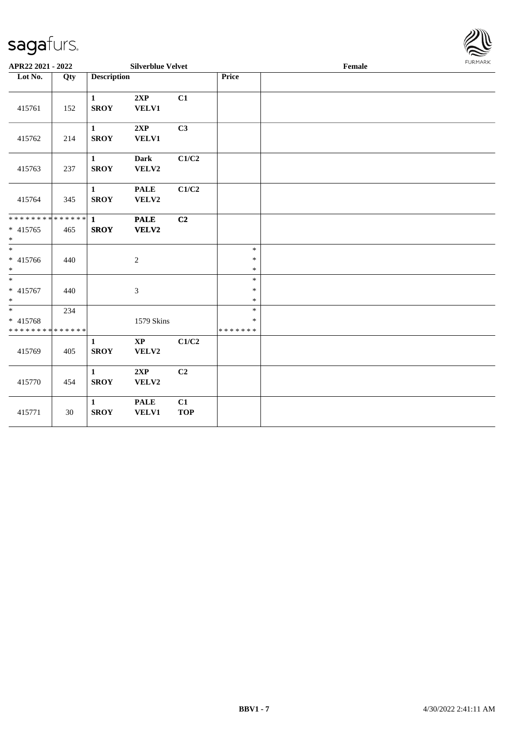APR22 2021 - 2022 Silverblue Velvet Female

| Lot No. | Qty | Description | | | Price | |
|---|---|---|---|---|---|---|
| 415761 | 152 | 1 SROY | 2XP VELV1 | C1 | | |
| 415762 | 214 | 1 SROY | 2XP VELV1 | C3 | | |
| 415763 | 237 | 1 SROY | Dark VELV2 | C1/C2 | | |
| 415764 | 345 | 1 SROY | PALE VELV2 | C1/C2 | | |
| ************** * 415765 * | 465 | 1 SROY | PALE VELV2 | C2 | | |
| * * 415766 * | 440 | | 2 | | * * * | |
| * * 415767 * | 440 | | 3 | | * * * | |
| * * 415768 ************** | 234 | | 1579 Skins | | * * ******* | |
| 415769 | 405 | 1 SROY | XP VELV2 | C1/C2 | | |
| 415770 | 454 | 1 SROY | 2XP VELV2 | C2 | | |
| 415771 | 30 | 1 SROY | PALE VELV1 | C1 TOP | | |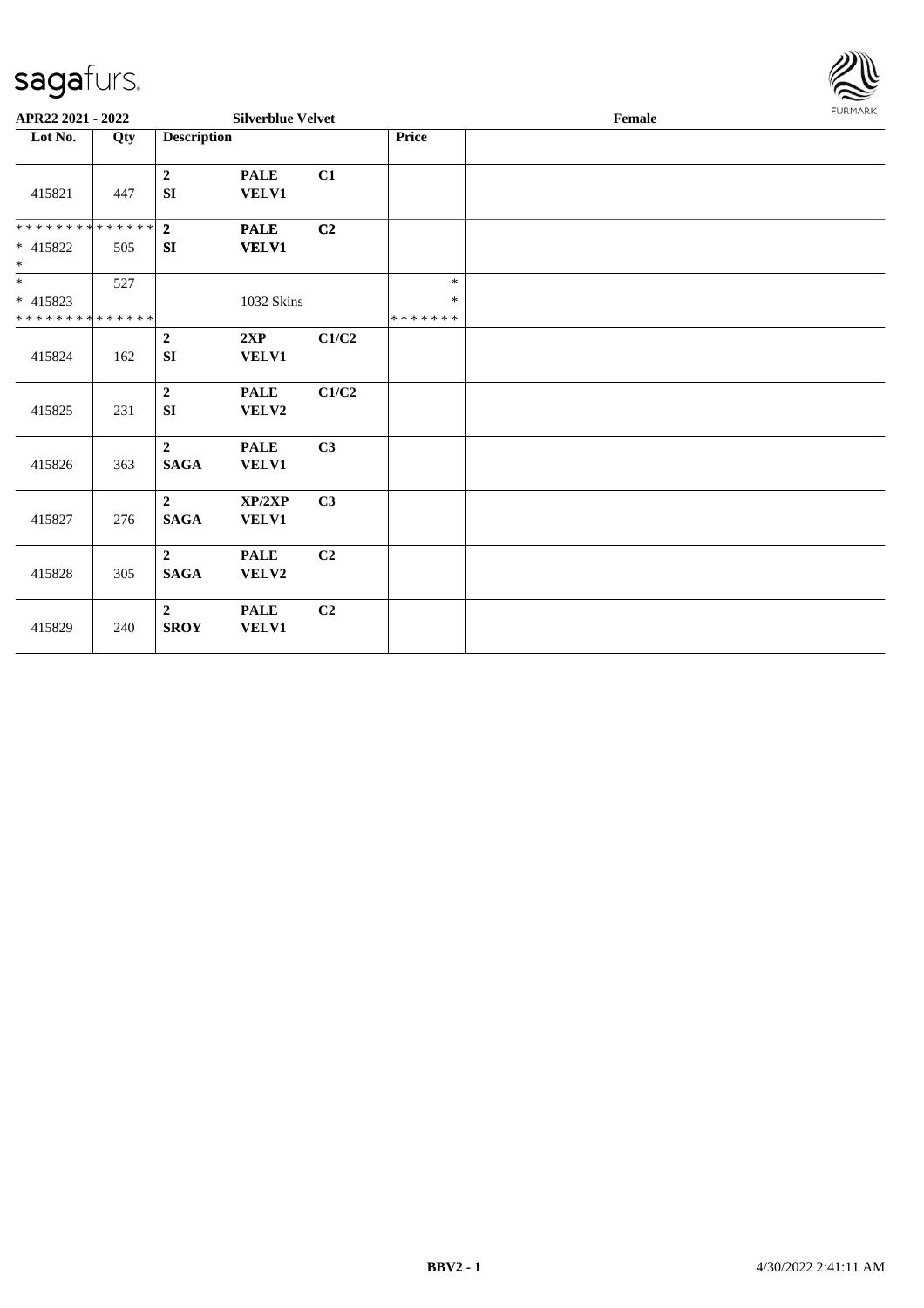APR22 2021 - 2022 Silverblue Velvet Female

| Lot No. | Qty | Description | | | Price | |
|---|---|---|---|---|---|---|
| 415821 | 447 | 2 SI | PALE VELV1 | C1 | | |
| ************** * 415822 * | 505 | 2 SI | PALE VELV1 | C2 | | |
| * * 415823 ************** | 527 | | 1032 Skins | | * * ******* | |
| 415824 | 162 | 2 SI | 2XP VELV1 | C1/C2 | | |
| 415825 | 231 | 2 SI | PALE VELV2 | C1/C2 | | |
| 415826 | 363 | 2 SAGA | PALE VELV1 | C3 | | |
| 415827 | 276 | 2 SAGA | XP/2XP VELV1 | C3 | | |
| 415828 | 305 | 2 SAGA | PALE VELV2 | C2 | | |
| 415829 | 240 | 2 SROY | PALE VELV1 | C2 | | |

BBV2 - 1 4/30/2022 2:41:11 AM